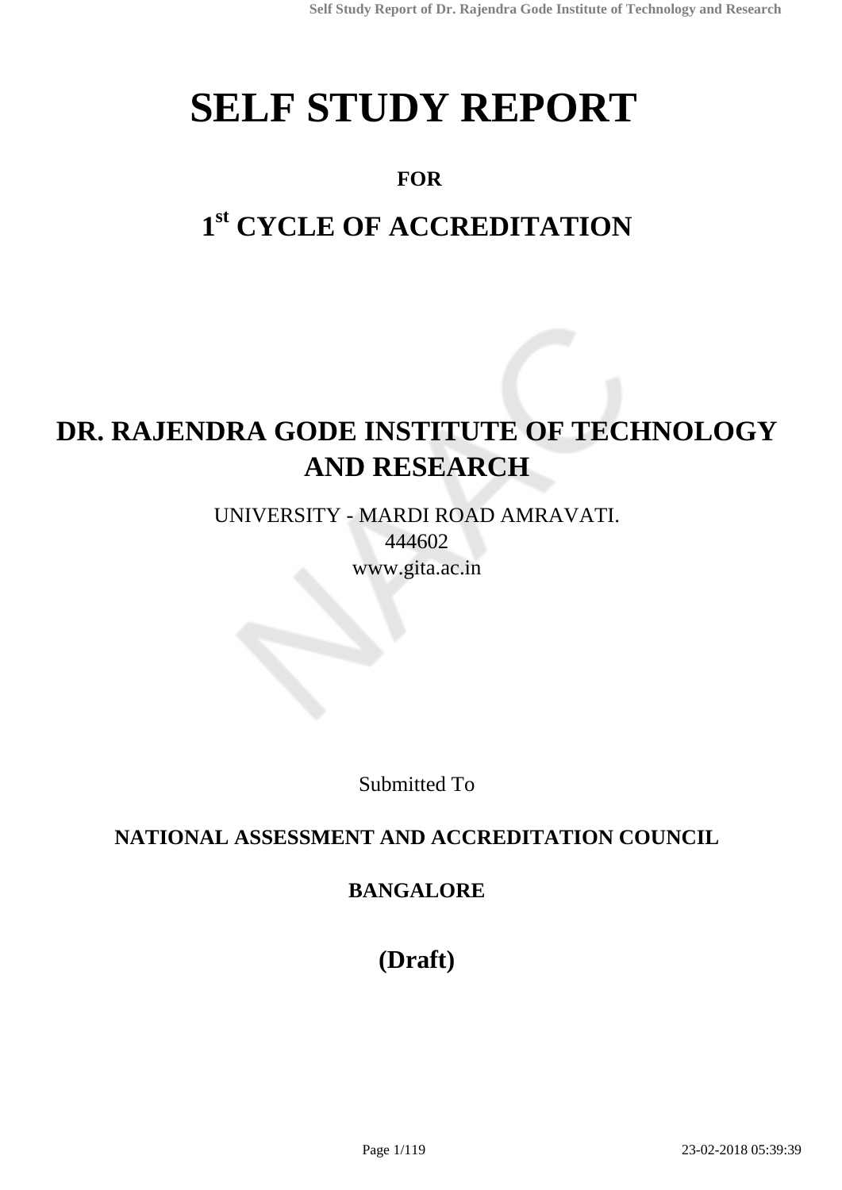# SELF STUDY REPORT

**FOR**

## 1st CYCLE OF ACCREDITATION

# DR. RAJENDRA GODE INSTITUTE OF TECHNOLOGY AND RESEARCH

UNIVERSITY - MARDI ROAD AMRAVATI.
444602
www.gita.ac.in

Submitted To

**NATIONAL ASSESSMENT AND ACCREDITATION COUNCIL**

**BANGALORE**

## (Draft)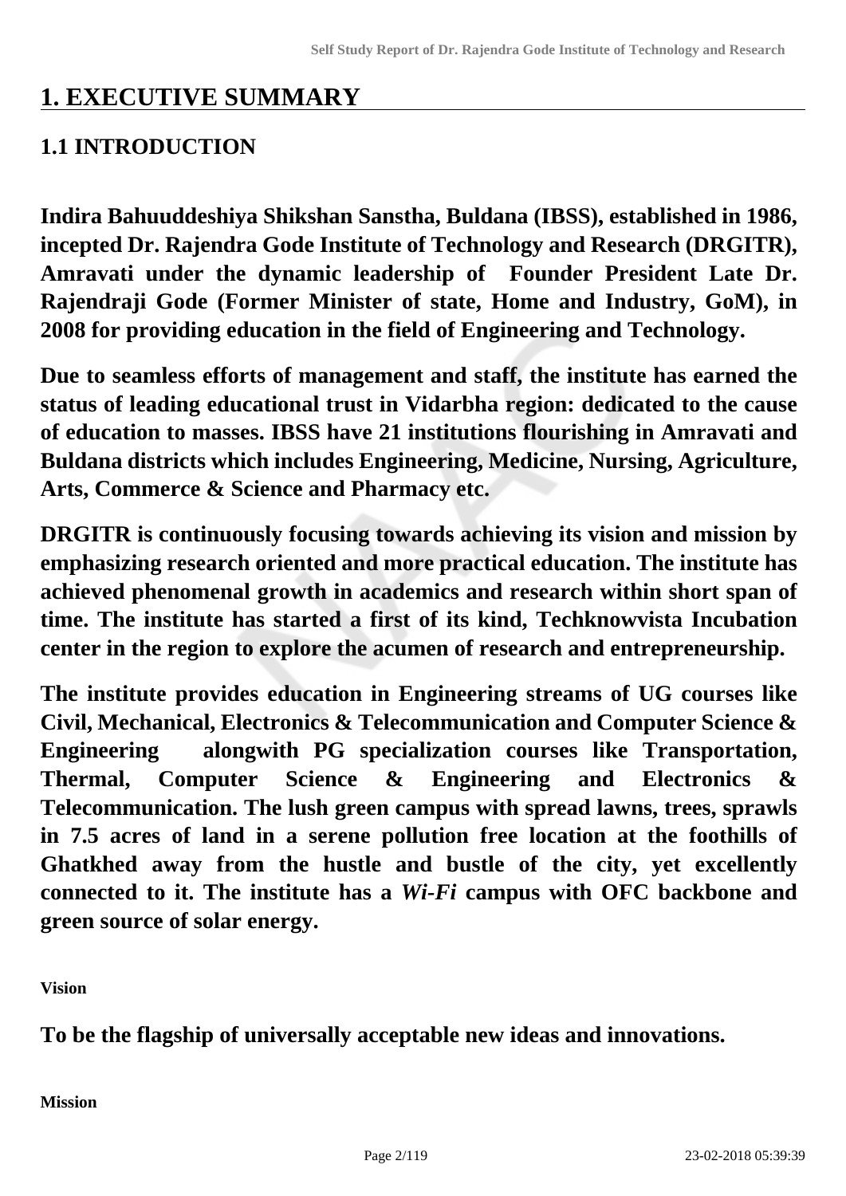# 1. EXECUTIVE SUMMARY

## 1.1 INTRODUCTION

**Indira Bahuuddeshiya Shikshan Sanstha, Buldana (IBSS), established in 1986, incepted Dr. Rajendra Gode Institute of Technology and Research (DRGITR), Amravati under the dynamic leadership of Founder President Late Dr. Rajendraji Gode (Former Minister of state, Home and Industry, GoM), in 2008 for providing education in the field of Engineering and Technology.**

**Due to seamless efforts of management and staff, the institute has earned the status of leading educational trust in Vidarbha region: dedicated to the cause of education to masses. IBSS have 21 institutions flourishing in Amravati and Buldana districts which includes Engineering, Medicine, Nursing, Agriculture, Arts, Commerce & Science and Pharmacy etc.**

**DRGITR is continuously focusing towards achieving its vision and mission by emphasizing research oriented and more practical education. The institute has achieved phenomenal growth in academics and research within short span of time. The institute has started a first of its kind, Techknowvista Incubation center in the region to explore the acumen of research and entrepreneurship.**

**The institute provides education in Engineering streams of UG courses like Civil, Mechanical, Electronics & Telecommunication and Computer Science & Engineering alongwith PG specialization courses like Transportation, Thermal, Computer Science & Engineering and Electronics & Telecommunication. The lush green campus with spread lawns, trees, sprawls in 7.5 acres of land in a serene pollution free location at the foothills of Ghatkhed away from the hustle and bustle of the city, yet excellently connected to it. The institute has a *Wi-Fi* campus with OFC backbone and green source of solar energy.**

**Vision**

**To be the flagship of universally acceptable new ideas and innovations.**

**Mission**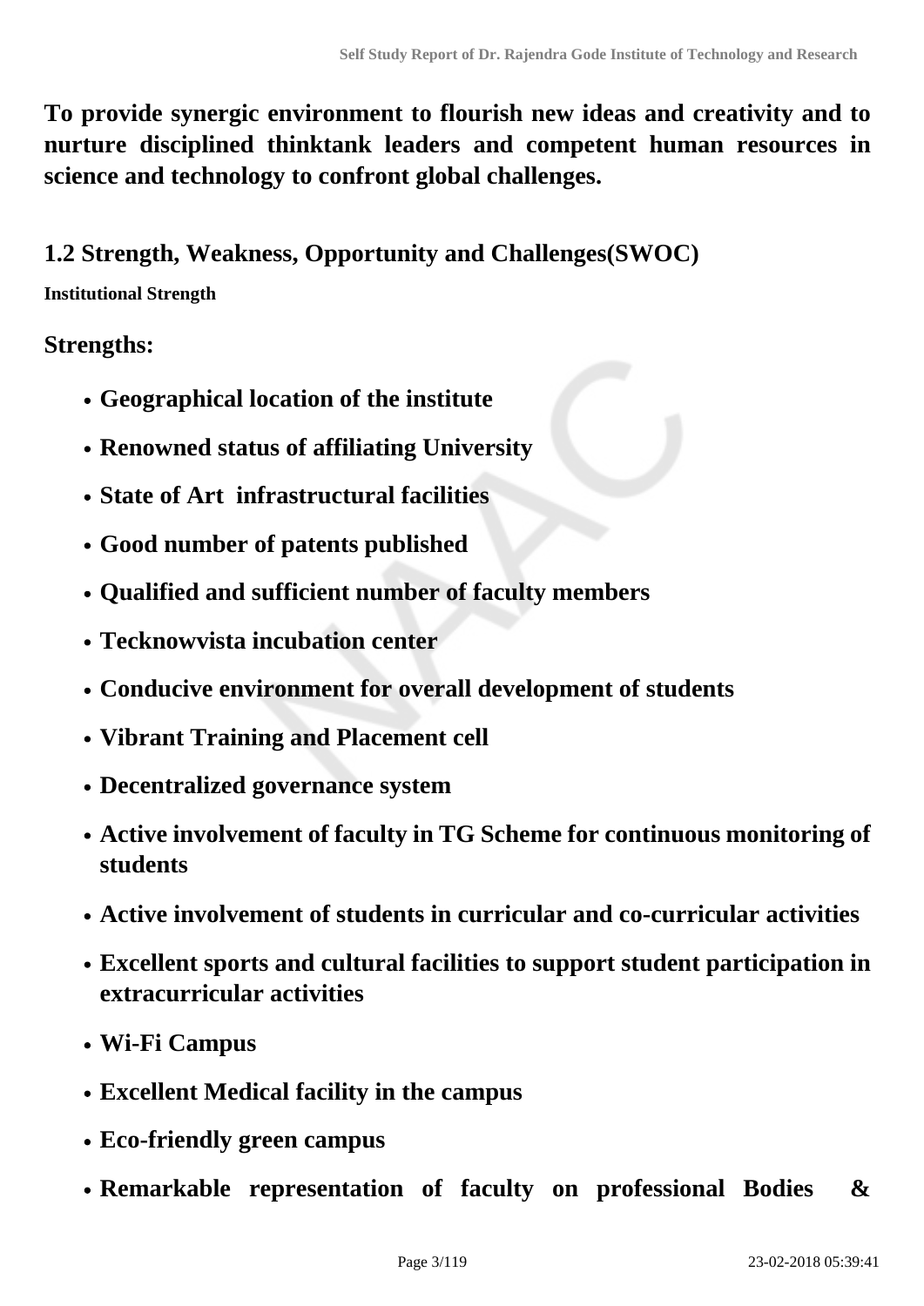**To provide synergic environment to flourish new ideas and creativity and to nurture disciplined thinktank leaders and competent human resources in science and technology to confront global challenges.**

## 1.2 Strength, Weakness, Opportunity and Challenges(SWOC)

**Institutional Strength**

### Strengths:

- **Geographical location of the institute**
- **Renowned status of affiliating University**
- **State of Art infrastructural facilities**
- **Good number of patents published**
- **Qualified and sufficient number of faculty members**
- **Tecknowvista incubation center**
- **Conducive environment for overall development of students**
- **Vibrant Training and Placement cell**
- **Decentralized governance system**
- **Active involvement of faculty in TG Scheme for continuous monitoring of students**
- **Active involvement of students in curricular and co-curricular activities**
- **Excellent sports and cultural facilities to support student participation in extracurricular activities**
- **Wi-Fi Campus**
- **Excellent Medical facility in the campus**
- **Eco-friendly green campus**
- **Remarkable representation of faculty on professional Bodies &**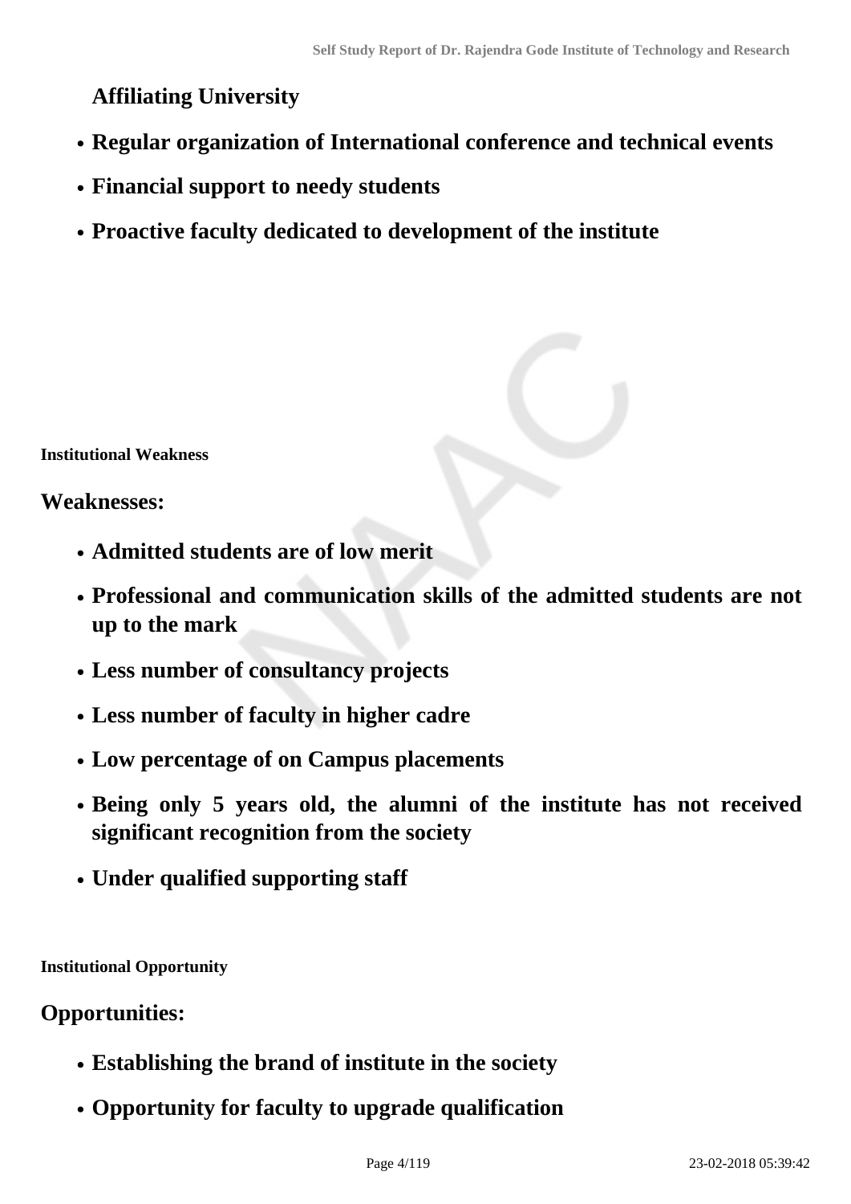**Affiliating University**

- **Regular organization of International conference and technical events**
- **Financial support to needy students**
- **Proactive faculty dedicated to development of the institute**

**Institutional Weakness**

## Weaknesses:

- **Admitted students are of low merit**
- **Professional and communication skills of the admitted students are not up to the mark**
- **Less number of consultancy projects**
- **Less number of faculty in higher cadre**
- **Low percentage of on Campus placements**
- **Being only 5 years old, the alumni of the institute has not received significant recognition from the society**
- **Under qualified supporting staff**

**Institutional Opportunity**

## Opportunities:

- **Establishing the brand of institute in the society**
- **Opportunity for faculty to upgrade qualification**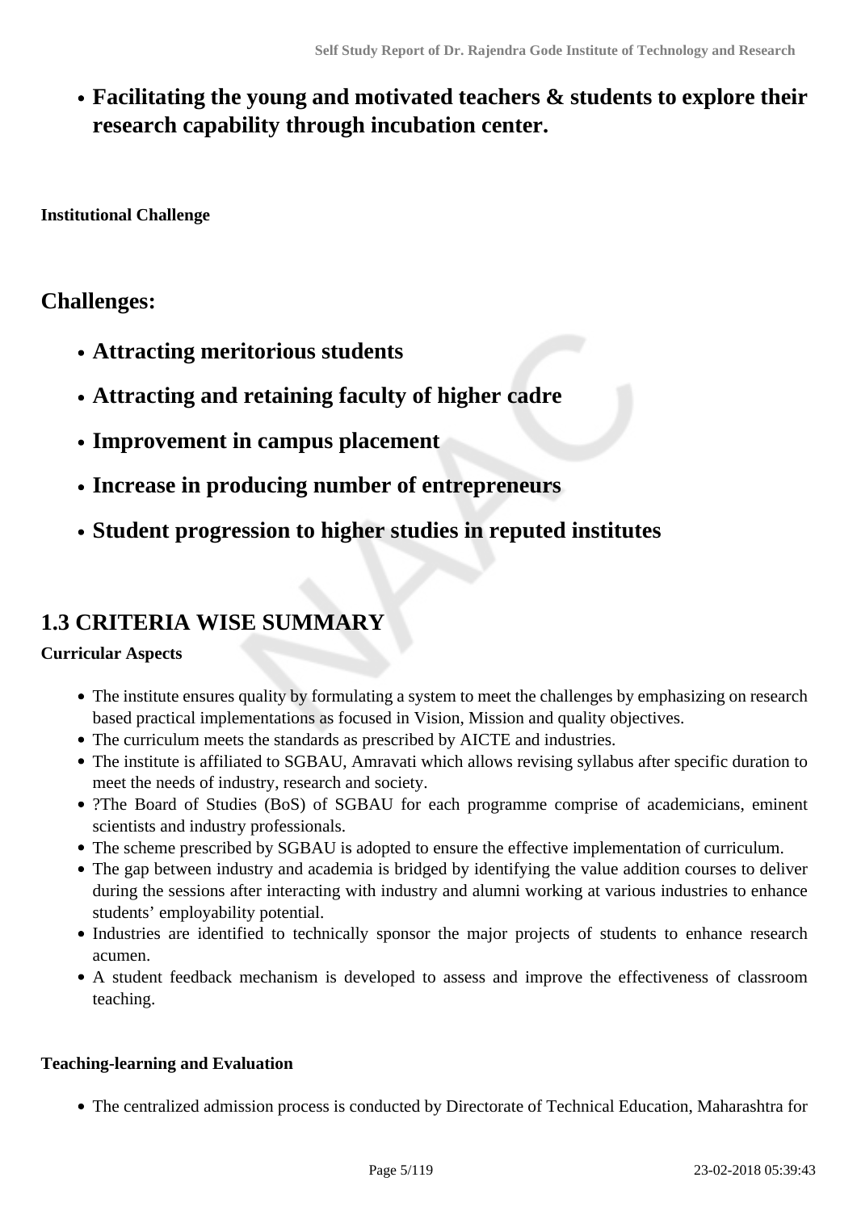- **Facilitating the young and motivated teachers & students to explore their research capability through incubation center.**

**Institutional Challenge**

## Challenges:

- **Attracting meritorious students**
- **Attracting and retaining faculty of higher cadre**
- **Improvement in campus placement**
- **Increase in producing number of entrepreneurs**
- **Student progression to higher studies in reputed institutes**

## 1.3 CRITERIA WISE SUMMARY

**Curricular Aspects**

- The institute ensures quality by formulating a system to meet the challenges by emphasizing on research based practical implementations as focused in Vision, Mission and quality objectives.
- The curriculum meets the standards as prescribed by AICTE and industries.
- The institute is affiliated to SGBAU, Amravati which allows revising syllabus after specific duration to meet the needs of industry, research and society.
- ?The Board of Studies (BoS) of SGBAU for each programme comprise of academicians, eminent scientists and industry professionals.
- The scheme prescribed by SGBAU is adopted to ensure the effective implementation of curriculum.
- The gap between industry and academia is bridged by identifying the value addition courses to deliver during the sessions after interacting with industry and alumni working at various industries to enhance students' employability potential.
- Industries are identified to technically sponsor the major projects of students to enhance research acumen.
- A student feedback mechanism is developed to assess and improve the effectiveness of classroom teaching.

**Teaching-learning and Evaluation**

- The centralized admission process is conducted by Directorate of Technical Education, Maharashtra for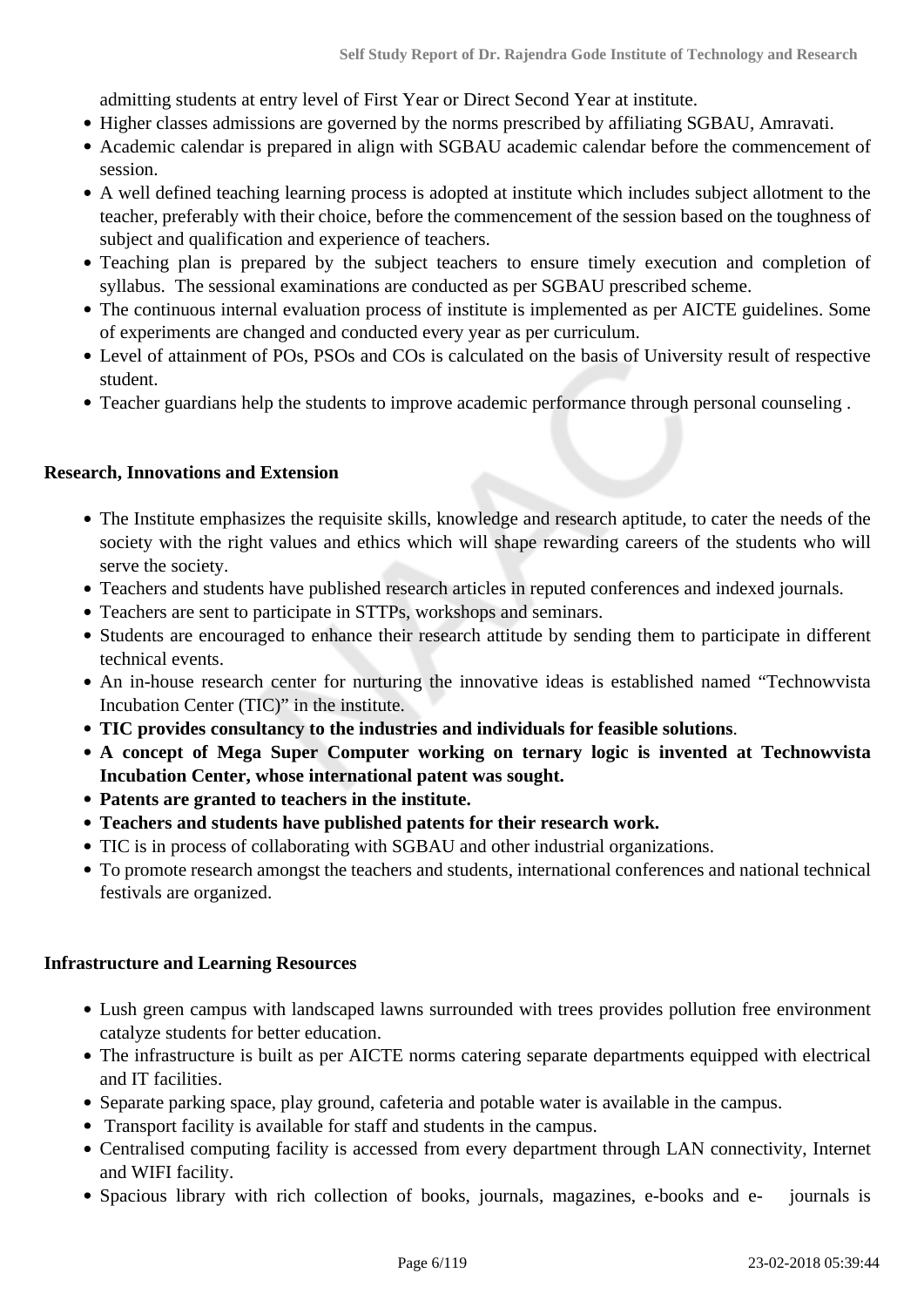admitting students at entry level of First Year or Direct Second Year at institute.

- Higher classes admissions are governed by the norms prescribed by affiliating SGBAU, Amravati.
- Academic calendar is prepared in align with SGBAU academic calendar before the commencement of session.
- A well defined teaching learning process is adopted at institute which includes subject allotment to the teacher, preferably with their choice, before the commencement of the session based on the toughness of subject and qualification and experience of teachers.
- Teaching plan is prepared by the subject teachers to ensure timely execution and completion of syllabus. The sessional examinations are conducted as per SGBAU prescribed scheme.
- The continuous internal evaluation process of institute is implemented as per AICTE guidelines. Some of experiments are changed and conducted every year as per curriculum.
- Level of attainment of POs, PSOs and COs is calculated on the basis of University result of respective student.
- Teacher guardians help the students to improve academic performance through personal counseling .

**Research, Innovations and Extension**

- The Institute emphasizes the requisite skills, knowledge and research aptitude, to cater the needs of the society with the right values and ethics which will shape rewarding careers of the students who will serve the society.
- Teachers and students have published research articles in reputed conferences and indexed journals.
- Teachers are sent to participate in STTPs, workshops and seminars.
- Students are encouraged to enhance their research attitude by sending them to participate in different technical events.
- An in-house research center for nurturing the innovative ideas is established named "Technowvista Incubation Center (TIC)" in the institute.
- **TIC provides consultancy to the industries and individuals for feasible solutions**.
- **A concept of Mega Super Computer working on ternary logic is invented at Technowvista Incubation Center, whose international patent was sought.**
- **Patents are granted to teachers in the institute.**
- **Teachers and students have published patents for their research work.**
- TIC is in process of collaborating with SGBAU and other industrial organizations.
- To promote research amongst the teachers and students, international conferences and national technical festivals are organized.

**Infrastructure and Learning Resources**

- Lush green campus with landscaped lawns surrounded with trees provides pollution free environment catalyze students for better education.
- The infrastructure is built as per AICTE norms catering separate departments equipped with electrical and IT facilities.
- Separate parking space, play ground, cafeteria and potable water is available in the campus.
- Transport facility is available for staff and students in the campus.
- Centralised computing facility is accessed from every department through LAN connectivity, Internet and WIFI facility.
- Spacious library with rich collection of books, journals, magazines, e-books and e- journals is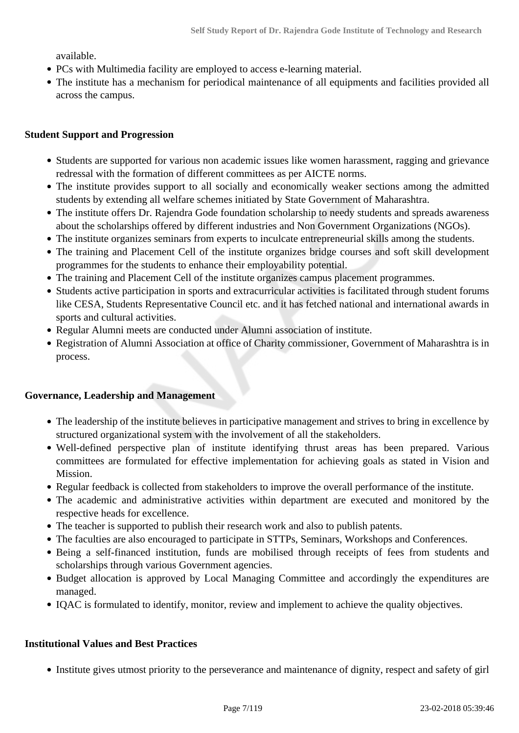available.

- PCs with Multimedia facility are employed to access e-learning material.
- The institute has a mechanism for periodical maintenance of all equipments and facilities provided all across the campus.

**Student Support and Progression**

- Students are supported for various non academic issues like women harassment, ragging and grievance redressal with the formation of different committees as per AICTE norms.
- The institute provides support to all socially and economically weaker sections among the admitted students by extending all welfare schemes initiated by State Government of Maharashtra.
- The institute offers Dr. Rajendra Gode foundation scholarship to needy students and spreads awareness about the scholarships offered by different industries and Non Government Organizations (NGOs).
- The institute organizes seminars from experts to inculcate entrepreneurial skills among the students.
- The training and Placement Cell of the institute organizes bridge courses and soft skill development programmes for the students to enhance their employability potential.
- The training and Placement Cell of the institute organizes campus placement programmes.
- Students active participation in sports and extracurricular activities is facilitated through student forums like CESA, Students Representative Council etc. and it has fetched national and international awards in sports and cultural activities.
- Regular Alumni meets are conducted under Alumni association of institute.
- Registration of Alumni Association at office of Charity commissioner, Government of Maharashtra is in process.

**Governance, Leadership and Management**

- The leadership of the institute believes in participative management and strives to bring in excellence by structured organizational system with the involvement of all the stakeholders.
- Well-defined perspective plan of institute identifying thrust areas has been prepared. Various committees are formulated for effective implementation for achieving goals as stated in Vision and Mission.
- Regular feedback is collected from stakeholders to improve the overall performance of the institute.
- The academic and administrative activities within department are executed and monitored by the respective heads for excellence.
- The teacher is supported to publish their research work and also to publish patents.
- The faculties are also encouraged to participate in STTPs, Seminars, Workshops and Conferences.
- Being a self-financed institution, funds are mobilised through receipts of fees from students and scholarships through various Government agencies.
- Budget allocation is approved by Local Managing Committee and accordingly the expenditures are managed.
- IQAC is formulated to identify, monitor, review and implement to achieve the quality objectives.

**Institutional Values and Best Practices**

- Institute gives utmost priority to the perseverance and maintenance of dignity, respect and safety of girl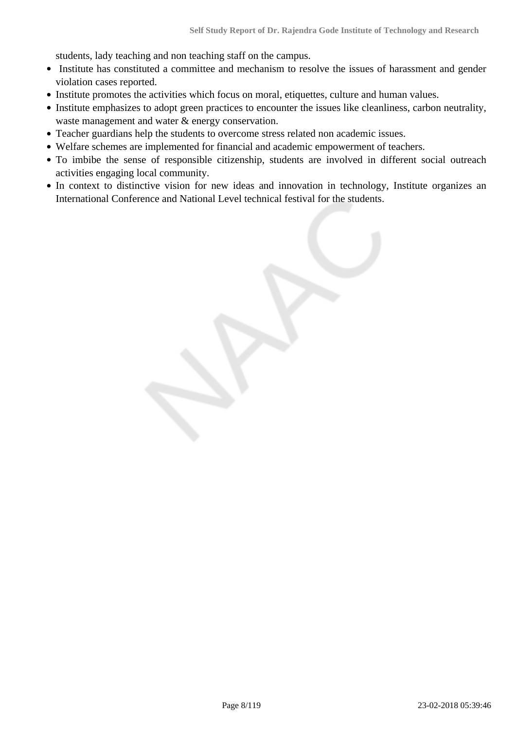students, lady teaching and non teaching staff on the campus.

- Institute has constituted a committee and mechanism to resolve the issues of harassment and gender violation cases reported.
- Institute promotes the activities which focus on moral, etiquettes, culture and human values.
- Institute emphasizes to adopt green practices to encounter the issues like cleanliness, carbon neutrality, waste management and water & energy conservation.
- Teacher guardians help the students to overcome stress related non academic issues.
- Welfare schemes are implemented for financial and academic empowerment of teachers.
- To imbibe the sense of responsible citizenship, students are involved in different social outreach activities engaging local community.
- In context to distinctive vision for new ideas and innovation in technology, Institute organizes an International Conference and National Level technical festival for the students.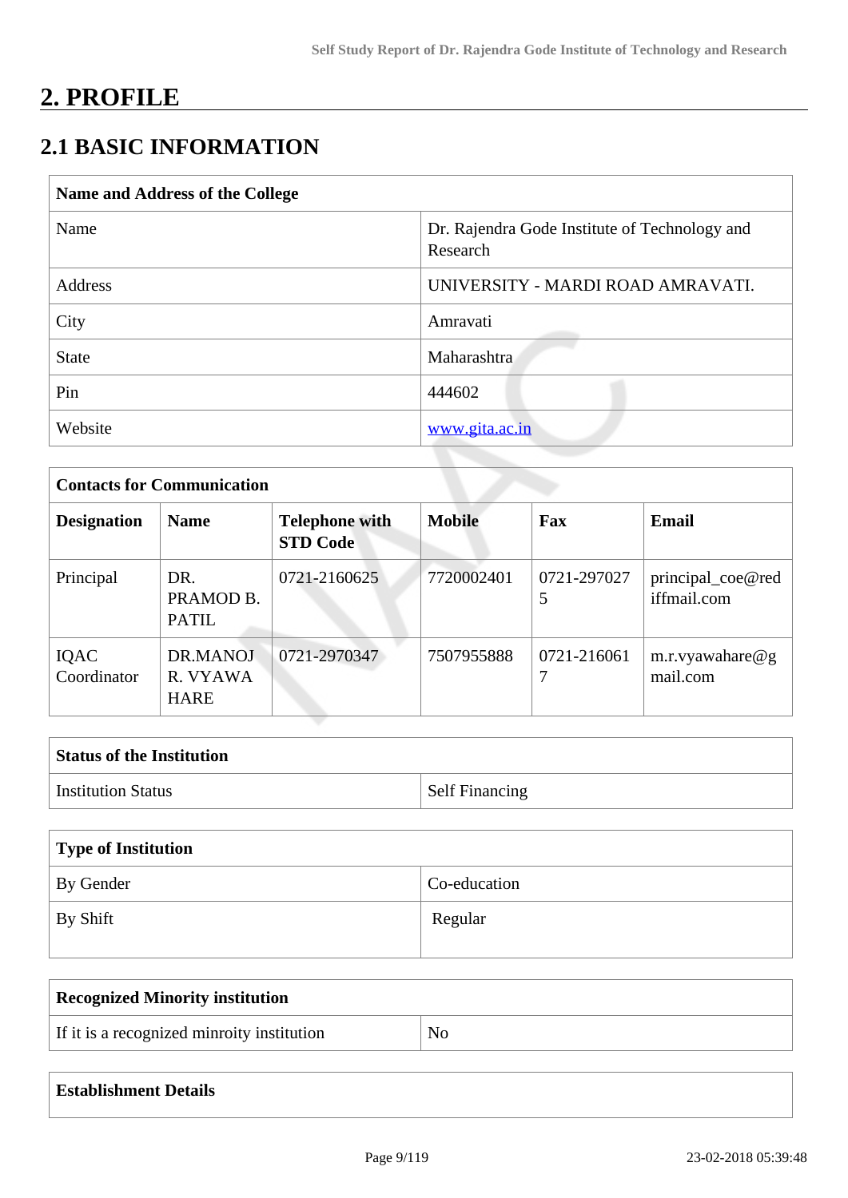# 2. PROFILE

## 2.1 BASIC INFORMATION

| Name and Address of the College | |
|---|---|
| Name | Dr. Rajendra Gode Institute of Technology and Research |
| Address | UNIVERSITY - MARDI ROAD AMRAVATI. |
| City | Amravati |
| State | Maharashtra |
| Pin | 444602 |
| Website | www.gita.ac.in |

| Contacts for Communication | | | | | |
|---|---|---|---|---|---|
| **Designation** | **Name** | **Telephone with STD Code** | **Mobile** | **Fax** | **Email** |
| Principal | DR. PRAMOD B. PATIL | 0721-2160625 | 7720002401 | 0721-2970275 | principal_coe@rediffmail.com |
| IQAC Coordinator | DR.MANOJ R. VYAWAHARE | 0721-2970347 | 7507955888 | 0721-2160617 | m.r.vyawahare@gmail.com |

| Status of the Institution | |
|---|---|
| Institution Status | Self Financing |

| Type of Institution | |
|---|---|
| By Gender | Co-education |
| By Shift | Regular |

| Recognized Minority institution | |
|---|---|
| If it is a recognized minroity institution | No |

| Establishment Details |
|---|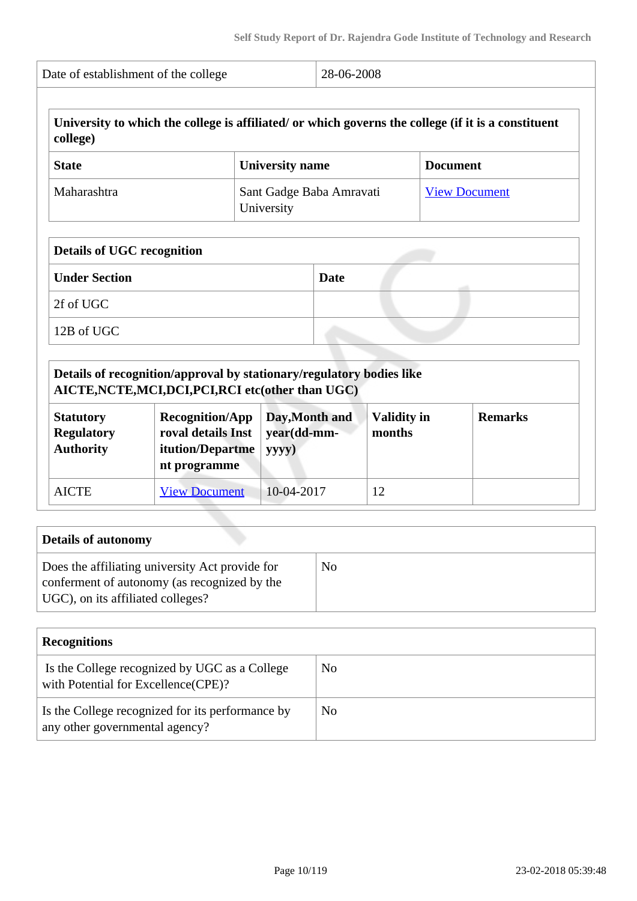| Date of establishment of the college | 28-06-2008 |
|---|---|

| University to which the college is affiliated/ or which governs the college (if it is a constituent college) | | |
|---|---|---|
| **State** | **University name** | **Document** |
| Maharashtra | Sant Gadge Baba Amravati University | View Document |

| Details of UGC recognition | |
|---|---|
| **Under Section** | **Date** |
| 2f of UGC | |
| 12B of UGC | |

| Details of recognition/approval by stationary/regulatory bodies like AICTE,NCTE,MCI,DCI,PCI,RCI etc(other than UGC) | | | | |
|---|---|---|---|---|
| **Statutory Regulatory Authority** | **Recognition/Approval details Institution/Department programme** | **Day,Month and year(dd-mm-yyyy)** | **Validity in months** | **Remarks** |
| AICTE | View Document | 10-04-2017 | 12 | |

| Details of autonomy | |
|---|---|
| Does the affiliating university Act provide for conferment of autonomy (as recognized by the UGC), on its affiliated colleges? | No |

| Recognitions | |
|---|---|
| Is the College recognized by UGC as a College with Potential for Excellence(CPE)? | No |
| Is the College recognized for its performance by any other governmental agency? | No |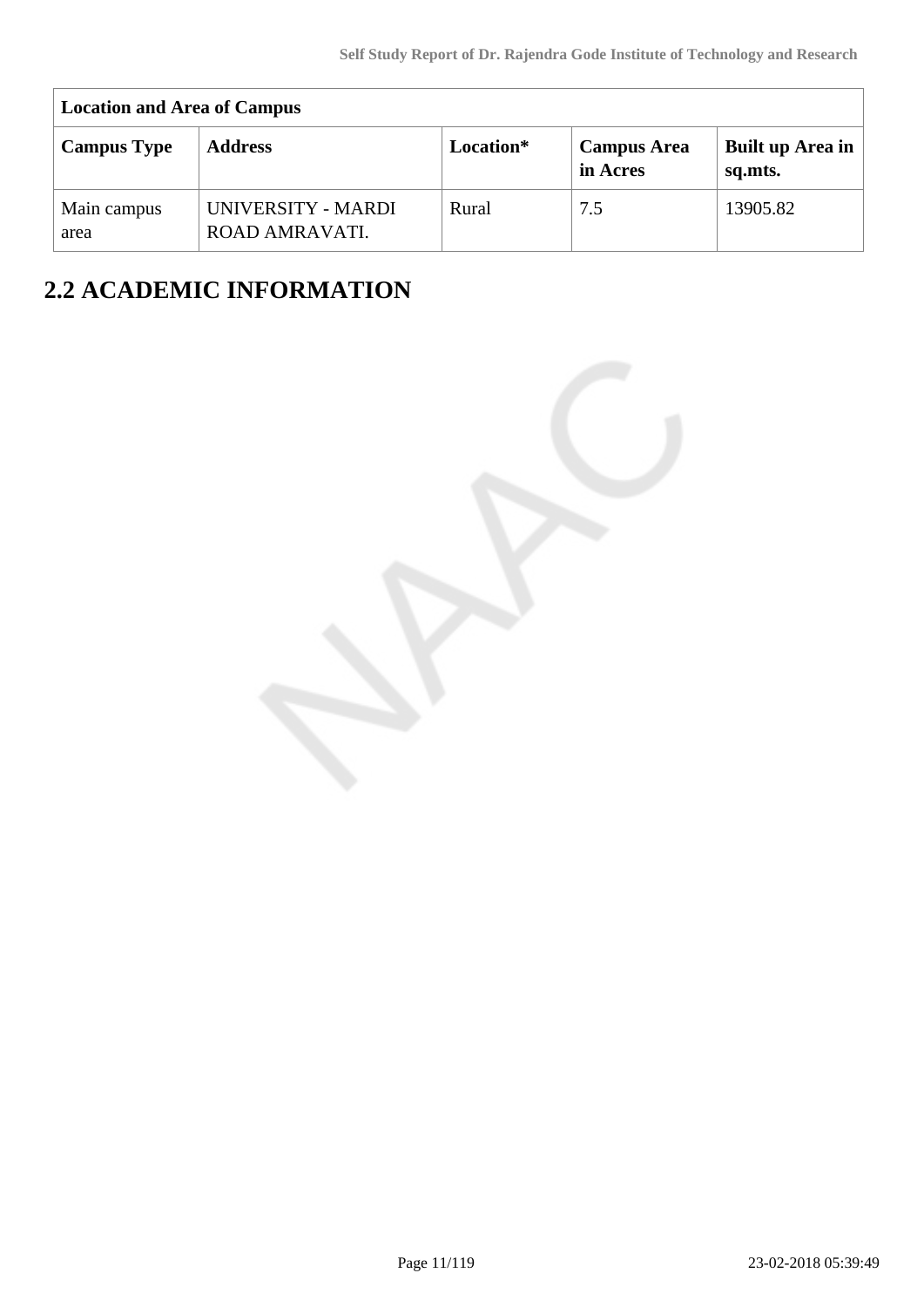| Location and Area of Campus | | | | |
|---|---|---|---|---|
| **Campus Type** | **Address** | **Location*** | **Campus Area in Acres** | **Built up Area in sq.mts.** |
| Main campus area | UNIVERSITY - MARDI ROAD AMRAVATI. | Rural | 7.5 | 13905.82 |

## 2.2 ACADEMIC INFORMATION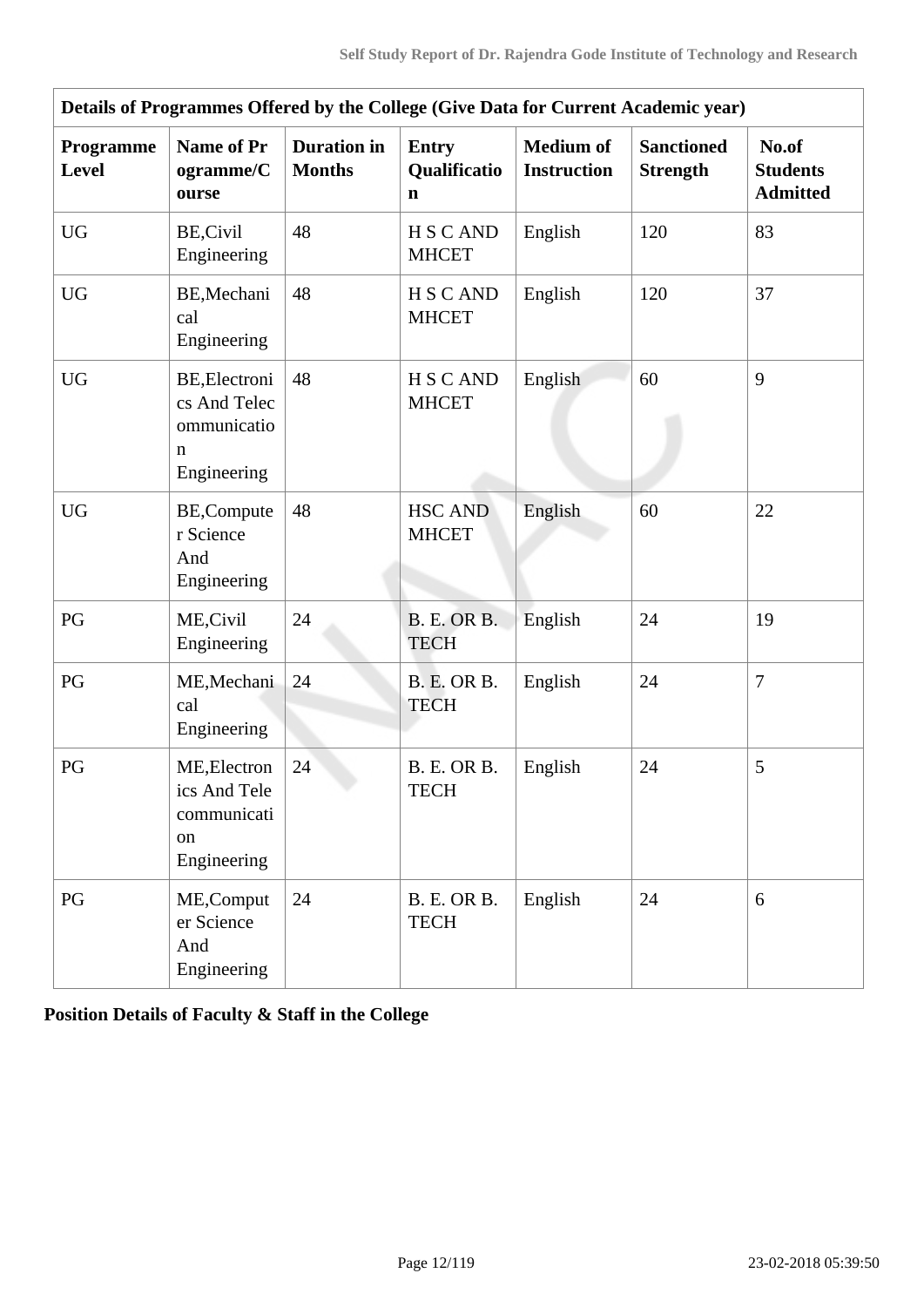| Details of Programmes Offered by the College (Give Data for Current Academic year) | | | | | | |
|---|---|---|---|---|---|---|
| **Programme Level** | **Name of Programme/Course** | **Duration in Months** | **Entry Qualification** | **Medium of Instruction** | **Sanctioned Strength** | **No.of Students Admitted** |
| UG | BE,Civil Engineering | 48 | H S C AND MHCET | English | 120 | 83 |
| UG | BE,Mechanical Engineering | 48 | H S C AND MHCET | English | 120 | 37 |
| UG | BE,Electronics And Telecommunication Engineering | 48 | H S C AND MHCET | English | 60 | 9 |
| UG | BE,Computer Science And Engineering | 48 | HSC AND MHCET | English | 60 | 22 |
| PG | ME,Civil Engineering | 24 | B. E. OR B. TECH | English | 24 | 19 |
| PG | ME,Mechanical Engineering | 24 | B. E. OR B. TECH | English | 24 | 7 |
| PG | ME,Electronics And Telecommunication Engineering | 24 | B. E. OR B. TECH | English | 24 | 5 |
| PG | ME,Computer Science And Engineering | 24 | B. E. OR B. TECH | English | 24 | 6 |

**Position Details of Faculty & Staff in the College**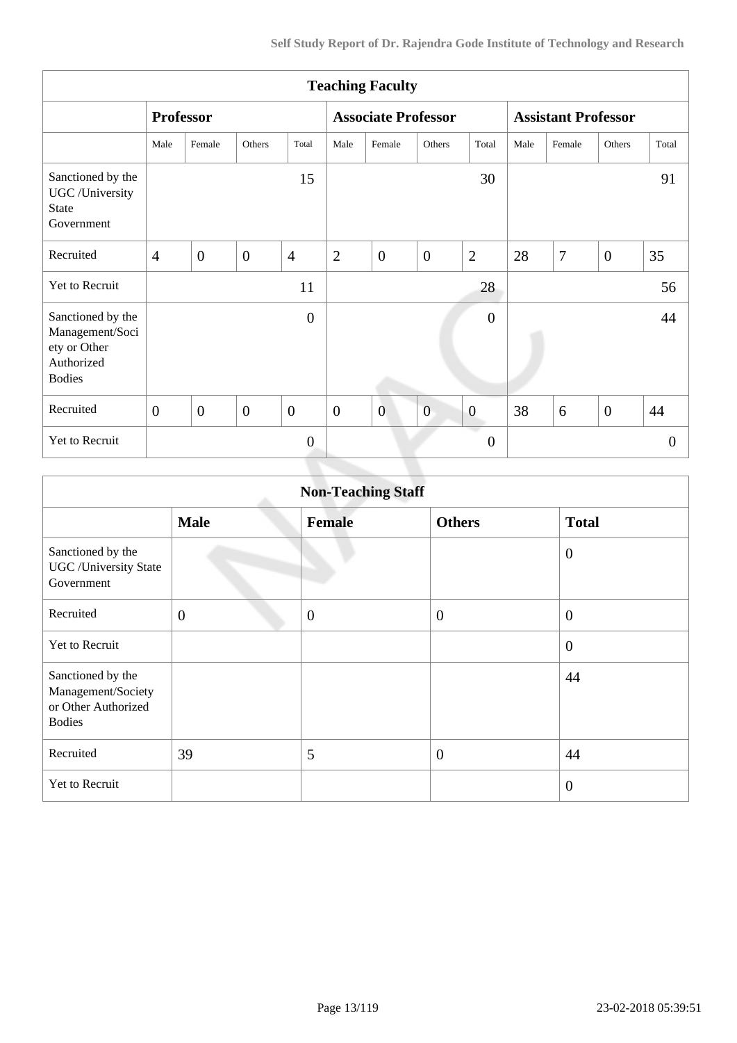| Teaching Faculty | | | | | | | | | | | | |
|---|---|---|---|---|---|---|---|---|---|---|---|---|
| | Professor | | | | Associate Professor | | | | Assistant Professor | | | |
| | Male | Female | Others | Total | Male | Female | Others | Total | Male | Female | Others | Total |
| Sanctioned by the UGC /University State Government | | | | 15 | | | | 30 | | | | 91 |
| Recruited | 4 | 0 | 0 | 4 | 2 | 0 | 0 | 2 | 28 | 7 | 0 | 35 |
| Yet to Recruit | | | | 11 | | | | 28 | | | | 56 |
| Sanctioned by the Management/Society or Other Authorized Bodies | | | | 0 | | | | 0 | | | | 44 |
| Recruited | 0 | 0 | 0 | 0 | 0 | 0 | 0 | 0 | 38 | 6 | 0 | 44 |
| Yet to Recruit | | | | 0 | | | | 0 | | | | 0 |

| Non-Teaching Staff | | | | |
|---|---|---|---|---|
| | Male | Female | Others | Total |
| Sanctioned by the UGC /University State Government | | | | 0 |
| Recruited | 0 | 0 | 0 | 0 |
| Yet to Recruit | | | | 0 |
| Sanctioned by the Management/Society or Other Authorized Bodies | | | | 44 |
| Recruited | 39 | 5 | 0 | 44 |
| Yet to Recruit | | | | 0 |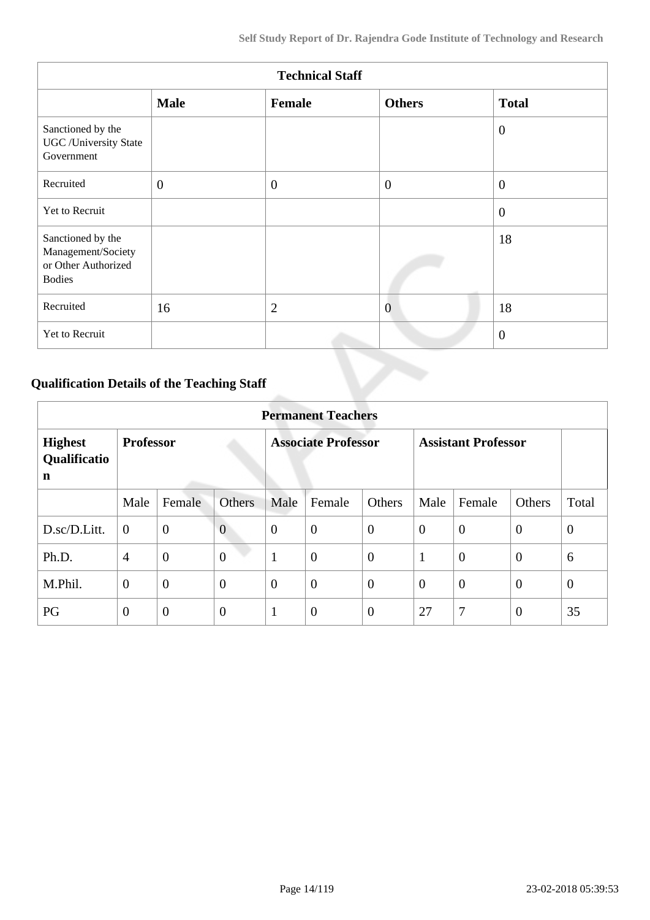| Technical Staff | | | | |
|---|---|---|---|---|
| | **Male** | **Female** | **Others** | **Total** |
| Sanctioned by the UGC /University State Government | | | | 0 |
| Recruited | 0 | 0 | 0 | 0 |
| Yet to Recruit | | | | 0 |
| Sanctioned by the Management/Society or Other Authorized Bodies | | | | 18 |
| Recruited | 16 | 2 | 0 | 18 |
| Yet to Recruit | | | | 0 |

### Qualification Details of the Teaching Staff

| Permanent Teachers | | | | | | | | | | |
|---|---|---|---|---|---|---|---|---|---|---|
| **Highest Qualification** | **Professor** | | | **Associate Professor** | | | **Assistant Professor** | | | |
| | Male | Female | Others | Male | Female | Others | Male | Female | Others | Total |
| D.sc/D.Litt. | 0 | 0 | 0 | 0 | 0 | 0 | 0 | 0 | 0 | 0 |
| Ph.D. | 4 | 0 | 0 | 1 | 0 | 0 | 1 | 0 | 0 | 6 |
| M.Phil. | 0 | 0 | 0 | 0 | 0 | 0 | 0 | 0 | 0 | 0 |
| PG | 0 | 0 | 0 | 1 | 0 | 0 | 27 | 7 | 0 | 35 |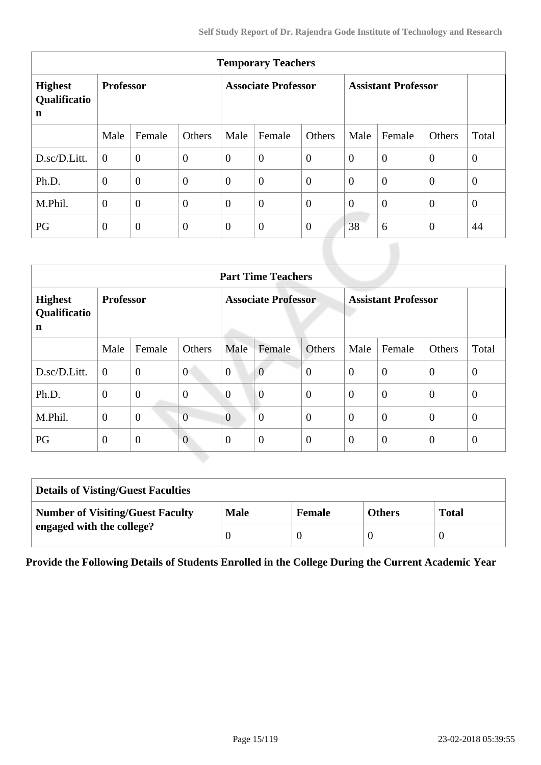| Temporary Teachers | | | | | | | | | | |
|---|---|---|---|---|---|---|---|---|---|---|
| **Highest Qualification** | **Professor** | | | **Associate Professor** | | | **Assistant Professor** | | | |
| | Male | Female | Others | Male | Female | Others | Male | Female | Others | Total |
| D.sc/D.Litt. | 0 | 0 | 0 | 0 | 0 | 0 | 0 | 0 | 0 | 0 |
| Ph.D. | 0 | 0 | 0 | 0 | 0 | 0 | 0 | 0 | 0 | 0 |
| M.Phil. | 0 | 0 | 0 | 0 | 0 | 0 | 0 | 0 | 0 | 0 |
| PG | 0 | 0 | 0 | 0 | 0 | 0 | 38 | 6 | 0 | 44 |

| Part Time Teachers | | | | | | | | | | |
|---|---|---|---|---|---|---|---|---|---|---|
| **Highest Qualification** | **Professor** | | | **Associate Professor** | | | **Assistant Professor** | | | |
| | Male | Female | Others | Male | Female | Others | Male | Female | Others | Total |
| D.sc/D.Litt. | 0 | 0 | 0 | 0 | 0 | 0 | 0 | 0 | 0 | 0 |
| Ph.D. | 0 | 0 | 0 | 0 | 0 | 0 | 0 | 0 | 0 | 0 |
| M.Phil. | 0 | 0 | 0 | 0 | 0 | 0 | 0 | 0 | 0 | 0 |
| PG | 0 | 0 | 0 | 0 | 0 | 0 | 0 | 0 | 0 | 0 |

| **Details of Visting/Guest Faculties** | | | | |
|---|---|---|---|---|
| **Number of Visiting/Guest Faculty engaged with the college?** | **Male** | **Female** | **Others** | **Total** |
| | 0 | 0 | 0 | 0 |

**Provide the Following Details of Students Enrolled in the College During the Current Academic Year**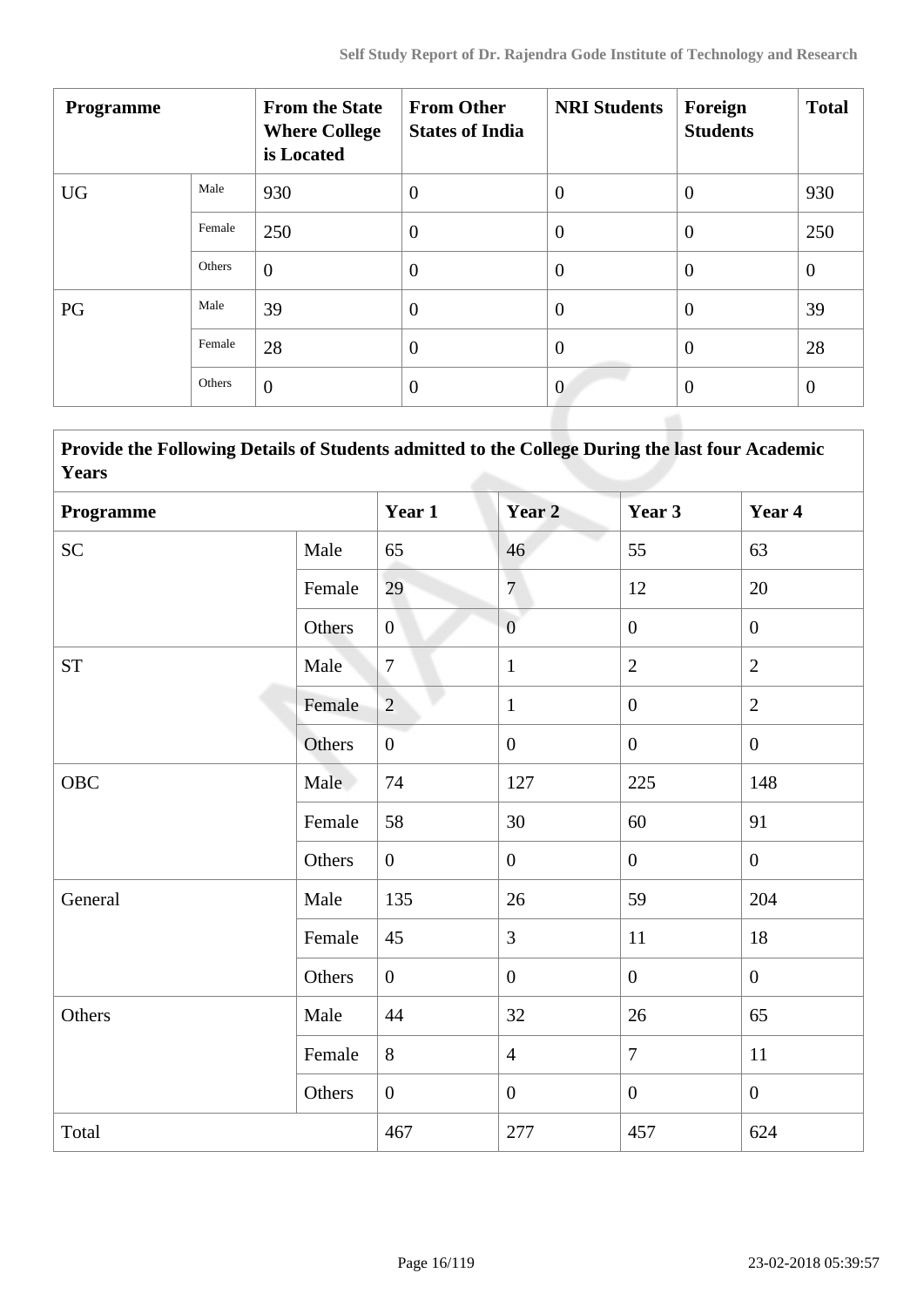| Programme | | From the State Where College is Located | From Other States of India | NRI Students | Foreign Students | Total |
|---|---|---|---|---|---|---|
| UG | Male | 930 | 0 | 0 | 0 | 930 |
| | Female | 250 | 0 | 0 | 0 | 250 |
| | Others | 0 | 0 | 0 | 0 | 0 |
| PG | Male | 39 | 0 | 0 | 0 | 39 |
| | Female | 28 | 0 | 0 | 0 | 28 |
| | Others | 0 | 0 | 0 | 0 | 0 |

| **Provide the Following Details of Students admitted to the College During the last four Academic Years** | | | | | |
|---|---|---|---|---|---|
| **Programme** | | **Year 1** | **Year 2** | **Year 3** | **Year 4** |
| SC | Male | 65 | 46 | 55 | 63 |
| | Female | 29 | 7 | 12 | 20 |
| | Others | 0 | 0 | 0 | 0 |
| ST | Male | 7 | 1 | 2 | 2 |
| | Female | 2 | 1 | 0 | 2 |
| | Others | 0 | 0 | 0 | 0 |
| OBC | Male | 74 | 127 | 225 | 148 |
| | Female | 58 | 30 | 60 | 91 |
| | Others | 0 | 0 | 0 | 0 |
| General | Male | 135 | 26 | 59 | 204 |
| | Female | 45 | 3 | 11 | 18 |
| | Others | 0 | 0 | 0 | 0 |
| Others | Male | 44 | 32 | 26 | 65 |
| | Female | 8 | 4 | 7 | 11 |
| | Others | 0 | 0 | 0 | 0 |
| Total | | 467 | 277 | 457 | 624 |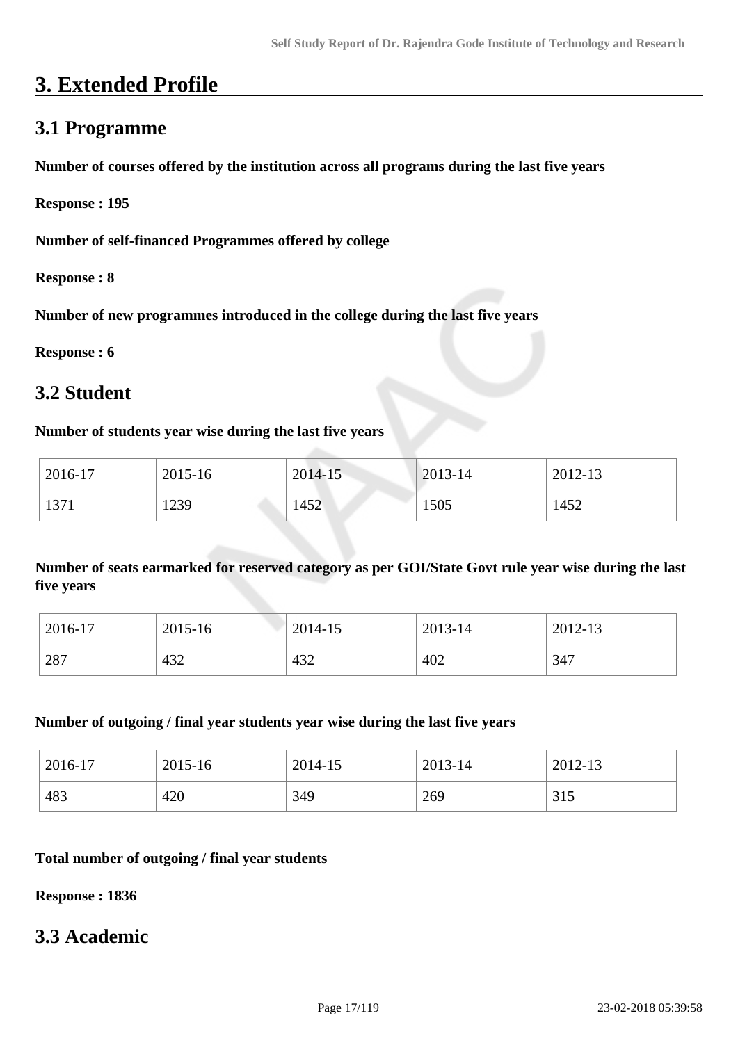# 3. Extended Profile

## 3.1 Programme

**Number of courses offered by the institution across all programs during the last five years**

**Response : 195**

**Number of self-financed Programmes offered by college**

**Response : 8**

**Number of new programmes introduced in the college during the last five years**

**Response : 6**

## 3.2 Student

**Number of students year wise during the last five years**

| 2016-17 | 2015-16 | 2014-15 | 2013-14 | 2012-13 |
|---|---|---|---|---|
| 1371 | 1239 | 1452 | 1505 | 1452 |

**Number of seats earmarked for reserved category as per GOI/State Govt rule year wise during the last five years**

| 2016-17 | 2015-16 | 2014-15 | 2013-14 | 2012-13 |
|---|---|---|---|---|
| 287 | 432 | 432 | 402 | 347 |

**Number of outgoing / final year students year wise during the last five years**

| 2016-17 | 2015-16 | 2014-15 | 2013-14 | 2012-13 |
|---|---|---|---|---|
| 483 | 420 | 349 | 269 | 315 |

**Total number of outgoing / final year students**

**Response : 1836**

## 3.3 Academic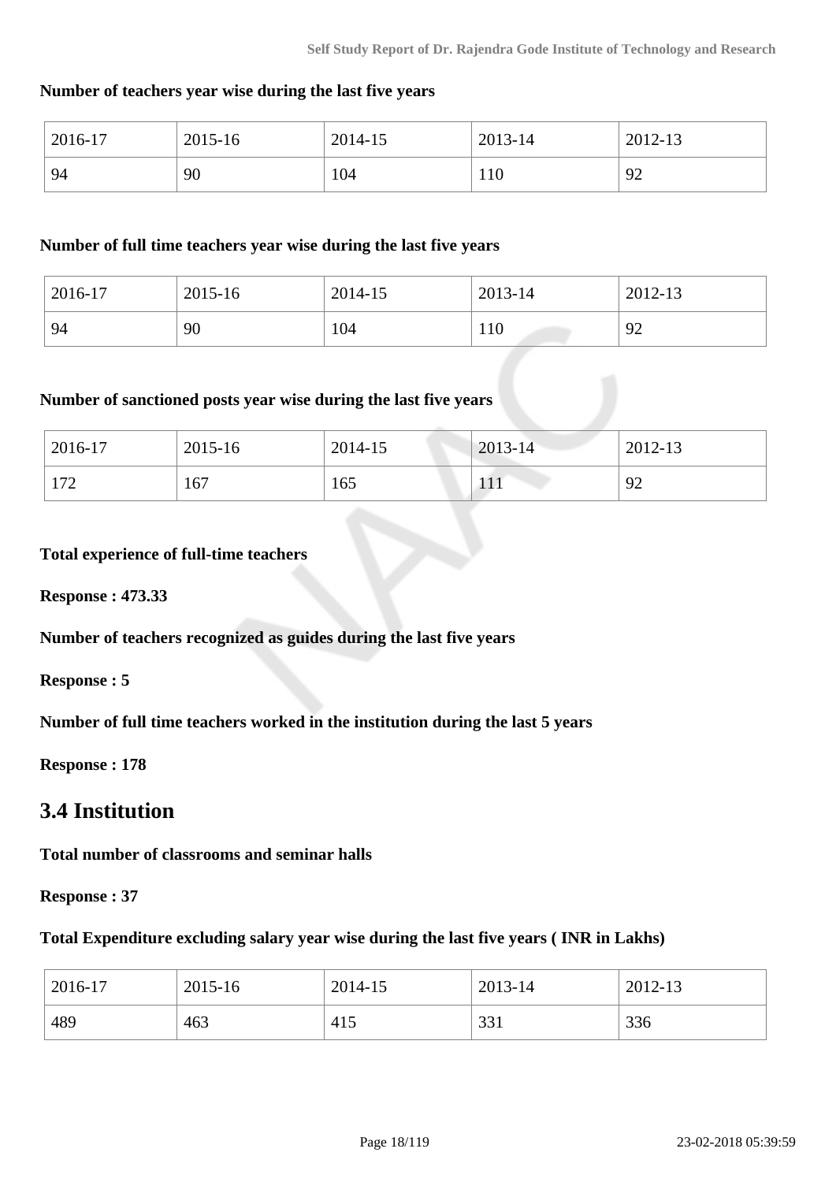**Number of teachers year wise during the last five years**

| 2016-17 | 2015-16 | 2014-15 | 2013-14 | 2012-13 |
|---|---|---|---|---|
| 94 | 90 | 104 | 110 | 92 |

**Number of full time teachers year wise during the last five years**

| 2016-17 | 2015-16 | 2014-15 | 2013-14 | 2012-13 |
|---|---|---|---|---|
| 94 | 90 | 104 | 110 | 92 |

**Number of sanctioned posts year wise during the last five years**

| 2016-17 | 2015-16 | 2014-15 | 2013-14 | 2012-13 |
|---|---|---|---|---|
| 172 | 167 | 165 | 111 | 92 |

**Total experience of full-time teachers**

**Response : 473.33**

**Number of teachers recognized as guides during the last five years**

**Response : 5**

**Number of full time teachers worked in the institution during the last 5 years**

**Response : 178**

## 3.4 Institution

**Total number of classrooms and seminar halls**

**Response : 37**

**Total Expenditure excluding salary year wise during the last five years ( INR in Lakhs)**

| 2016-17 | 2015-16 | 2014-15 | 2013-14 | 2012-13 |
|---|---|---|---|---|
| 489 | 463 | 415 | 331 | 336 |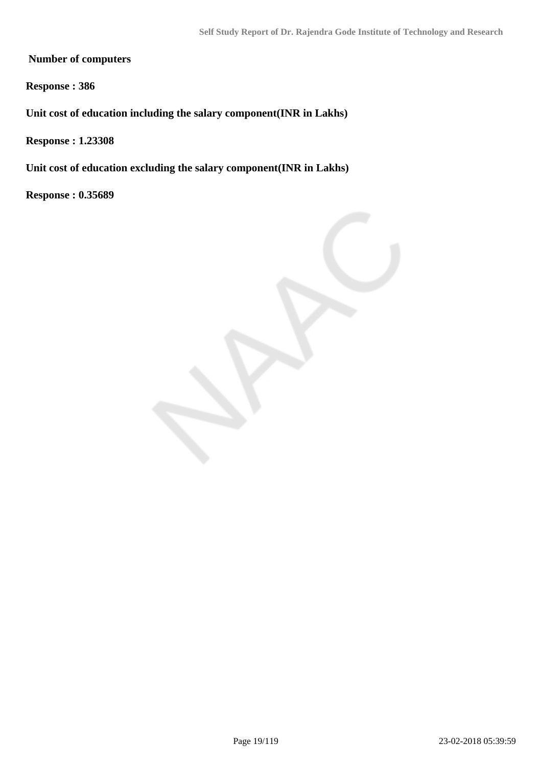**Number of computers**

**Response : 386**

**Unit cost of education including the salary component(INR in Lakhs)**

**Response : 1.23308**

**Unit cost of education excluding the salary component(INR in Lakhs)**

**Response : 0.35689**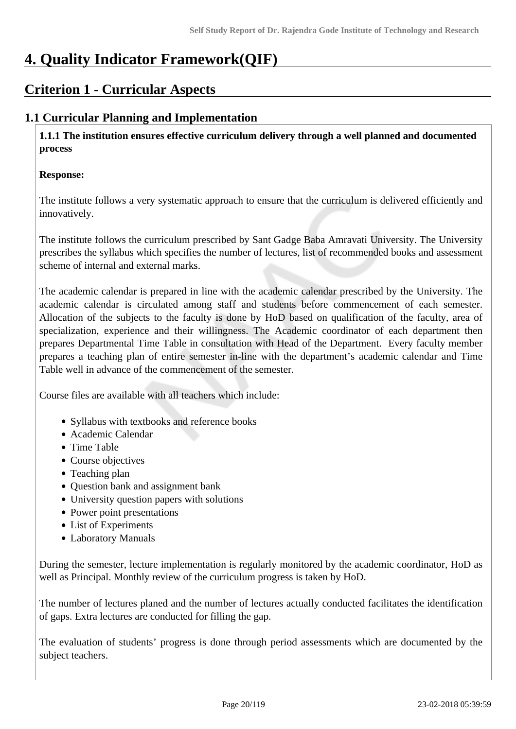# 4. Quality Indicator Framework(QIF)

## Criterion 1 - Curricular Aspects

### 1.1 Curricular Planning and Implementation

**1.1.1 The institution ensures effective curriculum delivery through a well planned and documented process**

**Response:**

The institute follows a very systematic approach to ensure that the curriculum is delivered efficiently and innovatively.

The institute follows the curriculum prescribed by Sant Gadge Baba Amravati University. The University prescribes the syllabus which specifies the number of lectures, list of recommended books and assessment scheme of internal and external marks.

The academic calendar is prepared in line with the academic calendar prescribed by the University. The academic calendar is circulated among staff and students before commencement of each semester. Allocation of the subjects to the faculty is done by HoD based on qualification of the faculty, area of specialization, experience and their willingness. The Academic coordinator of each department then prepares Departmental Time Table in consultation with Head of the Department. Every faculty member prepares a teaching plan of entire semester in-line with the department's academic calendar and Time Table well in advance of the commencement of the semester.

Course files are available with all teachers which include:

- Syllabus with textbooks and reference books
- Academic Calendar
- Time Table
- Course objectives
- Teaching plan
- Question bank and assignment bank
- University question papers with solutions
- Power point presentations
- List of Experiments
- Laboratory Manuals

During the semester, lecture implementation is regularly monitored by the academic coordinator, HoD as well as Principal. Monthly review of the curriculum progress is taken by HoD.

The number of lectures planed and the number of lectures actually conducted facilitates the identification of gaps. Extra lectures are conducted for filling the gap.

The evaluation of students' progress is done through period assessments which are documented by the subject teachers.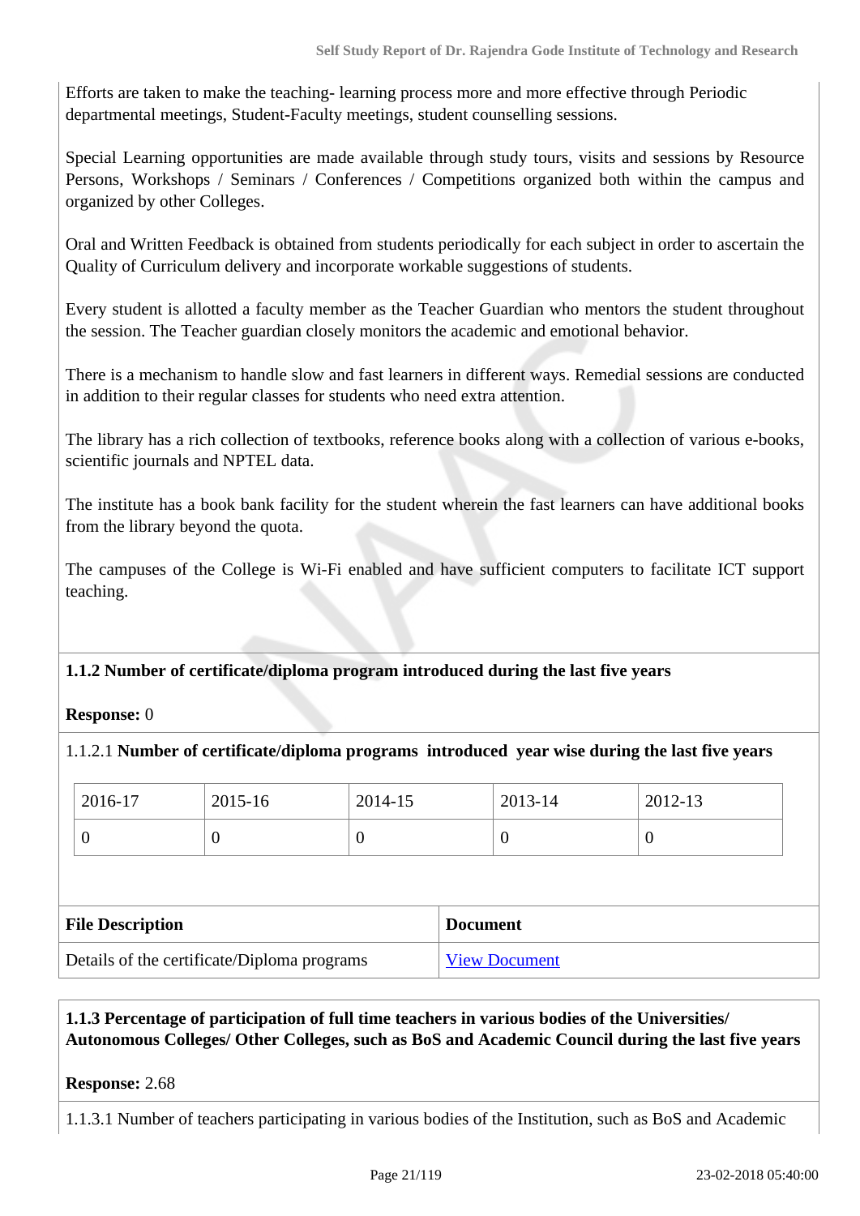Efforts are taken to make the teaching- learning process more and more effective through Periodic departmental meetings, Student-Faculty meetings, student counselling sessions.

Special Learning opportunities are made available through study tours, visits and sessions by Resource Persons, Workshops / Seminars / Conferences / Competitions organized both within the campus and organized by other Colleges.

Oral and Written Feedback is obtained from students periodically for each subject in order to ascertain the Quality of Curriculum delivery and incorporate workable suggestions of students.

Every student is allotted a faculty member as the Teacher Guardian who mentors the student throughout the session. The Teacher guardian closely monitors the academic and emotional behavior.

There is a mechanism to handle slow and fast learners in different ways. Remedial sessions are conducted in addition to their regular classes for students who need extra attention.

The library has a rich collection of textbooks, reference books along with a collection of various e-books, scientific journals and NPTEL data.

The institute has a book bank facility for the student wherein the fast learners can have additional books from the library beyond the quota.

The campuses of the College is Wi-Fi enabled and have sufficient computers to facilitate ICT support teaching.

**1.1.2 Number of certificate/diploma program introduced during the last five years**

**Response:** 0

1.1.2.1 **Number of certificate/diploma programs introduced year wise during the last five years**

| 2016-17 | 2015-16 | 2014-15 | 2013-14 | 2012-13 |
|---|---|---|---|---|
| 0 | 0 | 0 | 0 | 0 |

| File Description | Document |
|---|---|
| Details of the certificate/Diploma programs | View Document |

**1.1.3 Percentage of participation of full time teachers in various bodies of the Universities/ Autonomous Colleges/ Other Colleges, such as BoS and Academic Council during the last five years**

**Response:** 2.68

1.1.3.1 Number of teachers participating in various bodies of the Institution, such as BoS and Academic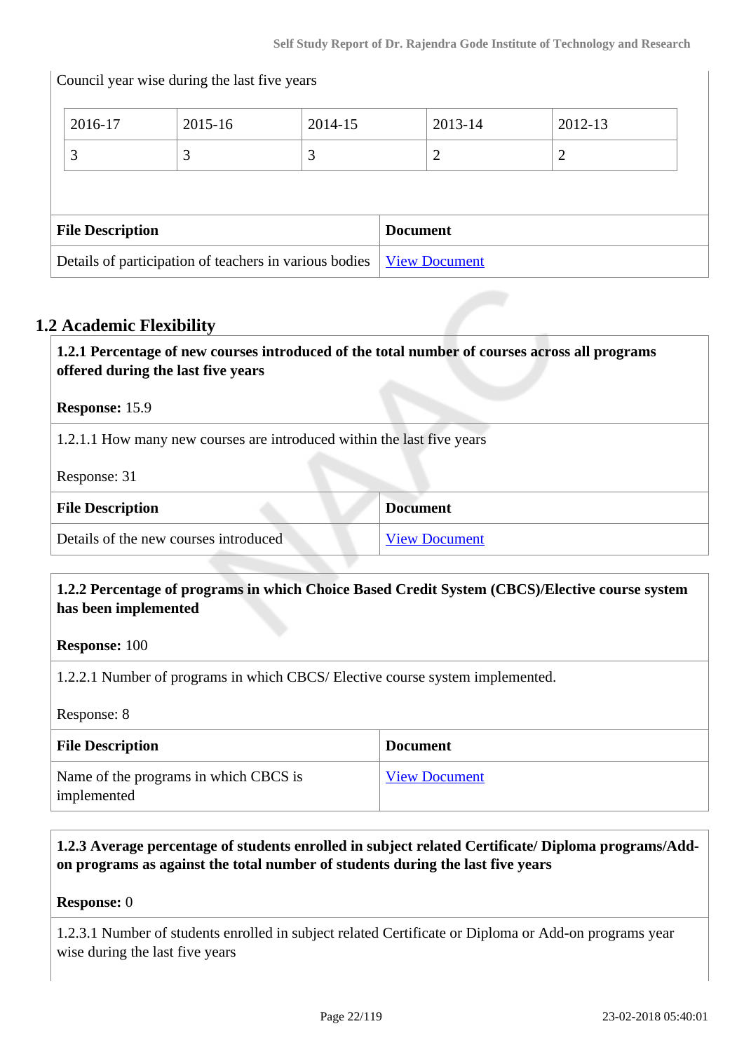Council year wise during the last five years

| 2016-17 | 2015-16 | 2014-15 | 2013-14 | 2012-13 |
|---|---|---|---|---|
| 3 | 3 | 3 | 2 | 2 |

| File Description | Document |
|---|---|
| Details of participation of teachers in various bodies | View Document |

## 1.2 Academic Flexibility

**1.2.1 Percentage of new courses introduced of the total number of courses across all programs offered during the last five years**

**Response:** 15.9

1.2.1.1 How many new courses are introduced within the last five years

Response: 31

| File Description | Document |
|---|---|
| Details of the new courses introduced | View Document |

**1.2.2 Percentage of programs in which Choice Based Credit System (CBCS)/Elective course system has been implemented**

**Response:** 100

1.2.2.1 Number of programs in which CBCS/ Elective course system implemented.

Response: 8

| File Description | Document |
|---|---|
| Name of the programs in which CBCS is implemented | View Document |

**1.2.3 Average percentage of students enrolled in subject related Certificate/ Diploma programs/Add-on programs as against the total number of students during the last five years**

**Response:** 0

1.2.3.1 Number of students enrolled in subject related Certificate or Diploma or Add-on programs year wise during the last five years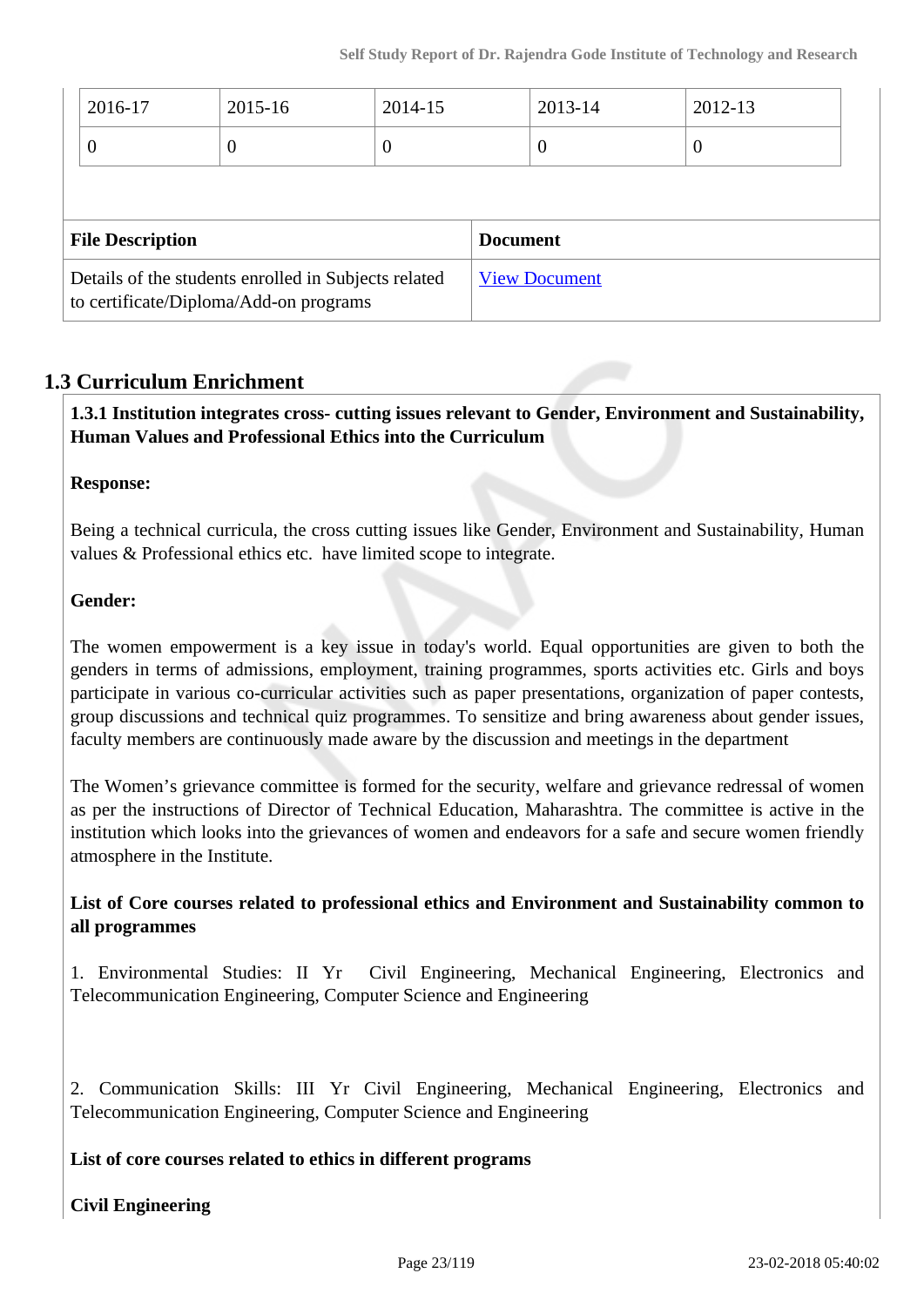| 2016-17 | 2015-16 | 2014-15 | 2013-14 | 2012-13 |
|---|---|---|---|---|
| 0 | 0 | 0 | 0 | 0 |

| File Description | Document |
|---|---|
| Details of the students enrolled in Subjects related to certificate/Diploma/Add-on programs | View Document |

## 1.3 Curriculum Enrichment

**1.3.1 Institution integrates cross- cutting issues relevant to Gender, Environment and Sustainability, Human Values and Professional Ethics into the Curriculum**

**Response:**

Being a technical curricula, the cross cutting issues like Gender, Environment and Sustainability, Human values & Professional ethics etc. have limited scope to integrate.

**Gender:**

The women empowerment is a key issue in today's world. Equal opportunities are given to both the genders in terms of admissions, employment, training programmes, sports activities etc. Girls and boys participate in various co-curricular activities such as paper presentations, organization of paper contests, group discussions and technical quiz programmes. To sensitize and bring awareness about gender issues, faculty members are continuously made aware by the discussion and meetings in the department

The Women's grievance committee is formed for the security, welfare and grievance redressal of women as per the instructions of Director of Technical Education, Maharashtra. The committee is active in the institution which looks into the grievances of women and endeavors for a safe and secure women friendly atmosphere in the Institute.

**List of Core courses related to professional ethics and Environment and Sustainability common to all programmes**

1. Environmental Studies: II Yr Civil Engineering, Mechanical Engineering, Electronics and Telecommunication Engineering, Computer Science and Engineering

2. Communication Skills: III Yr Civil Engineering, Mechanical Engineering, Electronics and Telecommunication Engineering, Computer Science and Engineering

**List of core courses related to ethics in different programs**

**Civil Engineering**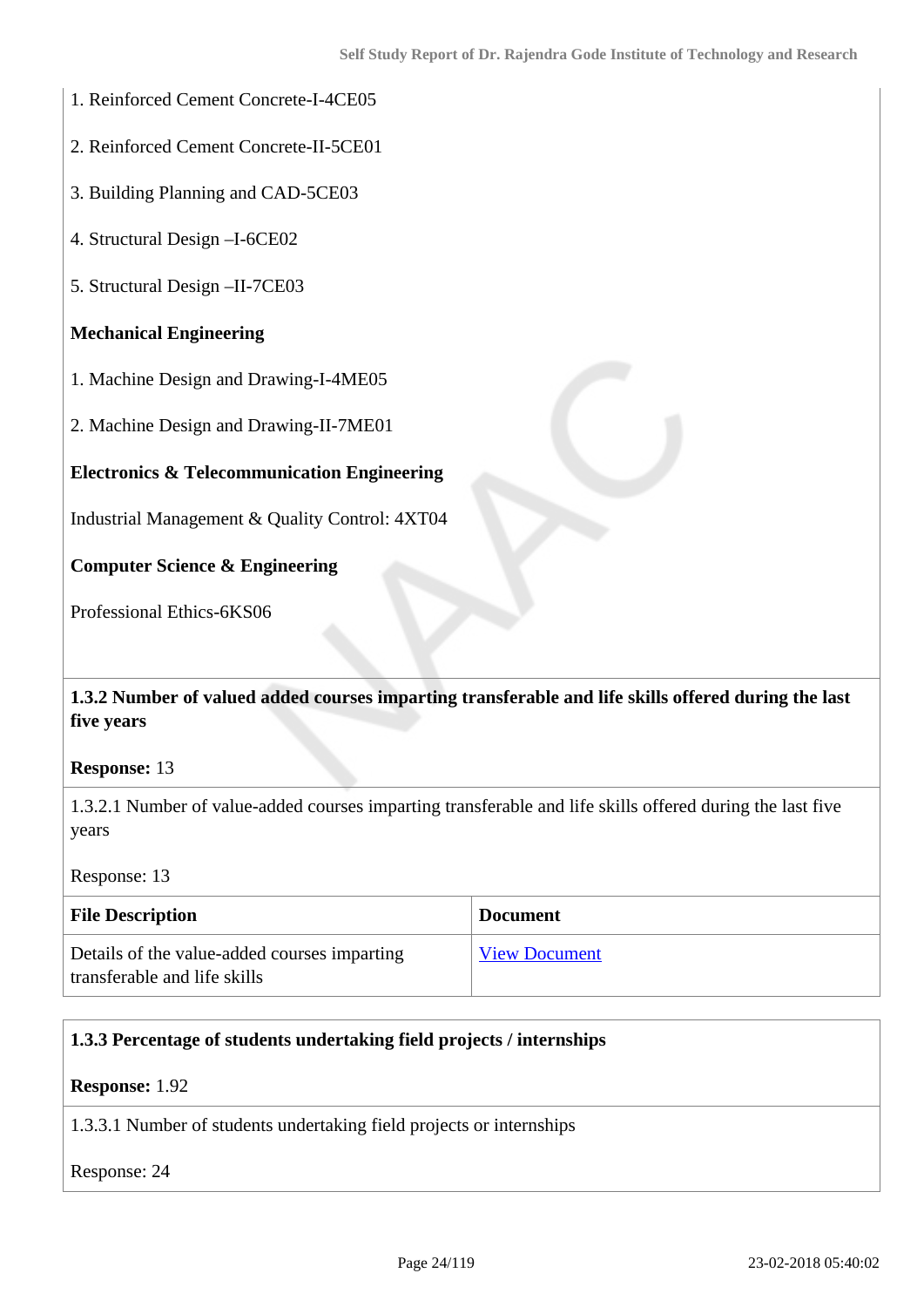1. Reinforced Cement Concrete-I-4CE05

2. Reinforced Cement Concrete-II-5CE01

3. Building Planning and CAD-5CE03

4. Structural Design –I-6CE02

5. Structural Design –II-7CE03

**Mechanical Engineering**

1. Machine Design and Drawing-I-4ME05

2. Machine Design and Drawing-II-7ME01

**Electronics & Telecommunication Engineering**

Industrial Management & Quality Control: 4XT04

**Computer Science & Engineering**

Professional Ethics-6KS06

**1.3.2 Number of valued added courses imparting transferable and life skills offered during the last five years**

**Response:** 13

1.3.2.1 Number of value-added courses imparting transferable and life skills offered during the last five years

Response: 13

| File Description | Document |
| --- | --- |
| Details of the value-added courses imparting transferable and life skills | View Document |

**1.3.3 Percentage of students undertaking field projects / internships**

**Response:** 1.92

1.3.3.1 Number of students undertaking field projects or internships

Response: 24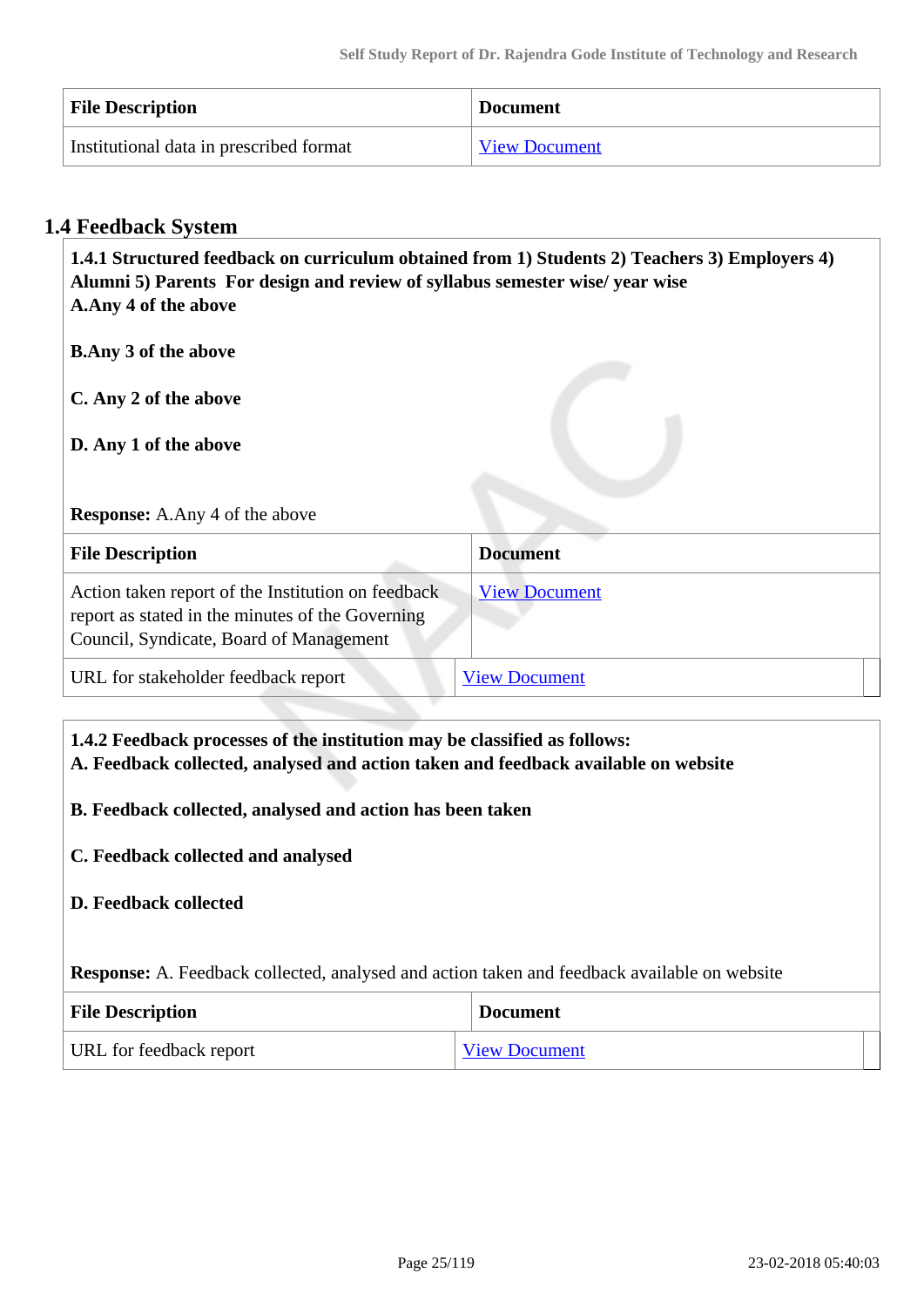| File Description | Document |
|---|---|
| Institutional data in prescribed format | View Document |

## 1.4 Feedback System

**1.4.1 Structured feedback on curriculum obtained from 1) Students 2) Teachers 3) Employers 4) Alumni 5) Parents For design and review of syllabus semester wise/ year wise**
**A.Any 4 of the above**

**B.Any 3 of the above**

**C. Any 2 of the above**

**D. Any 1 of the above**

**Response:** A.Any 4 of the above

| File Description | Document |
|---|---|
| Action taken report of the Institution on feedback report as stated in the minutes of the Governing Council, Syndicate, Board of Management | View Document |
| URL for stakeholder feedback report | View Document |

**1.4.2 Feedback processes of the institution may be classified as follows:**
**A. Feedback collected, analysed and action taken and feedback available on website**

**B. Feedback collected, analysed and action has been taken**

**C. Feedback collected and analysed**

**D. Feedback collected**

**Response:** A. Feedback collected, analysed and action taken and feedback available on website

| File Description | Document |
|---|---|
| URL for feedback report | View Document |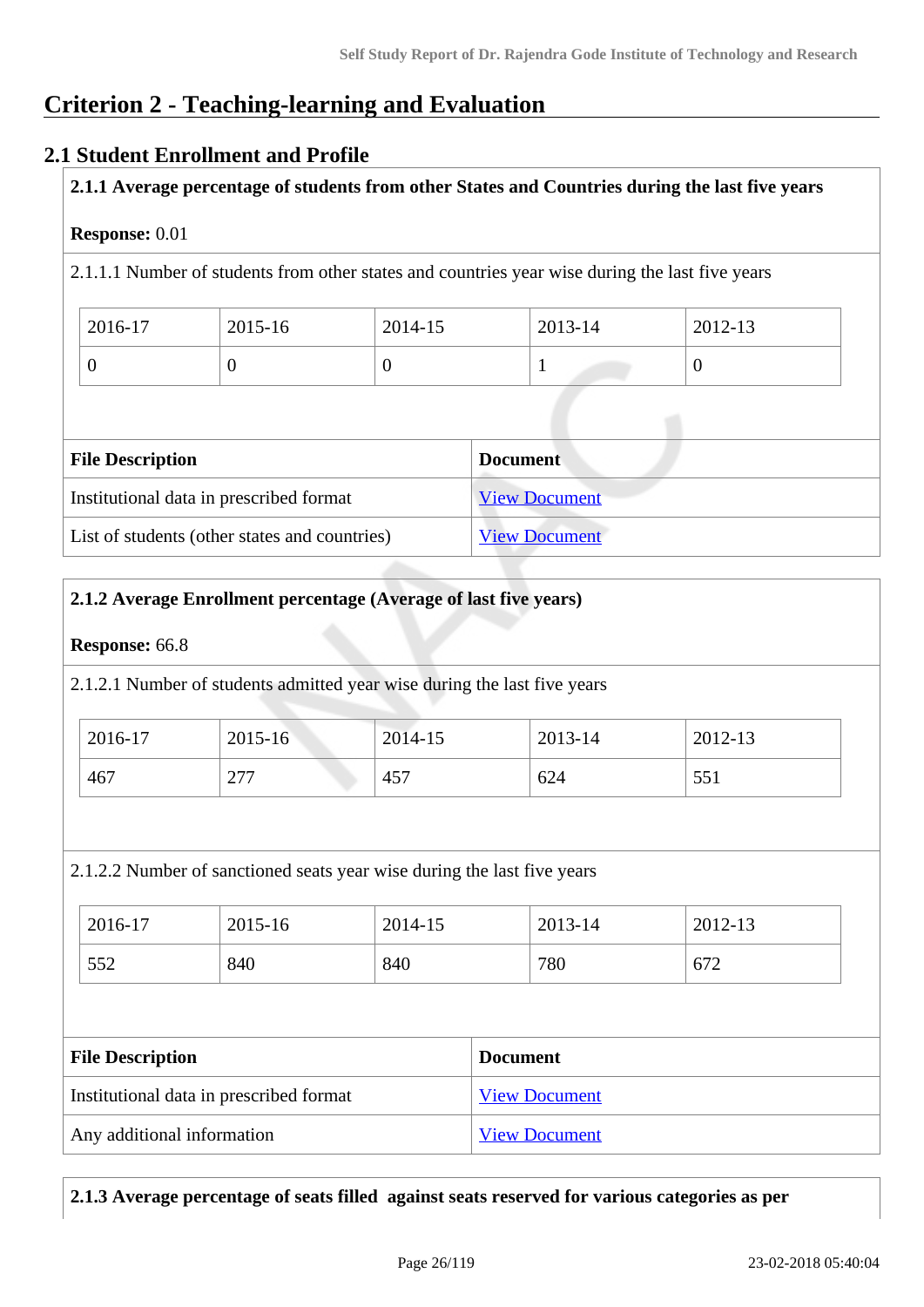# Criterion 2 - Teaching-learning and Evaluation

## 2.1 Student Enrollment and Profile

**2.1.1 Average percentage of students from other States and Countries during the last five years**

**Response:** 0.01

2.1.1.1 Number of students from other states and countries year wise during the last five years

| 2016-17 | 2015-16 | 2014-15 | 2013-14 | 2012-13 |
|---|---|---|---|---|
| 0 | 0 | 0 | 1 | 0 |

| File Description | Document |
|---|---|
| Institutional data in prescribed format | View Document |
| List of students (other states and countries) | View Document |

**2.1.2 Average Enrollment percentage (Average of last five years)**

**Response:** 66.8

2.1.2.1 Number of students admitted year wise during the last five years

| 2016-17 | 2015-16 | 2014-15 | 2013-14 | 2012-13 |
|---|---|---|---|---|
| 467 | 277 | 457 | 624 | 551 |

2.1.2.2 Number of sanctioned seats year wise during the last five years

| 2016-17 | 2015-16 | 2014-15 | 2013-14 | 2012-13 |
|---|---|---|---|---|
| 552 | 840 | 840 | 780 | 672 |

| File Description | Document |
|---|---|
| Institutional data in prescribed format | View Document |
| Any additional information | View Document |

**2.1.3 Average percentage of seats filled against seats reserved for various categories as per**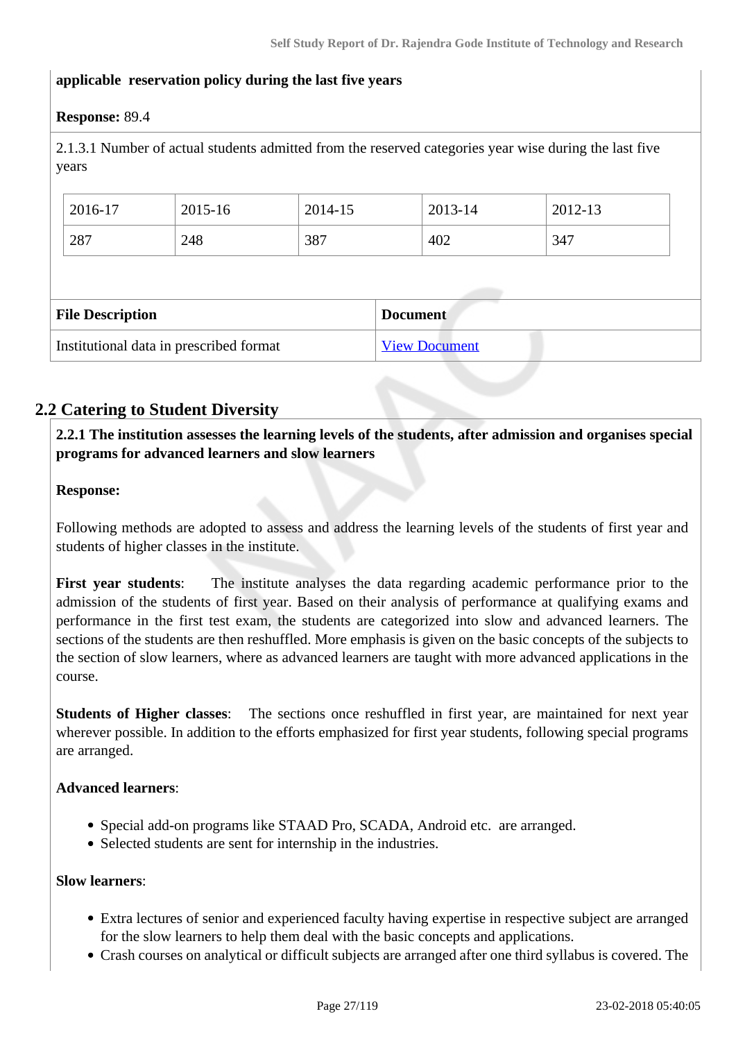**applicable reservation policy during the last five years**

**Response:** 89.4

2.1.3.1 Number of actual students admitted from the reserved categories year wise during the last five years

| 2016-17 | 2015-16 | 2014-15 | 2013-14 | 2012-13 |
|---|---|---|---|---|
| 287 | 248 | 387 | 402 | 347 |

| File Description | Document |
|---|---|
| Institutional data in prescribed format | View Document |

## 2.2 Catering to Student Diversity

**2.2.1 The institution assesses the learning levels of the students, after admission and organises special programs for advanced learners and slow learners**

**Response:**

Following methods are adopted to assess and address the learning levels of the students of first year and students of higher classes in the institute.

**First year students**: The institute analyses the data regarding academic performance prior to the admission of the students of first year. Based on their analysis of performance at qualifying exams and performance in the first test exam, the students are categorized into slow and advanced learners. The sections of the students are then reshuffled. More emphasis is given on the basic concepts of the subjects to the section of slow learners, where as advanced learners are taught with more advanced applications in the course.

**Students of Higher classes**: The sections once reshuffled in first year, are maintained for next year wherever possible. In addition to the efforts emphasized for first year students, following special programs are arranged.

**Advanced learners**:

- Special add-on programs like STAAD Pro, SCADA, Android etc. are arranged.
- Selected students are sent for internship in the industries.

**Slow learners**:

- Extra lectures of senior and experienced faculty having expertise in respective subject are arranged for the slow learners to help them deal with the basic concepts and applications.
- Crash courses on analytical or difficult subjects are arranged after one third syllabus is covered. The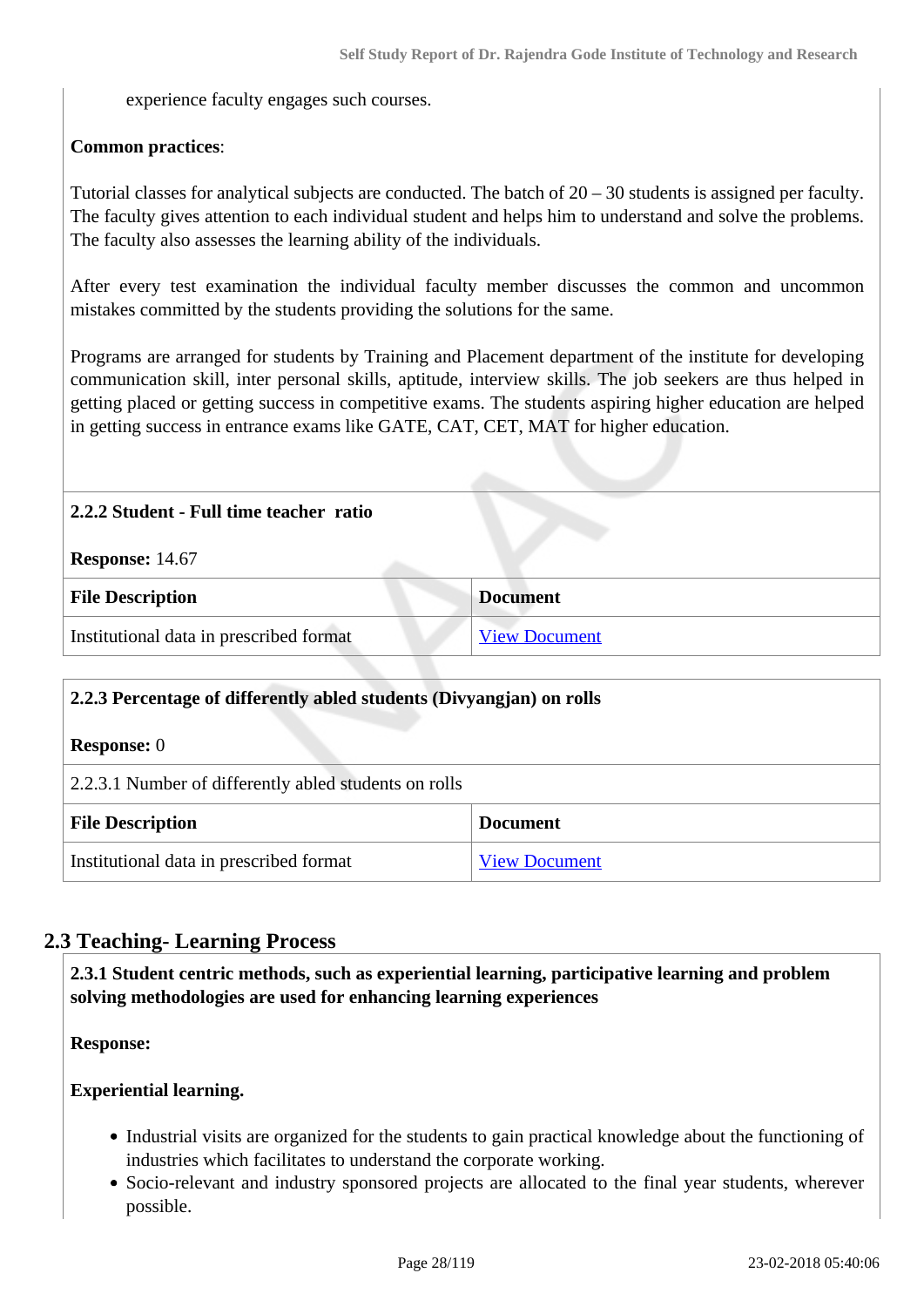experience faculty engages such courses.

**Common practices**:

Tutorial classes for analytical subjects are conducted. The batch of 20 – 30 students is assigned per faculty. The faculty gives attention to each individual student and helps him to understand and solve the problems. The faculty also assesses the learning ability of the individuals.

After every test examination the individual faculty member discusses the common and uncommon mistakes committed by the students providing the solutions for the same.

Programs are arranged for students by Training and Placement department of the institute for developing communication skill, inter personal skills, aptitude, interview skills. The job seekers are thus helped in getting placed or getting success in competitive exams. The students aspiring higher education are helped in getting success in entrance exams like GATE, CAT, CET, MAT for higher education.

**2.2.2 Student - Full time teacher ratio**

**Response:** 14.67

| File Description | Document |
|---|---|
| Institutional data in prescribed format | View Document |

**2.2.3 Percentage of differently abled students (Divyangjan) on rolls**

**Response:** 0

2.2.3.1 Number of differently abled students on rolls

| File Description | Document |
|---|---|
| Institutional data in prescribed format | View Document |

## 2.3 Teaching- Learning Process

**2.3.1 Student centric methods, such as experiential learning, participative learning and problem solving methodologies are used for enhancing learning experiences**

**Response:**

**Experiential learning.**

- Industrial visits are organized for the students to gain practical knowledge about the functioning of industries which facilitates to understand the corporate working.
- Socio-relevant and industry sponsored projects are allocated to the final year students, wherever possible.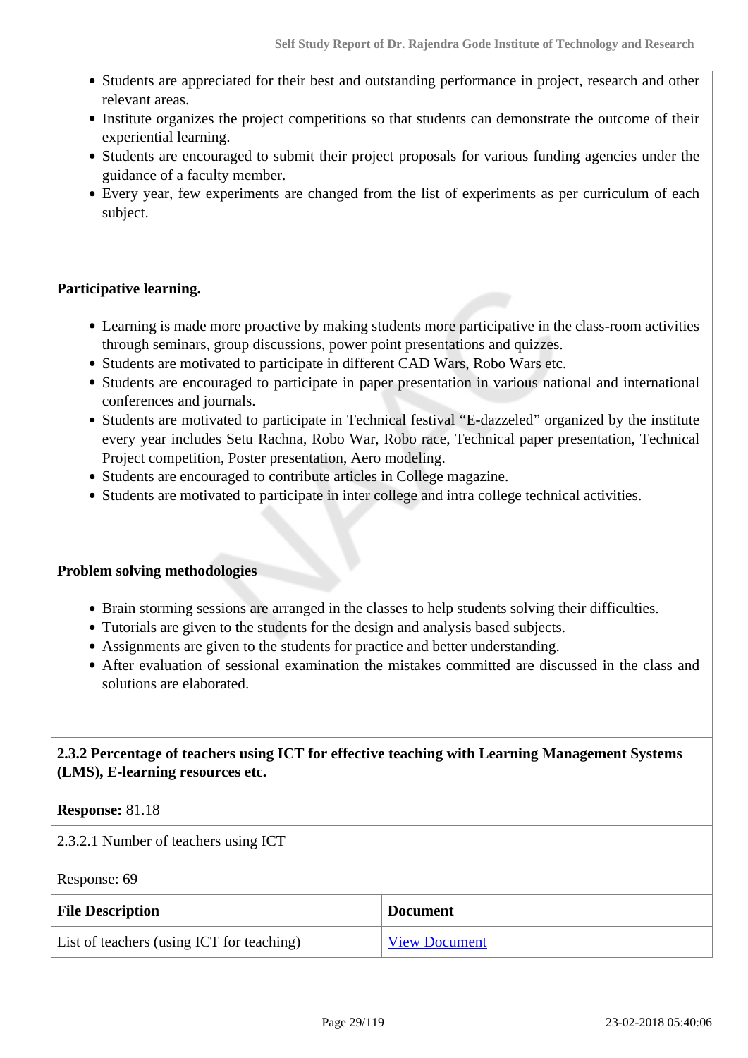- Students are appreciated for their best and outstanding performance in project, research and other relevant areas.
- Institute organizes the project competitions so that students can demonstrate the outcome of their experiential learning.
- Students are encouraged to submit their project proposals for various funding agencies under the guidance of a faculty member.
- Every year, few experiments are changed from the list of experiments as per curriculum of each subject.

**Participative learning.**

- Learning is made more proactive by making students more participative in the class-room activities through seminars, group discussions, power point presentations and quizzes.
- Students are motivated to participate in different CAD Wars, Robo Wars etc.
- Students are encouraged to participate in paper presentation in various national and international conferences and journals.
- Students are motivated to participate in Technical festival "E-dazzeled" organized by the institute every year includes Setu Rachna, Robo War, Robo race, Technical paper presentation, Technical Project competition, Poster presentation, Aero modeling.
- Students are encouraged to contribute articles in College magazine.
- Students are motivated to participate in inter college and intra college technical activities.

**Problem solving methodologies**

- Brain storming sessions are arranged in the classes to help students solving their difficulties.
- Tutorials are given to the students for the design and analysis based subjects.
- Assignments are given to the students for practice and better understanding.
- After evaluation of sessional examination the mistakes committed are discussed in the class and solutions are elaborated.

**2.3.2 Percentage of teachers using ICT for effective teaching with Learning Management Systems (LMS), E-learning resources etc.**

**Response:** 81.18

2.3.2.1 Number of teachers using ICT

Response: 69

| File Description | Document |
|---|---|
| List of teachers (using ICT for teaching) | View Document |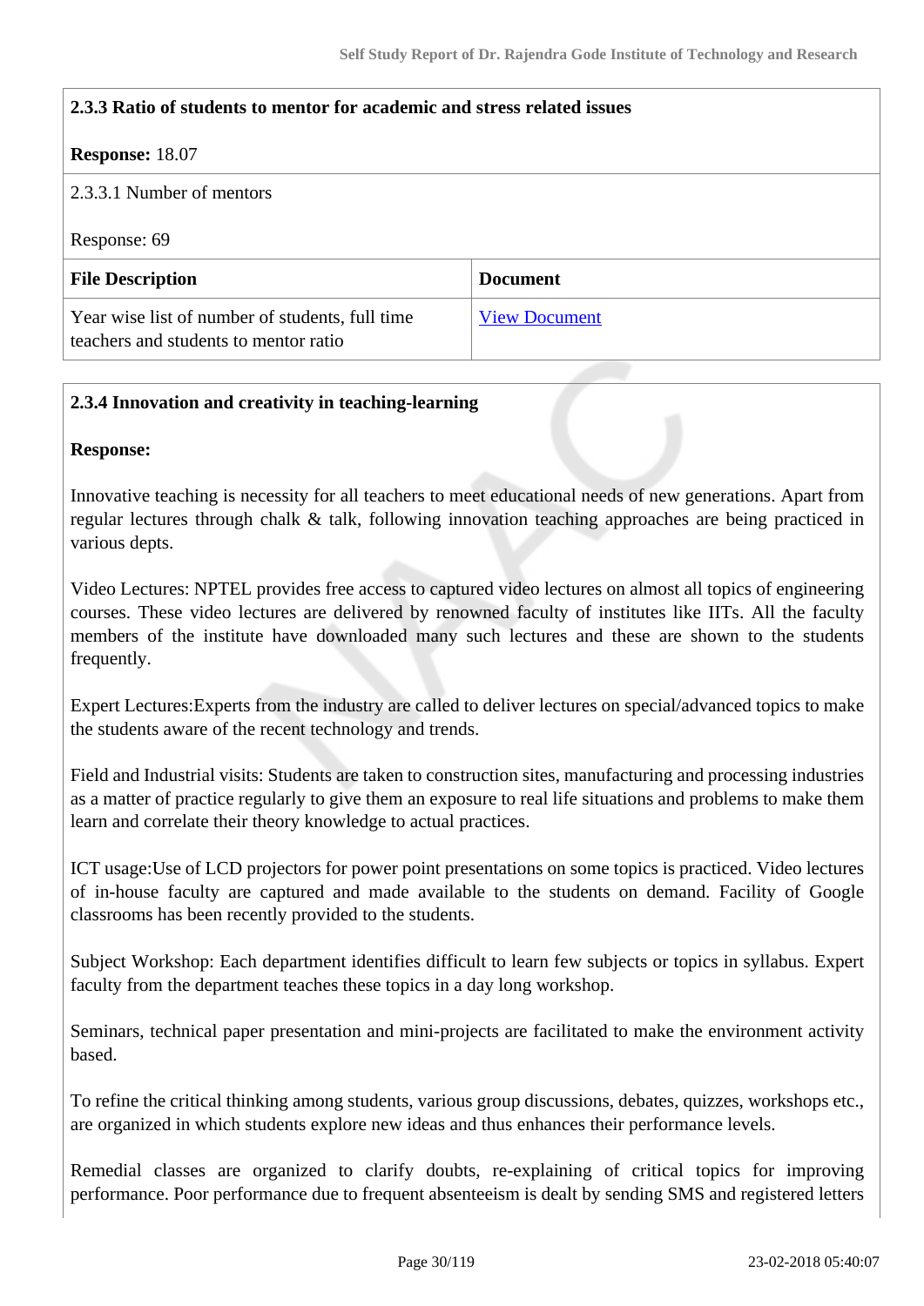**2.3.3 Ratio of students to mentor for academic and stress related issues**

**Response:** 18.07

2.3.3.1 Number of mentors

Response: 69

| **File Description** | **Document** |
|---|---|
| Year wise list of number of students, full time teachers and students to mentor ratio | View Document |

**2.3.4 Innovation and creativity in teaching-learning**

**Response:**

Innovative teaching is necessity for all teachers to meet educational needs of new generations. Apart from regular lectures through chalk & talk, following innovation teaching approaches are being practiced in various depts.

Video Lectures: NPTEL provides free access to captured video lectures on almost all topics of engineering courses. These video lectures are delivered by renowned faculty of institutes like IITs. All the faculty members of the institute have downloaded many such lectures and these are shown to the students frequently.

Expert Lectures:Experts from the industry are called to deliver lectures on special/advanced topics to make the students aware of the recent technology and trends.

Field and Industrial visits: Students are taken to construction sites, manufacturing and processing industries as a matter of practice regularly to give them an exposure to real life situations and problems to make them learn and correlate their theory knowledge to actual practices.

ICT usage:Use of LCD projectors for power point presentations on some topics is practiced. Video lectures of in-house faculty are captured and made available to the students on demand. Facility of Google classrooms has been recently provided to the students.

Subject Workshop: Each department identifies difficult to learn few subjects or topics in syllabus. Expert faculty from the department teaches these topics in a day long workshop.

Seminars, technical paper presentation and mini-projects are facilitated to make the environment activity based.

To refine the critical thinking among students, various group discussions, debates, quizzes, workshops etc., are organized in which students explore new ideas and thus enhances their performance levels.

Remedial classes are organized to clarify doubts, re-explaining of critical topics for improving performance. Poor performance due to frequent absenteeism is dealt by sending SMS and registered letters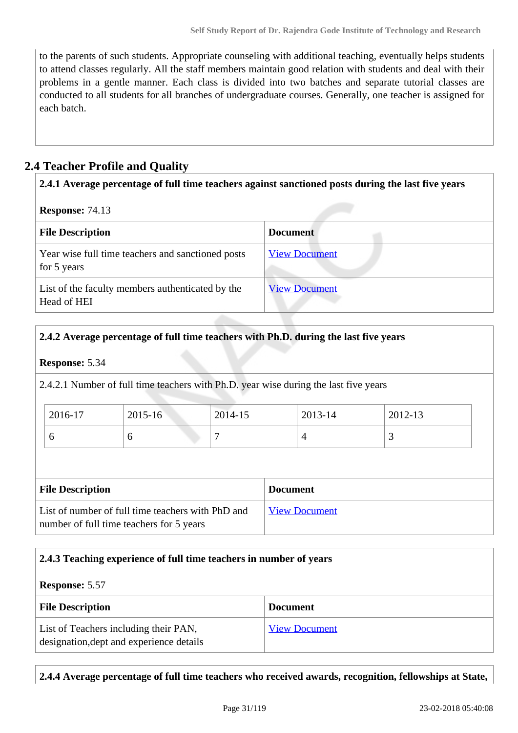to the parents of such students. Appropriate counseling with additional teaching, eventually helps students to attend classes regularly. All the staff members maintain good relation with students and deal with their problems in a gentle manner. Each class is divided into two batches and separate tutorial classes are conducted to all students for all branches of undergraduate courses. Generally, one teacher is assigned for each batch.

## 2.4 Teacher Profile and Quality

**2.4.1 Average percentage of full time teachers against sanctioned posts during the last five years**

**Response:** 74.13

| File Description | Document |
|---|---|
| Year wise full time teachers and sanctioned posts for 5 years | View Document |
| List of the faculty members authenticated by the Head of HEI | View Document |

**2.4.2 Average percentage of full time teachers with Ph.D. during the last five years**

**Response:** 5.34

2.4.2.1 Number of full time teachers with Ph.D. year wise during the last five years

| 2016-17 | 2015-16 | 2014-15 | 2013-14 | 2012-13 |
|---|---|---|---|---|
| 6 | 6 | 7 | 4 | 3 |

| File Description | Document |
|---|---|
| List of number of full time teachers with PhD and number of full time teachers for 5 years | View Document |

**2.4.3 Teaching experience of full time teachers in number of years**

**Response:** 5.57

| File Description | Document |
|---|---|
| List of Teachers including their PAN, designation,dept and experience details | View Document |

**2.4.4 Average percentage of full time teachers who received awards, recognition, fellowships at State,**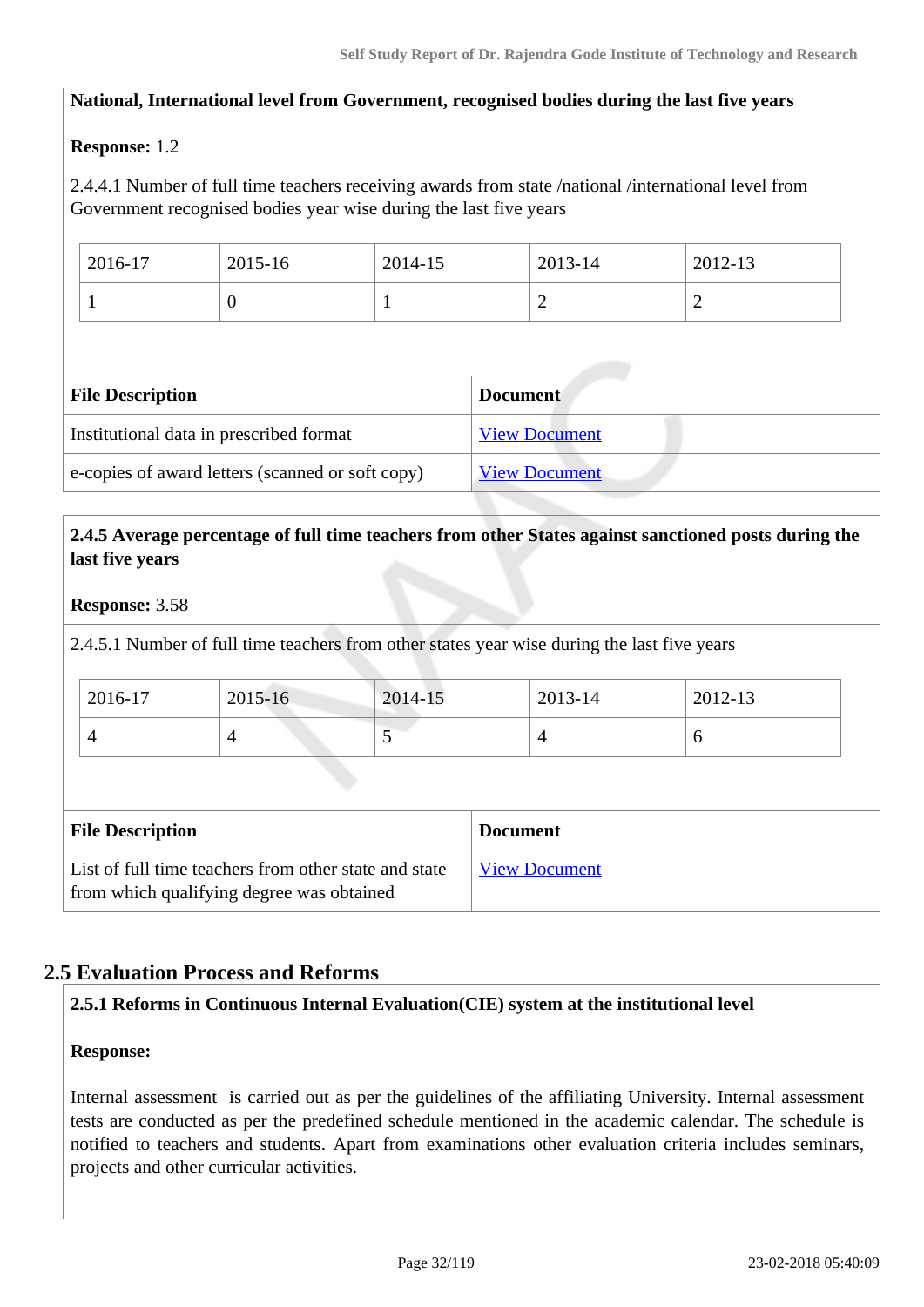**National, International level from Government, recognised bodies during the last five years**

**Response:** 1.2

2.4.4.1 Number of full time teachers receiving awards from state /national /international level from Government recognised bodies year wise during the last five years

| 2016-17 | 2015-16 | 2014-15 | 2013-14 | 2012-13 |
|---|---|---|---|---|
| 1 | 0 | 1 | 2 | 2 |

| File Description | Document |
|---|---|
| Institutional data in prescribed format | View Document |
| e-copies of award letters (scanned or soft copy) | View Document |

**2.4.5 Average percentage of full time teachers from other States against sanctioned posts during the last five years**

**Response:** 3.58

2.4.5.1 Number of full time teachers from other states year wise during the last five years

| 2016-17 | 2015-16 | 2014-15 | 2013-14 | 2012-13 |
|---|---|---|---|---|
| 4 | 4 | 5 | 4 | 6 |

| File Description | Document |
|---|---|
| List of full time teachers from other state and state from which qualifying degree was obtained | View Document |

## 2.5 Evaluation Process and Reforms

**2.5.1 Reforms in Continuous Internal Evaluation(CIE) system at the institutional level**

**Response:**

Internal assessment is carried out as per the guidelines of the affiliating University. Internal assessment tests are conducted as per the predefined schedule mentioned in the academic calendar. The schedule is notified to teachers and students. Apart from examinations other evaluation criteria includes seminars, projects and other curricular activities.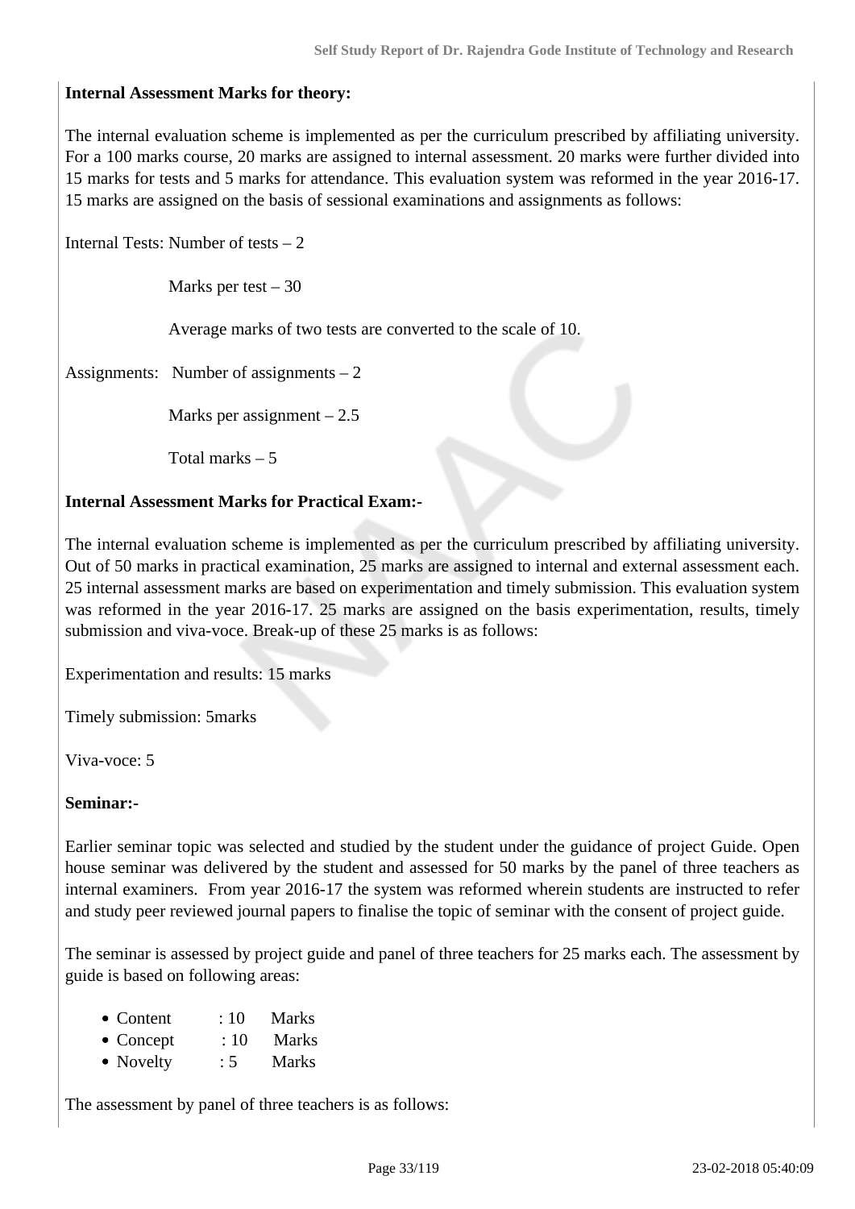**Internal Assessment Marks for theory:**

The internal evaluation scheme is implemented as per the curriculum prescribed by affiliating university. For a 100 marks course, 20 marks are assigned to internal assessment. 20 marks were further divided into 15 marks for tests and 5 marks for attendance. This evaluation system was reformed in the year 2016-17. 15 marks are assigned on the basis of sessional examinations and assignments as follows:

Internal Tests: Number of tests – 2

Marks per test – 30

Average marks of two tests are converted to the scale of 10.

Assignments: Number of assignments – 2

Marks per assignment – 2.5

Total marks – 5

**Internal Assessment Marks for Practical Exam:-**

The internal evaluation scheme is implemented as per the curriculum prescribed by affiliating university. Out of 50 marks in practical examination, 25 marks are assigned to internal and external assessment each. 25 internal assessment marks are based on experimentation and timely submission. This evaluation system was reformed in the year 2016-17. 25 marks are assigned on the basis experimentation, results, timely submission and viva-voce. Break-up of these 25 marks is as follows:

Experimentation and results: 15 marks

Timely submission: 5marks

Viva-voce: 5

**Seminar:-**

Earlier seminar topic was selected and studied by the student under the guidance of project Guide. Open house seminar was delivered by the student and assessed for 50 marks by the panel of three teachers as internal examiners. From year 2016-17 the system was reformed wherein students are instructed to refer and study peer reviewed journal papers to finalise the topic of seminar with the consent of project guide.

The seminar is assessed by project guide and panel of three teachers for 25 marks each. The assessment by guide is based on following areas:

- Content : 10 Marks
- Concept : 10 Marks
- Novelty : 5 Marks

The assessment by panel of three teachers is as follows: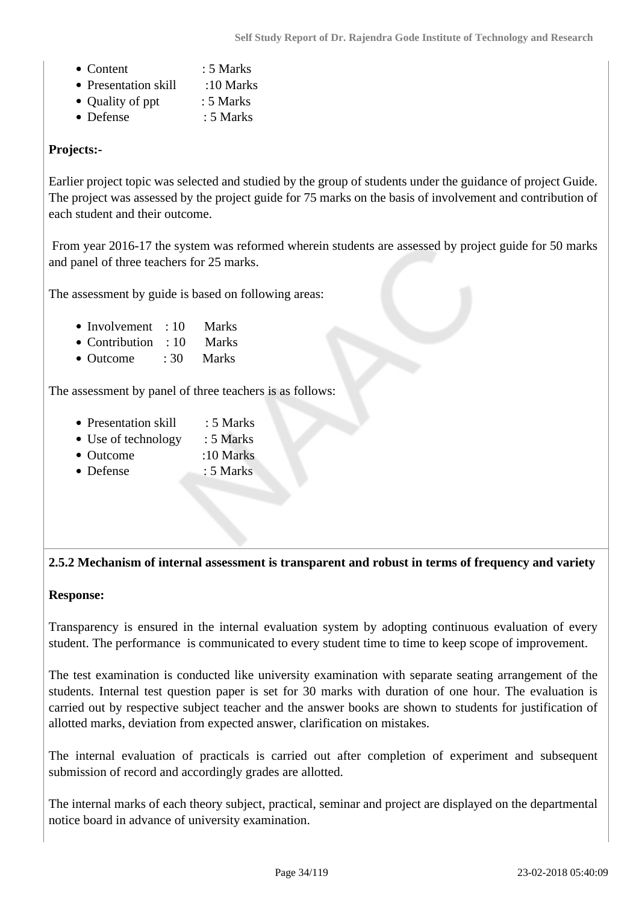- Content : 5 Marks
- Presentation skill :10 Marks
- Quality of ppt : 5 Marks
- Defense : 5 Marks

**Projects:-**

Earlier project topic was selected and studied by the group of students under the guidance of project Guide. The project was assessed by the project guide for 75 marks on the basis of involvement and contribution of each student and their outcome.

From year 2016-17 the system was reformed wherein students are assessed by project guide for 50 marks and panel of three teachers for 25 marks.

The assessment by guide is based on following areas:

- Involvement : 10 Marks
- Contribution : 10 Marks
- Outcome : 30 Marks

The assessment by panel of three teachers is as follows:

- Presentation skill : 5 Marks
- Use of technology : 5 Marks
- Outcome :10 Marks
- Defense : 5 Marks

**2.5.2 Mechanism of internal assessment is transparent and robust in terms of frequency and variety**

**Response:**

Transparency is ensured in the internal evaluation system by adopting continuous evaluation of every student. The performance is communicated to every student time to time to keep scope of improvement.

The test examination is conducted like university examination with separate seating arrangement of the students. Internal test question paper is set for 30 marks with duration of one hour. The evaluation is carried out by respective subject teacher and the answer books are shown to students for justification of allotted marks, deviation from expected answer, clarification on mistakes.

The internal evaluation of practicals is carried out after completion of experiment and subsequent submission of record and accordingly grades are allotted.

The internal marks of each theory subject, practical, seminar and project are displayed on the departmental notice board in advance of university examination.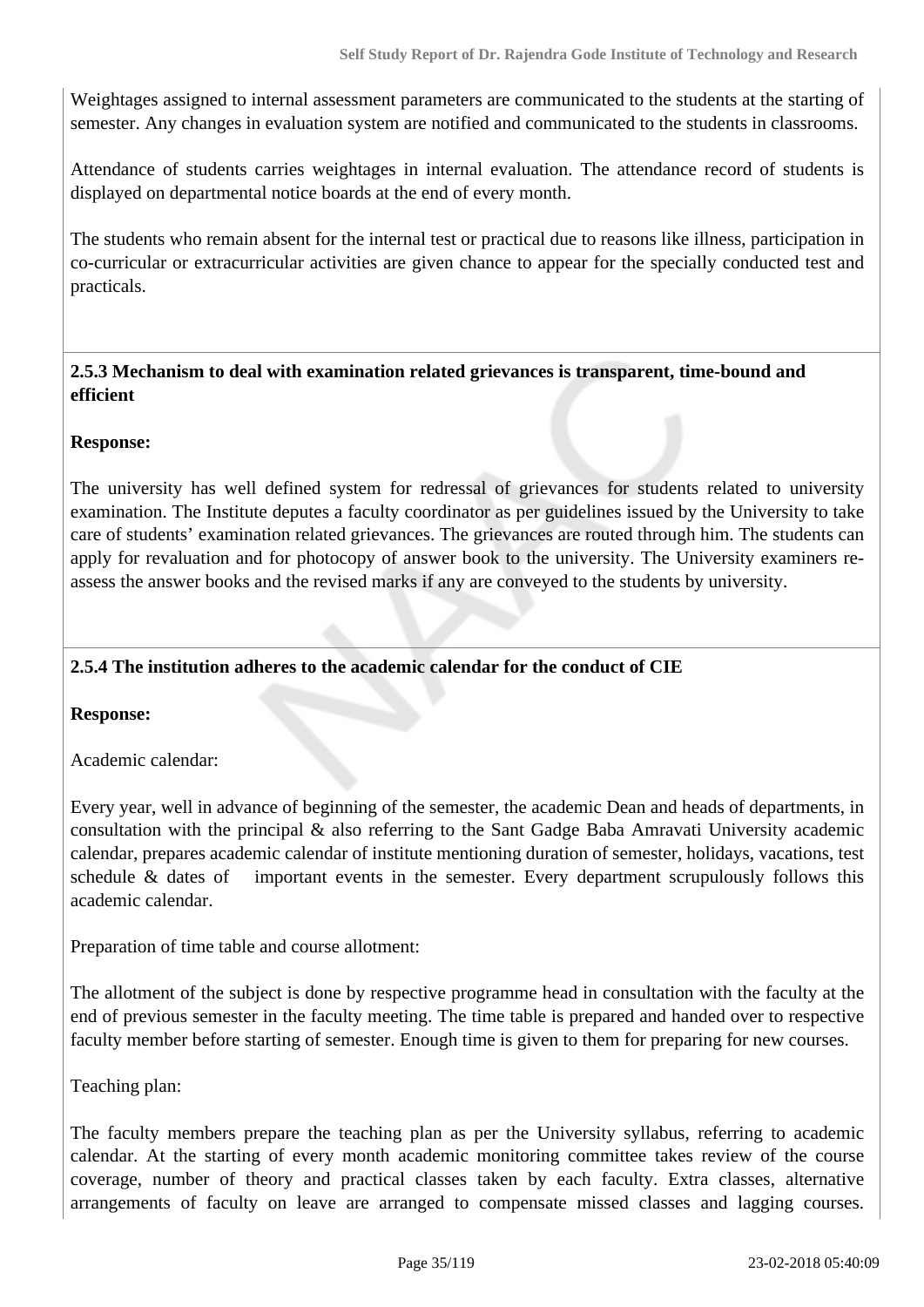Weightages assigned to internal assessment parameters are communicated to the students at the starting of semester. Any changes in evaluation system are notified and communicated to the students in classrooms.

Attendance of students carries weightages in internal evaluation. The attendance record of students is displayed on departmental notice boards at the end of every month.

The students who remain absent for the internal test or practical due to reasons like illness, participation in co-curricular or extracurricular activities are given chance to appear for the specially conducted test and practicals.

**2.5.3 Mechanism to deal with examination related grievances is transparent, time-bound and efficient**

**Response:**

The university has well defined system for redressal of grievances for students related to university examination. The Institute deputes a faculty coordinator as per guidelines issued by the University to take care of students' examination related grievances. The grievances are routed through him. The students can apply for revaluation and for photocopy of answer book to the university. The University examiners re-assess the answer books and the revised marks if any are conveyed to the students by university.

**2.5.4 The institution adheres to the academic calendar for the conduct of CIE**

**Response:**

Academic calendar:

Every year, well in advance of beginning of the semester, the academic Dean and heads of departments, in consultation with the principal & also referring to the Sant Gadge Baba Amravati University academic calendar, prepares academic calendar of institute mentioning duration of semester, holidays, vacations, test schedule & dates of important events in the semester. Every department scrupulously follows this academic calendar.

Preparation of time table and course allotment:

The allotment of the subject is done by respective programme head in consultation with the faculty at the end of previous semester in the faculty meeting. The time table is prepared and handed over to respective faculty member before starting of semester. Enough time is given to them for preparing for new courses.

Teaching plan:

The faculty members prepare the teaching plan as per the University syllabus, referring to academic calendar. At the starting of every month academic monitoring committee takes review of the course coverage, number of theory and practical classes taken by each faculty. Extra classes, alternative arrangements of faculty on leave are arranged to compensate missed classes and lagging courses.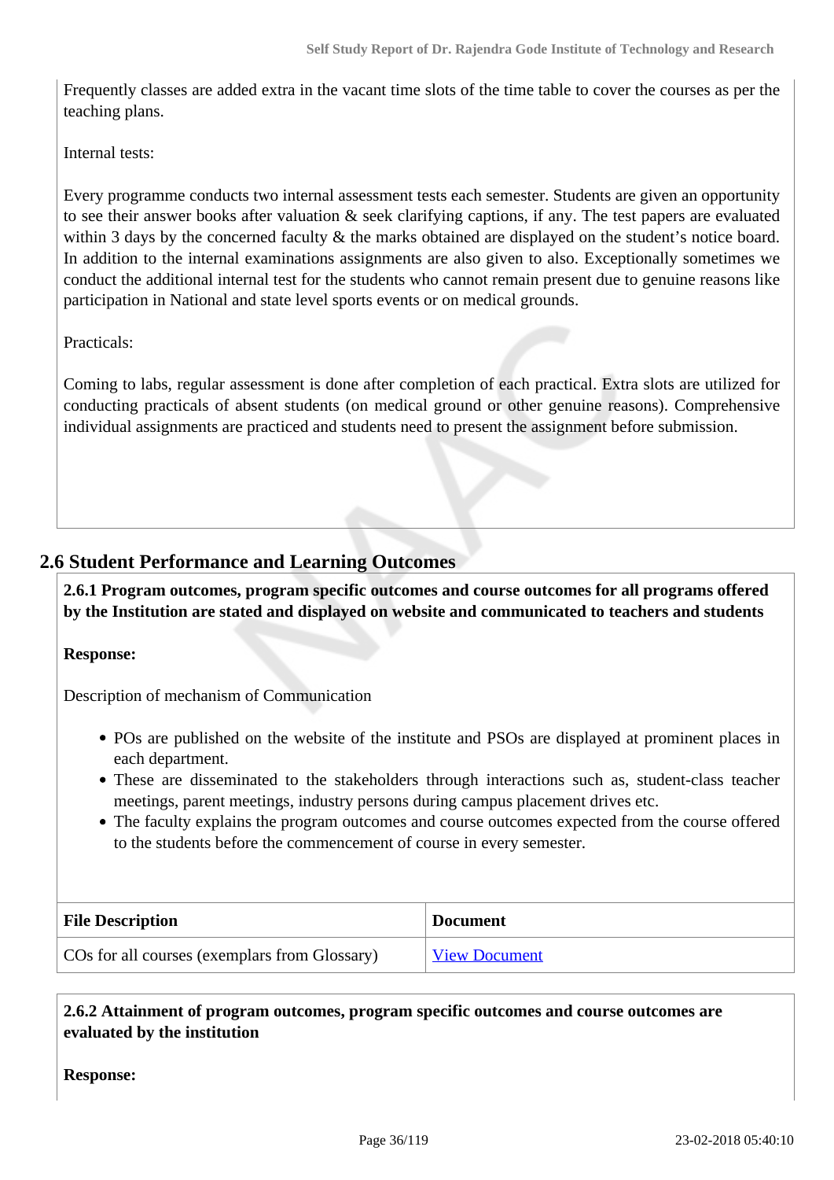Frequently classes are added extra in the vacant time slots of the time table to cover the courses as per the teaching plans.

Internal tests:

Every programme conducts two internal assessment tests each semester. Students are given an opportunity to see their answer books after valuation & seek clarifying captions, if any. The test papers are evaluated within 3 days by the concerned faculty & the marks obtained are displayed on the student's notice board. In addition to the internal examinations assignments are also given to also. Exceptionally sometimes we conduct the additional internal test for the students who cannot remain present due to genuine reasons like participation in National and state level sports events or on medical grounds.

Practicals:

Coming to labs, regular assessment is done after completion of each practical. Extra slots are utilized for conducting practicals of absent students (on medical ground or other genuine reasons). Comprehensive individual assignments are practiced and students need to present the assignment before submission.

## 2.6 Student Performance and Learning Outcomes

**2.6.1 Program outcomes, program specific outcomes and course outcomes for all programs offered by the Institution are stated and displayed on website and communicated to teachers and students**

**Response:**

Description of mechanism of Communication

- POs are published on the website of the institute and PSOs are displayed at prominent places in each department.
- These are disseminated to the stakeholders through interactions such as, student-class teacher meetings, parent meetings, industry persons during campus placement drives etc.
- The faculty explains the program outcomes and course outcomes expected from the course offered to the students before the commencement of course in every semester.

| File Description | Document |
|---|---|
| COs for all courses (exemplars from Glossary) | View Document |

**2.6.2 Attainment of program outcomes, program specific outcomes and course outcomes are evaluated by the institution**

**Response:**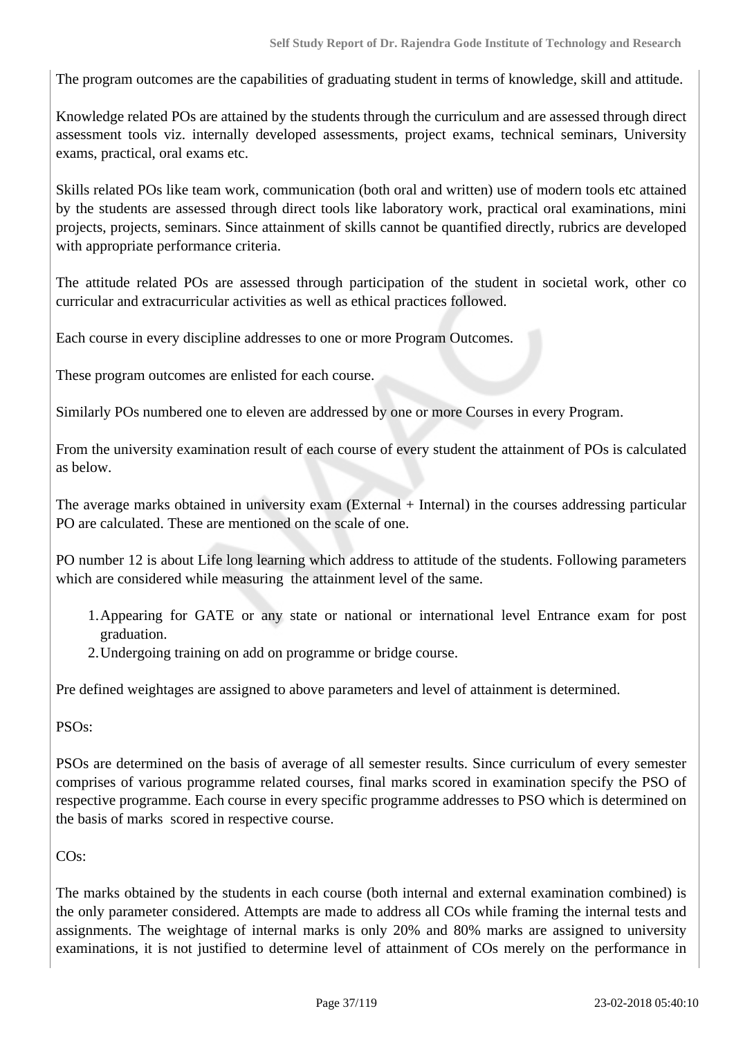The program outcomes are the capabilities of graduating student in terms of knowledge, skill and attitude.

Knowledge related POs are attained by the students through the curriculum and are assessed through direct assessment tools viz. internally developed assessments, project exams, technical seminars, University exams, practical, oral exams etc.

Skills related POs like team work, communication (both oral and written) use of modern tools etc attained by the students are assessed through direct tools like laboratory work, practical oral examinations, mini projects, projects, seminars. Since attainment of skills cannot be quantified directly, rubrics are developed with appropriate performance criteria.

The attitude related POs are assessed through participation of the student in societal work, other co curricular and extracurricular activities as well as ethical practices followed.

Each course in every discipline addresses to one or more Program Outcomes.

These program outcomes are enlisted for each course.

Similarly POs numbered one to eleven are addressed by one or more Courses in every Program.

From the university examination result of each course of every student the attainment of POs is calculated as below.

The average marks obtained in university exam (External + Internal) in the courses addressing particular PO are calculated. These are mentioned on the scale of one.

PO number 12 is about Life long learning which address to attitude of the students. Following parameters which are considered while measuring the attainment level of the same.

1. Appearing for GATE or any state or national or international level Entrance exam for post graduation.
2. Undergoing training on add on programme or bridge course.

Pre defined weightages are assigned to above parameters and level of attainment is determined.

PSOs:

PSOs are determined on the basis of average of all semester results. Since curriculum of every semester comprises of various programme related courses, final marks scored in examination specify the PSO of respective programme. Each course in every specific programme addresses to PSO which is determined on the basis of marks scored in respective course.

COs:

The marks obtained by the students in each course (both internal and external examination combined) is the only parameter considered. Attempts are made to address all COs while framing the internal tests and assignments. The weightage of internal marks is only 20% and 80% marks are assigned to university examinations, it is not justified to determine level of attainment of COs merely on the performance in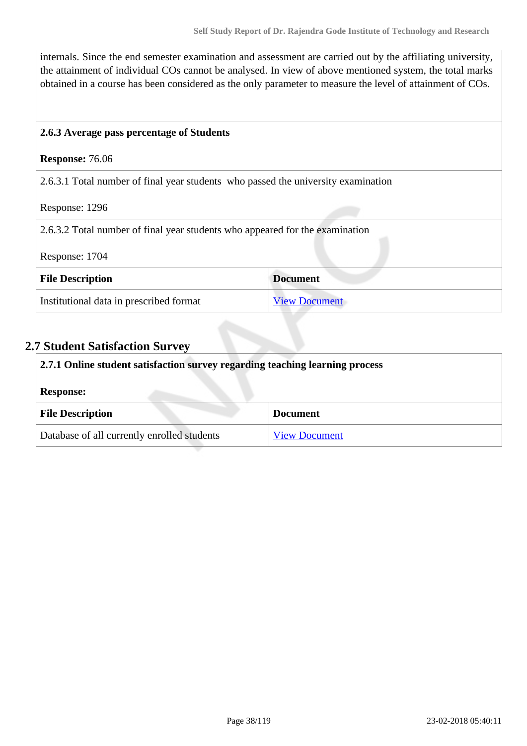internals. Since the end semester examination and assessment are carried out by the affiliating university, the attainment of individual COs cannot be analysed. In view of above mentioned system, the total marks obtained in a course has been considered as the only parameter to measure the level of attainment of COs.

**2.6.3 Average pass percentage of Students**

**Response:** 76.06

2.6.3.1 Total number of final year students who passed the university examination

Response: 1296

2.6.3.2 Total number of final year students who appeared for the examination

Response: 1704

| File Description | Document |
|---|---|
| Institutional data in prescribed format | View Document |

## 2.7 Student Satisfaction Survey

**2.7.1 Online student satisfaction survey regarding teaching learning process**

**Response:**

| File Description | Document |
|---|---|
| Database of all currently enrolled students | View Document |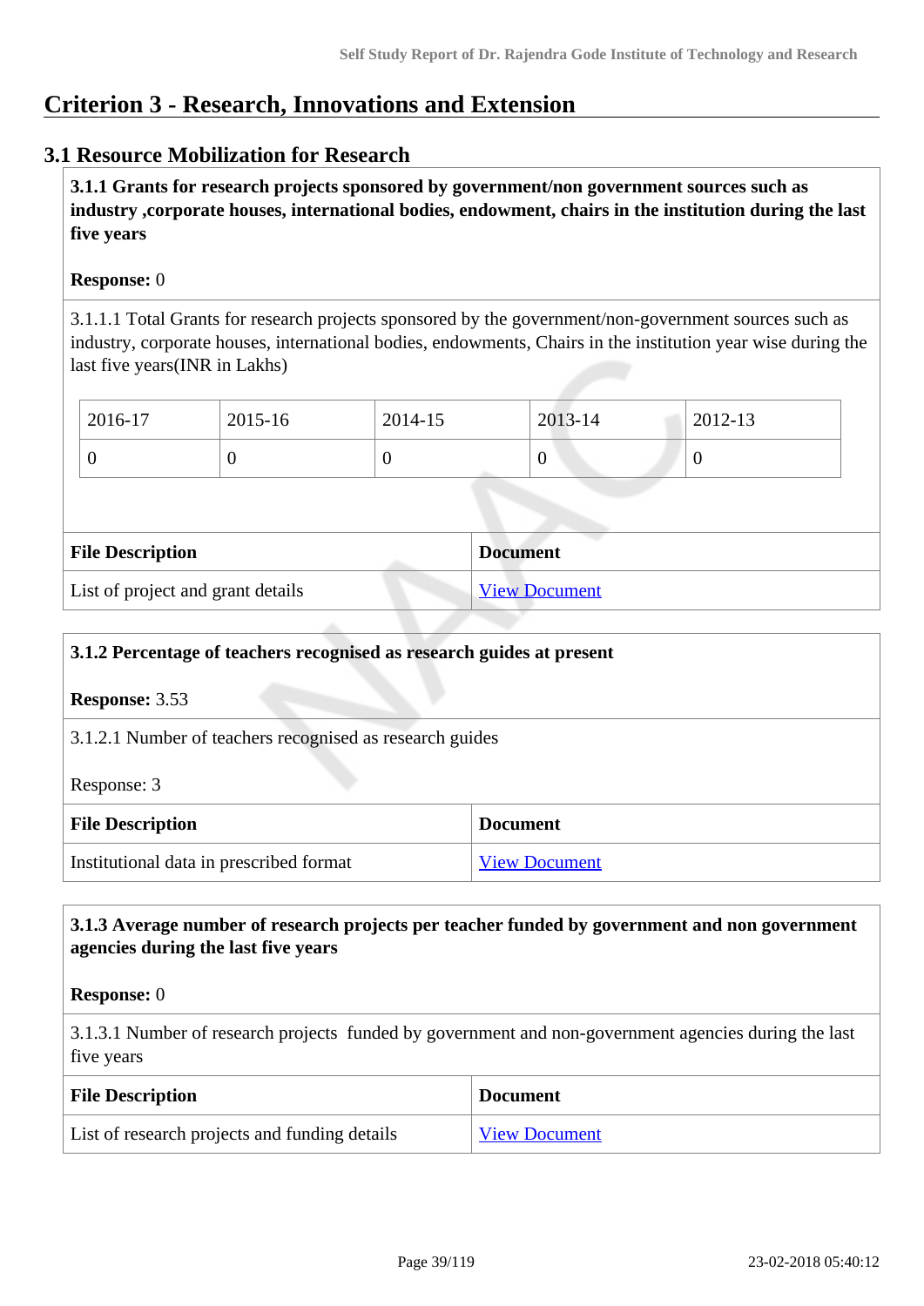# Criterion 3 - Research, Innovations and Extension

## 3.1 Resource Mobilization for Research

**3.1.1 Grants for research projects sponsored by government/non government sources such as industry ,corporate houses, international bodies, endowment, chairs in the institution during the last five years**

**Response:** 0

3.1.1.1 Total Grants for research projects sponsored by the government/non-government sources such as industry, corporate houses, international bodies, endowments, Chairs in the institution year wise during the last five years(INR in Lakhs)

| 2016-17 | 2015-16 | 2014-15 | 2013-14 | 2012-13 |
|---|---|---|---|---|
| 0 | 0 | 0 | 0 | 0 |

| File Description | Document |
|---|---|
| List of project and grant details | View Document |

**3.1.2 Percentage of teachers recognised as research guides at present**

**Response:** 3.53

3.1.2.1 Number of teachers recognised as research guides

Response: 3

| File Description | Document |
|---|---|
| Institutional data in prescribed format | View Document |

**3.1.3 Average number of research projects per teacher funded by government and non government agencies during the last five years**

**Response:** 0

3.1.3.1 Number of research projects funded by government and non-government agencies during the last five years

| File Description | Document |
|---|---|
| List of research projects and funding details | View Document |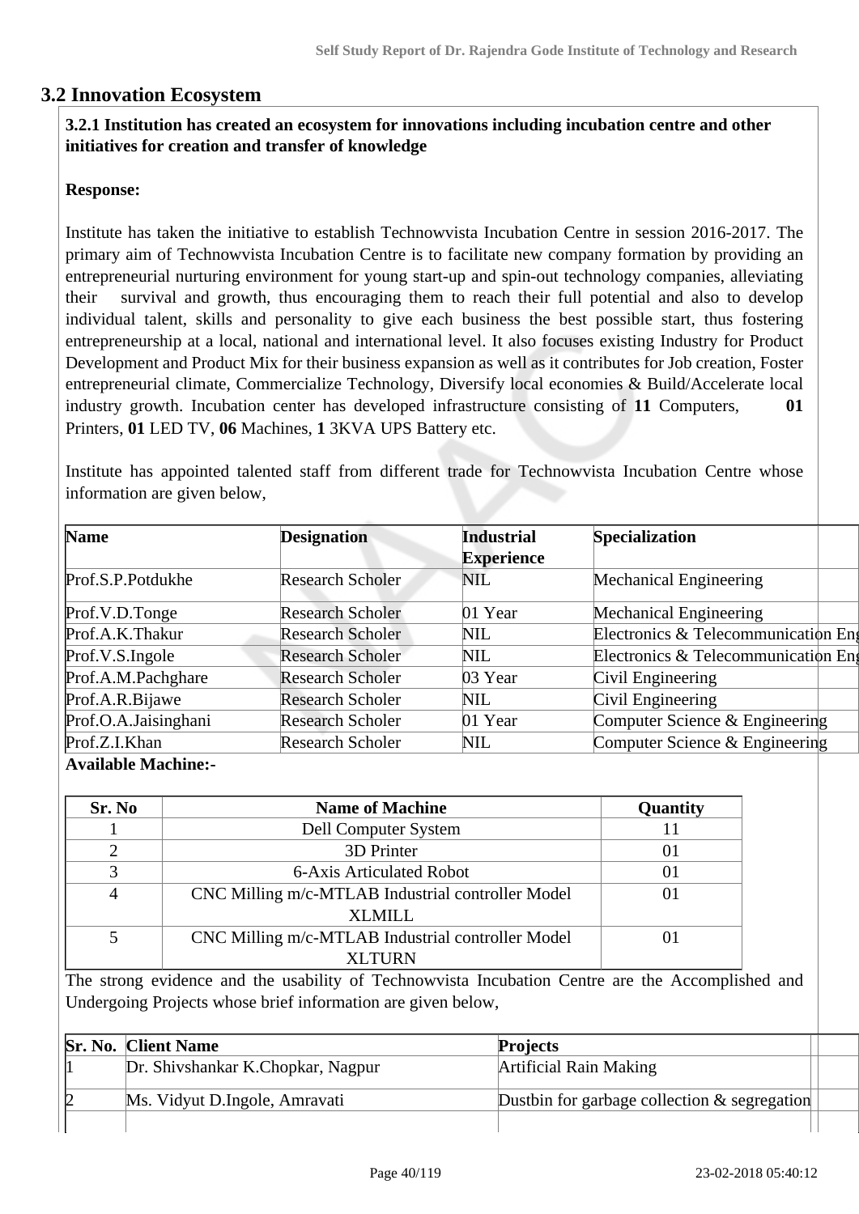## 3.2 Innovation Ecosystem

**3.2.1 Institution has created an ecosystem for innovations including incubation centre and other initiatives for creation and transfer of knowledge**

**Response:**

Institute has taken the initiative to establish Technowvista Incubation Centre in session 2016-2017. The primary aim of Technowvista Incubation Centre is to facilitate new company formation by providing an entrepreneurial nurturing environment for young start-up and spin-out technology companies, alleviating their survival and growth, thus encouraging them to reach their full potential and also to develop individual talent, skills and personality to give each business the best possible start, thus fostering entrepreneurship at a local, national and international level. It also focuses existing Industry for Product Development and Product Mix for their business expansion as well as it contributes for Job creation, Foster entrepreneurial climate, Commercialize Technology, Diversify local economies & Build/Accelerate local industry growth. Incubation center has developed infrastructure consisting of **11** Computers, **01** Printers, **01** LED TV, **06** Machines, **1** 3KVA UPS Battery etc.

Institute has appointed talented staff from different trade for Technowvista Incubation Centre whose information are given below,

| Name | Designation | Industrial Experience | Specialization |
|---|---|---|---|
| Prof.S.P.Potdukhe | Research Scholer | NIL | Mechanical Engineering |
| Prof.V.D.Tonge | Research Scholer | 01 Year | Mechanical Engineering |
| Prof.A.K.Thakur | Research Scholer | NIL | Electronics & Telecommunication Eng |
| Prof.V.S.Ingole | Research Scholer | NIL | Electronics & Telecommunication Eng |
| Prof.A.M.Pachghare | Research Scholer | 03 Year | Civil Engineering |
| Prof.A.R.Bijawe | Research Scholer | NIL | Civil Engineering |
| Prof.O.A.Jaisinghani | Research Scholer | 01 Year | Computer Science & Engineering |
| Prof.Z.I.Khan | Research Scholer | NIL | Computer Science & Engineering |

**Available Machine:-**

| Sr. No | Name of Machine | Quantity |
|---|---|---|
| 1 | Dell Computer System | 11 |
| 2 | 3D Printer | 01 |
| 3 | 6-Axis Articulated Robot | 01 |
| 4 | CNC Milling m/c-MTLAB Industrial controller Model XLMILL | 01 |
| 5 | CNC Milling m/c-MTLAB Industrial controller Model XLTURN | 01 |

The strong evidence and the usability of Technowvista Incubation Centre are the Accomplished and Undergoing Projects whose brief information are given below,

| Sr. No. | Client Name | Projects |
|---|---|---|
| 1 | Dr. Shivshankar K.Chopkar, Nagpur | Artificial Rain Making |
| 2 | Ms. Vidyut D.Ingole, Amravati | Dustbin for garbage collection & segregation |
| | | |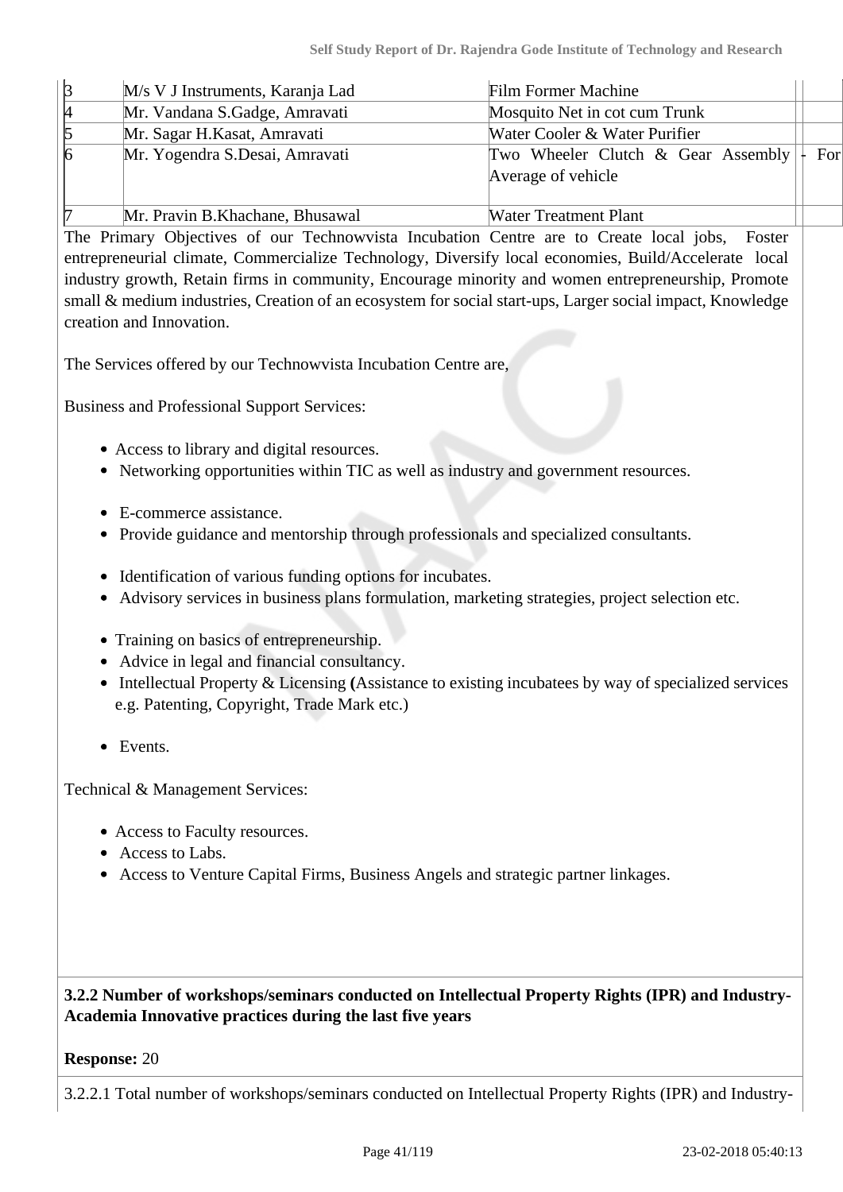| 3 | M/s V J Instruments, Karanja Lad | Film Former Machine | |
|---|---|---|---|
| 4 | Mr. Vandana S.Gadge, Amravati | Mosquito Net in cot cum Trunk | |
| 5 | Mr. Sagar H.Kasat, Amravati | Water Cooler & Water Purifier | |
| 6 | Mr. Yogendra S.Desai, Amravati | Two Wheeler Clutch & Gear Assembly Average of vehicle | - For |
| 7 | Mr. Pravin B.Khachane, Bhusawal | Water Treatment Plant | |

The Primary Objectives of our Technowvista Incubation Centre are to Create local jobs, Foster entrepreneurial climate, Commercialize Technology, Diversify local economies, Build/Accelerate local industry growth, Retain firms in community, Encourage minority and women entrepreneurship, Promote small & medium industries, Creation of an ecosystem for social start-ups, Larger social impact, Knowledge creation and Innovation.

The Services offered by our Technowvista Incubation Centre are,

Business and Professional Support Services:

- Access to library and digital resources.
- Networking opportunities within TIC as well as industry and government resources.

- E-commerce assistance.
- Provide guidance and mentorship through professionals and specialized consultants.

- Identification of various funding options for incubates.
- Advisory services in business plans formulation, marketing strategies, project selection etc.

- Training on basics of entrepreneurship.
- Advice in legal and financial consultancy.
- Intellectual Property & Licensing **(**Assistance to existing incubatees by way of specialized services e.g. Patenting, Copyright, Trade Mark etc.)

- Events.

Technical & Management Services:

- Access to Faculty resources.
- Access to Labs.
- Access to Venture Capital Firms, Business Angels and strategic partner linkages.

**3.2.2 Number of workshops/seminars conducted on Intellectual Property Rights (IPR) and Industry-Academia Innovative practices during the last five years**

**Response:** 20

3.2.2.1 Total number of workshops/seminars conducted on Intellectual Property Rights (IPR) and Industry-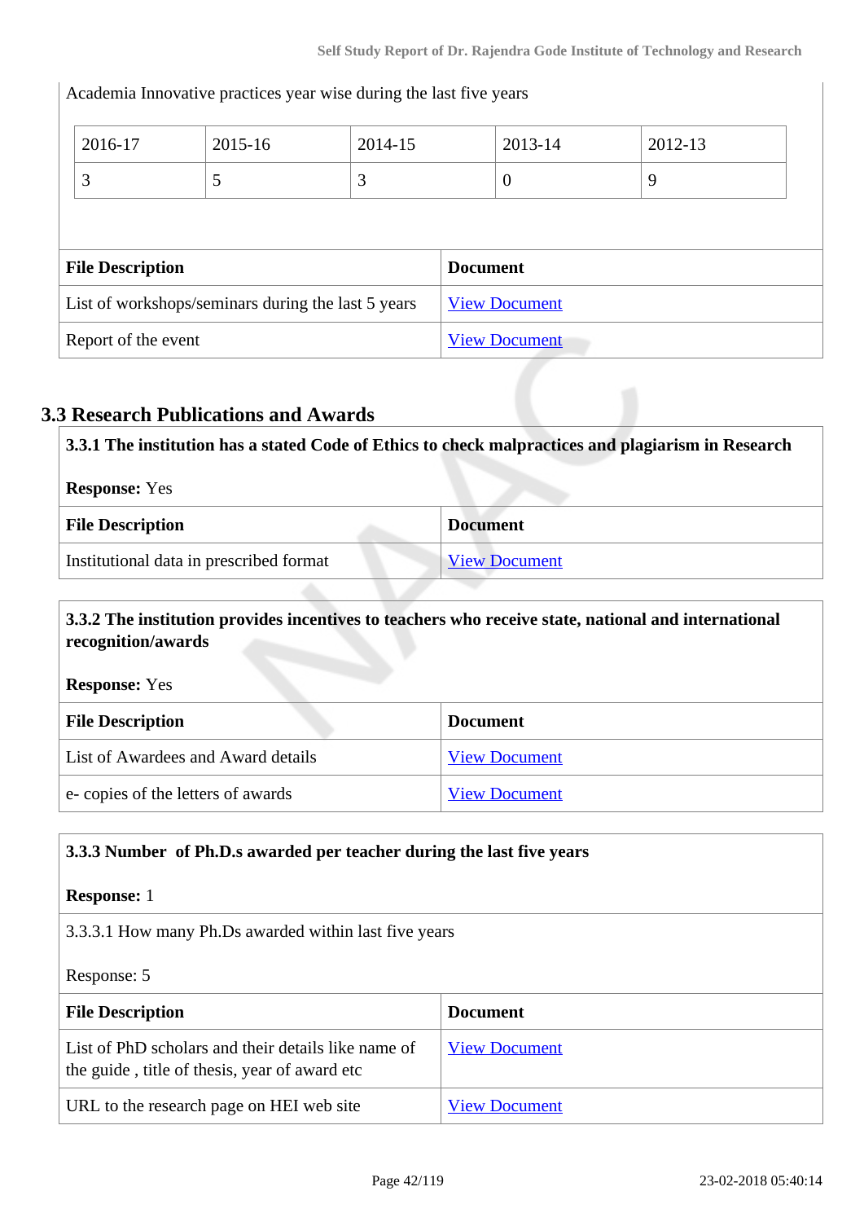Academia Innovative practices year wise during the last five years

| 2016-17 | 2015-16 | 2014-15 | 2013-14 | 2012-13 |
|---|---|---|---|---|
| 3 | 5 | 3 | 0 | 9 |

| File Description | Document |
|---|---|
| List of workshops/seminars during the last 5 years | View Document |
| Report of the event | View Document |

## 3.3 Research Publications and Awards

**3.3.1 The institution has a stated Code of Ethics to check malpractices and plagiarism in Research**

**Response:** Yes

| File Description | Document |
|---|---|
| Institutional data in prescribed format | View Document |

**3.3.2 The institution provides incentives to teachers who receive state, national and international recognition/awards**

**Response:** Yes

| File Description | Document |
|---|---|
| List of Awardees and Award details | View Document |
| e- copies of the letters of awards | View Document |

**3.3.3 Number of Ph.D.s awarded per teacher during the last five years**

**Response:** 1

3.3.3.1 How many Ph.Ds awarded within last five years

Response: 5

| File Description | Document |
|---|---|
| List of PhD scholars and their details like name of the guide , title of thesis, year of award etc | View Document |
| URL to the research page on HEI web site | View Document |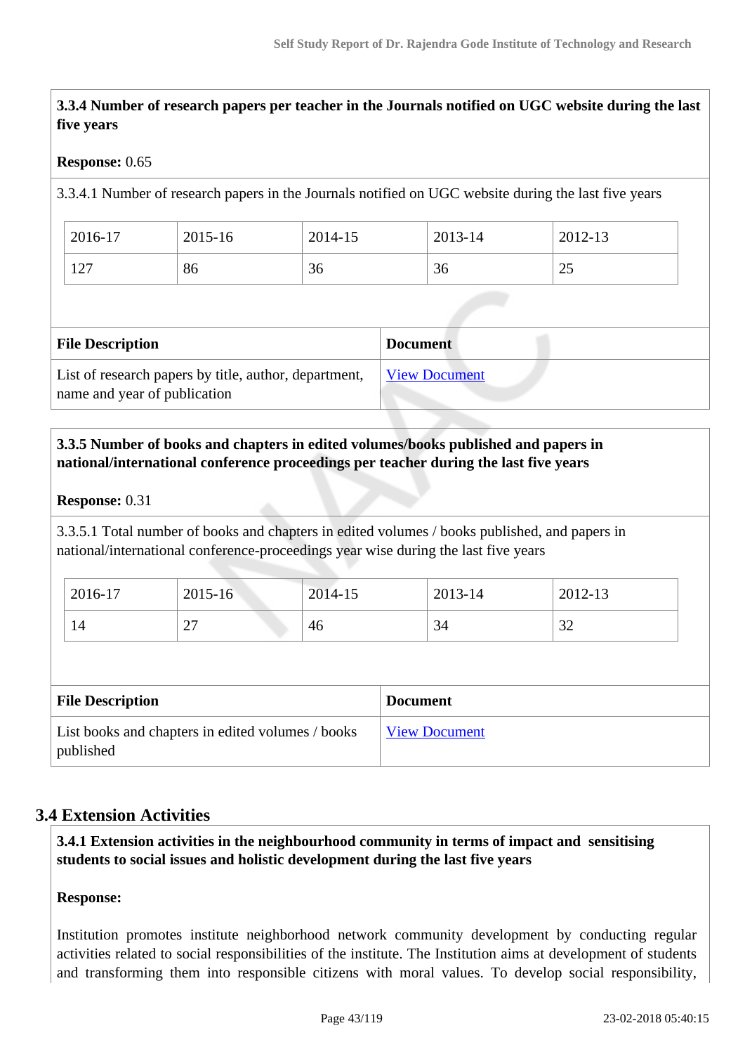**3.3.4 Number of research papers per teacher in the Journals notified on UGC website during the last five years**

**Response:** 0.65

3.3.4.1 Number of research papers in the Journals notified on UGC website during the last five years

| 2016-17 | 2015-16 | 2014-15 | 2013-14 | 2012-13 |
|---|---|---|---|---|
| 127 | 86 | 36 | 36 | 25 |

| File Description | Document |
|---|---|
| List of research papers by title, author, department, name and year of publication | View Document |

**3.3.5 Number of books and chapters in edited volumes/books published and papers in national/international conference proceedings per teacher during the last five years**

**Response:** 0.31

3.3.5.1 Total number of books and chapters in edited volumes / books published, and papers in national/international conference-proceedings year wise during the last five years

| 2016-17 | 2015-16 | 2014-15 | 2013-14 | 2012-13 |
|---|---|---|---|---|
| 14 | 27 | 46 | 34 | 32 |

| File Description | Document |
|---|---|
| List books and chapters in edited volumes / books published | View Document |

## 3.4 Extension Activities

**3.4.1 Extension activities in the neighbourhood community in terms of impact and sensitising students to social issues and holistic development during the last five years**

**Response:**

Institution promotes institute neighborhood network community development by conducting regular activities related to social responsibilities of the institute. The Institution aims at development of students and transforming them into responsible citizens with moral values. To develop social responsibility,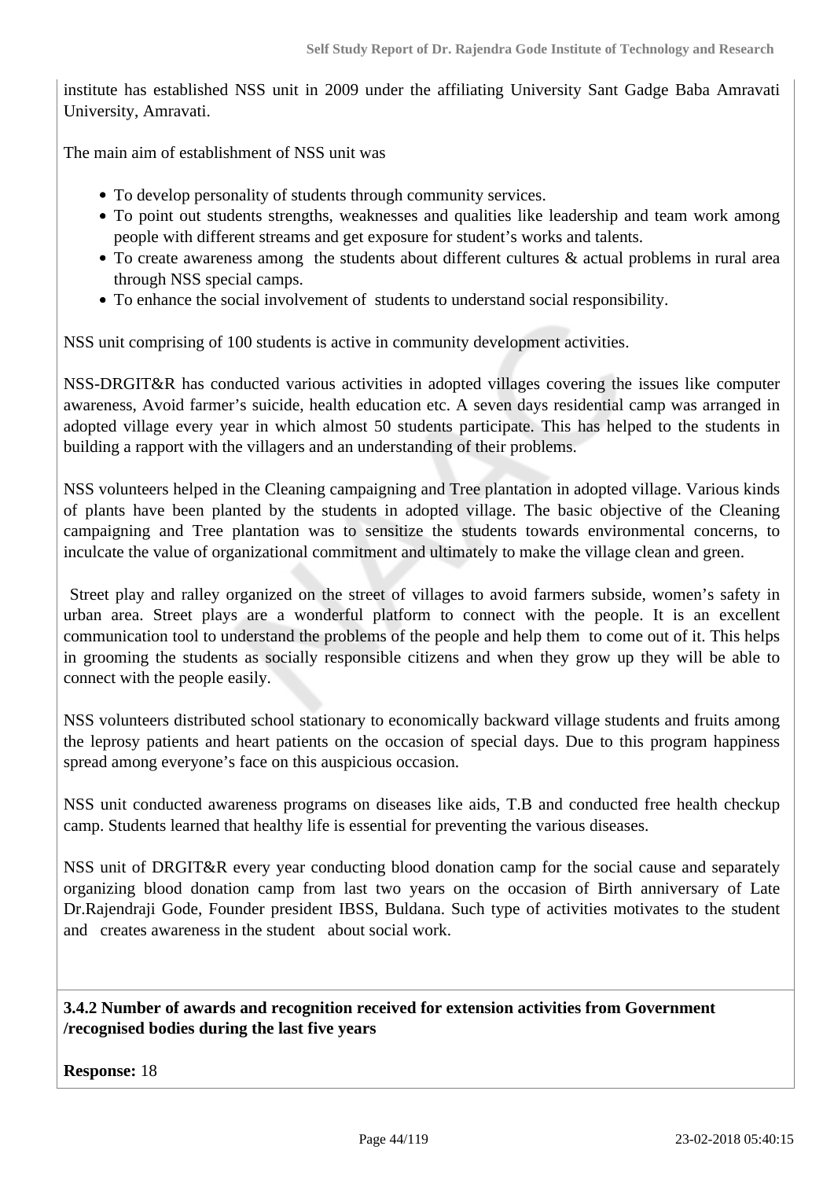institute has established NSS unit in 2009 under the affiliating University Sant Gadge Baba Amravati University, Amravati.

The main aim of establishment of NSS unit was

- To develop personality of students through community services.
- To point out students strengths, weaknesses and qualities like leadership and team work among people with different streams and get exposure for student's works and talents.
- To create awareness among the students about different cultures & actual problems in rural area through NSS special camps.
- To enhance the social involvement of students to understand social responsibility.

NSS unit comprising of 100 students is active in community development activities.

NSS-DRGIT&R has conducted various activities in adopted villages covering the issues like computer awareness, Avoid farmer's suicide, health education etc. A seven days residential camp was arranged in adopted village every year in which almost 50 students participate. This has helped to the students in building a rapport with the villagers and an understanding of their problems.

NSS volunteers helped in the Cleaning campaigning and Tree plantation in adopted village. Various kinds of plants have been planted by the students in adopted village. The basic objective of the Cleaning campaigning and Tree plantation was to sensitize the students towards environmental concerns, to inculcate the value of organizational commitment and ultimately to make the village clean and green.

Street play and ralley organized on the street of villages to avoid farmers subside, women's safety in urban area. Street plays are a wonderful platform to connect with the people. It is an excellent communication tool to understand the problems of the people and help them to come out of it. This helps in grooming the students as socially responsible citizens and when they grow up they will be able to connect with the people easily.

NSS volunteers distributed school stationary to economically backward village students and fruits among the leprosy patients and heart patients on the occasion of special days. Due to this program happiness spread among everyone's face on this auspicious occasion.

NSS unit conducted awareness programs on diseases like aids, T.B and conducted free health checkup camp. Students learned that healthy life is essential for preventing the various diseases.

NSS unit of DRGIT&R every year conducting blood donation camp for the social cause and separately organizing blood donation camp from last two years on the occasion of Birth anniversary of Late Dr.Rajendraji Gode, Founder president IBSS, Buldana. Such type of activities motivates to the student and creates awareness in the student about social work.

**3.4.2 Number of awards and recognition received for extension activities from Government /recognised bodies during the last five years**

**Response:** 18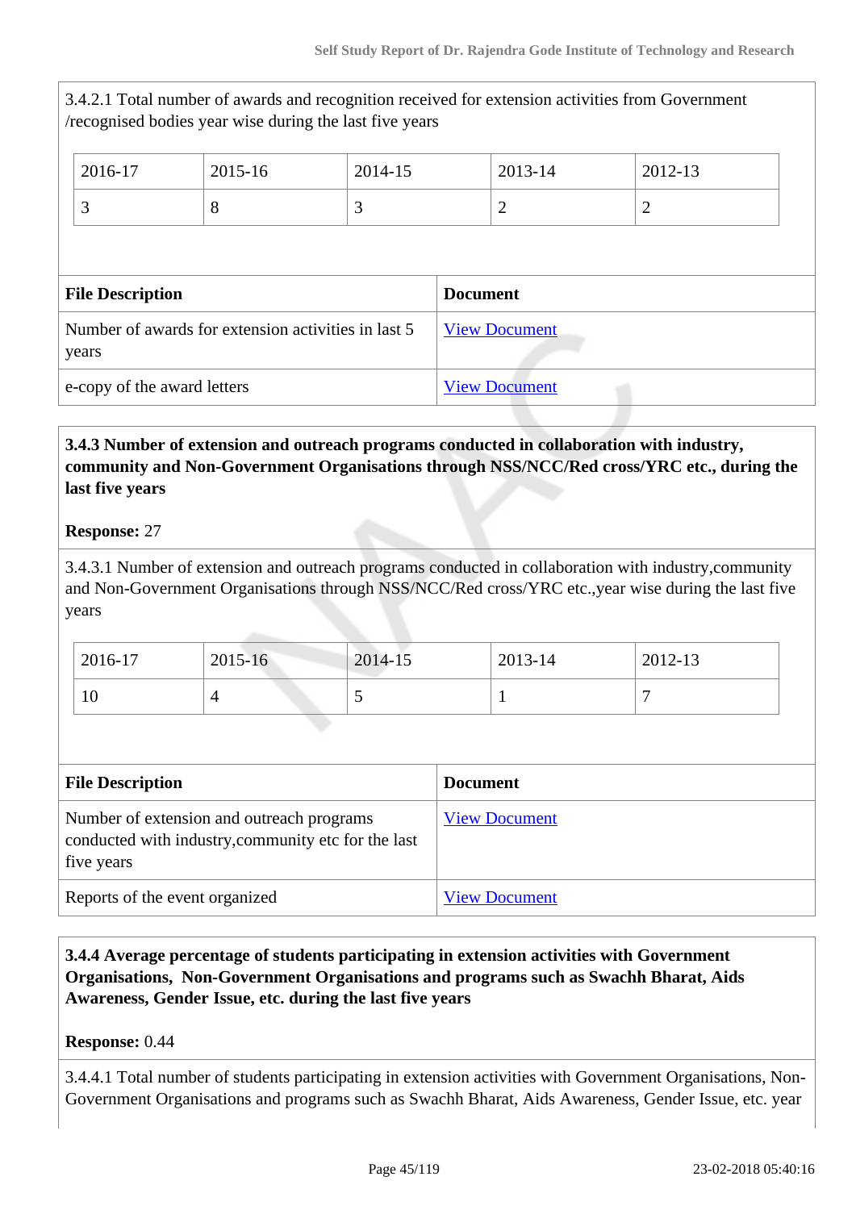3.4.2.1 Total number of awards and recognition received for extension activities from Government /recognised bodies year wise during the last five years

| 2016-17 | 2015-16 | 2014-15 | 2013-14 | 2012-13 |
|---|---|---|---|---|
| 3 | 8 | 3 | 2 | 2 |

| File Description | Document |
|---|---|
| Number of awards for extension activities in last 5 years | View Document |
| e-copy of the award letters | View Document |

**3.4.3 Number of extension and outreach programs conducted in collaboration with industry, community and Non-Government Organisations through NSS/NCC/Red cross/YRC etc., during the last five years**

**Response:** 27

3.4.3.1 Number of extension and outreach programs conducted in collaboration with industry,community and Non-Government Organisations through NSS/NCC/Red cross/YRC etc.,year wise during the last five years

| 2016-17 | 2015-16 | 2014-15 | 2013-14 | 2012-13 |
|---|---|---|---|---|
| 10 | 4 | 5 | 1 | 7 |

| File Description | Document |
|---|---|
| Number of extension and outreach programs conducted with industry,community etc for the last five years | View Document |
| Reports of the event organized | View Document |

**3.4.4 Average percentage of students participating in extension activities with Government Organisations, Non-Government Organisations and programs such as Swachh Bharat, Aids Awareness, Gender Issue, etc. during the last five years**

**Response:** 0.44

3.4.4.1 Total number of students participating in extension activities with Government Organisations, Non-Government Organisations and programs such as Swachh Bharat, Aids Awareness, Gender Issue, etc. year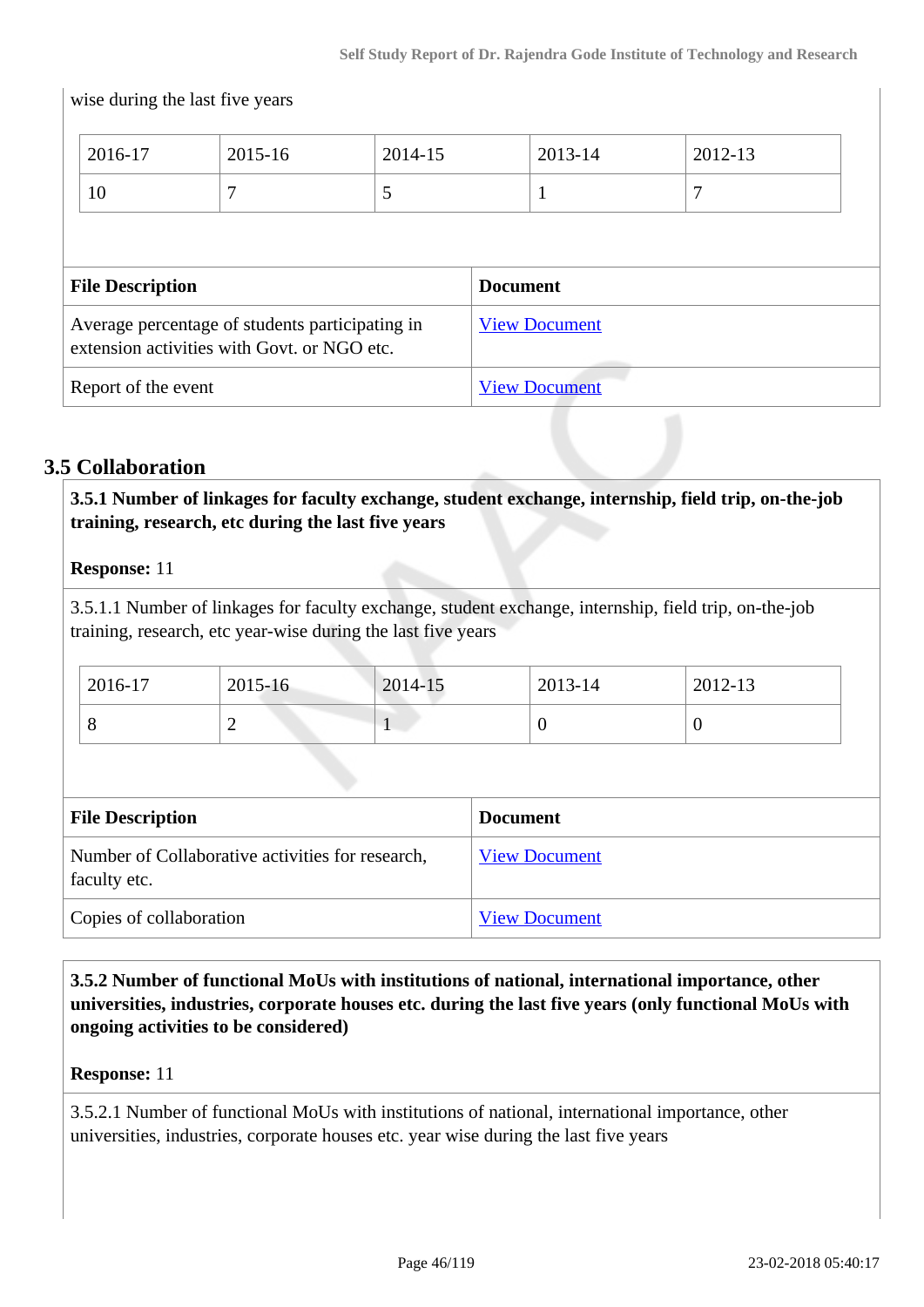wise during the last five years

| 2016-17 | 2015-16 | 2014-15 | 2013-14 | 2012-13 |
|---|---|---|---|---|
| 10 | 7 | 5 | 1 | 7 |

| File Description | Document |
|---|---|
| Average percentage of students participating in extension activities with Govt. or NGO etc. | View Document |
| Report of the event | View Document |

## 3.5 Collaboration

**3.5.1 Number of linkages for faculty exchange, student exchange, internship, field trip, on-the-job training, research, etc during the last five years**

**Response:** 11

3.5.1.1 Number of linkages for faculty exchange, student exchange, internship, field trip, on-the-job training, research, etc year-wise during the last five years

| 2016-17 | 2015-16 | 2014-15 | 2013-14 | 2012-13 |
|---|---|---|---|---|
| 8 | 2 | 1 | 0 | 0 |

| File Description | Document |
|---|---|
| Number of Collaborative activities for research, faculty etc. | View Document |
| Copies of collaboration | View Document |

**3.5.2 Number of functional MoUs with institutions of national, international importance, other universities, industries, corporate houses etc. during the last five years (only functional MoUs with ongoing activities to be considered)**

**Response:** 11

3.5.2.1 Number of functional MoUs with institutions of national, international importance, other universities, industries, corporate houses etc. year wise during the last five years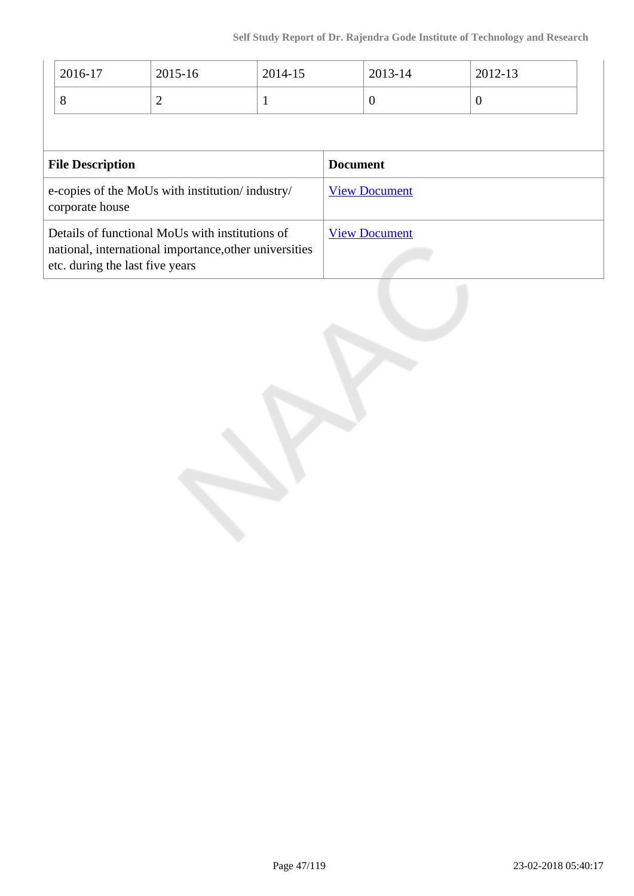| 2016-17 | 2015-16 | 2014-15 | 2013-14 | 2012-13 |
|---|---|---|---|---|
| 8 | 2 | 1 | 0 | 0 |

| File Description | Document |
|---|---|
| e-copies of the MoUs with institution/ industry/ corporate house | View Document |
| Details of functional MoUs with institutions of national, international importance,other universities etc. during the last five years | View Document |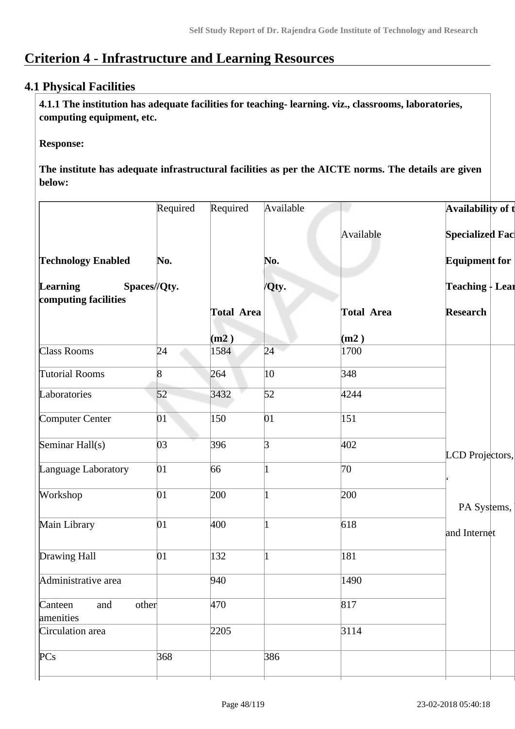# Criterion 4 - Infrastructure and Learning Resources

## 4.1 Physical Facilities

**4.1.1 The institution has adequate facilities for teaching- learning. viz., classrooms, laboratories, computing equipment, etc.**

**Response:**

**The institute has adequate infrastructural facilities as per the AICTE norms. The details are given below:**

| **Technology Enabled Learning Spaces/ computing facilities** | Required **No. /Qty.** | Required **Total Area (m2 )** | Available **No. /Qty.** | Available **Total Area (m2 )** | **Availability of t Specialized Faci Equipment for Teaching - Lear Research** | |
|---|---|---|---|---|---|---|
| Class Rooms | 24 | 1584 | 24 | 1700 | LCD Projectors, ' PA Systems, and Internet | |
| Tutorial Rooms | 8 | 264 | 10 | 348 | | |
| Laboratories | 52 | 3432 | 52 | 4244 | | |
| Computer Center | 01 | 150 | 01 | 151 | | |
| Seminar Hall(s) | 03 | 396 | 3 | 402 | | |
| Language Laboratory | 01 | 66 | 1 | 70 | | |
| Workshop | 01 | 200 | 1 | 200 | | |
| Main Library | 01 | 400 | 1 | 618 | | |
| Drawing Hall | 01 | 132 | 1 | 181 | | |
| Administrative area | | 940 | | 1490 | | |
| Canteen and other amenities | | 470 | | 817 | | |
| Circulation area | | 2205 | | 3114 | | |
| PCs | 368 | | 386 | | | |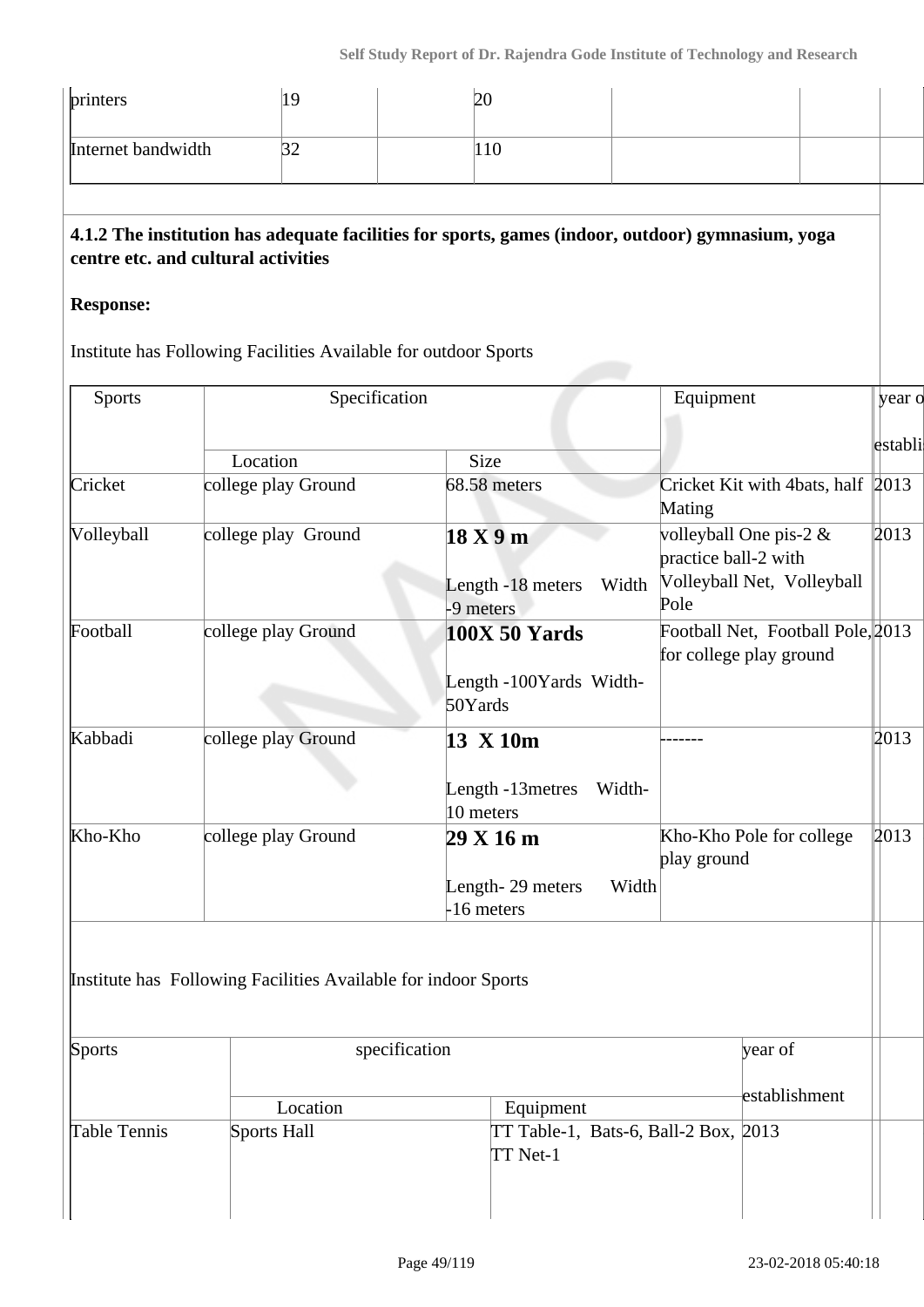| printers | 19 | | 20 | | | |
|---|---|---|---|---|---|---|
| Internet bandwidth | 32 | | 110 | | | |

**4.1.2 The institution has adequate facilities for sports, games (indoor, outdoor) gymnasium, yoga centre etc. and cultural activities**

**Response:**

Institute has Following Facilities Available for outdoor Sports

| Sports | Specification | | Equipment | year of establishment |
|---|---|---|---|---|
| | Location | Size | | |
| Cricket | college play Ground | 68.58 meters | Cricket Kit with 4bats, half Mating | 2013 |
| Volleyball | college play Ground | **18 X 9 m**<br>Length -18 meters Width -9 meters | volleyball One pis-2 & practice ball-2 with Volleyball Net, Volleyball Pole | 2013 |
| Football | college play Ground | **100X 50 Yards**<br>Length -100Yards Width-50Yards | Football Net, Football Pole, for college play ground | 2013 |
| Kabbadi | college play Ground | **13 X 10m**<br>Length -13metres Width-10 meters | ------- | 2013 |
| Kho-Kho | college play Ground | **29 X 16 m**<br>Length- 29 meters Width -16 meters | Kho-Kho Pole for college play ground | 2013 |

Institute has Following Facilities Available for indoor Sports

| Sports | specification | | year of establishment |
|---|---|---|---|
| | Location | Equipment | |
| Table Tennis | Sports Hall | TT Table-1, Bats-6, Ball-2 Box, TT Net-1 | 2013 |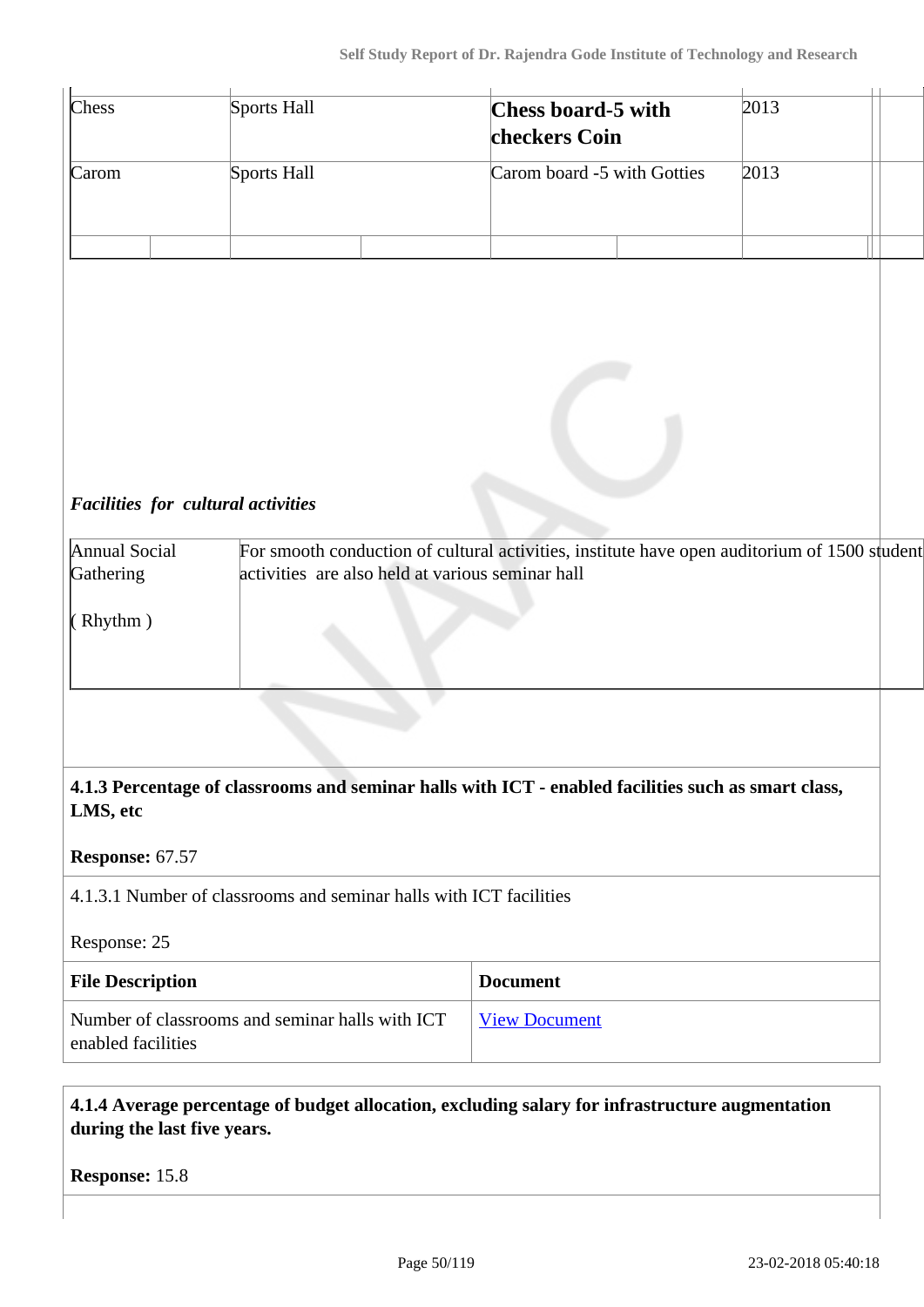| Chess | Sports Hall | **Chess board-5 with checkers Coin** | 2013 |
|---|---|---|---|
| Carom | Sports Hall | Carom board -5 with Gotties | 2013 |

***Facilities for cultural activities***

| Annual Social Gathering ( Rhythm ) | For smooth conduction of cultural activities, institute have open auditorium of 1500 student activities are also held at various seminar hall |
|---|---|

**4.1.3 Percentage of classrooms and seminar halls with ICT - enabled facilities such as smart class, LMS, etc**

**Response:** 67.57

4.1.3.1 Number of classrooms and seminar halls with ICT facilities

Response: 25

| File Description | Document |
|---|---|
| Number of classrooms and seminar halls with ICT enabled facilities | View Document |

**4.1.4 Average percentage of budget allocation, excluding salary for infrastructure augmentation during the last five years.**

**Response:** 15.8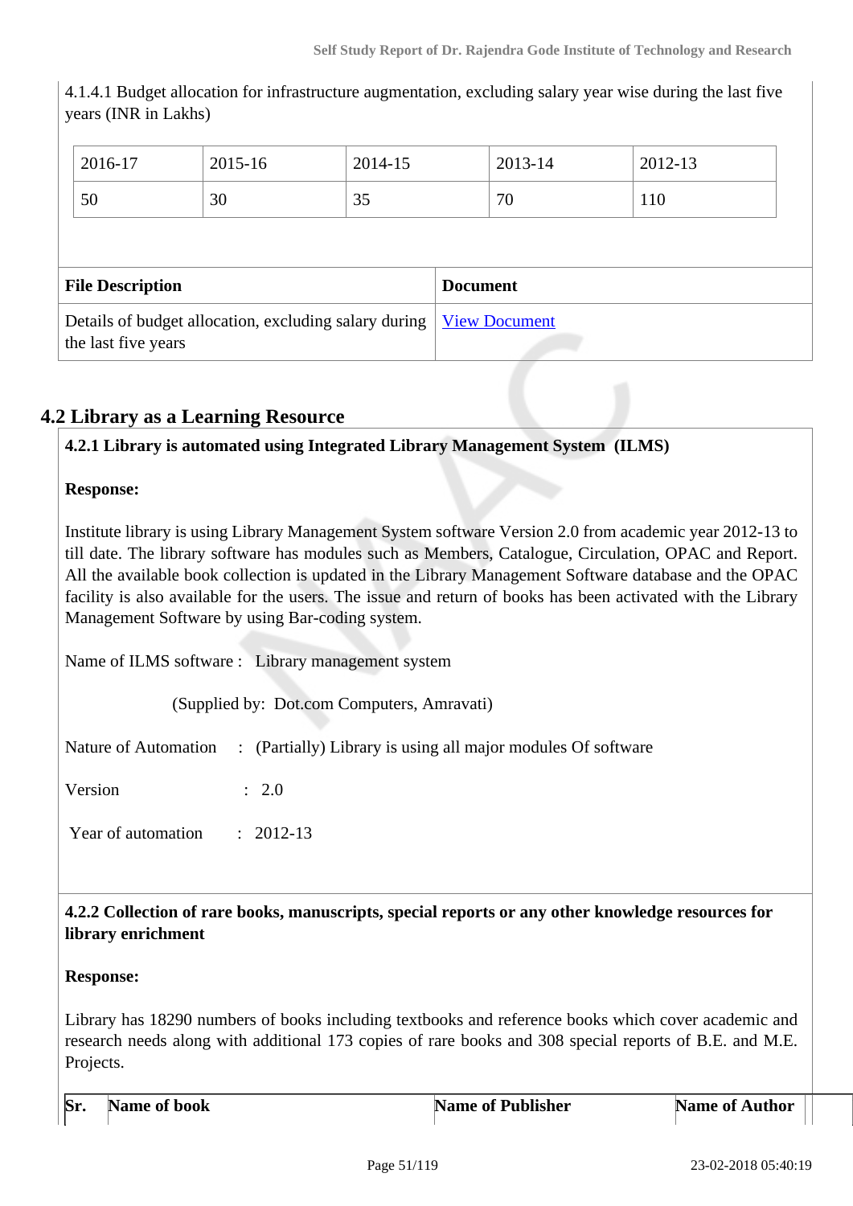4.1.4.1 Budget allocation for infrastructure augmentation, excluding salary year wise during the last five years (INR in Lakhs)

| 2016-17 | 2015-16 | 2014-15 | 2013-14 | 2012-13 |
|---|---|---|---|---|
| 50 | 30 | 35 | 70 | 110 |

| File Description | Document |
|---|---|
| Details of budget allocation, excluding salary during the last five years | View Document |

## 4.2 Library as a Learning Resource

**4.2.1 Library is automated using Integrated Library Management System (ILMS)**

**Response:**

Institute library is using Library Management System software Version 2.0 from academic year 2012-13 to till date. The library software has modules such as Members, Catalogue, Circulation, OPAC and Report. All the available book collection is updated in the Library Management Software database and the OPAC facility is also available for the users. The issue and return of books has been activated with the Library Management Software by using Bar-coding system.

Name of ILMS software : Library management system

(Supplied by: Dot.com Computers, Amravati)

Nature of Automation : (Partially) Library is using all major modules Of software

Version : 2.0

Year of automation : 2012-13

**4.2.2 Collection of rare books, manuscripts, special reports or any other knowledge resources for library enrichment**

**Response:**

Library has 18290 numbers of books including textbooks and reference books which cover academic and research needs along with additional 173 copies of rare books and 308 special reports of B.E. and M.E. Projects.

| Sr. | Name of book | Name of Publisher | Name of Author |
|---|---|---|---|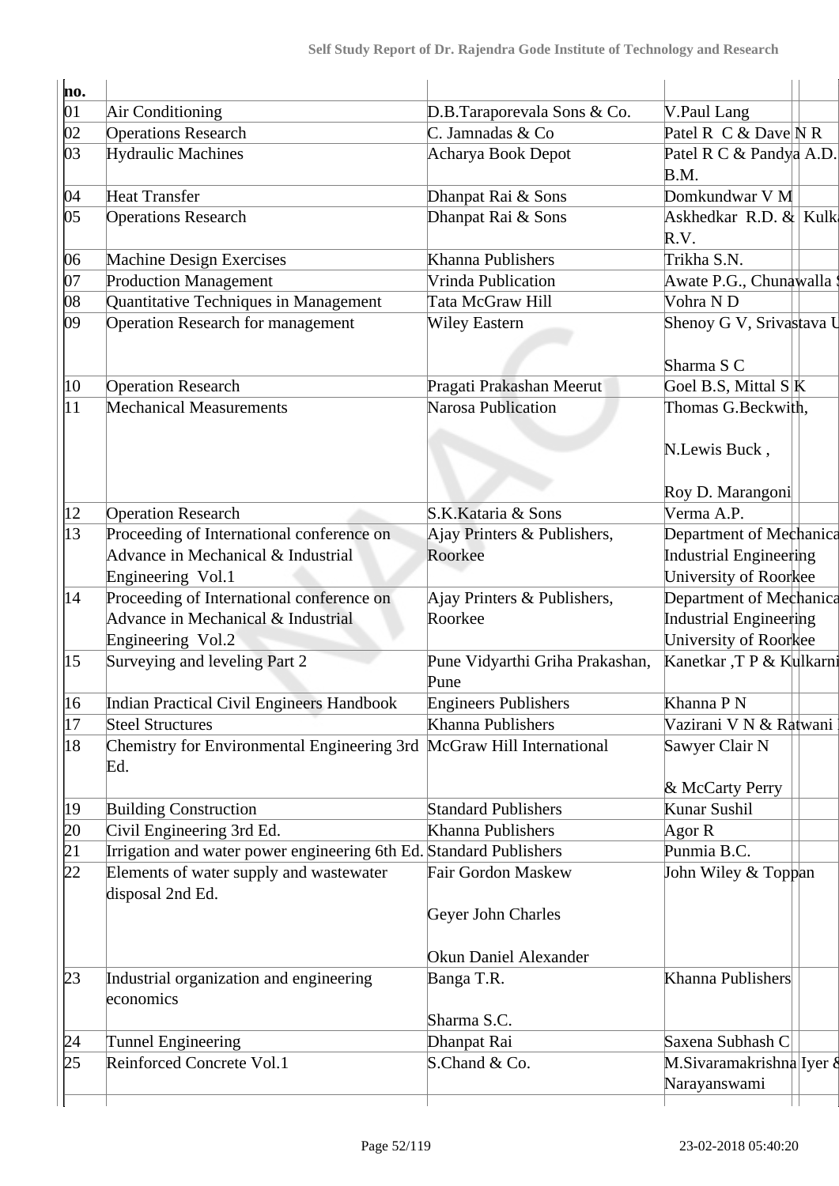| no. | | | | |
|---|---|---|---|---|
| 01 | Air Conditioning | D.B.Taraporevala Sons & Co. | V.Paul Lang | |
| 02 | Operations Research | C. Jamnadas & Co | Patel R C & Dave N R | |
| 03 | Hydraulic Machines | Acharya Book Depot | Patel R C & Pandya A.D. B.M. | |
| 04 | Heat Transfer | Dhanpat Rai & Sons | Domkundwar V M | |
| 05 | Operations Research | Dhanpat Rai & Sons | Askhedkar R.D. & Kulk R.V. | |
| 06 | Machine Design Exercises | Khanna Publishers | Trikha S.N. | |
| 07 | Production Management | Vrinda Publication | Awate P.G., Chunawalla S | |
| 08 | Quantitative Techniques in Management | Tata McGraw Hill | Vohra N D | |
| 09 | Operation Research for management | Wiley Eastern | Shenoy G V, Srivastava U<br><br>Sharma S C | |
| 10 | Operation Research | Pragati Prakashan Meerut | Goel B.S, Mittal S K | |
| 11 | Mechanical Measurements | Narosa Publication | Thomas G.Beckwith,<br><br>N.Lewis Buck ,<br><br>Roy D. Marangoni | |
| 12 | Operation Research | S.K.Kataria & Sons | Verma A.P. | |
| 13 | Proceeding of International conference on Advance in Mechanical & Industrial Engineering Vol.1 | Ajay Printers & Publishers, Roorkee | Department of Mechanica Industrial Engineering University of Roorkee | |
| 14 | Proceeding of International conference on Advance in Mechanical & Industrial Engineering Vol.2 | Ajay Printers & Publishers, Roorkee | Department of Mechanica Industrial Engineering University of Roorkee | |
| 15 | Surveying and leveling Part 2 | Pune Vidyarthi Griha Prakashan, Pune | Kanetkar ,T P & Kulkarni | |
| 16 | Indian Practical Civil Engineers Handbook | Engineers Publishers | Khanna P N | |
| 17 | Steel Structures | Khanna Publishers | Vazirani V N & Ratwani | |
| 18 | Chemistry for Environmental Engineering 3rd Ed. | McGraw Hill International | Sawyer Clair N<br><br>& McCarty Perry | |
| 19 | Building Construction | Standard Publishers | Kunar Sushil | |
| 20 | Civil Engineering 3rd Ed. | Khanna Publishers | Agor R | |
| 21 | Irrigation and water power engineering 6th Ed. | Standard Publishers | Punmia B.C. | |
| 22 | Elements of water supply and wastewater disposal 2nd Ed. | Fair Gordon Maskew<br><br>Geyer John Charles<br><br>Okun Daniel Alexander | John Wiley & Toppan | |
| 23 | Industrial organization and engineering economics | Banga T.R.<br><br>Sharma S.C. | Khanna Publishers | |
| 24 | Tunnel Engineering | Dhanpat Rai | Saxena Subhash C | |
| 25 | Reinforced Concrete Vol.1 | S.Chand & Co. | M.Sivaramakrishna Iyer & Narayanswami | |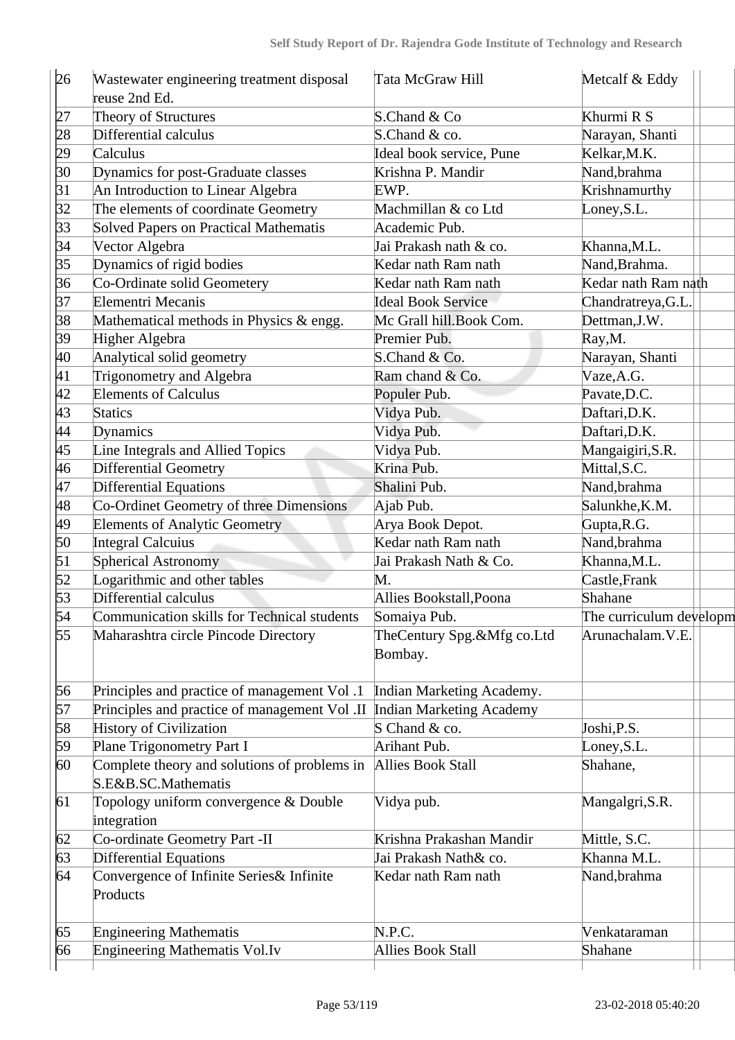| | | | | |
|---|---|---|---|---|
| 26 | Wastewater engineering treatment disposal reuse 2nd Ed. | Tata McGraw Hill | Metcalf & Eddy | |
| 27 | Theory of Structures | S.Chand & Co | Khurmi R S | |
| 28 | Differential calculus | S.Chand & co. | Narayan, Shanti | |
| 29 | Calculus | Ideal book service, Pune | Kelkar,M.K. | |
| 30 | Dynamics for post-Graduate classes | Krishna P. Mandir | Nand,brahma | |
| 31 | An Introduction to Linear Algebra | EWP. | Krishnamurthy | |
| 32 | The elements of coordinate Geometry | Machmillan & co Ltd | Loney,S.L. | |
| 33 | Solved Papers on Practical Mathematis | Academic Pub. | | |
| 34 | Vector Algebra | Jai Prakash nath & co. | Khanna,M.L. | |
| 35 | Dynamics of rigid bodies | Kedar nath Ram nath | Nand,Brahma. | |
| 36 | Co-Ordinate solid Geometery | Kedar nath Ram nath | Kedar nath Ram nath | |
| 37 | Elementri Mecanis | Ideal Book Service | Chandratreya,G.L. | |
| 38 | Mathematical methods in Physics & engg. | Mc Grall hill.Book Com. | Dettman,J.W. | |
| 39 | Higher Algebra | Premier Pub. | Ray,M. | |
| 40 | Analytical solid geometry | S.Chand & Co. | Narayan, Shanti | |
| 41 | Trigonometry and Algebra | Ram chand & Co. | Vaze,A.G. | |
| 42 | Elements of Calculus | Populer Pub. | Pavate,D.C. | |
| 43 | Statics | Vidya Pub. | Daftari,D.K. | |
| 44 | Dynamics | Vidya Pub. | Daftari,D.K. | |
| 45 | Line Integrals and Allied Topics | Vidya Pub. | Mangaigiri,S.R. | |
| 46 | Differential Geometry | Krina Pub. | Mittal,S.C. | |
| 47 | Differential Equations | Shalini Pub. | Nand,brahma | |
| 48 | Co-Ordinet Geometry of three Dimensions | Ajab Pub. | Salunkhe,K.M. | |
| 49 | Elements of Analytic Geometry | Arya Book Depot. | Gupta,R.G. | |
| 50 | Integral Calcuius | Kedar nath Ram nath | Nand,brahma | |
| 51 | Spherical Astronomy | Jai Prakash Nath & Co. | Khanna,M.L. | |
| 52 | Logarithmic and other tables | M. | Castle,Frank | |
| 53 | Differential calculus | Allies Bookstall,Poona | Shahane | |
| 54 | Communication skills for Technical students | Somaiya Pub. | The curriculum developm | |
| 55 | Maharashtra circle Pincode Directory | TheCentury Spg.&Mfg co.Ltd Bombay. | Arunachalam.V.E. | |
| 56 | Principles and practice of management Vol .1 | Indian Marketing Academy. | | |
| 57 | Principles and practice of management Vol .II | Indian Marketing Academy | | |
| 58 | History of Civilization | S Chand & co. | Joshi,P.S. | |
| 59 | Plane Trigonometry Part I | Arihant Pub. | Loney,S.L. | |
| 60 | Complete theory and solutions of problems in S.E&B.SC.Mathematis | Allies Book Stall | Shahane, | |
| 61 | Topology uniform convergence & Double integration | Vidya pub. | Mangalgri,S.R. | |
| 62 | Co-ordinate Geometry Part -II | Krishna Prakashan Mandir | Mittle, S.C. | |
| 63 | Differential Equations | Jai Prakash Nath& co. | Khanna M.L. | |
| 64 | Convergence of Infinite Series& Infinite Products | Kedar nath Ram nath | Nand,brahma | |
| 65 | Engineering Mathematis | N.P.C. | Venkataraman | |
| 66 | Engineering Mathematis Vol.Iv | Allies Book Stall | Shahane | |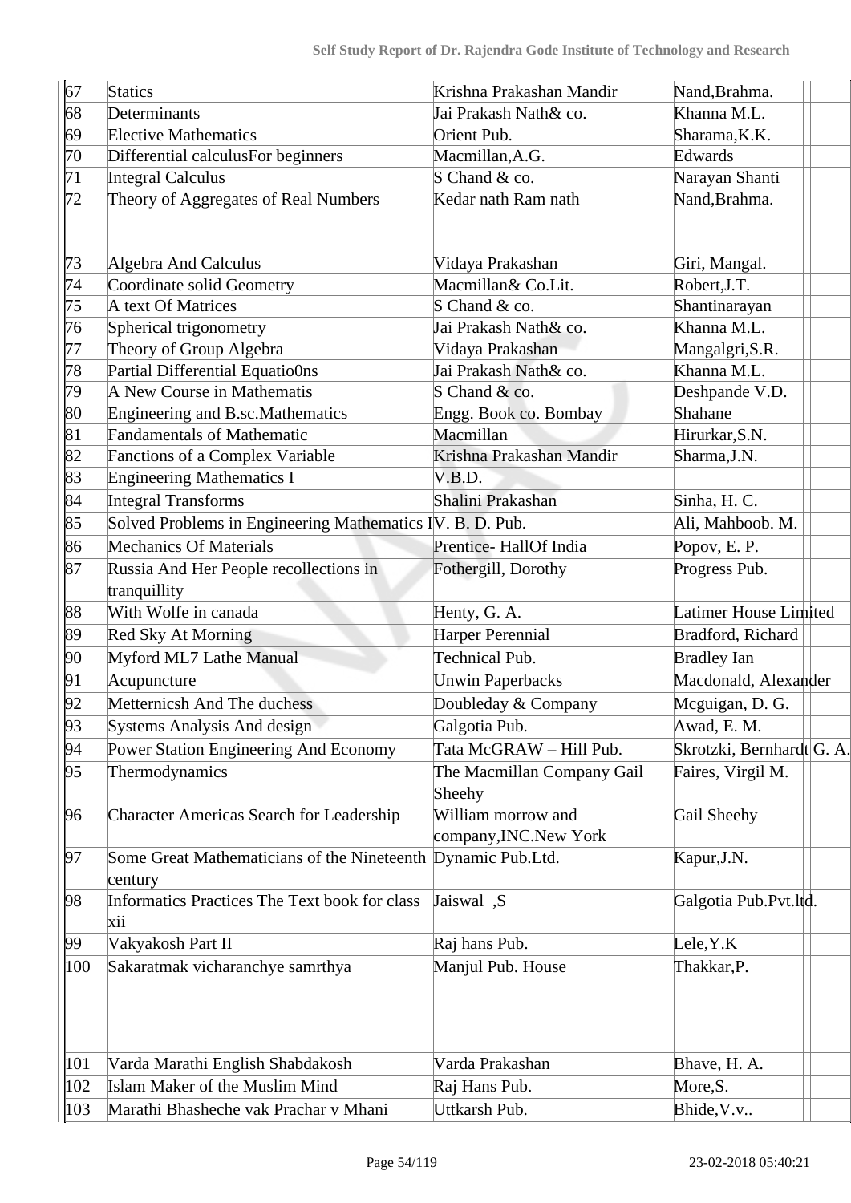| | | | | |
|---|---|---|---|---|
| 67 | Statics | Krishna Prakashan Mandir | Nand,Brahma. | |
| 68 | Determinants | Jai Prakash Nath& co. | Khanna M.L. | |
| 69 | Elective Mathematics | Orient Pub. | Sharama,K.K. | |
| 70 | Differential calculusFor beginners | Macmillan,A.G. | Edwards | |
| 71 | Integral Calculus | S Chand & co. | Narayan Shanti | |
| 72 | Theory of Aggregates of Real Numbers | Kedar nath Ram nath | Nand,Brahma. | |
| 73 | Algebra And Calculus | Vidaya Prakashan | Giri, Mangal. | |
| 74 | Coordinate solid Geometry | Macmillan& Co.Lit. | Robert,J.T. | |
| 75 | A text Of Matrices | S Chand & co. | Shantinarayan | |
| 76 | Spherical trigonometry | Jai Prakash Nath& co. | Khanna M.L. | |
| 77 | Theory of Group Algebra | Vidaya Prakashan | Mangalgri,S.R. | |
| 78 | Partial Differential Equatio0ns | Jai Prakash Nath& co. | Khanna M.L. | |
| 79 | A New Course in Mathematis | S Chand & co. | Deshpande V.D. | |
| 80 | Engineering and B.sc.Mathematics | Engg. Book co. Bombay | Shahane | |
| 81 | Fandamentals of Mathematic | Macmillan | Hirurkar,S.N. | |
| 82 | Fanctions of a Complex Variable | Krishna Prakashan Mandir | Sharma,J.N. | |
| 83 | Engineering Mathematics I | V.B.D. | | |
| 84 | Integral Transforms | Shalini Prakashan | Sinha, H. C. | |
| 85 | Solved Problems in Engineering Mathematics I | V. B. D. Pub. | Ali, Mahboob. M. | |
| 86 | Mechanics Of Materials | Prentice- HallOf India | Popov, E. P. | |
| 87 | Russia And Her People recollections in tranquillity | Fothergill, Dorothy | Progress Pub. | |
| 88 | With Wolfe in canada | Henty, G. A. | Latimer House Limited | |
| 89 | Red Sky At Morning | Harper Perennial | Bradford, Richard | |
| 90 | Myford ML7 Lathe Manual | Technical Pub. | Bradley Ian | |
| 91 | Acupuncture | Unwin Paperbacks | Macdonald, Alexander | |
| 92 | Metternicsh And The duchess | Doubleday & Company | Mcguigan, D. G. | |
| 93 | Systems Analysis And design | Galgotia Pub. | Awad, E. M. | |
| 94 | Power Station Engineering And Economy | Tata McGRAW – Hill Pub. | Skrotzki, Bernhardt G. A. | |
| 95 | Thermodynamics | The Macmillan Company Gail Sheehy | Faires, Virgil M. | |
| 96 | Character Americas Search for Leadership | William morrow and company,INC.New York | Gail Sheehy | |
| 97 | Some Great Mathematicians of the Nineteenth century | Dynamic Pub.Ltd. | Kapur,J.N. | |
| 98 | Informatics Practices The Text book for class xii | Jaiswal ,S | Galgotia Pub.Pvt.ltd. | |
| 99 | Vakyakosh Part II | Raj hans Pub. | Lele,Y.K | |
| 100 | Sakaratmak vicharanchye samrthya | Manjul Pub. House | Thakkar,P. | |
| 101 | Varda Marathi English Shabdakosh | Varda Prakashan | Bhave, H. A. | |
| 102 | Islam Maker of the Muslim Mind | Raj Hans Pub. | More,S. | |
| 103 | Marathi Bhasheche vak Prachar v Mhani | Uttkarsh Pub. | Bhide,V.v.. | |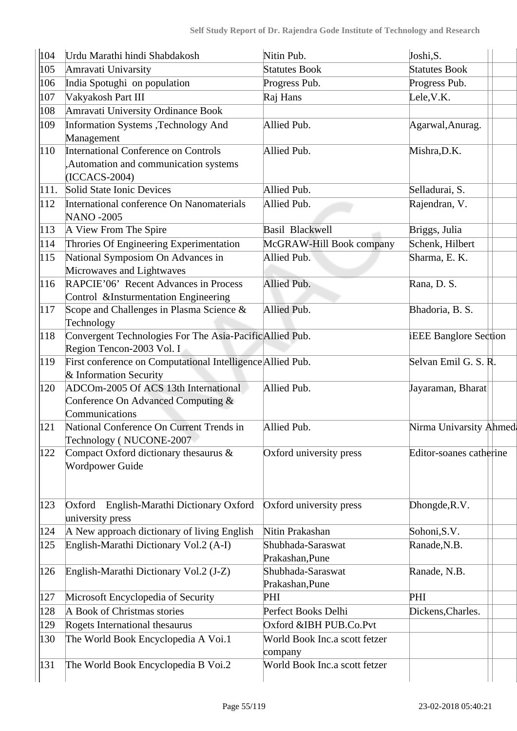| | | | | |
|---|---|---|---|---|
| 104 | Urdu Marathi hindi Shabdakosh | Nitin Pub. | Joshi,S. | |
| 105 | Amravati Univarsity | Statutes Book | Statutes Book | |
| 106 | India Spotughi on population | Progress Pub. | Progress Pub. | |
| 107 | Vakyakosh Part III | Raj Hans | Lele,V.K. | |
| 108 | Amravati University Ordinance Book | | | |
| 109 | Information Systems ,Technology And Management | Allied Pub. | Agarwal,Anurag. | |
| 110 | International Conference on Controls ,Automation and communication systems (ICCACS-2004) | Allied Pub. | Mishra,D.K. | |
| 111. | Solid State Ionic Devices | Allied Pub. | Selladurai, S. | |
| 112 | International conference On Nanomaterials NANO -2005 | Allied Pub. | Rajendran, V. | |
| 113 | A View From The Spire | Basil Blackwell | Briggs, Julia | |
| 114 | Throries Of Engineering Experimentation | McGRAW-Hill Book company | Schenk, Hilbert | |
| 115 | National Symposiom On Advances in Microwaves and Lightwaves | Allied Pub. | Sharma, E. K. | |
| 116 | RAPCIE'06' Recent Advances in Process Control &Insturmentation Engineering | Allied Pub. | Rana, D. S. | |
| 117 | Scope and Challenges in Plasma Science & Technology | Allied Pub. | Bhadoria, B. S. | |
| 118 | Convergent Technologies For The Asia-Pacific Region Tencon-2003 Vol. I | Allied Pub. | iEEE Banglore Section | |
| 119 | First conference on Computational Intelligence & Information Security | Allied Pub. | Selvan Emil G. S. R. | |
| 120 | ADCOm-2005 Of ACS 13th International Conference On Advanced Computing & Communications | Allied Pub. | Jayaraman, Bharat | |
| 121 | National Conference On Current Trends in Technology ( NUCONE-2007 | Allied Pub. | Nirma Univarsity Ahmed | |
| 122 | Compact Oxford dictionary thesaurus & Wordpower Guide | Oxford university press | Editor-soanes catherine | |
| 123 | Oxford English-Marathi Dictionary Oxford university press | Oxford university press | Dhongde,R.V. | |
| 124 | A New approach dictionary of living English | Nitin Prakashan | Sohoni,S.V. | |
| 125 | English-Marathi Dictionary Vol.2 (A-I) | Shubhada-Saraswat Prakashan,Pune | Ranade,N.B. | |
| 126 | English-Marathi Dictionary Vol.2 (J-Z) | Shubhada-Saraswat Prakashan,Pune | Ranade, N.B. | |
| 127 | Microsoft Encyclopedia of Security | PHI | PHI | |
| 128 | A Book of Christmas stories | Perfect Books Delhi | Dickens,Charles. | |
| 129 | Rogets International thesaurus | Oxford &IBH PUB.Co.Pvt | | |
| 130 | The World Book Encyclopedia A Voi.1 | World Book Inc.a scott fetzer company | | |
| 131 | The World Book Encyclopedia B Voi.2 | World Book Inc.a scott fetzer | | |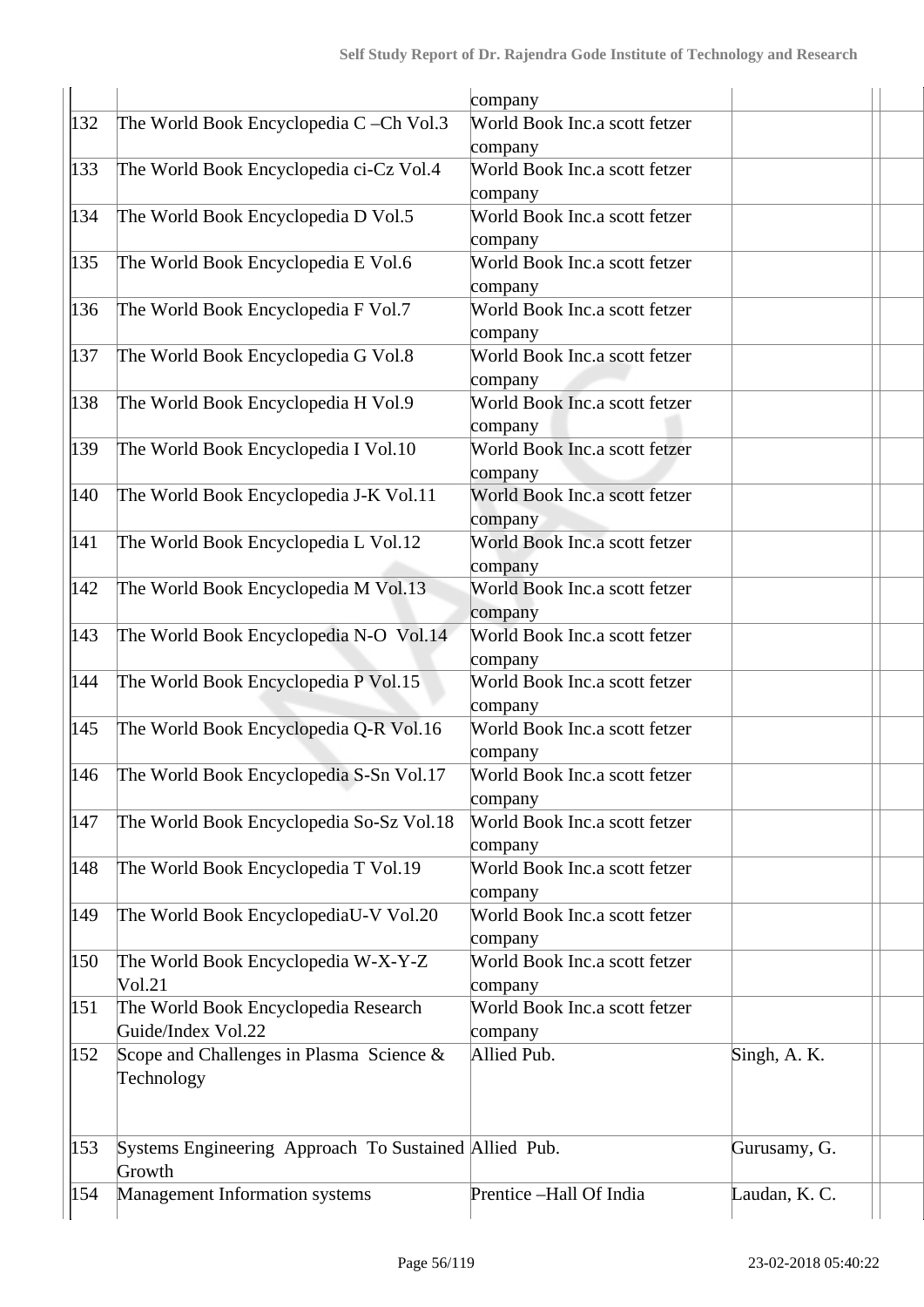|  |  | company |  |  |
|---|---|---|---|---|
| 132 | The World Book Encyclopedia C –Ch Vol.3 | World Book Inc.a scott fetzer company |  |  |
| 133 | The World Book Encyclopedia ci-Cz Vol.4 | World Book Inc.a scott fetzer company |  |  |
| 134 | The World Book Encyclopedia D Vol.5 | World Book Inc.a scott fetzer company |  |  |
| 135 | The World Book Encyclopedia E Vol.6 | World Book Inc.a scott fetzer company |  |  |
| 136 | The World Book Encyclopedia F Vol.7 | World Book Inc.a scott fetzer company |  |  |
| 137 | The World Book Encyclopedia G Vol.8 | World Book Inc.a scott fetzer company |  |  |
| 138 | The World Book Encyclopedia H Vol.9 | World Book Inc.a scott fetzer company |  |  |
| 139 | The World Book Encyclopedia I Vol.10 | World Book Inc.a scott fetzer company |  |  |
| 140 | The World Book Encyclopedia J-K Vol.11 | World Book Inc.a scott fetzer company |  |  |
| 141 | The World Book Encyclopedia L Vol.12 | World Book Inc.a scott fetzer company |  |  |
| 142 | The World Book Encyclopedia M Vol.13 | World Book Inc.a scott fetzer company |  |  |
| 143 | The World Book Encyclopedia N-O Vol.14 | World Book Inc.a scott fetzer company |  |  |
| 144 | The World Book Encyclopedia P Vol.15 | World Book Inc.a scott fetzer company |  |  |
| 145 | The World Book Encyclopedia Q-R Vol.16 | World Book Inc.a scott fetzer company |  |  |
| 146 | The World Book Encyclopedia S-Sn Vol.17 | World Book Inc.a scott fetzer company |  |  |
| 147 | The World Book Encyclopedia So-Sz Vol.18 | World Book Inc.a scott fetzer company |  |  |
| 148 | The World Book Encyclopedia T Vol.19 | World Book Inc.a scott fetzer company |  |  |
| 149 | The World Book EncyclopediaU-V Vol.20 | World Book Inc.a scott fetzer company |  |  |
| 150 | The World Book Encyclopedia W-X-Y-Z Vol.21 | World Book Inc.a scott fetzer company |  |  |
| 151 | The World Book Encyclopedia Research Guide/Index Vol.22 | World Book Inc.a scott fetzer company |  |  |
| 152 | Scope and Challenges in Plasma Science & Technology | Allied Pub. | Singh, A. K. |  |
| 153 | Systems Engineering Approach To Sustained Growth | Allied Pub. | Gurusamy, G. |  |
| 154 | Management Information systems | Prentice –Hall Of India | Laudan, K. C. |  |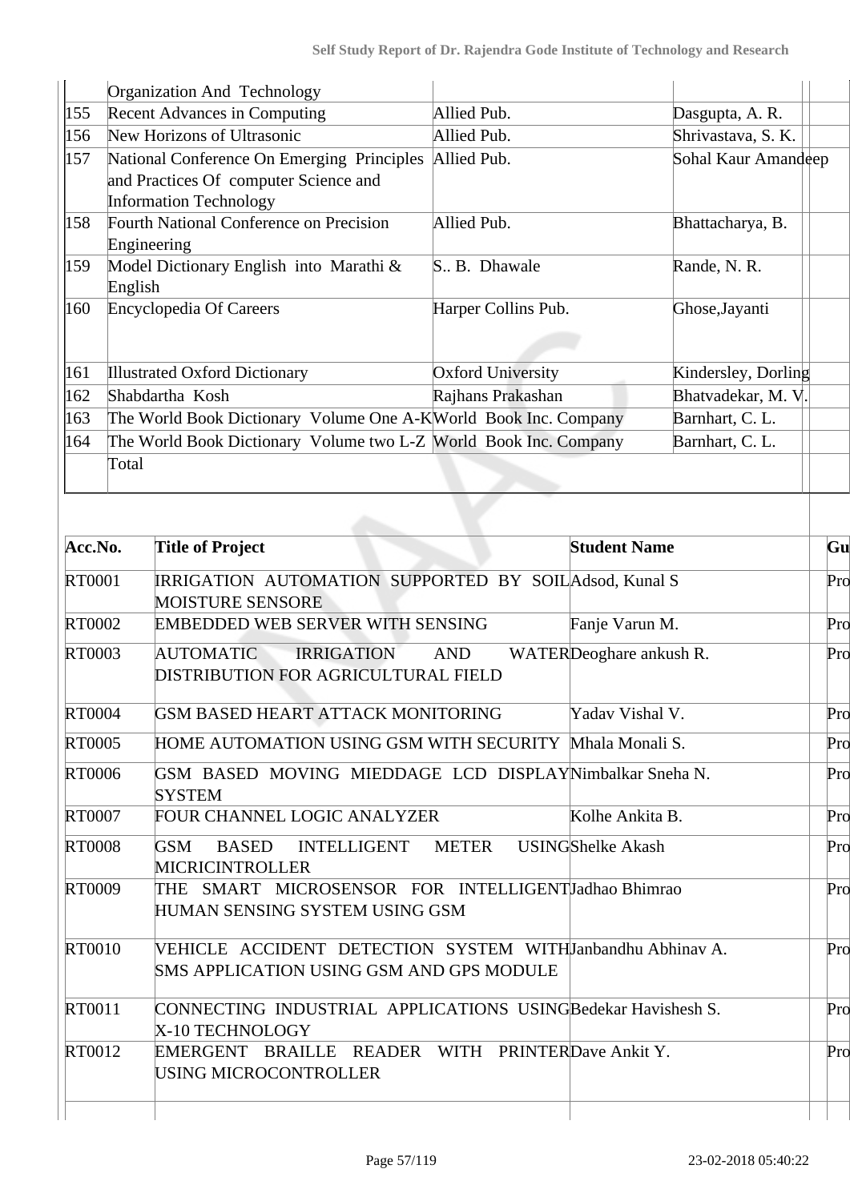| | | | | |
|---|---|---|---|---|
| | Organization And Technology | | | |
| 155 | Recent Advances in Computing | Allied Pub. | Dasgupta, A. R. | |
| 156 | New Horizons of Ultrasonic | Allied Pub. | Shrivastava, S. K. | |
| 157 | National Conference On Emerging Principles and Practices Of computer Science and Information Technology | Allied Pub. | Sohal Kaur Amandeep | |
| 158 | Fourth National Conference on Precision Engineering | Allied Pub. | Bhattacharya, B. | |
| 159 | Model Dictionary English into Marathi & English | S.. B. Dhawale | Rande, N. R. | |
| 160 | Encyclopedia Of Careers | Harper Collins Pub. | Ghose,Jayanti | |
| 161 | Illustrated Oxford Dictionary | Oxford University | Kindersley, Dorling | |
| 162 | Shabdartha Kosh | Rajhans Prakashan | Bhatvadekar, M. V. | |
| 163 | The World Book Dictionary Volume One A-K | World Book Inc. Company | Barnhart, C. L. | |
| 164 | The World Book Dictionary Volume two L-Z | World Book Inc. Company | Barnhart, C. L. | |
| | Total | | | |

| Acc.No. | Title of Project | Student Name | Gu |
|---|---|---|---|
| RT0001 | IRRIGATION AUTOMATION SUPPORTED BY SOIL MOISTURE SENSORE | Adsod, Kunal S | Pro |
| RT0002 | EMBEDDED WEB SERVER WITH SENSING | Fanje Varun M. | Pro |
| RT0003 | AUTOMATIC IRRIGATION AND WATER DISTRIBUTION FOR AGRICULTURAL FIELD | Deoghare ankush R. | Pro |
| RT0004 | GSM BASED HEART ATTACK MONITORING | Yadav Vishal V. | Pro |
| RT0005 | HOME AUTOMATION USING GSM WITH SECURITY | Mhala Monali S. | Pro |
| RT0006 | GSM BASED MOVING MIEDDAGE LCD DISPLAY SYSTEM | Nimbalkar Sneha N. | Pro |
| RT0007 | FOUR CHANNEL LOGIC ANALYZER | Kolhe Ankita B. | Pro |
| RT0008 | GSM BASED INTELLIGENT METER USING MICRICINTROLLER | Shelke Akash | Pro |
| RT0009 | THE SMART MICROSENSOR FOR INTELLIGENT HUMAN SENSING SYSTEM USING GSM | Jadhao Bhimrao | Pro |
| RT0010 | VEHICLE ACCIDENT DETECTION SYSTEM WITH SMS APPLICATION USING GSM AND GPS MODULE | Janbandhu Abhinav A. | Pro |
| RT0011 | CONNECTING INDUSTRIAL APPLICATIONS USING X-10 TECHNOLOGY | Bedekar Havishesh S. | Pro |
| RT0012 | EMERGENT BRAILLE READER WITH PRINTER USING MICROCONTROLLER | Dave Ankit Y. | Pro |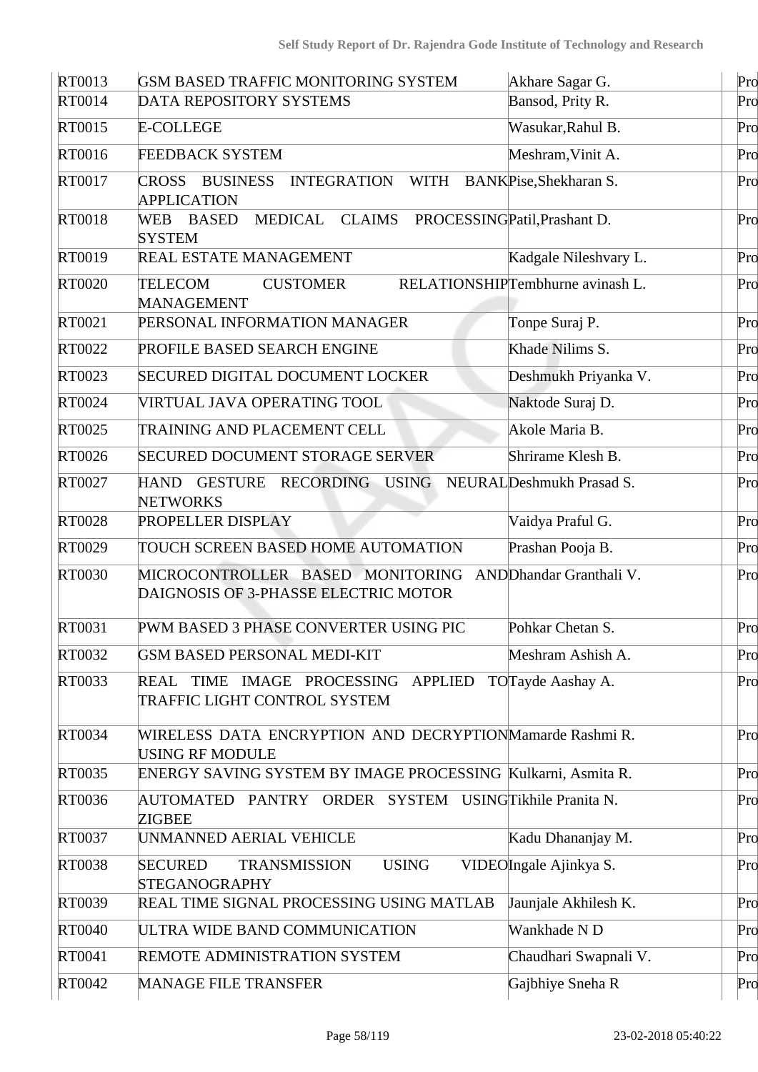| | | | | |
|---|---|---|---|---|
| RT0013 | GSM BASED TRAFFIC MONITORING SYSTEM | Akhare Sagar G. | | Pro |
| RT0014 | DATA REPOSITORY SYSTEMS | Bansod, Prity R. | | Pro |
| RT0015 | E-COLLEGE | Wasukar,Rahul B. | | Pro |
| RT0016 | FEEDBACK SYSTEM | Meshram,Vinit A. | | Pro |
| RT0017 | CROSS BUSINESS INTEGRATION WITH BANK APPLICATION | Pise,Shekharan S. | | Pro |
| RT0018 | WEB BASED MEDICAL CLAIMS PROCESSING SYSTEM | Patil,Prashant D. | | Pro |
| RT0019 | REAL ESTATE MANAGEMENT | Kadgale Nileshvary L. | | Pro |
| RT0020 | TELECOM CUSTOMER RELATIONSHIP MANAGEMENT | Tembhurne avinash L. | | Pro |
| RT0021 | PERSONAL INFORMATION MANAGER | Tonpe Suraj P. | | Pro |
| RT0022 | PROFILE BASED SEARCH ENGINE | Khade Nilims S. | | Pro |
| RT0023 | SECURED DIGITAL DOCUMENT LOCKER | Deshmukh Priyanka V. | | Pro |
| RT0024 | VIRTUAL JAVA OPERATING TOOL | Naktode Suraj D. | | Pro |
| RT0025 | TRAINING AND PLACEMENT CELL | Akole Maria B. | | Pro |
| RT0026 | SECURED DOCUMENT STORAGE SERVER | Shrirame Klesh B. | | Pro |
| RT0027 | HAND GESTURE RECORDING USING NEURAL NETWORKS | Deshmukh Prasad S. | | Pro |
| RT0028 | PROPELLER DISPLAY | Vaidya Praful G. | | Pro |
| RT0029 | TOUCH SCREEN BASED HOME AUTOMATION | Prashan Pooja B. | | Pro |
| RT0030 | MICROCONTROLLER BASED MONITORING AND DAIGNOSIS OF 3-PHASSE ELECTRIC MOTOR | Dhandar Granthali V. | | Pro |
| RT0031 | PWM BASED 3 PHASE CONVERTER USING PIC | Pohkar Chetan S. | | Pro |
| RT0032 | GSM BASED PERSONAL MEDI-KIT | Meshram Ashish A. | | Pro |
| RT0033 | REAL TIME IMAGE PROCESSING APPLIED TO TRAFFIC LIGHT CONTROL SYSTEM | Tayde Aashay A. | | Pro |
| RT0034 | WIRELESS DATA ENCRYPTION AND DECRYPTION USING RF MODULE | Mamarde Rashmi R. | | Pro |
| RT0035 | ENERGY SAVING SYSTEM BY IMAGE PROCESSING | Kulkarni, Asmita R. | | Pro |
| RT0036 | AUTOMATED PANTRY ORDER SYSTEM USING ZIGBEE | Tikhile Pranita N. | | Pro |
| RT0037 | UNMANNED AERIAL VEHICLE | Kadu Dhananjay M. | | Pro |
| RT0038 | SECURED TRANSMISSION USING VIDEO STEGANOGRAPHY | Ingale Ajinkya S. | | Pro |
| RT0039 | REAL TIME SIGNAL PROCESSING USING MATLAB | Jaunjale Akhilesh K. | | Pro |
| RT0040 | ULTRA WIDE BAND COMMUNICATION | Wankhade N D | | Pro |
| RT0041 | REMOTE ADMINISTRATION SYSTEM | Chaudhari Swapnali V. | | Pro |
| RT0042 | MANAGE FILE TRANSFER | Gajbhiye Sneha R | | Pro |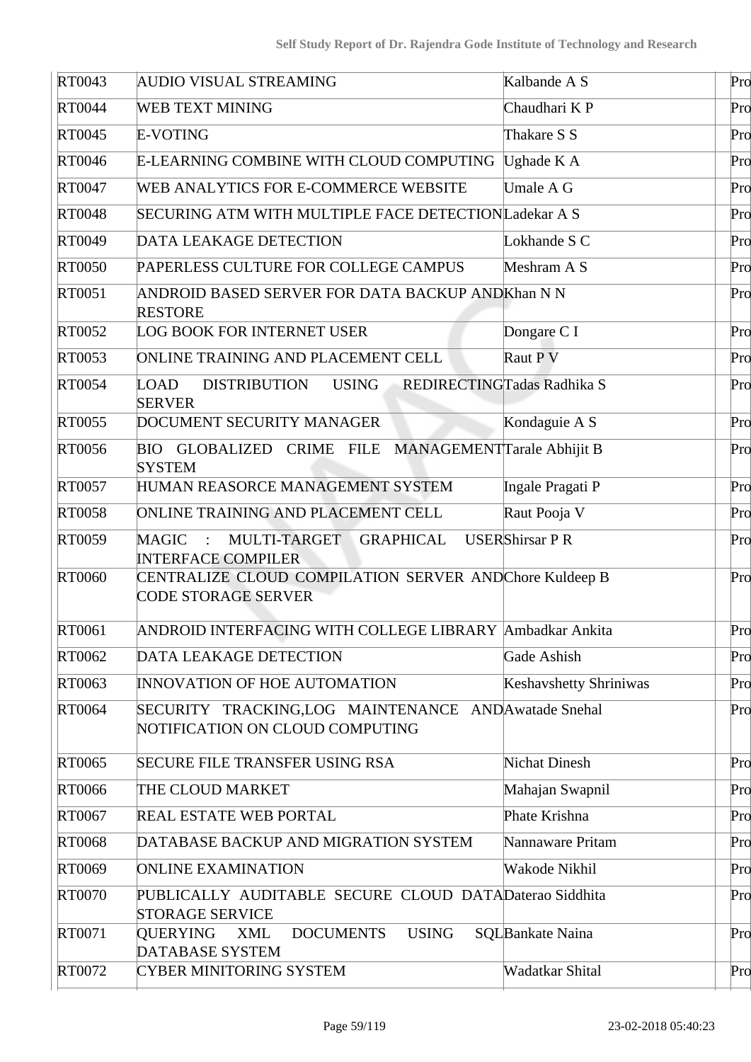| | | | | |
|---|---|---|---|---|
| RT0043 | AUDIO VISUAL STREAMING | Kalbande A S | | Pro |
| RT0044 | WEB TEXT MINING | Chaudhari K P | | Pro |
| RT0045 | E-VOTING | Thakare S S | | Pro |
| RT0046 | E-LEARNING COMBINE WITH CLOUD COMPUTING | Ughade K A | | Pro |
| RT0047 | WEB ANALYTICS FOR E-COMMERCE WEBSITE | Umale A G | | Pro |
| RT0048 | SECURING ATM WITH MULTIPLE FACE DETECTION | Ladekar A S | | Pro |
| RT0049 | DATA LEAKAGE DETECTION | Lokhande S C | | Pro |
| RT0050 | PAPERLESS CULTURE FOR COLLEGE CAMPUS | Meshram A S | | Pro |
| RT0051 | ANDROID BASED SERVER FOR DATA BACKUP AND RESTORE | Khan N N | | Pro |
| RT0052 | LOG BOOK FOR INTERNET USER | Dongare C I | | Pro |
| RT0053 | ONLINE TRAINING AND PLACEMENT CELL | Raut P V | | Pro |
| RT0054 | LOAD DISTRIBUTION USING REDIRECTING SERVER | Tadas Radhika S | | Pro |
| RT0055 | DOCUMENT SECURITY MANAGER | Kondaguie A S | | Pro |
| RT0056 | BIO GLOBALIZED CRIME FILE MANAGEMENT SYSTEM | Tarale Abhijit B | | Pro |
| RT0057 | HUMAN REASORCE MANAGEMENT SYSTEM | Ingale Pragati P | | Pro |
| RT0058 | ONLINE TRAINING AND PLACEMENT CELL | Raut Pooja V | | Pro |
| RT0059 | MAGIC : MULTI-TARGET GRAPHICAL USER INTERFACE COMPILER | Shirsar P R | | Pro |
| RT0060 | CENTRALIZE CLOUD COMPILATION SERVER AND CODE STORAGE SERVER | Chore Kuldeep B | | Pro |
| RT0061 | ANDROID INTERFACING WITH COLLEGE LIBRARY | Ambadkar Ankita | | Pro |
| RT0062 | DATA LEAKAGE DETECTION | Gade Ashish | | Pro |
| RT0063 | INNOVATION OF HOE AUTOMATION | Keshavshetty Shriniwas | | Pro |
| RT0064 | SECURITY TRACKING,LOG MAINTENANCE AND NOTIFICATION ON CLOUD COMPUTING | Awatade Snehal | | Pro |
| RT0065 | SECURE FILE TRANSFER USING RSA | Nichat Dinesh | | Pro |
| RT0066 | THE CLOUD MARKET | Mahajan Swapnil | | Pro |
| RT0067 | REAL ESTATE WEB PORTAL | Phate Krishna | | Pro |
| RT0068 | DATABASE BACKUP AND MIGRATION SYSTEM | Nannaware Pritam | | Pro |
| RT0069 | ONLINE EXAMINATION | Wakode Nikhil | | Pro |
| RT0070 | PUBLICALLY AUDITABLE SECURE CLOUD DATA STORAGE SERVICE | Daterao Siddhita | | Pro |
| RT0071 | QUERYING XML DOCUMENTS USING SQL DATABASE SYSTEM | Bankate Naina | | Pro |
| RT0072 | CYBER MINITORING SYSTEM | Wadatkar Shital | | Pro |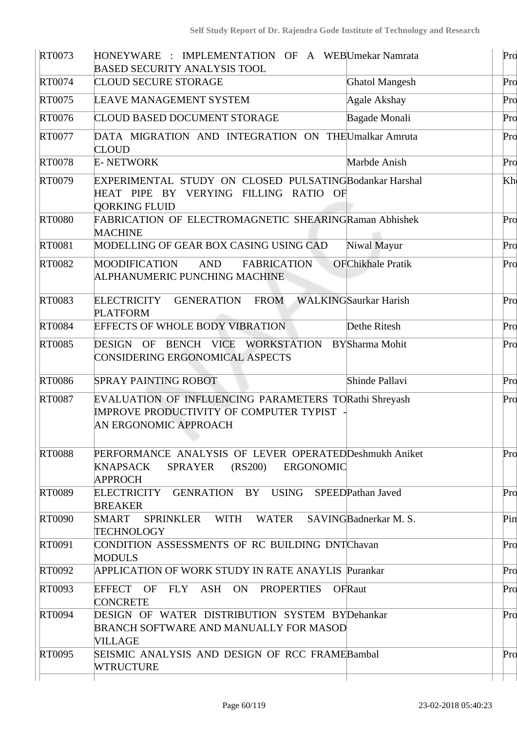| RT0073 | HONEYWARE : IMPLEMENTATION OF A WEB BASED SECURITY ANALYSIS TOOL | Umekar Namrata | | Pro |
|---|---|---|---|---|
| RT0074 | CLOUD SECURE STORAGE | Ghatol Mangesh | | Pro |
| RT0075 | LEAVE MANAGEMENT SYSTEM | Agale Akshay | | Pro |
| RT0076 | CLOUD BASED DOCUMENT STORAGE | Bagade Monali | | Pro |
| RT0077 | DATA MIGRATION AND INTEGRATION ON THE CLOUD | Umalkar Amruta | | Pro |
| RT0078 | E- NETWORK | Marbde Anish | | Pro |
| RT0079 | EXPERIMENTAL STUDY ON CLOSED PULSATING HEAT PIPE BY VERYING FILLING RATIO OF QORKING FLUID | Bodankar Harshal | | Kh |
| RT0080 | FABRICATION OF ELECTROMAGNETIC SHEARING MACHINE | Raman Abhishek | | Pro |
| RT0081 | MODELLING OF GEAR BOX CASING USING CAD | Niwal Mayur | | Pro |
| RT0082 | MOODIFICATION AND FABRICATION OF ALPHANUMERIC PUNCHING MACHINE | Chikhale Pratik | | Pro |
| RT0083 | ELECTRICITY GENERATION FROM WALKING PLATFORM | Saurkar Harish | | Pro |
| RT0084 | EFFECTS OF WHOLE BODY VIBRATION | Dethe Ritesh | | Pro |
| RT0085 | DESIGN OF BENCH VICE WORKSTATION BY CONSIDERING ERGONOMICAL ASPECTS | Sharma Mohit | | Pro |
| RT0086 | SPRAY PAINTING ROBOT | Shinde Pallavi | | Pro |
| RT0087 | EVALUATION OF INFLUENCING PARAMETERS TO IMPROVE PRODUCTIVITY OF COMPUTER TYPIST - AN ERGONOMIC APPROACH | Rathi Shreyash | | Pro |
| RT0088 | PERFORMANCE ANALYSIS OF LEVER OPERATED KNAPSACK SPRAYER (RS200) ERGONOMIC APPROCH | Deshmukh Aniket | | Pro |
| RT0089 | ELECTRICITY GENRATION BY USING SPEED BREAKER | Pathan Javed | | Pro |
| RT0090 | SMART SPRINKLER WITH WATER SAVING TECHNOLOGY | Badnerkar M. S. | | Pim |
| RT0091 | CONDITION ASSESSMENTS OF RC BUILDING DNT MODULS | Chavan | | Pro |
| RT0092 | APPLICATION OF WORK STUDY IN RATE ANAYLIS | Purankar | | Pro |
| RT0093 | EFFECT OF FLY ASH ON PROPERTIES OF CONCRETE | Raut | | Pro |
| RT0094 | DESIGN OF WATER DISTRIBUTION SYSTEM BY BRANCH SOFTWARE AND MANUALLY FOR MASOD VILLAGE | Dehankar | | Pro |
| RT0095 | SEISMIC ANALYSIS AND DESIGN OF RCC FRAME WTRUCTURE | Bambal | | Pro |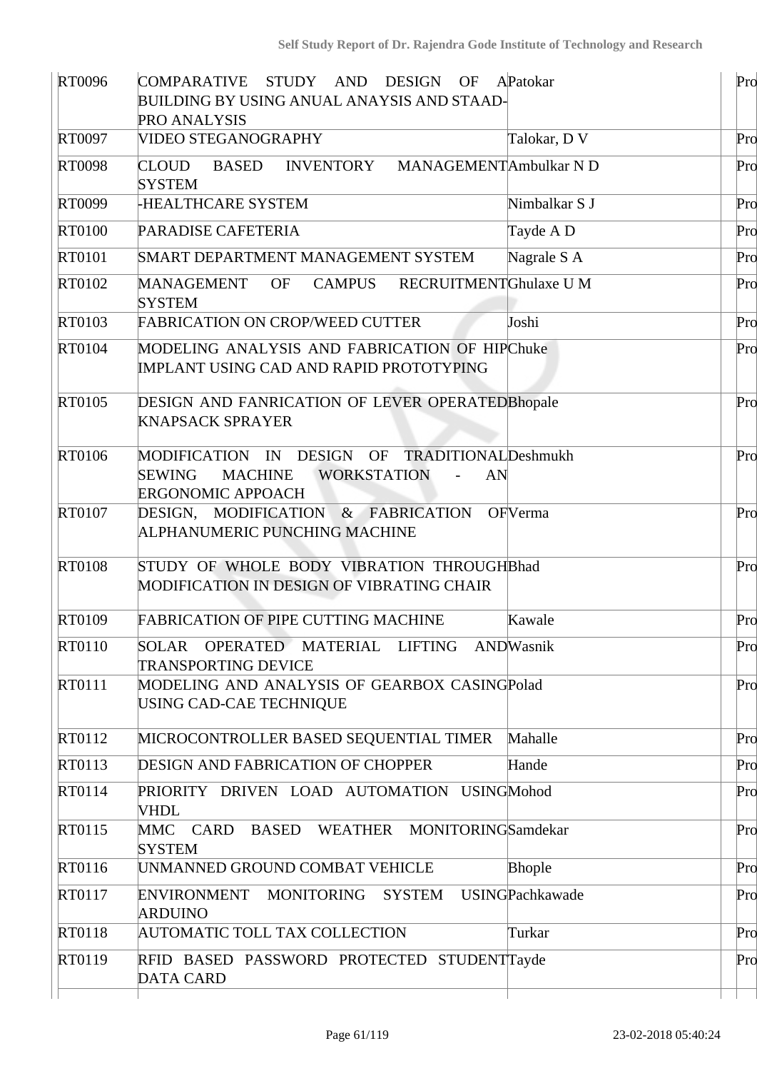| | | | | |
|---|---|---|---|---|
| RT0096 | COMPARATIVE STUDY AND DESIGN OF A BUILDING BY USING ANUAL ANAYSIS AND STAAD-PRO ANALYSIS | Patokar | | Pro |
| RT0097 | VIDEO STEGANOGRAPHY | Talokar, D V | | Pro |
| RT0098 | CLOUD BASED INVENTORY MANAGEMENT SYSTEM | Ambulkar N D | | Pro |
| RT0099 | -HEALTHCARE SYSTEM | Nimbalkar S J | | Pro |
| RT0100 | PARADISE CAFETERIA | Tayde A D | | Pro |
| RT0101 | SMART DEPARTMENT MANAGEMENT SYSTEM | Nagrale S A | | Pro |
| RT0102 | MANAGEMENT OF CAMPUS RECRUITMENT SYSTEM | Ghulaxe U M | | Pro |
| RT0103 | FABRICATION ON CROP/WEED CUTTER | Joshi | | Pro |
| RT0104 | MODELING ANALYSIS AND FABRICATION OF HIP IMPLANT USING CAD AND RAPID PROTOTYPING | Chuke | | Pro |
| RT0105 | DESIGN AND FANRICATION OF LEVER OPERATED KNAPSACK SPRAYER | Bhopale | | Pro |
| RT0106 | MODIFICATION IN DESIGN OF TRADITIONAL SEWING MACHINE WORKSTATION - AN ERGONOMIC APPOACH | Deshmukh | | Pro |
| RT0107 | DESIGN, MODIFICATION & FABRICATION OF ALPHANUMERIC PUNCHING MACHINE | Verma | | Pro |
| RT0108 | STUDY OF WHOLE BODY VIBRATION THROUGH MODIFICATION IN DESIGN OF VIBRATING CHAIR | Bhad | | Pro |
| RT0109 | FABRICATION OF PIPE CUTTING MACHINE | Kawale | | Pro |
| RT0110 | SOLAR OPERATED MATERIAL LIFTING AND TRANSPORTING DEVICE | Wasnik | | Pro |
| RT0111 | MODELING AND ANALYSIS OF GEARBOX CASING USING CAD-CAE TECHNIQUE | Polad | | Pro |
| RT0112 | MICROCONTROLLER BASED SEQUENTIAL TIMER | Mahalle | | Pro |
| RT0113 | DESIGN AND FABRICATION OF CHOPPER | Hande | | Pro |
| RT0114 | PRIORITY DRIVEN LOAD AUTOMATION USING VHDL | Mohod | | Pro |
| RT0115 | MMC CARD BASED WEATHER MONITORING SYSTEM | Samdekar | | Pro |
| RT0116 | UNMANNED GROUND COMBAT VEHICLE | Bhople | | Pro |
| RT0117 | ENVIRONMENT MONITORING SYSTEM USING ARDUINO | Pachkawade | | Pro |
| RT0118 | AUTOMATIC TOLL TAX COLLECTION | Turkar | | Pro |
| RT0119 | RFID BASED PASSWORD PROTECTED STUDENT DATA CARD | Tayde | | Pro |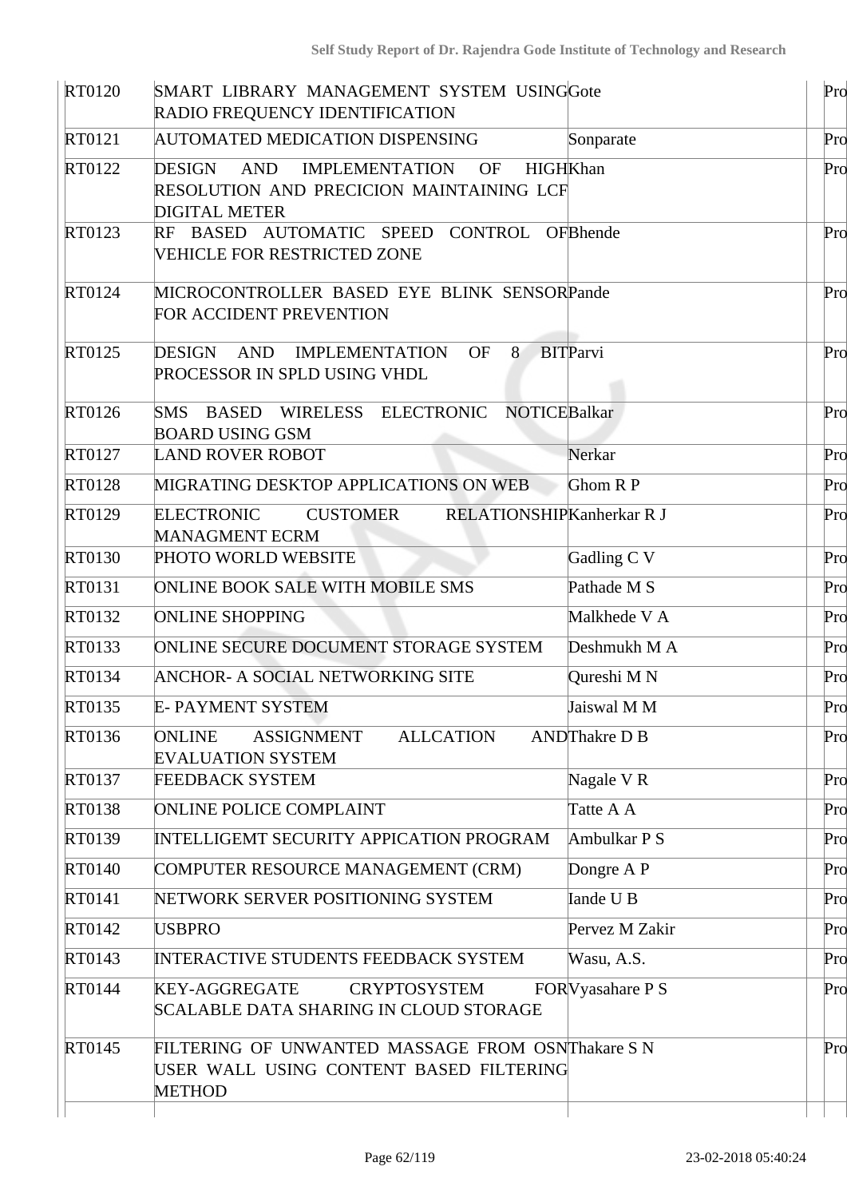| RT0120 | SMART LIBRARY MANAGEMENT SYSTEM USING RADIO FREQUENCY IDENTIFICATION | Gote | | Pro |
|---|---|---|---|---|
| RT0121 | AUTOMATED MEDICATION DISPENSING | Sonparate | | Pro |
| RT0122 | DESIGN AND IMPLEMENTATION OF HIGH RESOLUTION AND PRECICION MAINTAINING LCF DIGITAL METER | Khan | | Pro |
| RT0123 | RF BASED AUTOMATIC SPEED CONTROL OF VEHICLE FOR RESTRICTED ZONE | Bhende | | Pro |
| RT0124 | MICROCONTROLLER BASED EYE BLINK SENSOR FOR ACCIDENT PREVENTION | Pande | | Pro |
| RT0125 | DESIGN AND IMPLEMENTATION OF 8 BIT PROCESSOR IN SPLD USING VHDL | Parvi | | Pro |
| RT0126 | SMS BASED WIRELESS ELECTRONIC NOTICE BOARD USING GSM | Balkar | | Pro |
| RT0127 | LAND ROVER ROBOT | Nerkar | | Pro |
| RT0128 | MIGRATING DESKTOP APPLICATIONS ON WEB | Ghom R P | | Pro |
| RT0129 | ELECTRONIC CUSTOMER RELATIONSHIP MANAGMENT ECRM | Kanherkar R J | | Pro |
| RT0130 | PHOTO WORLD WEBSITE | Gadling C V | | Pro |
| RT0131 | ONLINE BOOK SALE WITH MOBILE SMS | Pathade M S | | Pro |
| RT0132 | ONLINE SHOPPING | Malkhede V A | | Pro |
| RT0133 | ONLINE SECURE DOCUMENT STORAGE SYSTEM | Deshmukh M A | | Pro |
| RT0134 | ANCHOR- A SOCIAL NETWORKING SITE | Qureshi M N | | Pro |
| RT0135 | E- PAYMENT SYSTEM | Jaiswal M M | | Pro |
| RT0136 | ONLINE ASSIGNMENT ALLCATION AND EVALUATION SYSTEM | Thakre D B | | Pro |
| RT0137 | FEEDBACK SYSTEM | Nagale V R | | Pro |
| RT0138 | ONLINE POLICE COMPLAINT | Tatte A A | | Pro |
| RT0139 | INTELLIGEMT SECURITY APPICATION PROGRAM | Ambulkar P S | | Pro |
| RT0140 | COMPUTER RESOURCE MANAGEMENT (CRM) | Dongre A P | | Pro |
| RT0141 | NETWORK SERVER POSITIONING SYSTEM | Iande U B | | Pro |
| RT0142 | USBPRO | Pervez M Zakir | | Pro |
| RT0143 | INTERACTIVE STUDENTS FEEDBACK SYSTEM | Wasu, A.S. | | Pro |
| RT0144 | KEY-AGGREGATE CRYPTOSYSTEM FOR SCALABLE DATA SHARING IN CLOUD STORAGE | Vyasahare P S | | Pro |
| RT0145 | FILTERING OF UNWANTED MASSAGE FROM OSN USER WALL USING CONTENT BASED FILTERING METHOD | Thakare S N | | Pro |
| | | | | |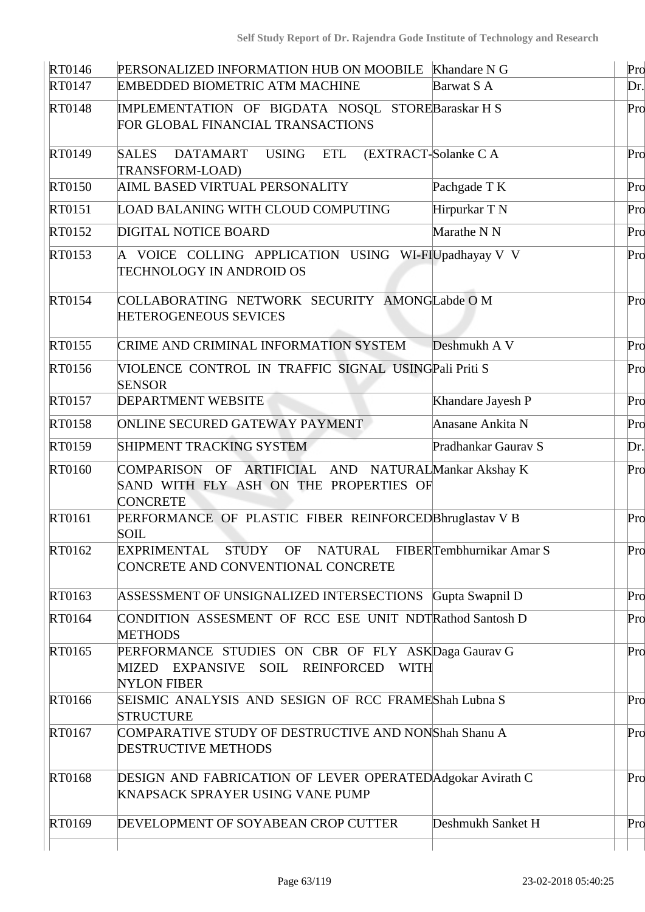| | | | | |
|---|---|---|---|---|
| RT0146 | PERSONALIZED INFORMATION HUB ON MOOBILE | Khandare N G | | Pro |
| RT0147 | EMBEDDED BIOMETRIC ATM MACHINE | Barwat S A | | Dr. |
| RT0148 | IMPLEMENTATION OF BIGDATA NOSQL STORE FOR GLOBAL FINANCIAL TRANSACTIONS | Baraskar H S | | Pro |
| RT0149 | SALES DATAMART USING ETL (EXTRACT-TRANSFORM-LOAD) | Solanke C A | | Pro |
| RT0150 | AIML BASED VIRTUAL PERSONALITY | Pachgade T K | | Pro |
| RT0151 | LOAD BALANING WITH CLOUD COMPUTING | Hirpurkar T N | | Pro |
| RT0152 | DIGITAL NOTICE BOARD | Marathe N N | | Pro |
| RT0153 | A VOICE COLLING APPLICATION USING WI-FI TECHNOLOGY IN ANDROID OS | Upadhayay V V | | Pro |
| RT0154 | COLLABORATING NETWORK SECURITY AMONG HETEROGENEOUS SEVICES | Labde O M | | Pro |
| RT0155 | CRIME AND CRIMINAL INFORMATION SYSTEM | Deshmukh A V | | Pro |
| RT0156 | VIOLENCE CONTROL IN TRAFFIC SIGNAL USING SENSOR | Pali Priti S | | Pro |
| RT0157 | DEPARTMENT WEBSITE | Khandare Jayesh P | | Pro |
| RT0158 | ONLINE SECURED GATEWAY PAYMENT | Anasane Ankita N | | Pro |
| RT0159 | SHIPMENT TRACKING SYSTEM | Pradhankar Gaurav S | | Dr. |
| RT0160 | COMPARISON OF ARTIFICIAL AND NATURAL SAND WITH FLY ASH ON THE PROPERTIES OF CONCRETE | Mankar Akshay K | | Pro |
| RT0161 | PERFORMANCE OF PLASTIC FIBER REINFORCED SOIL | Bhruglastav V B | | Pro |
| RT0162 | EXPRIMENTAL STUDY OF NATURAL FIBER CONCRETE AND CONVENTIONAL CONCRETE | Tembhurnikar Amar S | | Pro |
| RT0163 | ASSESSMENT OF UNSIGNALIZED INTERSECTIONS | Gupta Swapnil D | | Pro |
| RT0164 | CONDITION ASSESMENT OF RCC ESE UNIT NDT METHODS | Rathod Santosh D | | Pro |
| RT0165 | PERFORMANCE STUDIES ON CBR OF FLY ASK MIZED EXPANSIVE SOIL REINFORCED WITH NYLON FIBER | Daga Gaurav G | | Pro |
| RT0166 | SEISMIC ANALYSIS AND SESIGN OF RCC FRAME STRUCTURE | Shah Lubna S | | Pro |
| RT0167 | COMPARATIVE STUDY OF DESTRUCTIVE AND NON DESTRUCTIVE METHODS | Shah Shanu A | | Pro |
| RT0168 | DESIGN AND FABRICATION OF LEVER OPERATED KNAPSACK SPRAYER USING VANE PUMP | Adgokar Avirath C | | Pro |
| RT0169 | DEVELOPMENT OF SOYABEAN CROP CUTTER | Deshmukh Sanket H | | Pro |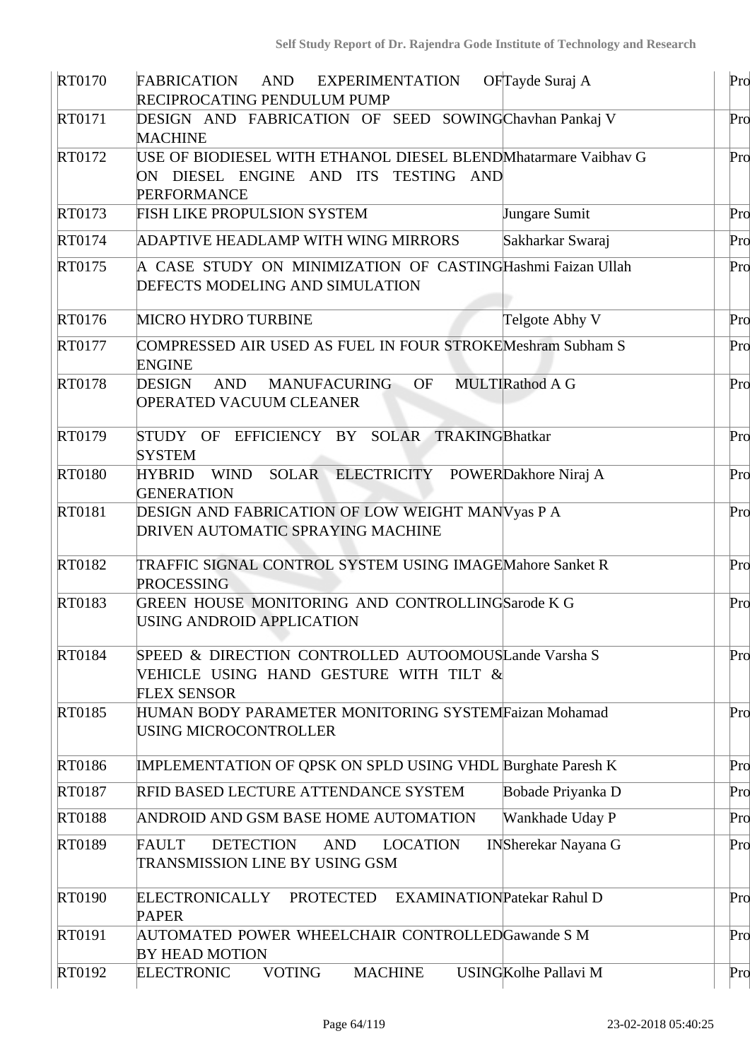| | | | | |
|---|---|---|---|---|
| RT0170 | FABRICATION AND EXPERIMENTATION OF RECIPROCATING PENDULUM PUMP | Tayde Suraj A | | Pro |
| RT0171 | DESIGN AND FABRICATION OF SEED SOWING MACHINE | Chavhan Pankaj V | | Pro |
| RT0172 | USE OF BIODIESEL WITH ETHANOL DIESEL BLEND ON DIESEL ENGINE AND ITS TESTING AND PERFORMANCE | Mhatarmare Vaibhav G | | Pro |
| RT0173 | FISH LIKE PROPULSION SYSTEM | Jungare Sumit | | Pro |
| RT0174 | ADAPTIVE HEADLAMP WITH WING MIRRORS | Sakharkar Swaraj | | Pro |
| RT0175 | A CASE STUDY ON MINIMIZATION OF CASTING DEFECTS MODELING AND SIMULATION | Hashmi Faizan Ullah | | Pro |
| RT0176 | MICRO HYDRO TURBINE | Telgote Abhy V | | Pro |
| RT0177 | COMPRESSED AIR USED AS FUEL IN FOUR STROKE ENGINE | Meshram Subham S | | Pro |
| RT0178 | DESIGN AND MANUFACURING OF MULTI OPERATED VACUUM CLEANER | Rathod A G | | Pro |
| RT0179 | STUDY OF EFFICIENCY BY SOLAR TRAKING SYSTEM | Bhatkar | | Pro |
| RT0180 | HYBRID WIND SOLAR ELECTRICITY POWER GENERATION | Dakhore Niraj A | | Pro |
| RT0181 | DESIGN AND FABRICATION OF LOW WEIGHT MAN DRIVEN AUTOMATIC SPRAYING MACHINE | Vyas P A | | Pro |
| RT0182 | TRAFFIC SIGNAL CONTROL SYSTEM USING IMAGE PROCESSING | Mahore Sanket R | | Pro |
| RT0183 | GREEN HOUSE MONITORING AND CONTROLLING USING ANDROID APPLICATION | Sarode K G | | Pro |
| RT0184 | SPEED & DIRECTION CONTROLLED AUTOOMOUS VEHICLE USING HAND GESTURE WITH TILT & FLEX SENSOR | Lande Varsha S | | Pro |
| RT0185 | HUMAN BODY PARAMETER MONITORING SYSTEM USING MICROCONTROLLER | Faizan Mohamad | | Pro |
| RT0186 | IMPLEMENTATION OF QPSK ON SPLD USING VHDL | Burghate Paresh K | | Pro |
| RT0187 | RFID BASED LECTURE ATTENDANCE SYSTEM | Bobade Priyanka D | | Pro |
| RT0188 | ANDROID AND GSM BASE HOME AUTOMATION | Wankhade Uday P | | Pro |
| RT0189 | FAULT DETECTION AND LOCATION IN TRANSMISSION LINE BY USING GSM | Sherekar Nayana G | | Pro |
| RT0190 | ELECTRONICALLY PROTECTED EXAMINATION PAPER | Patekar Rahul D | | Pro |
| RT0191 | AUTOMATED POWER WHEELCHAIR CONTROLLED BY HEAD MOTION | Gawande S M | | Pro |
| RT0192 | ELECTRONIC VOTING MACHINE USING | Kolhe Pallavi M | | Pro |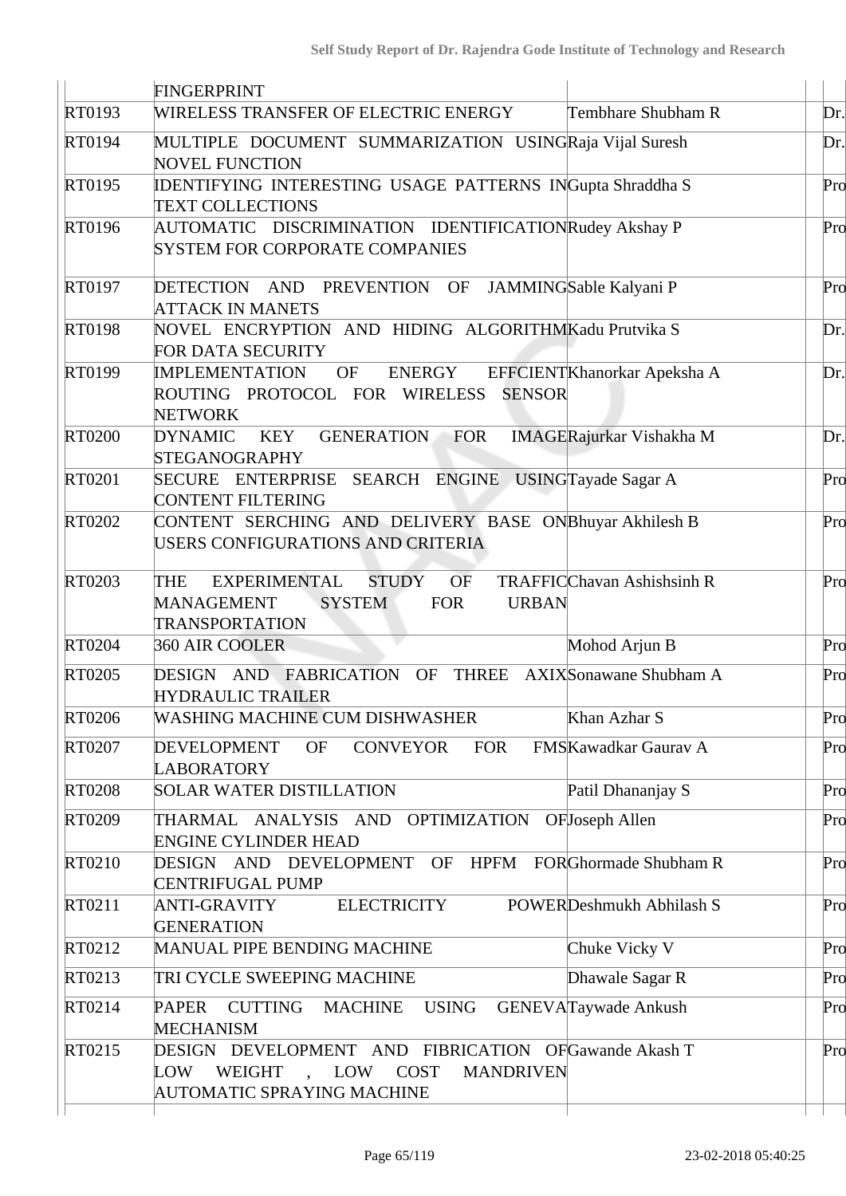| | FINGERPRINT | | | |
|---|---|---|---|---|
| RT0193 | WIRELESS TRANSFER OF ELECTRIC ENERGY | Tembhare Shubham R | | Dr. |
| RT0194 | MULTIPLE DOCUMENT SUMMARIZATION USING NOVEL FUNCTION | Raja Vijal Suresh | | Dr. |
| RT0195 | IDENTIFYING INTERESTING USAGE PATTERNS IN TEXT COLLECTIONS | Gupta Shraddha S | | Pro |
| RT0196 | AUTOMATIC DISCRIMINATION IDENTIFICATION SYSTEM FOR CORPORATE COMPANIES | Rudey Akshay P | | Pro |
| RT0197 | DETECTION AND PREVENTION OF JAMMING ATTACK IN MANETS | Sable Kalyani P | | Pro |
| RT0198 | NOVEL ENCRYPTION AND HIDING ALGORITHM FOR DATA SECURITY | Kadu Prutvika S | | Dr. |
| RT0199 | IMPLEMENTATION OF ENERGY EFFCIENT ROUTING PROTOCOL FOR WIRELESS SENSOR NETWORK | Khanorkar Apeksha A | | Dr. |
| RT0200 | DYNAMIC KEY GENERATION FOR IMAGE STEGANOGRAPHY | Rajurkar Vishakha M | | Dr. |
| RT0201 | SECURE ENTERPRISE SEARCH ENGINE USING CONTENT FILTERING | Tayade Sagar A | | Pro |
| RT0202 | CONTENT SERCHING AND DELIVERY BASE ON USERS CONFIGURATIONS AND CRITERIA | Bhuyar Akhilesh B | | Pro |
| RT0203 | THE EXPERIMENTAL STUDY OF TRAFFIC MANAGEMENT SYSTEM FOR URBAN TRANSPORTATION | Chavan Ashishsinh R | | Pro |
| RT0204 | 360 AIR COOLER | Mohod Arjun B | | Pro |
| RT0205 | DESIGN AND FABRICATION OF THREE AXIX HYDRAULIC TRAILER | Sonawane Shubham A | | Pro |
| RT0206 | WASHING MACHINE CUM DISHWASHER | Khan Azhar S | | Pro |
| RT0207 | DEVELOPMENT OF CONVEYOR FOR FMS LABORATORY | Kawadkar Gaurav A | | Pro |
| RT0208 | SOLAR WATER DISTILLATION | Patil Dhananjay S | | Pro |
| RT0209 | THARMAL ANALYSIS AND OPTIMIZATION OF ENGINE CYLINDER HEAD | Joseph Allen | | Pro |
| RT0210 | DESIGN AND DEVELOPMENT OF HPFM FOR CENTRIFUGAL PUMP | Ghormade Shubham R | | Pro |
| RT0211 | ANTI-GRAVITY ELECTRICITY POWER GENERATION | Deshmukh Abhilash S | | Pro |
| RT0212 | MANUAL PIPE BENDING MACHINE | Chuke Vicky V | | Pro |
| RT0213 | TRI CYCLE SWEEPING MACHINE | Dhawale Sagar R | | Pro |
| RT0214 | PAPER CUTTING MACHINE USING GENEVA MECHANISM | Taywade Ankush | | Pro |
| RT0215 | DESIGN DEVELOPMENT AND FIBRICATION OF LOW WEIGHT , LOW COST MANDRIVEN AUTOMATIC SPRAYING MACHINE | Gawande Akash T | | Pro |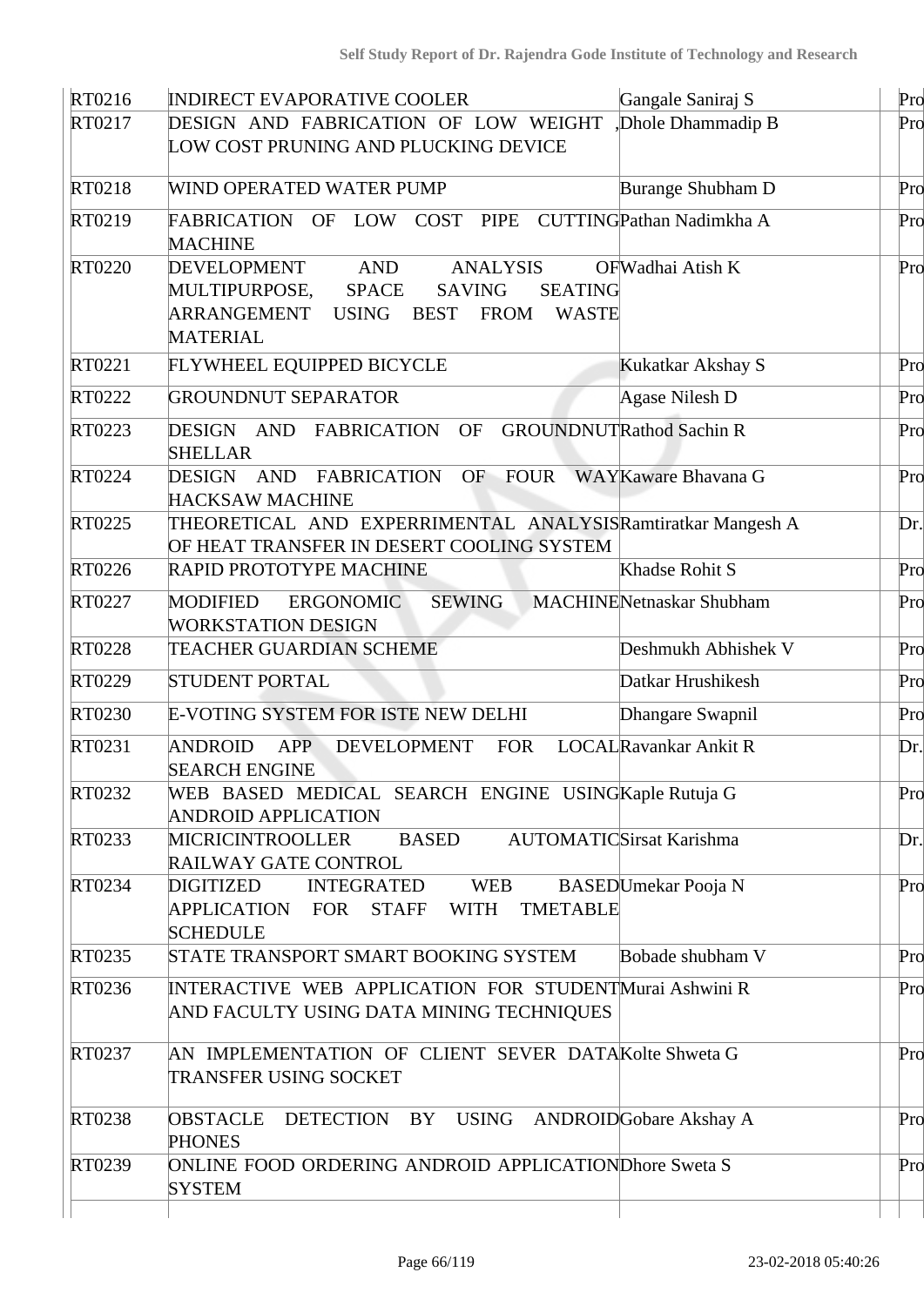| | | | | |
|---|---|---|---|---|
| RT0216 | INDIRECT EVAPORATIVE COOLER | Gangale Saniraj S | | Pro |
| RT0217 | DESIGN AND FABRICATION OF LOW WEIGHT ,LOW COST PRUNING AND PLUCKING DEVICE | Dhole Dhammadip B | | Pro |
| RT0218 | WIND OPERATED WATER PUMP | Burange Shubham D | | Pro |
| RT0219 | FABRICATION OF LOW COST PIPE CUTTING MACHINE | Pathan Nadimkha A | | Pro |
| RT0220 | DEVELOPMENT AND ANALYSIS OF MULTIPURPOSE, SPACE SAVING SEATING ARRANGEMENT USING BEST FROM WASTE MATERIAL | Wadhai Atish K | | Pro |
| RT0221 | FLYWHEEL EQUIPPED BICYCLE | Kukatkar Akshay S | | Pro |
| RT0222 | GROUNDNUT SEPARATOR | Agase Nilesh D | | Pro |
| RT0223 | DESIGN AND FABRICATION OF GROUNDNUT SHELLAR | Rathod Sachin R | | Pro |
| RT0224 | DESIGN AND FABRICATION OF FOUR WAY HACKSAW MACHINE | Kaware Bhavana G | | Pro |
| RT0225 | THEORETICAL AND EXPERRIMENTAL ANALYSIS OF HEAT TRANSFER IN DESERT COOLING SYSTEM | Ramtiratkar Mangesh A | | Dr. |
| RT0226 | RAPID PROTOTYPE MACHINE | Khadse Rohit S | | Pro |
| RT0227 | MODIFIED ERGONOMIC SEWING MACHINE WORKSTATION DESIGN | Netnaskar Shubham | | Pro |
| RT0228 | TEACHER GUARDIAN SCHEME | Deshmukh Abhishek V | | Pro |
| RT0229 | STUDENT PORTAL | Datkar Hrushikesh | | Pro |
| RT0230 | E-VOTING SYSTEM FOR ISTE NEW DELHI | Dhangare Swapnil | | Pro |
| RT0231 | ANDROID APP DEVELOPMENT FOR LOCAL SEARCH ENGINE | Ravankar Ankit R | | Dr. |
| RT0232 | WEB BASED MEDICAL SEARCH ENGINE USING ANDROID APPLICATION | Kaple Rutuja G | | Pro |
| RT0233 | MICRICINTROOLLER BASED AUTOMATIC RAILWAY GATE CONTROL | Sirsat Karishma | | Dr. |
| RT0234 | DIGITIZED INTEGRATED WEB BASED APPLICATION FOR STAFF WITH TMETABLE SCHEDULE | Umekar Pooja N | | Pro |
| RT0235 | STATE TRANSPORT SMART BOOKING SYSTEM | Bobade shubham V | | Pro |
| RT0236 | INTERACTIVE WEB APPLICATION FOR STUDENT AND FACULTY USING DATA MINING TECHNIQUES | Murai Ashwini R | | Pro |
| RT0237 | AN IMPLEMENTATION OF CLIENT SEVER DATA TRANSFER USING SOCKET | Kolte Shweta G | | Pro |
| RT0238 | OBSTACLE DETECTION BY USING ANDROID PHONES | Gobare Akshay A | | Pro |
| RT0239 | ONLINE FOOD ORDERING ANDROID APPLICATION SYSTEM | Dhore Sweta S | | Pro |
| | | | | |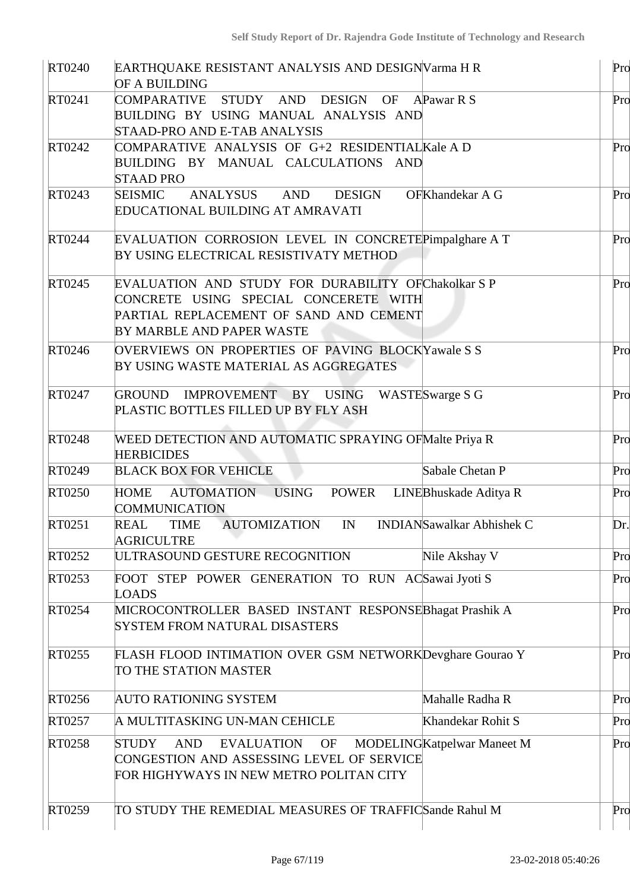| | | | | |
|---|---|---|---|---|
| RT0240 | EARTHQUAKE RESISTANT ANALYSIS AND DESIGN OF A BUILDING | Varma H R | | Pro |
| RT0241 | COMPARATIVE STUDY AND DESIGN OF A BUILDING BY USING MANUAL ANALYSIS AND STAAD-PRO AND E-TAB ANALYSIS | Pawar R S | | Pro |
| RT0242 | COMPARATIVE ANALYSIS OF G+2 RESIDENTIAL BUILDING BY MANUAL CALCULATIONS AND STAAD PRO | Kale A D | | Pro |
| RT0243 | SEISMIC ANALYSUS AND DESIGN OF EDUCATIONAL BUILDING AT AMRAVATI | Khandekar A G | | Pro |
| RT0244 | EVALUATION CORROSION LEVEL IN CONCRETE BY USING ELECTRICAL RESISTIVATY METHOD | Pimpalghare A T | | Pro |
| RT0245 | EVALUATION AND STUDY FOR DURABILITY OF CONCRETE USING SPECIAL CONCERETE WITH PARTIAL REPLACEMENT OF SAND AND CEMENT BY MARBLE AND PAPER WASTE | Chakolkar S P | | Pro |
| RT0246 | OVERVIEWS ON PROPERTIES OF PAVING BLOCK BY USING WASTE MATERIAL AS AGGREGATES | Yawale S S | | Pro |
| RT0247 | GROUND IMPROVEMENT BY USING WASTE PLASTIC BOTTLES FILLED UP BY FLY ASH | Swarge S G | | Pro |
| RT0248 | WEED DETECTION AND AUTOMATIC SPRAYING OF HERBICIDES | Malte Priya R | | Pro |
| RT0249 | BLACK BOX FOR VEHICLE | Sabale Chetan P | | Pro |
| RT0250 | HOME AUTOMATION USING POWER LINE COMMUNICATION | Bhuskade Aditya R | | Pro |
| RT0251 | REAL TIME AUTOMIZATION IN INDIAN AGRICULTRE | Sawalkar Abhishek C | | Dr. |
| RT0252 | ULTRASOUND GESTURE RECOGNITION | Nile Akshay V | | Pro |
| RT0253 | FOOT STEP POWER GENERATION TO RUN AC LOADS | Sawai Jyoti S | | Pro |
| RT0254 | MICROCONTROLLER BASED INSTANT RESPONSE SYSTEM FROM NATURAL DISASTERS | Bhagat Prashik A | | Pro |
| RT0255 | FLASH FLOOD INTIMATION OVER GSM NETWORK TO THE STATION MASTER | Devghare Gourao Y | | Pro |
| RT0256 | AUTO RATIONING SYSTEM | Mahalle Radha R | | Pro |
| RT0257 | A MULTITASKING UN-MAN CEHICLE | Khandekar Rohit S | | Pro |
| RT0258 | STUDY AND EVALUATION OF MODELING CONGESTION AND ASSESSING LEVEL OF SERVICE FOR HIGHYWAYS IN NEW METRO POLITAN CITY | Katpelwar Maneet M | | Pro |
| RT0259 | TO STUDY THE REMEDIAL MEASURES OF TRAFFIC | Sande Rahul M | | Pro |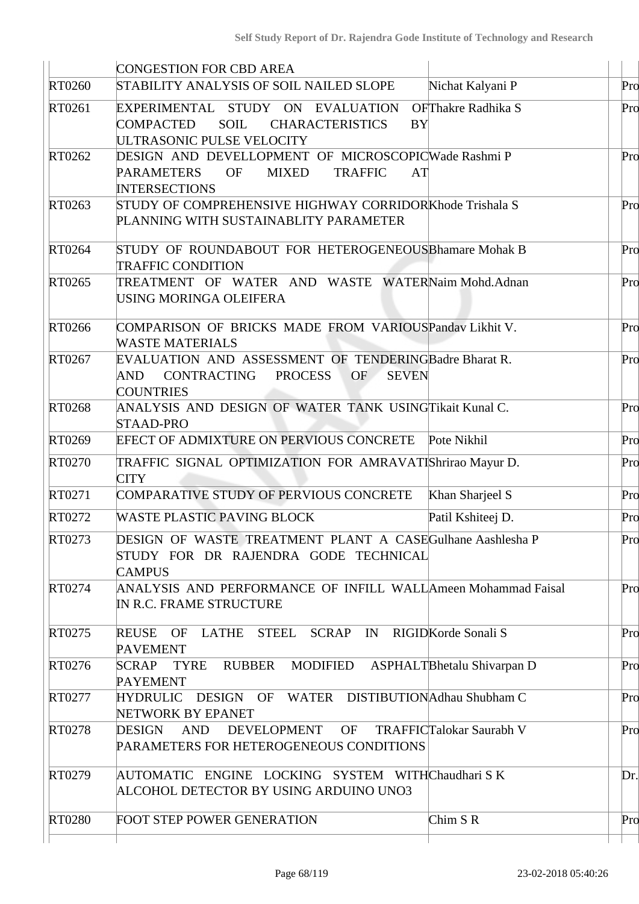| | | | | |
|---|---|---|---|---|
| | CONGESTION FOR CBD AREA | | | |
| RT0260 | STABILITY ANALYSIS OF SOIL NAILED SLOPE | Nichat Kalyani P | | Pro |
| RT0261 | EXPERIMENTAL STUDY ON EVALUATION OF COMPACTED SOIL CHARACTERISTICS BY ULTRASONIC PULSE VELOCITY | Thakre Radhika S | | Pro |
| RT0262 | DESIGN AND DEVELLOPMENT OF MICROSCOPIC PARAMETERS OF MIXED TRAFFIC AT INTERSECTIONS | Wade Rashmi P | | Pro |
| RT0263 | STUDY OF COMPREHENSIVE HIGHWAY CORRIDOR PLANNING WITH SUSTAINABLITY PARAMETER | Khode Trishala S | | Pro |
| RT0264 | STUDY OF ROUNDABOUT FOR HETEROGENEOUS TRAFFIC CONDITION | Bhamare Mohak B | | Pro |
| RT0265 | TREATMENT OF WATER AND WASTE WATER USING MORINGA OLEIFERA | Naim Mohd.Adnan | | Pro |
| RT0266 | COMPARISON OF BRICKS MADE FROM VARIOUS WASTE MATERIALS | Pandav Likhit V. | | Pro |
| RT0267 | EVALUATION AND ASSESSMENT OF TENDERING AND CONTRACTING PROCESS OF SEVEN COUNTRIES | Badre Bharat R. | | Pro |
| RT0268 | ANALYSIS AND DESIGN OF WATER TANK USING STAAD-PRO | Tikait Kunal C. | | Pro |
| RT0269 | EFECT OF ADMIXTURE ON PERVIOUS CONCRETE | Pote Nikhil | | Pro |
| RT0270 | TRAFFIC SIGNAL OPTIMIZATION FOR AMRAVATI CITY | Shrirao Mayur D. | | Pro |
| RT0271 | COMPARATIVE STUDY OF PERVIOUS CONCRETE | Khan Sharjeel S | | Pro |
| RT0272 | WASTE PLASTIC PAVING BLOCK | Patil Kshiteej D. | | Pro |
| RT0273 | DESIGN OF WASTE TREATMENT PLANT A CASE STUDY FOR DR RAJENDRA GODE TECHNICAL CAMPUS | Gulhane Aashlesha P | | Pro |
| RT0274 | ANALYSIS AND PERFORMANCE OF INFILL WALL IN R.C. FRAME STRUCTURE | Ameen Mohammad Faisal | | Pro |
| RT0275 | REUSE OF LATHE STEEL SCRAP IN RIGID PAVEMENT | Korde Sonali S | | Pro |
| RT0276 | SCRAP TYRE RUBBER MODIFIED ASPHALT PAYEMENT | Bhetalu Shivarpan D | | Pro |
| RT0277 | HYDRULIC DESIGN OF WATER DISTIBUTION NETWORK BY EPANET | Adhau Shubham C | | Pro |
| RT0278 | DESIGN AND DEVELOPMENT OF TRAFFIC PARAMETERS FOR HETEROGENEOUS CONDITIONS | Talokar Saurabh V | | Pro |
| RT0279 | AUTOMATIC ENGINE LOCKING SYSTEM WITH ALCOHOL DETECTOR BY USING ARDUINO UNO3 | Chaudhari S K | | Dr. |
| RT0280 | FOOT STEP POWER GENERATION | Chim S R | | Pro |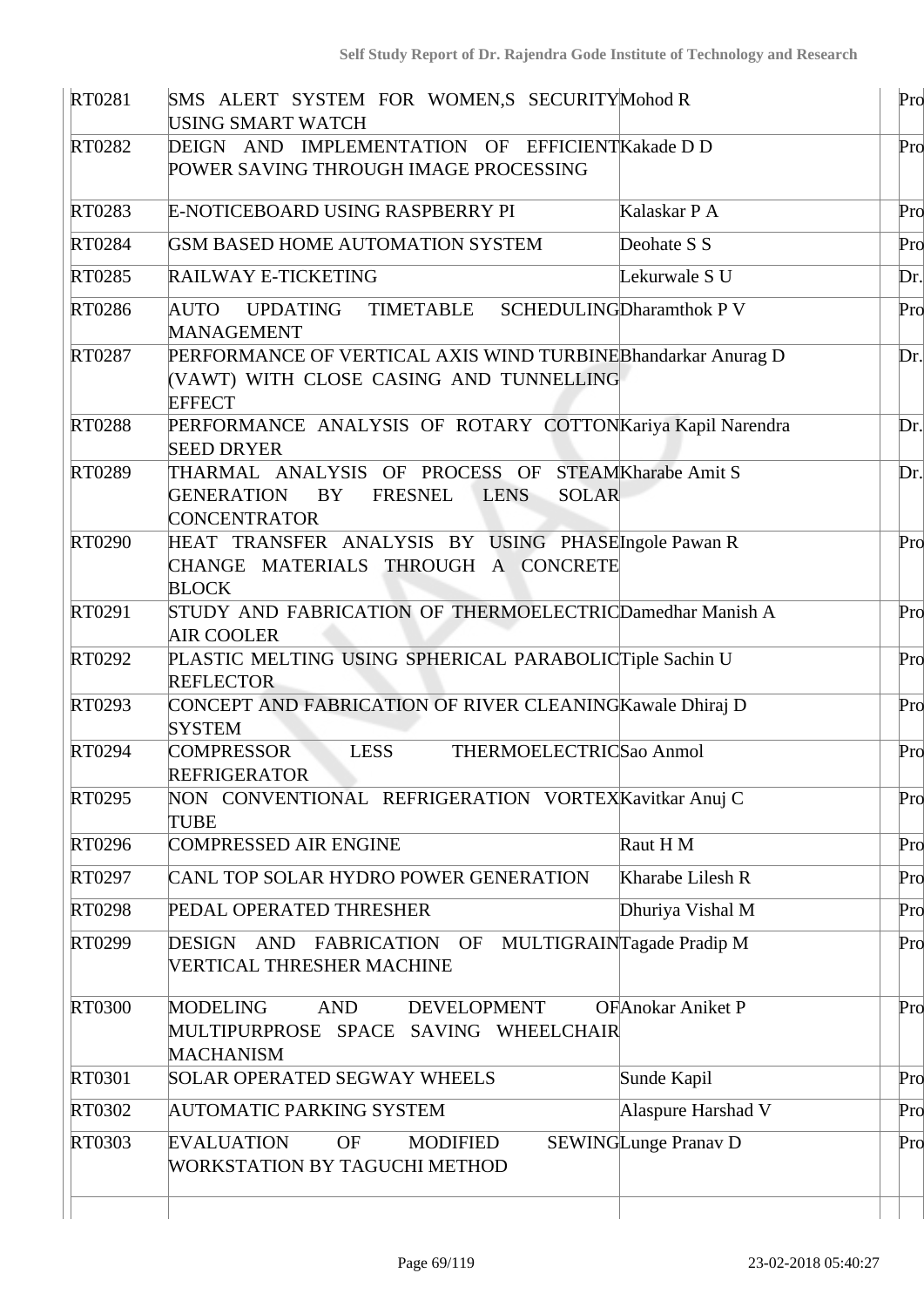| | | | | |
|---|---|---|---|---|
| RT0281 | SMS ALERT SYSTEM FOR WOMEN,S SECURITY USING SMART WATCH | Mohod R | | Pro |
| RT0282 | DEIGN AND IMPLEMENTATION OF EFFICIENT POWER SAVING THROUGH IMAGE PROCESSING | Kakade D D | | Pro |
| RT0283 | E-NOTICEBOARD USING RASPBERRY PI | Kalaskar P A | | Pro |
| RT0284 | GSM BASED HOME AUTOMATION SYSTEM | Deohate S S | | Pro |
| RT0285 | RAILWAY E-TICKETING | Lekurwale S U | | Dr. |
| RT0286 | AUTO UPDATING TIMETABLE SCHEDULING MANAGEMENT | Dharamthok P V | | Pro |
| RT0287 | PERFORMANCE OF VERTICAL AXIS WIND TURBINE (VAWT) WITH CLOSE CASING AND TUNNELLING EFFECT | Bhandarkar Anurag D | | Dr. |
| RT0288 | PERFORMANCE ANALYSIS OF ROTARY COTTON SEED DRYER | Kariya Kapil Narendra | | Dr. |
| RT0289 | THARMAL ANALYSIS OF PROCESS OF STEAM GENERATION BY FRESNEL LENS SOLAR CONCENTRATOR | Kharabe Amit S | | Dr. |
| RT0290 | HEAT TRANSFER ANALYSIS BY USING PHASE CHANGE MATERIALS THROUGH A CONCRETE BLOCK | Ingole Pawan R | | Pro |
| RT0291 | STUDY AND FABRICATION OF THERMOELECTRIC AIR COOLER | Damedhar Manish A | | Pro |
| RT0292 | PLASTIC MELTING USING SPHERICAL PARABOLIC REFLECTOR | Tiple Sachin U | | Pro |
| RT0293 | CONCEPT AND FABRICATION OF RIVER CLEANING SYSTEM | Kawale Dhiraj D | | Pro |
| RT0294 | COMPRESSOR LESS THERMOELECTRIC REFRIGERATOR | Sao Anmol | | Pro |
| RT0295 | NON CONVENTIONAL REFRIGERATION VORTEX TUBE | Kavitkar Anuj C | | Pro |
| RT0296 | COMPRESSED AIR ENGINE | Raut H M | | Pro |
| RT0297 | CANL TOP SOLAR HYDRO POWER GENERATION | Kharabe Lilesh R | | Pro |
| RT0298 | PEDAL OPERATED THRESHER | Dhuriya Vishal M | | Pro |
| RT0299 | DESIGN AND FABRICATION OF MULTIGRAIN VERTICAL THRESHER MACHINE | Tagade Pradip M | | Pro |
| RT0300 | MODELING AND DEVELOPMENT OF MULTIPURPROSE SPACE SAVING WHEELCHAIR MACHANISM | Anokar Aniket P | | Pro |
| RT0301 | SOLAR OPERATED SEGWAY WHEELS | Sunde Kapil | | Pro |
| RT0302 | AUTOMATIC PARKING SYSTEM | Alaspure Harshad V | | Pro |
| RT0303 | EVALUATION OF MODIFIED SEWING WORKSTATION BY TAGUCHI METHOD | Lunge Pranav D | | Pro |
| | | | | |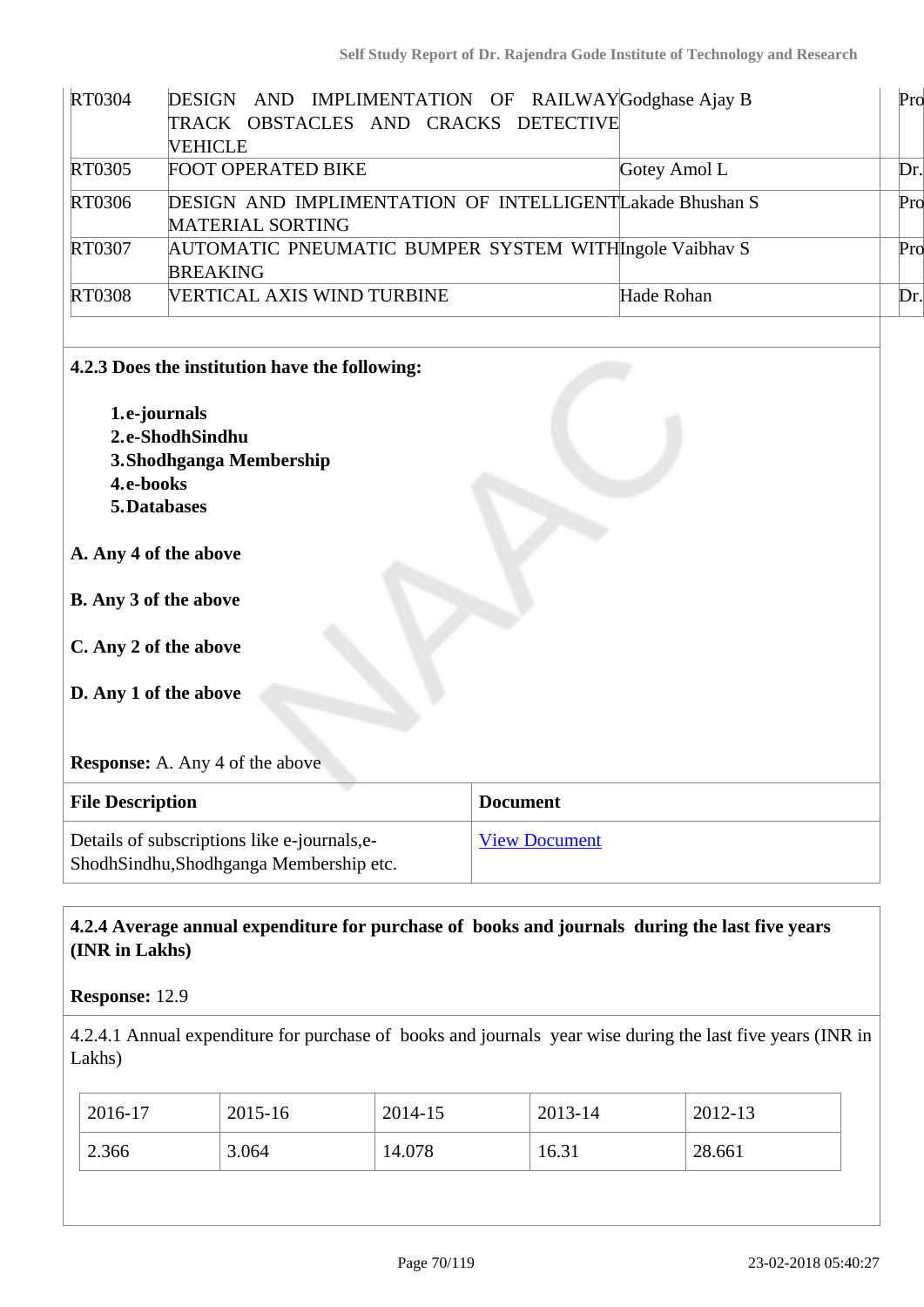| RT0304 | DESIGN AND IMPLIMENTATION OF RAILWAY TRACK OBSTACLES AND CRACKS DETECTIVE VEHICLE | Godghase Ajay B | | Pro |
|---|---|---|---|---|
| RT0305 | FOOT OPERATED BIKE | Gotey Amol L | | Dr. |
| RT0306 | DESIGN AND IMPLIMENTATION OF INTELLIGENT MATERIAL SORTING | Lakade Bhushan S | | Pro |
| RT0307 | AUTOMATIC PNEUMATIC BUMPER SYSTEM WITH BREAKING | Ingole Vaibhav S | | Pro |
| RT0308 | VERTICAL AXIS WIND TURBINE | Hade Rohan | | Dr. |

**4.2.3 Does the institution have the following:**

1. **e-journals**
2. **e-ShodhSindhu**
3. **Shodhganga Membership**
4. **e-books**
5. **Databases**

**A. Any 4 of the above**

**B. Any 3 of the above**

**C. Any 2 of the above**

**D. Any 1 of the above**

**Response:** A. Any 4 of the above

| File Description | Document |
|---|---|
| Details of subscriptions like e-journals,e-ShodhSindhu,Shodhganga Membership etc. | View Document |

**4.2.4 Average annual expenditure for purchase of books and journals during the last five years (INR in Lakhs)**

**Response:** 12.9

4.2.4.1 Annual expenditure for purchase of books and journals year wise during the last five years (INR in Lakhs)

| 2016-17 | 2015-16 | 2014-15 | 2013-14 | 2012-13 |
|---|---|---|---|---|
| 2.366 | 3.064 | 14.078 | 16.31 | 28.661 |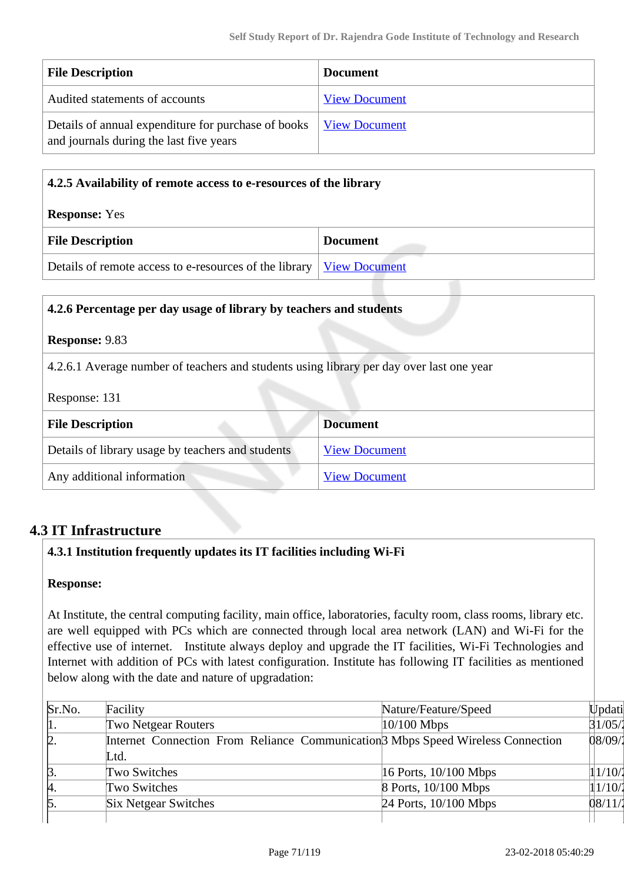| File Description | Document |
| --- | --- |
| Audited statements of accounts | View Document |
| Details of annual expenditure for purchase of books and journals during the last five years | View Document |

**4.2.5 Availability of remote access to e-resources of the library**

**Response:** Yes

| File Description | Document |
| --- | --- |
| Details of remote access to e-resources of the library | View Document |

**4.2.6 Percentage per day usage of library by teachers and students**

**Response:** 9.83

4.2.6.1 Average number of teachers and students using library per day over last one year

Response: 131

| File Description | Document |
| --- | --- |
| Details of library usage by teachers and students | View Document |
| Any additional information | View Document |

## 4.3 IT Infrastructure

**4.3.1 Institution frequently updates its IT facilities including Wi-Fi**

**Response:**

At Institute, the central computing facility, main office, laboratories, faculty room, class rooms, library etc. are well equipped with PCs which are connected through local area network (LAN) and Wi-Fi for the effective use of internet. Institute always deploy and upgrade the IT facilities, Wi-Fi Technologies and Internet with addition of PCs with latest configuration. Institute has following IT facilities as mentioned below along with the date and nature of upgradation:

| Sr.No. | Facility | Nature/Feature/Speed | Updati |
| --- | --- | --- | --- |
| 1. | Two Netgear Routers | 10/100 Mbps | 31/05/2 |
| 2. | Internet Connection From Reliance Communication Ltd. | 3 Mbps Speed Wireless Connection | 08/09/2 |
| 3. | Two Switches | 16 Ports, 10/100 Mbps | 11/10/2 |
| 4. | Two Switches | 8 Ports, 10/100 Mbps | 11/10/2 |
| 5. | Six Netgear Switches | 24 Ports, 10/100 Mbps | 08/11/2 |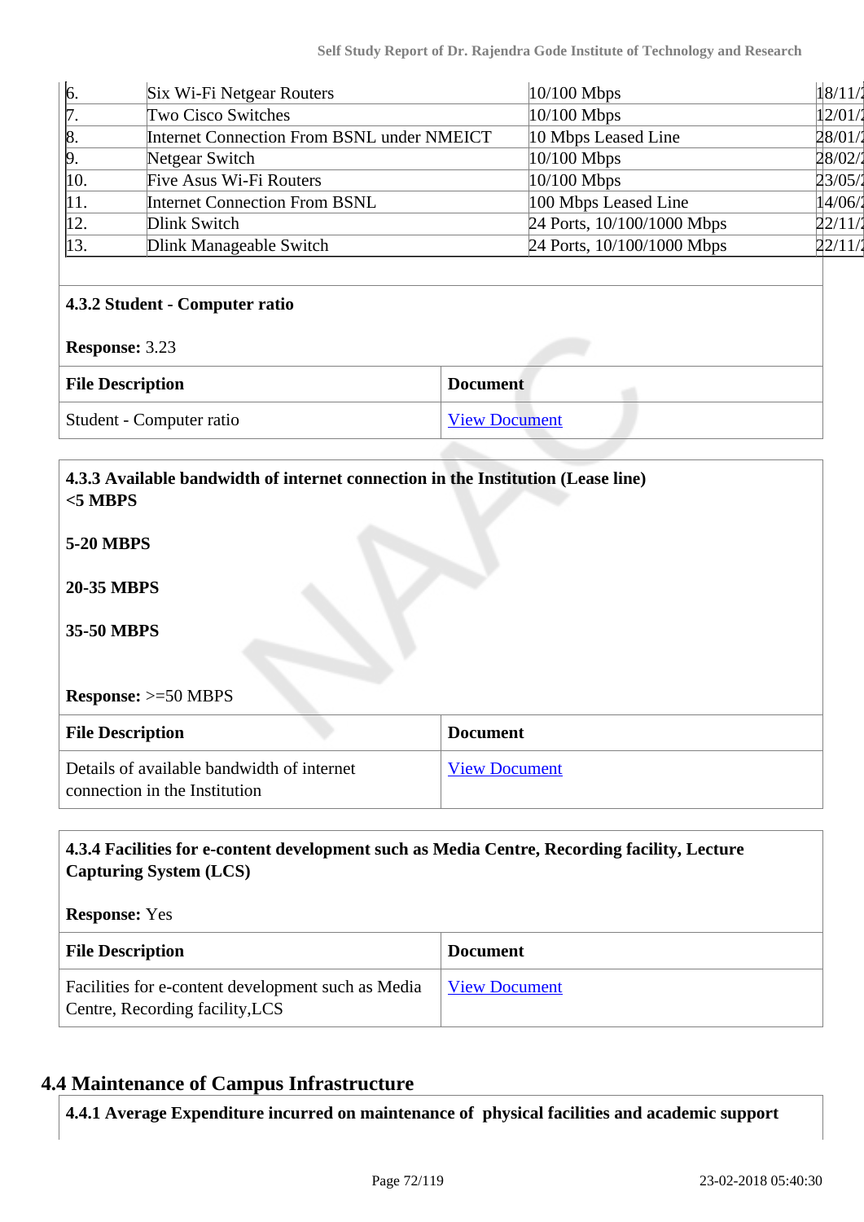| | | | |
|---|---|---|---|
| 6. | Six Wi-Fi Netgear Routers | 10/100 Mbps | 18/11/ |
| 7. | Two Cisco Switches | 10/100 Mbps | 12/01/ |
| 8. | Internet Connection From BSNL under NMEICT | 10 Mbps Leased Line | 28/01/ |
| 9. | Netgear Switch | 10/100 Mbps | 28/02/ |
| 10. | Five Asus Wi-Fi Routers | 10/100 Mbps | 23/05/ |
| 11. | Internet Connection From BSNL | 100 Mbps Leased Line | 14/06/ |
| 12. | Dlink Switch | 24 Ports, 10/100/1000 Mbps | 22/11/ |
| 13. | Dlink Manageable Switch | 24 Ports, 10/100/1000 Mbps | 22/11/ |

**4.3.2 Student - Computer ratio**

**Response:** 3.23

| File Description | Document |
|---|---|
| Student - Computer ratio | View Document |

**4.3.3 Available bandwidth of internet connection in the Institution (Lease line)**
**<5 MBPS**

**5-20 MBPS**

**20-35 MBPS**

**35-50 MBPS**

**Response:** >=50 MBPS

| File Description | Document |
|---|---|
| Details of available bandwidth of internet connection in the Institution | View Document |

**4.3.4 Facilities for e-content development such as Media Centre, Recording facility, Lecture Capturing System (LCS)**

**Response:** Yes

| File Description | Document |
|---|---|
| Facilities for e-content development such as Media Centre, Recording facility,LCS | View Document |

## 4.4 Maintenance of Campus Infrastructure

**4.4.1 Average Expenditure incurred on maintenance of physical facilities and academic support**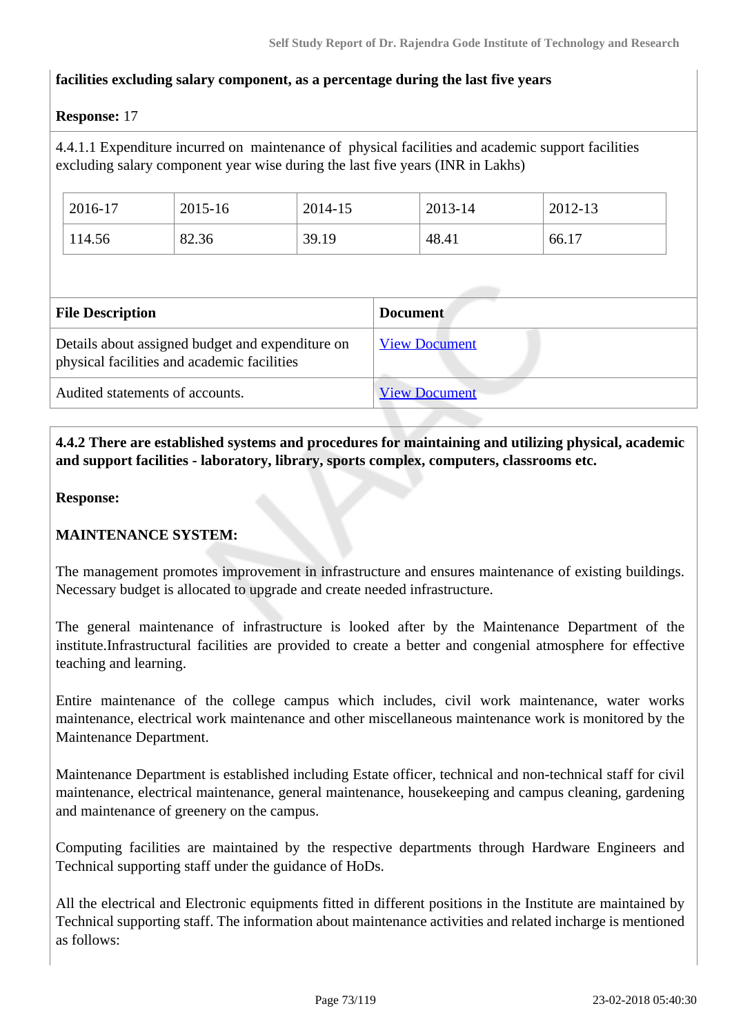**facilities excluding salary component, as a percentage during the last five years**

**Response:** 17

4.4.1.1 Expenditure incurred on maintenance of physical facilities and academic support facilities excluding salary component year wise during the last five years (INR in Lakhs)

| 2016-17 | 2015-16 | 2014-15 | 2013-14 | 2012-13 |
|---|---|---|---|---|
| 114.56 | 82.36 | 39.19 | 48.41 | 66.17 |

| File Description | Document |
|---|---|
| Details about assigned budget and expenditure on physical facilities and academic facilities | View Document |
| Audited statements of accounts. | View Document |

**4.4.2 There are established systems and procedures for maintaining and utilizing physical, academic and support facilities - laboratory, library, sports complex, computers, classrooms etc.**

**Response:**

**MAINTENANCE SYSTEM:**

The management promotes improvement in infrastructure and ensures maintenance of existing buildings. Necessary budget is allocated to upgrade and create needed infrastructure.

The general maintenance of infrastructure is looked after by the Maintenance Department of the institute.Infrastructural facilities are provided to create a better and congenial atmosphere for effective teaching and learning.

Entire maintenance of the college campus which includes, civil work maintenance, water works maintenance, electrical work maintenance and other miscellaneous maintenance work is monitored by the Maintenance Department.

Maintenance Department is established including Estate officer, technical and non-technical staff for civil maintenance, electrical maintenance, general maintenance, housekeeping and campus cleaning, gardening and maintenance of greenery on the campus.

Computing facilities are maintained by the respective departments through Hardware Engineers and Technical supporting staff under the guidance of HoDs.

All the electrical and Electronic equipments fitted in different positions in the Institute are maintained by Technical supporting staff. The information about maintenance activities and related incharge is mentioned as follows: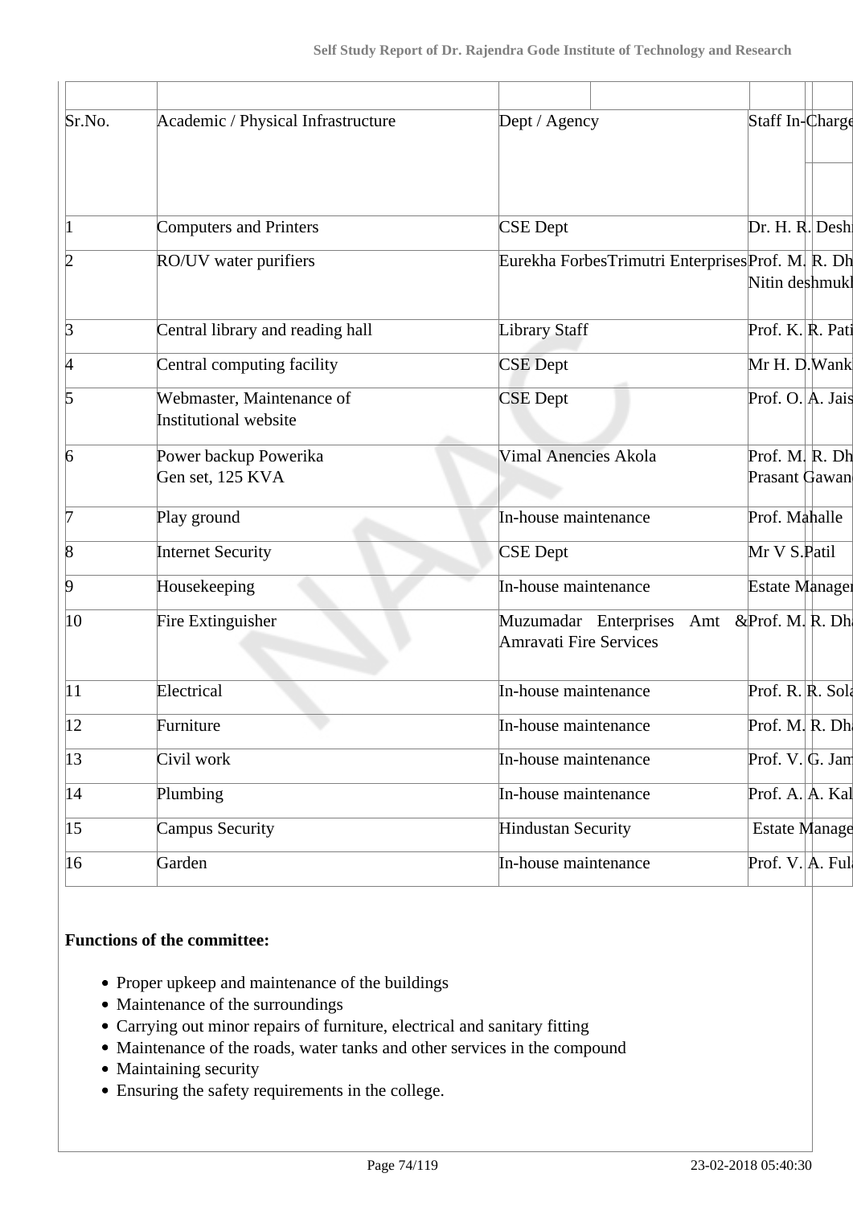| Sr.No. | Academic / Physical Infrastructure | Dept / Agency | Staff In-Charge |
|---|---|---|---|
| 1 | Computers and Printers | CSE Dept | Dr. H. R. Deshr |
| 2 | RO/UV water purifiers | Eurekha ForbesTrimutri Enterprises | Prof. M. R. Dh Nitin deshmukh |
| 3 | Central library and reading hall | Library Staff | Prof. K. R. Pati |
| 4 | Central computing facility | CSE Dept | Mr H. D.Wank |
| 5 | Webmaster, Maintenance of Institutional website | CSE Dept | Prof. O. A. Jais |
| 6 | Power backup Powerika Gen set, 125 KVA | Vimal Anencies Akola | Prof. M. R. Dh Prasant Gawan |
| 7 | Play ground | In-house maintenance | Prof. Mahalle |
| 8 | Internet Security | CSE Dept | Mr V S.Patil |
| 9 | Housekeeping | In-house maintenance | Estate Manager |
| 10 | Fire Extinguisher | Muzumadar Enterprises Amt & Amravati Fire Services | Prof. M. R. Dh |
| 11 | Electrical | In-house maintenance | Prof. R. R. Sola |
| 12 | Furniture | In-house maintenance | Prof. M. R. Dh |
| 13 | Civil work | In-house maintenance | Prof. V. G. Jam |
| 14 | Plumbing | In-house maintenance | Prof. A. A. Kal |
| 15 | Campus Security | Hindustan Security | Estate Manage |
| 16 | Garden | In-house maintenance | Prof. V. A. Fula |

**Functions of the committee:**

- Proper upkeep and maintenance of the buildings
- Maintenance of the surroundings
- Carrying out minor repairs of furniture, electrical and sanitary fitting
- Maintenance of the roads, water tanks and other services in the compound
- Maintaining security
- Ensuring the safety requirements in the college.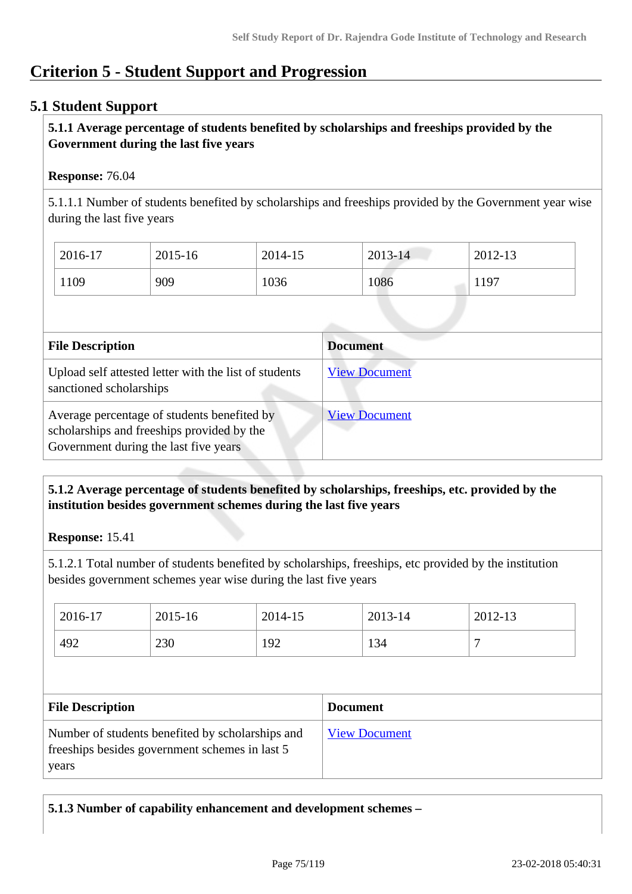# Criterion 5 - Student Support and Progression

## 5.1 Student Support

**5.1.1 Average percentage of students benefited by scholarships and freeships provided by the Government during the last five years**

**Response:** 76.04

5.1.1.1 Number of students benefited by scholarships and freeships provided by the Government year wise during the last five years

| 2016-17 | 2015-16 | 2014-15 | 2013-14 | 2012-13 |
|---|---|---|---|---|
| 1109 | 909 | 1036 | 1086 | 1197 |

| File Description | Document |
|---|---|
| Upload self attested letter with the list of students sanctioned scholarships | View Document |
| Average percentage of students benefited by scholarships and freeships provided by the Government during the last five years | View Document |

**5.1.2 Average percentage of students benefited by scholarships, freeships, etc. provided by the institution besides government schemes during the last five years**

**Response:** 15.41

5.1.2.1 Total number of students benefited by scholarships, freeships, etc provided by the institution besides government schemes year wise during the last five years

| 2016-17 | 2015-16 | 2014-15 | 2013-14 | 2012-13 |
|---|---|---|---|---|
| 492 | 230 | 192 | 134 | 7 |

| File Description | Document |
|---|---|
| Number of students benefited by scholarships and freeships besides government schemes in last 5 years | View Document |

**5.1.3 Number of capability enhancement and development schemes –**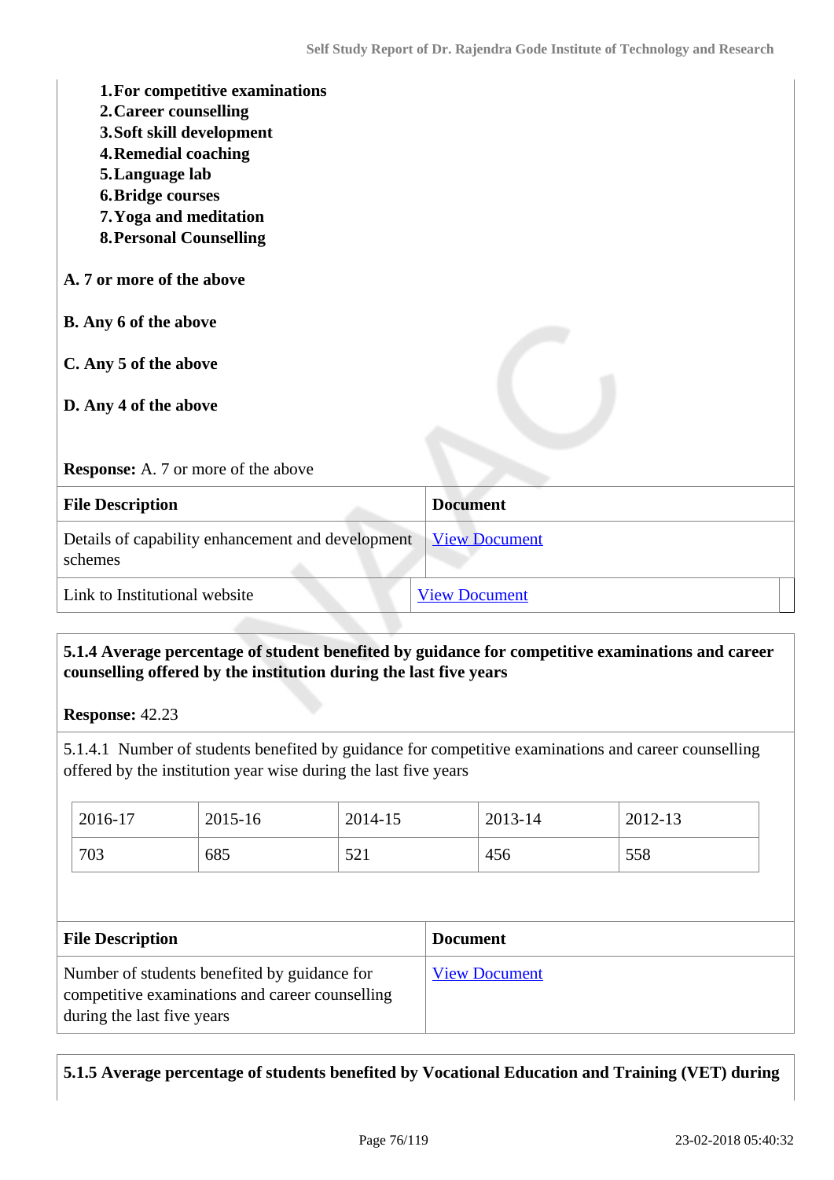1. **For competitive examinations**
2. **Career counselling**
3. **Soft skill development**
4. **Remedial coaching**
5. **Language lab**
6. **Bridge courses**
7. **Yoga and meditation**
8. **Personal Counselling**

**A. 7 or more of the above**

**B. Any 6 of the above**

**C. Any 5 of the above**

**D. Any 4 of the above**

**Response:** A. 7 or more of the above

| File Description | Document |
|---|---|
| Details of capability enhancement and development schemes | View Document |
| Link to Institutional website | View Document |

**5.1.4 Average percentage of student benefited by guidance for competitive examinations and career counselling offered by the institution during the last five years**

**Response:** 42.23

5.1.4.1 Number of students benefited by guidance for competitive examinations and career counselling offered by the institution year wise during the last five years

| 2016-17 | 2015-16 | 2014-15 | 2013-14 | 2012-13 |
|---|---|---|---|---|
| 703 | 685 | 521 | 456 | 558 |

| File Description | Document |
|---|---|
| Number of students benefited by guidance for competitive examinations and career counselling during the last five years | View Document |

**5.1.5 Average percentage of students benefited by Vocational Education and Training (VET) during**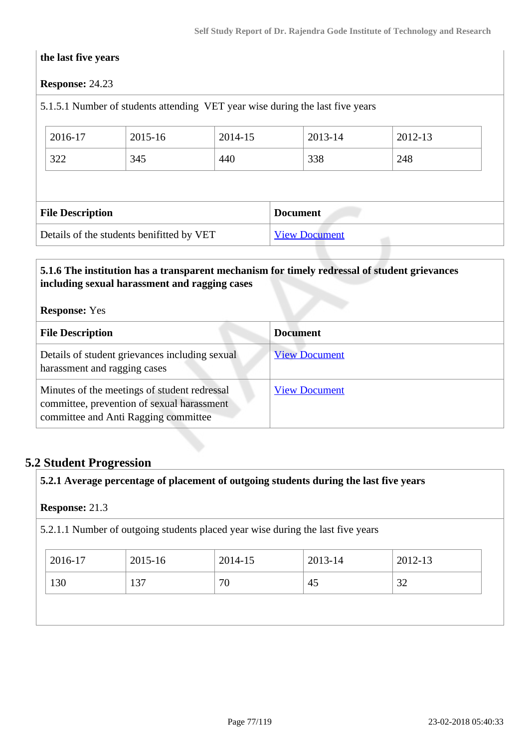**the last five years**

**Response:** 24.23

5.1.5.1 Number of students attending VET year wise during the last five years

| 2016-17 | 2015-16 | 2014-15 | 2013-14 | 2012-13 |
|---|---|---|---|---|
| 322 | 345 | 440 | 338 | 248 |

| File Description | Document |
|---|---|
| Details of the students benifitted by VET | View Document |

**5.1.6 The institution has a transparent mechanism for timely redressal of student grievances including sexual harassment and ragging cases**

**Response:** Yes

| File Description | Document |
|---|---|
| Details of student grievances including sexual harassment and ragging cases | View Document |
| Minutes of the meetings of student redressal committee, prevention of sexual harassment committee and Anti Ragging committee | View Document |

## 5.2 Student Progression

**5.2.1 Average percentage of placement of outgoing students during the last five years**

**Response:** 21.3

5.2.1.1 Number of outgoing students placed year wise during the last five years

| 2016-17 | 2015-16 | 2014-15 | 2013-14 | 2012-13 |
|---|---|---|---|---|
| 130 | 137 | 70 | 45 | 32 |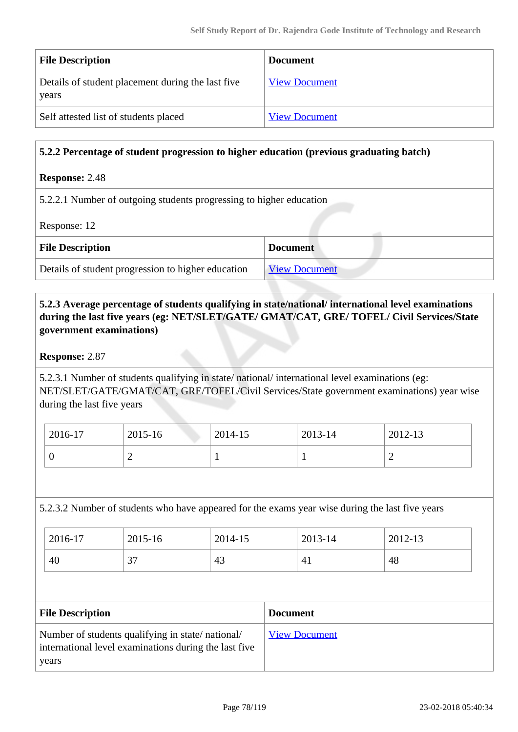| File Description | Document |
| --- | --- |
| Details of student placement during the last five years | View Document |
| Self attested list of students placed | View Document |

**5.2.2 Percentage of student progression to higher education (previous graduating batch)**

**Response:** 2.48

5.2.2.1 Number of outgoing students progressing to higher education

Response: 12

| File Description | Document |
| --- | --- |
| Details of student progression to higher education | View Document |

**5.2.3 Average percentage of students qualifying in state/national/ international level examinations during the last five years (eg: NET/SLET/GATE/ GMAT/CAT, GRE/ TOFEL/ Civil Services/State government examinations)**

**Response:** 2.87

5.2.3.1 Number of students qualifying in state/ national/ international level examinations (eg: NET/SLET/GATE/GMAT/CAT, GRE/TOFEL/Civil Services/State government examinations) year wise during the last five years

| 2016-17 | 2015-16 | 2014-15 | 2013-14 | 2012-13 |
| --- | --- | --- | --- | --- |
| 0 | 2 | 1 | 1 | 2 |

5.2.3.2 Number of students who have appeared for the exams year wise during the last five years

| 2016-17 | 2015-16 | 2014-15 | 2013-14 | 2012-13 |
| --- | --- | --- | --- | --- |
| 40 | 37 | 43 | 41 | 48 |

| File Description | Document |
| --- | --- |
| Number of students qualifying in state/ national/ international level examinations during the last five years | View Document |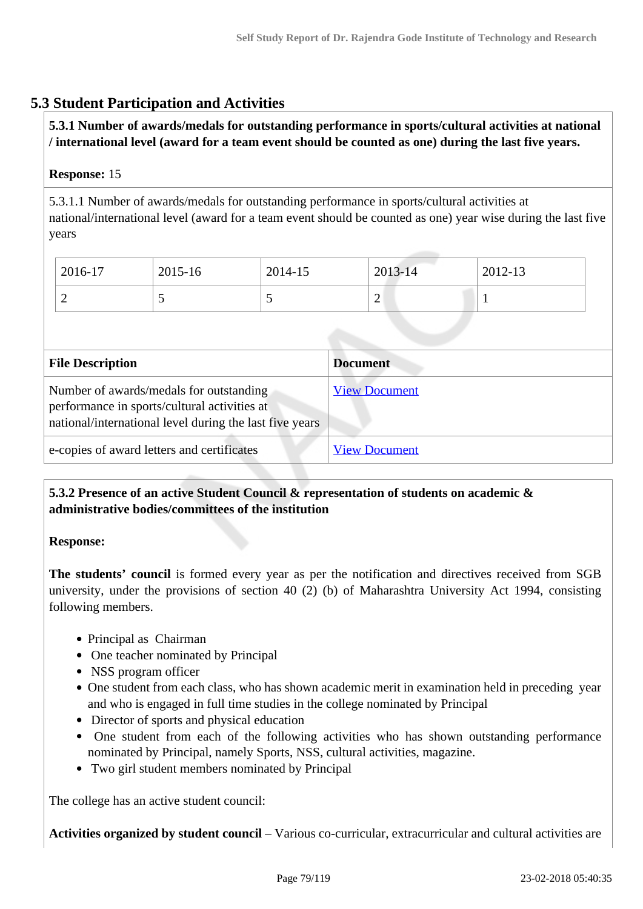## 5.3 Student Participation and Activities

**5.3.1 Number of awards/medals for outstanding performance in sports/cultural activities at national / international level (award for a team event should be counted as one) during the last five years.**

**Response:** 15

5.3.1.1 Number of awards/medals for outstanding performance in sports/cultural activities at national/international level (award for a team event should be counted as one) year wise during the last five years

| 2016-17 | 2015-16 | 2014-15 | 2013-14 | 2012-13 |
|---|---|---|---|---|
| 2 | 5 | 5 | 2 | 1 |

| File Description | Document |
|---|---|
| Number of awards/medals for outstanding performance in sports/cultural activities at national/international level during the last five years | View Document |
| e-copies of award letters and certificates | View Document |

**5.3.2 Presence of an active Student Council & representation of students on academic & administrative bodies/committees of the institution**

**Response:**

**The students' council** is formed every year as per the notification and directives received from SGB university, under the provisions of section 40 (2) (b) of Maharashtra University Act 1994, consisting following members.

- Principal as Chairman
- One teacher nominated by Principal
- NSS program officer
- One student from each class, who has shown academic merit in examination held in preceding year and who is engaged in full time studies in the college nominated by Principal
- Director of sports and physical education
- One student from each of the following activities who has shown outstanding performance nominated by Principal, namely Sports, NSS, cultural activities, magazine.
- Two girl student members nominated by Principal

The college has an active student council:

**Activities organized by student council** – Various co-curricular, extracurricular and cultural activities are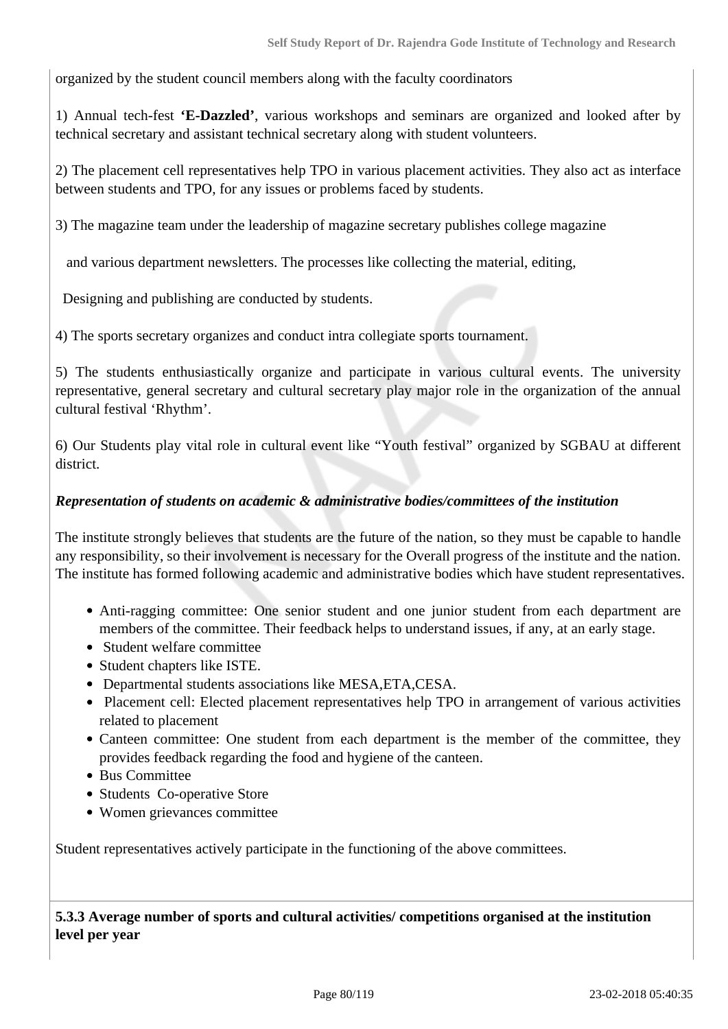organized by the student council members along with the faculty coordinators

1) Annual tech-fest **'E-Dazzled'**, various workshops and seminars are organized and looked after by technical secretary and assistant technical secretary along with student volunteers.

2) The placement cell representatives help TPO in various placement activities. They also act as interface between students and TPO, for any issues or problems faced by students.

3) The magazine team under the leadership of magazine secretary publishes college magazine

and various department newsletters. The processes like collecting the material, editing,

Designing and publishing are conducted by students.

4) The sports secretary organizes and conduct intra collegiate sports tournament.

5) The students enthusiastically organize and participate in various cultural events. The university representative, general secretary and cultural secretary play major role in the organization of the annual cultural festival 'Rhythm'.

6) Our Students play vital role in cultural event like "Youth festival" organized by SGBAU at different district.

***Representation of students on academic & administrative bodies/committees of the institution***

The institute strongly believes that students are the future of the nation, so they must be capable to handle any responsibility, so their involvement is necessary for the Overall progress of the institute and the nation. The institute has formed following academic and administrative bodies which have student representatives.

- Anti-ragging committee: One senior student and one junior student from each department are members of the committee. Their feedback helps to understand issues, if any, at an early stage.
- Student welfare committee
- Student chapters like ISTE.
- Departmental students associations like MESA,ETA,CESA.
- Placement cell: Elected placement representatives help TPO in arrangement of various activities related to placement
- Canteen committee: One student from each department is the member of the committee, they provides feedback regarding the food and hygiene of the canteen.
- Bus Committee
- Students Co-operative Store
- Women grievances committee

Student representatives actively participate in the functioning of the above committees.

**5.3.3 Average number of sports and cultural activities/ competitions organised at the institution level per year**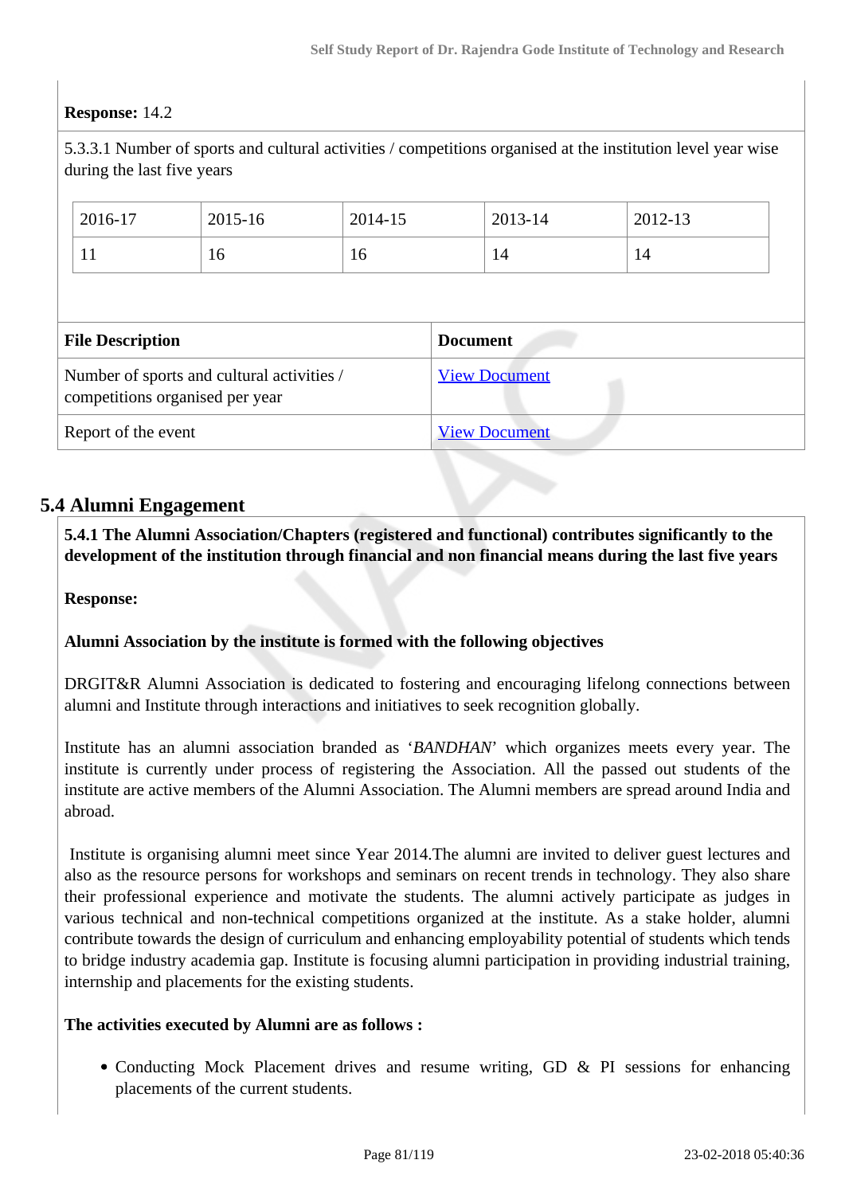**Response:** 14.2

5.3.3.1 Number of sports and cultural activities / competitions organised at the institution level year wise during the last five years

| 2016-17 | 2015-16 | 2014-15 | 2013-14 | 2012-13 |
|---|---|---|---|---|
| 11 | 16 | 16 | 14 | 14 |

| File Description | Document |
|---|---|
| Number of sports and cultural activities / competitions organised per year | View Document |
| Report of the event | View Document |

## 5.4 Alumni Engagement

**5.4.1 The Alumni Association/Chapters (registered and functional) contributes significantly to the development of the institution through financial and non financial means during the last five years**

**Response:**

**Alumni Association by the institute is formed with the following objectives**

DRGIT&R Alumni Association is dedicated to fostering and encouraging lifelong connections between alumni and Institute through interactions and initiatives to seek recognition globally.

Institute has an alumni association branded as '*BANDHAN*' which organizes meets every year. The institute is currently under process of registering the Association. All the passed out students of the institute are active members of the Alumni Association. The Alumni members are spread around India and abroad.

Institute is organising alumni meet since Year 2014.The alumni are invited to deliver guest lectures and also as the resource persons for workshops and seminars on recent trends in technology. They also share their professional experience and motivate the students. The alumni actively participate as judges in various technical and non-technical competitions organized at the institute. As a stake holder, alumni contribute towards the design of curriculum and enhancing employability potential of students which tends to bridge industry academia gap. Institute is focusing alumni participation in providing industrial training, internship and placements for the existing students.

**The activities executed by Alumni are as follows :**

- Conducting Mock Placement drives and resume writing, GD & PI sessions for enhancing placements of the current students.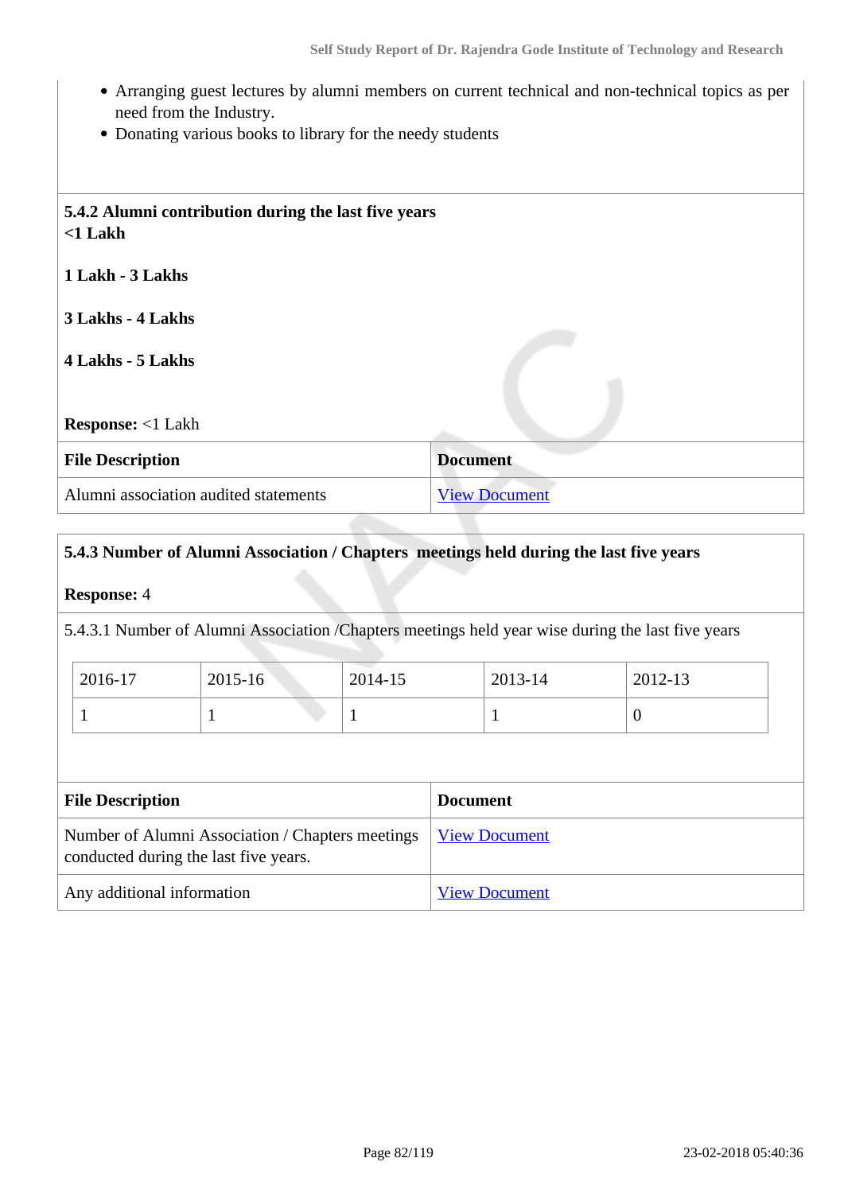- Arranging guest lectures by alumni members on current technical and non-technical topics as per need from the Industry.
- Donating various books to library for the needy students

**5.4.2 Alumni contribution during the last five years**

**<1 Lakh**

**1 Lakh - 3 Lakhs**

**3 Lakhs - 4 Lakhs**

**4 Lakhs - 5 Lakhs**

**Response:** <1 Lakh

| File Description | Document |
|---|---|
| Alumni association audited statements | View Document |

**5.4.3 Number of Alumni Association / Chapters meetings held during the last five years**

**Response:** 4

5.4.3.1 Number of Alumni Association /Chapters meetings held year wise during the last five years

| 2016-17 | 2015-16 | 2014-15 | 2013-14 | 2012-13 |
|---|---|---|---|---|
| 1 | 1 | 1 | 1 | 0 |

| File Description | Document |
|---|---|
| Number of Alumni Association / Chapters meetings conducted during the last five years. | View Document |
| Any additional information | View Document |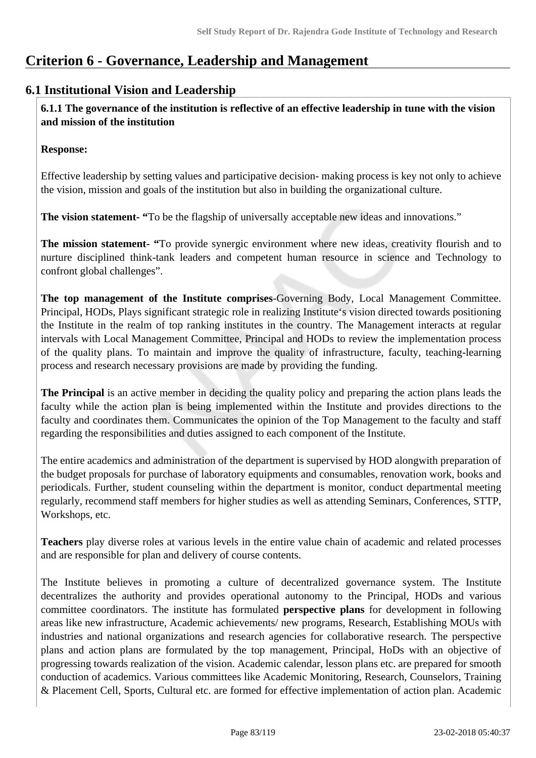# Criterion 6 - Governance, Leadership and Management

## 6.1 Institutional Vision and Leadership

**6.1.1 The governance of the institution is reflective of an effective leadership in tune with the vision and mission of the institution**

**Response:**

Effective leadership by setting values and participative decision- making process is key not only to achieve the vision, mission and goals of the institution but also in building the organizational culture.

**The vision statement- "**To be the flagship of universally acceptable new ideas and innovations."

**The mission statement- "**To provide synergic environment where new ideas, creativity flourish and to nurture disciplined think-tank leaders and competent human resource in science and Technology to confront global challenges".

**The top management of the Institute comprises**-Governing Body, Local Management Committee. Principal, HODs, Plays significant strategic role in realizing Institute's vision directed towards positioning the Institute in the realm of top ranking institutes in the country. The Management interacts at regular intervals with Local Management Committee, Principal and HODs to review the implementation process of the quality plans. To maintain and improve the quality of infrastructure, faculty, teaching-learning process and research necessary provisions are made by providing the funding.

**The Principal** is an active member in deciding the quality policy and preparing the action plans leads the faculty while the action plan is being implemented within the Institute and provides directions to the faculty and coordinates them. Communicates the opinion of the Top Management to the faculty and staff regarding the responsibilities and duties assigned to each component of the Institute.

The entire academics and administration of the department is supervised by HOD alongwith preparation of the budget proposals for purchase of laboratory equipments and consumables, renovation work, books and periodicals. Further, student counseling within the department is monitor, conduct departmental meeting regularly, recommend staff members for higher studies as well as attending Seminars, Conferences, STTP, Workshops, etc.

**Teachers** play diverse roles at various levels in the entire value chain of academic and related processes and are responsible for plan and delivery of course contents.

The Institute believes in promoting a culture of decentralized governance system. The Institute decentralizes the authority and provides operational autonomy to the Principal, HODs and various committee coordinators. The institute has formulated **perspective plans** for development in following areas like new infrastructure, Academic achievements/ new programs, Research, Establishing MOUs with industries and national organizations and research agencies for collaborative research. The perspective plans and action plans are formulated by the top management, Principal, HoDs with an objective of progressing towards realization of the vision. Academic calendar, lesson plans etc. are prepared for smooth conduction of academics. Various committees like Academic Monitoring, Research, Counselors, Training & Placement Cell, Sports, Cultural etc. are formed for effective implementation of action plan. Academic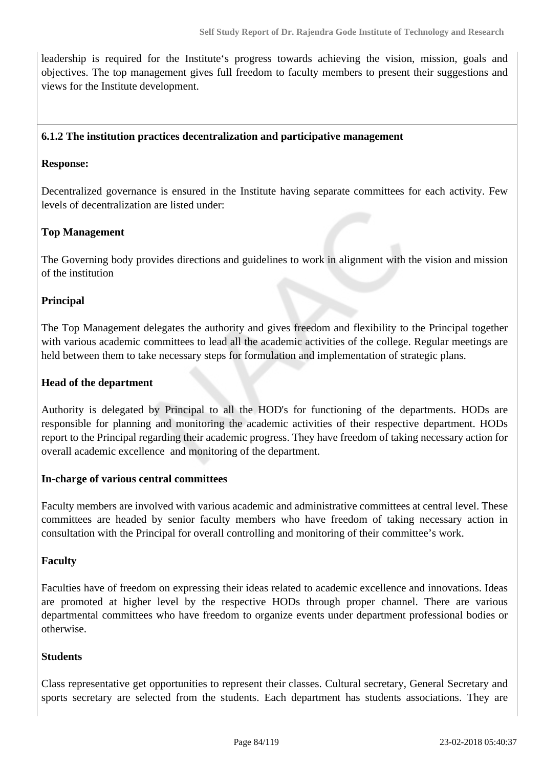leadership is required for the Institute's progress towards achieving the vision, mission, goals and objectives. The top management gives full freedom to faculty members to present their suggestions and views for the Institute development.

**6.1.2 The institution practices decentralization and participative management**

**Response:**

Decentralized governance is ensured in the Institute having separate committees for each activity. Few levels of decentralization are listed under:

**Top Management**

The Governing body provides directions and guidelines to work in alignment with the vision and mission of the institution

**Principal**

The Top Management delegates the authority and gives freedom and flexibility to the Principal together with various academic committees to lead all the academic activities of the college. Regular meetings are held between them to take necessary steps for formulation and implementation of strategic plans.

**Head of the department**

Authority is delegated by Principal to all the HOD's for functioning of the departments. HODs are responsible for planning and monitoring the academic activities of their respective department. HODs report to the Principal regarding their academic progress. They have freedom of taking necessary action for overall academic excellence and monitoring of the department.

**In-charge of various central committees**

Faculty members are involved with various academic and administrative committees at central level. These committees are headed by senior faculty members who have freedom of taking necessary action in consultation with the Principal for overall controlling and monitoring of their committee's work.

**Faculty**

Faculties have of freedom on expressing their ideas related to academic excellence and innovations. Ideas are promoted at higher level by the respective HODs through proper channel. There are various departmental committees who have freedom to organize events under department professional bodies or otherwise.

**Students**

Class representative get opportunities to represent their classes. Cultural secretary, General Secretary and sports secretary are selected from the students. Each department has students associations. They are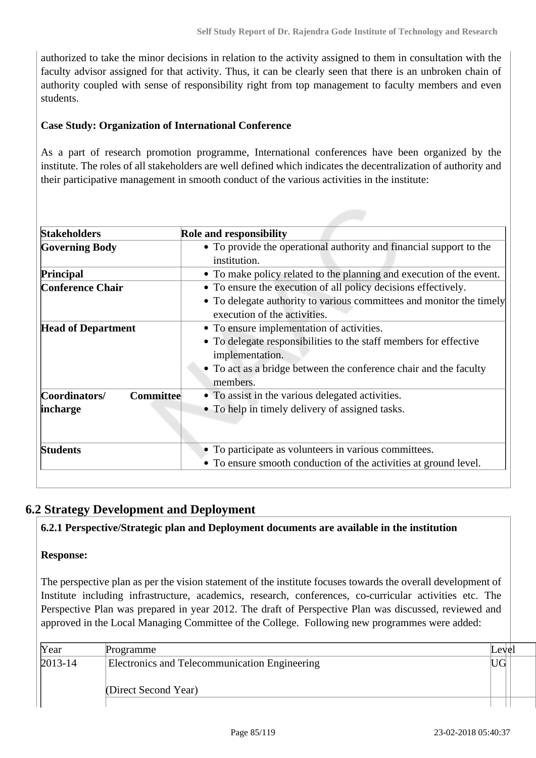authorized to take the minor decisions in relation to the activity assigned to them in consultation with the faculty advisor assigned for that activity. Thus, it can be clearly seen that there is an unbroken chain of authority coupled with sense of responsibility right from top management to faculty members and even students.

**Case Study: Organization of International Conference**

As a part of research promotion programme, International conferences have been organized by the institute. The roles of all stakeholders are well defined which indicates the decentralization of authority and their participative management in smooth conduct of the various activities in the institute:

| Stakeholders | Role and responsibility |
|---|---|
| **Governing Body** | • To provide the operational authority and financial support to the institution. |
| **Principal** | • To make policy related to the planning and execution of the event. |
| **Conference Chair** | • To ensure the execution of all policy decisions effectively.<br>• To delegate authority to various committees and monitor the timely execution of the activities. |
| **Head of Department** | • To ensure implementation of activities.<br>• To delegate responsibilities to the staff members for effective implementation.<br>• To act as a bridge between the conference chair and the faculty members. |
| **Coordinators/ Committee incharge** | • To assist in the various delegated activities.<br>• To help in timely delivery of assigned tasks. |
| **Students** | • To participate as volunteers in various committees.<br>• To ensure smooth conduction of the activities at ground level. |

## 6.2 Strategy Development and Deployment

**6.2.1 Perspective/Strategic plan and Deployment documents are available in the institution**

**Response:**

The perspective plan as per the vision statement of the institute focuses towards the overall development of Institute including infrastructure, academics, research, conferences, co-curricular activities etc. The Perspective Plan was prepared in year 2012. The draft of Perspective Plan was discussed, reviewed and approved in the Local Managing Committee of the College. Following new programmes were added:

| Year | Programme | Level |
|---|---|---|
| 2013-14 | Electronics and Telecommunication Engineering<br><br>(Direct Second Year) | UG |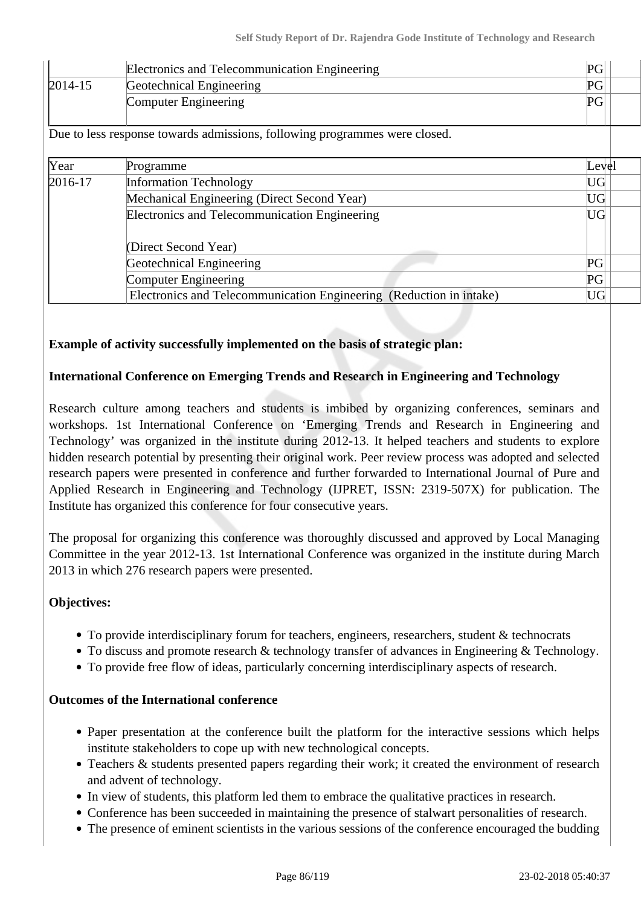|  | Electronics and Telecommunication Engineering | PG |
|---|---|---|
| 2014-15 | Geotechnical Engineering | PG |
|  | Computer Engineering | PG |

Due to less response towards admissions, following programmes were closed.

| Year | Programme | Level |
|---|---|---|
| 2016-17 | Information Technology | UG |
|  | Mechanical Engineering (Direct Second Year) | UG |
|  | Electronics and Telecommunication Engineering (Direct Second Year) | UG |
|  | Geotechnical Engineering | PG |
|  | Computer Engineering | PG |
|  | Electronics and Telecommunication Engineering (Reduction in intake) | UG |

**Example of activity successfully implemented on the basis of strategic plan:**

**International Conference on Emerging Trends and Research in Engineering and Technology**

Research culture among teachers and students is imbibed by organizing conferences, seminars and workshops. 1st International Conference on 'Emerging Trends and Research in Engineering and Technology' was organized in the institute during 2012-13. It helped teachers and students to explore hidden research potential by presenting their original work. Peer review process was adopted and selected research papers were presented in conference and further forwarded to International Journal of Pure and Applied Research in Engineering and Technology (IJPRET, ISSN: 2319-507X) for publication. The Institute has organized this conference for four consecutive years.

The proposal for organizing this conference was thoroughly discussed and approved by Local Managing Committee in the year 2012-13. 1st International Conference was organized in the institute during March 2013 in which 276 research papers were presented.

**Objectives:**

- To provide interdisciplinary forum for teachers, engineers, researchers, student & technocrats
- To discuss and promote research & technology transfer of advances in Engineering & Technology.
- To provide free flow of ideas, particularly concerning interdisciplinary aspects of research.

**Outcomes of the International conference**

- Paper presentation at the conference built the platform for the interactive sessions which helps institute stakeholders to cope up with new technological concepts.
- Teachers & students presented papers regarding their work; it created the environment of research and advent of technology.
- In view of students, this platform led them to embrace the qualitative practices in research.
- Conference has been succeeded in maintaining the presence of stalwart personalities of research.
- The presence of eminent scientists in the various sessions of the conference encouraged the budding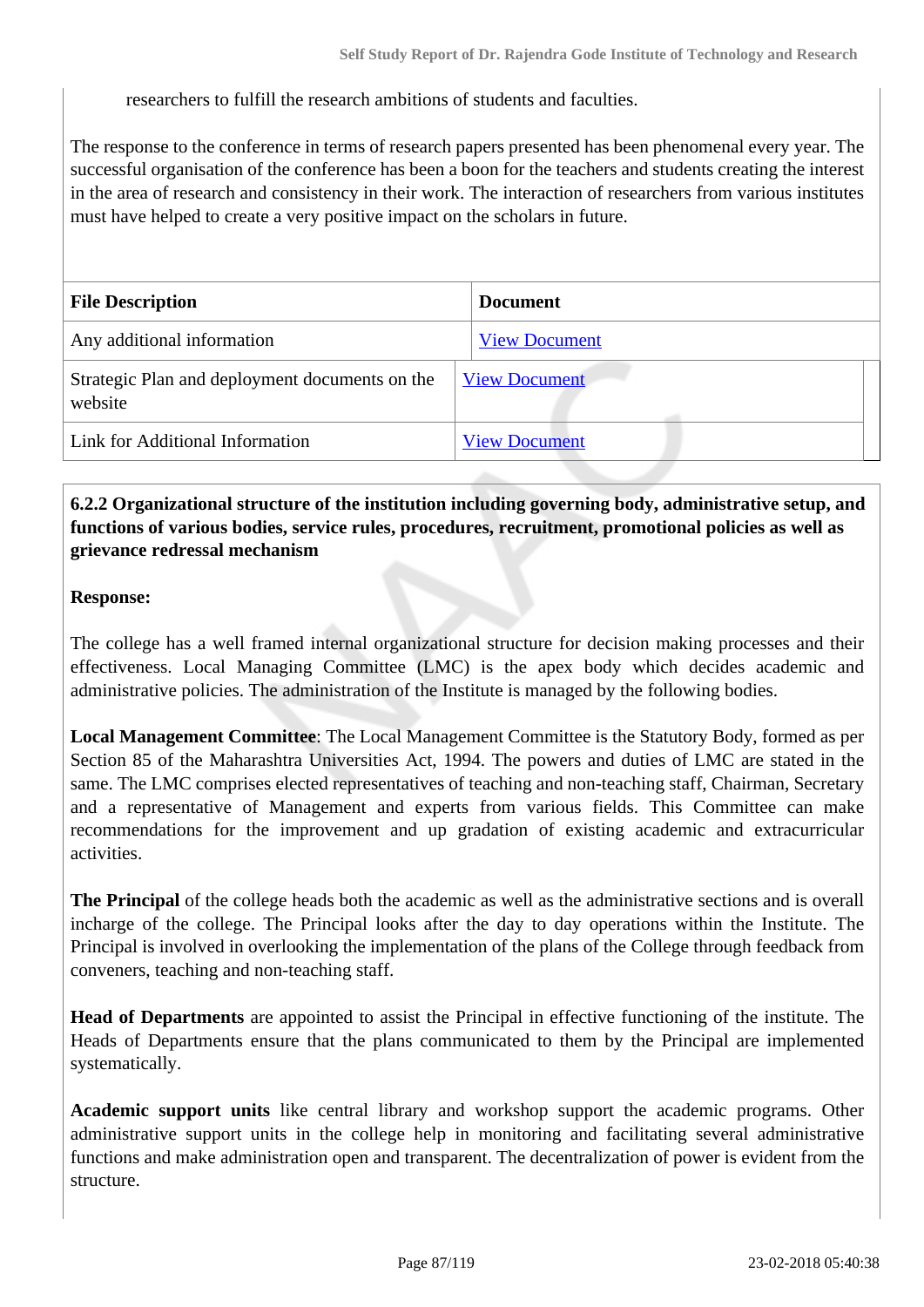researchers to fulfill the research ambitions of students and faculties.

The response to the conference in terms of research papers presented has been phenomenal every year. The successful organisation of the conference has been a boon for the teachers and students creating the interest in the area of research and consistency in their work. The interaction of researchers from various institutes must have helped to create a very positive impact on the scholars in future.

| File Description | Document |
|---|---|
| Any additional information | View Document |
| Strategic Plan and deployment documents on the website | View Document |
| Link for Additional Information | View Document |

**6.2.2 Organizational structure of the institution including governing body, administrative setup, and functions of various bodies, service rules, procedures, recruitment, promotional policies as well as grievance redressal mechanism**

**Response:**

The college has a well framed internal organizational structure for decision making processes and their effectiveness. Local Managing Committee (LMC) is the apex body which decides academic and administrative policies. The administration of the Institute is managed by the following bodies.

**Local Management Committee**: The Local Management Committee is the Statutory Body, formed as per Section 85 of the Maharashtra Universities Act, 1994. The powers and duties of LMC are stated in the same. The LMC comprises elected representatives of teaching and non-teaching staff, Chairman, Secretary and a representative of Management and experts from various fields. This Committee can make recommendations for the improvement and up gradation of existing academic and extracurricular activities.

**The Principal** of the college heads both the academic as well as the administrative sections and is overall incharge of the college. The Principal looks after the day to day operations within the Institute. The Principal is involved in overlooking the implementation of the plans of the College through feedback from conveners, teaching and non-teaching staff.

**Head of Departments** are appointed to assist the Principal in effective functioning of the institute. The Heads of Departments ensure that the plans communicated to them by the Principal are implemented systematically.

**Academic support units** like central library and workshop support the academic programs. Other administrative support units in the college help in monitoring and facilitating several administrative functions and make administration open and transparent. The decentralization of power is evident from the structure.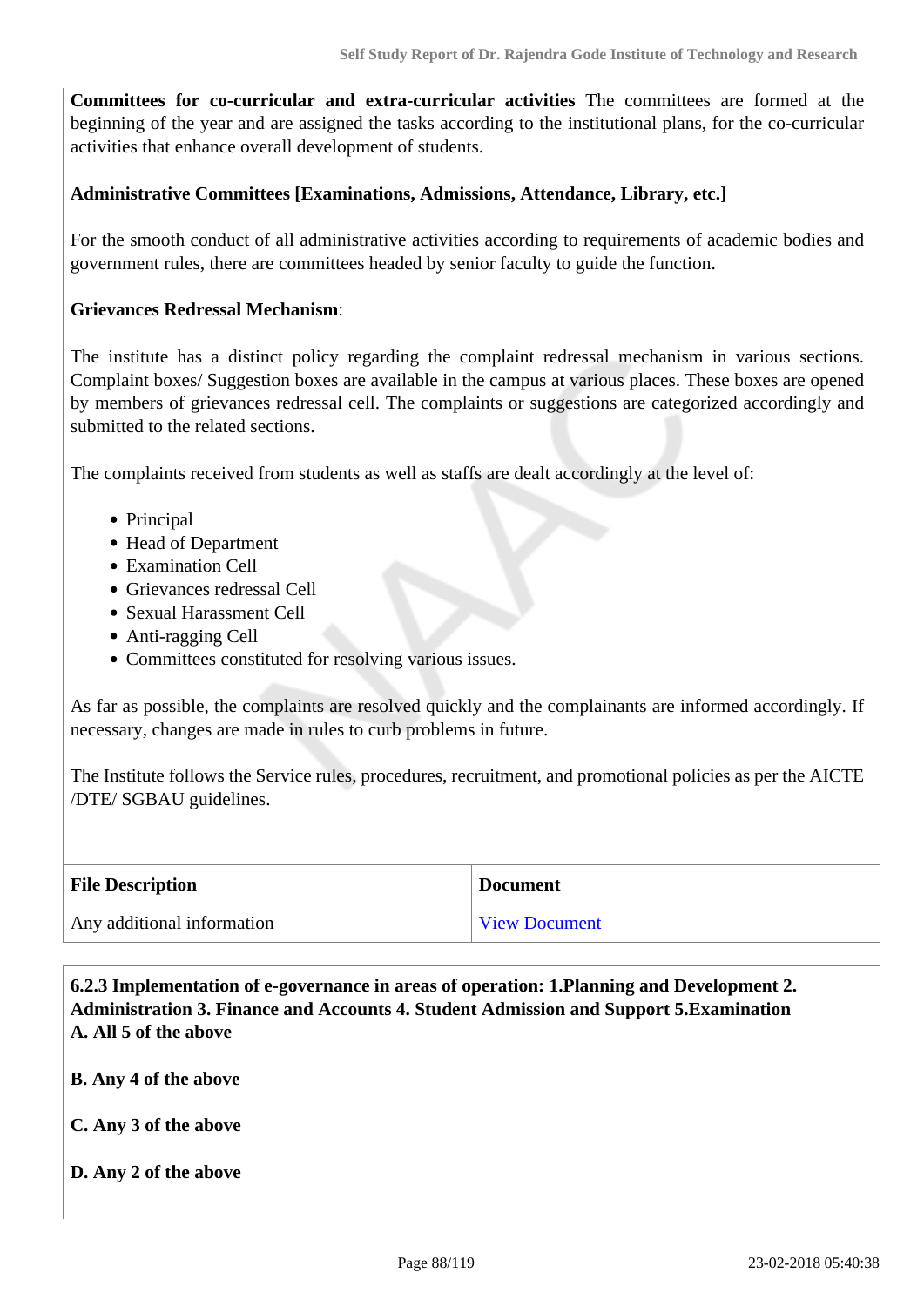**Committees for co-curricular and extra-curricular activities** The committees are formed at the beginning of the year and are assigned the tasks according to the institutional plans, for the co-curricular activities that enhance overall development of students.

**Administrative Committees [Examinations, Admissions, Attendance, Library, etc.]**

For the smooth conduct of all administrative activities according to requirements of academic bodies and government rules, there are committees headed by senior faculty to guide the function.

**Grievances Redressal Mechanism**:

The institute has a distinct policy regarding the complaint redressal mechanism in various sections. Complaint boxes/ Suggestion boxes are available in the campus at various places. These boxes are opened by members of grievances redressal cell. The complaints or suggestions are categorized accordingly and submitted to the related sections.

The complaints received from students as well as staffs are dealt accordingly at the level of:

- Principal
- Head of Department
- Examination Cell
- Grievances redressal Cell
- Sexual Harassment Cell
- Anti-ragging Cell
- Committees constituted for resolving various issues.

As far as possible, the complaints are resolved quickly and the complainants are informed accordingly. If necessary, changes are made in rules to curb problems in future.

The Institute follows the Service rules, procedures, recruitment, and promotional policies as per the AICTE /DTE/ SGBAU guidelines.

| File Description | Document |
|---|---|
| Any additional information | View Document |

**6.2.3 Implementation of e-governance in areas of operation: 1.Planning and Development 2. Administration 3. Finance and Accounts 4. Student Admission and Support 5.Examination**
**A. All 5 of the above**

**B. Any 4 of the above**

**C. Any 3 of the above**

**D. Any 2 of the above**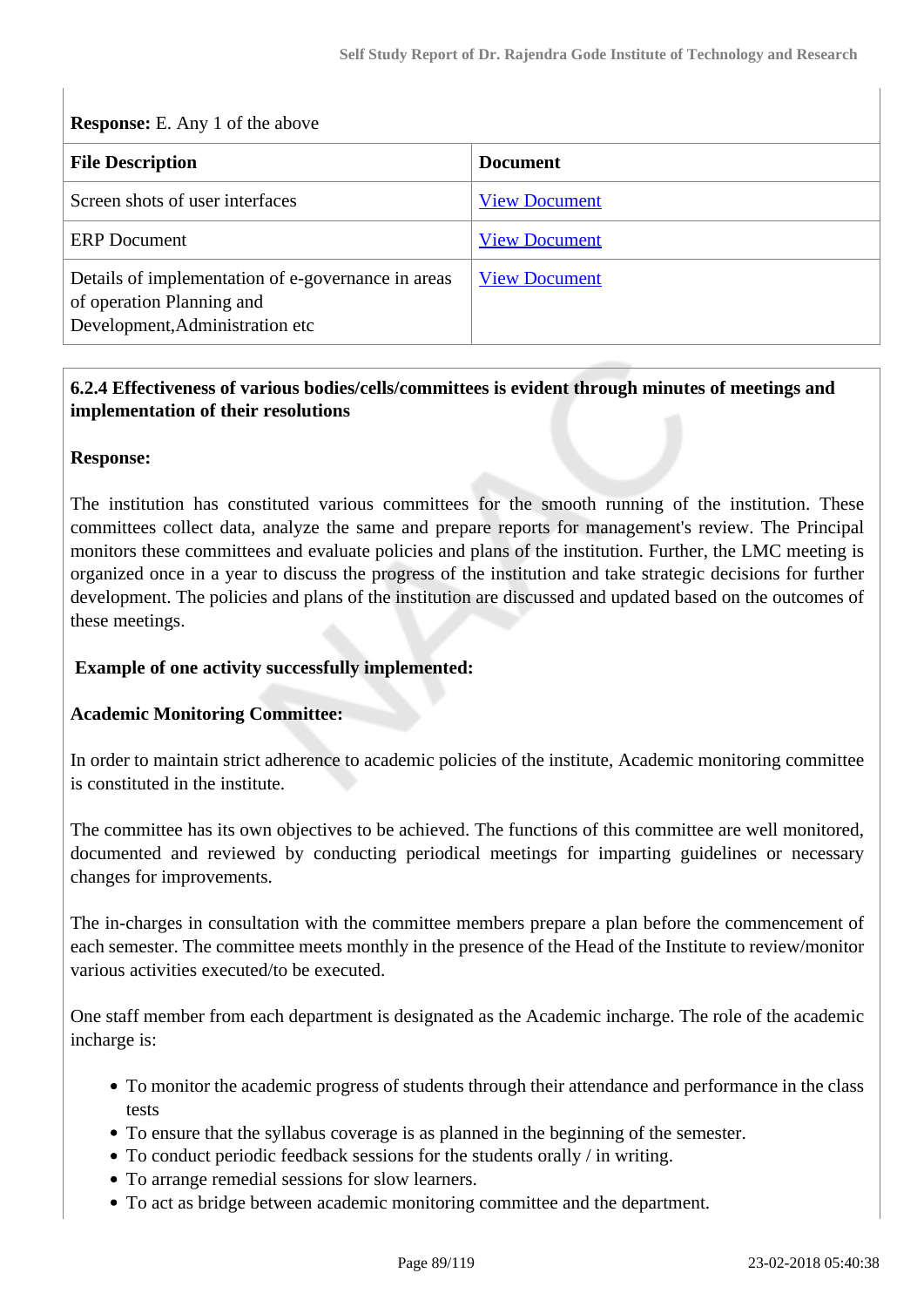**Response:** E. Any 1 of the above

| File Description | Document |
|---|---|
| Screen shots of user interfaces | View Document |
| ERP Document | View Document |
| Details of implementation of e-governance in areas of operation Planning and Development,Administration etc | View Document |

**6.2.4 Effectiveness of various bodies/cells/committees is evident through minutes of meetings and implementation of their resolutions**

**Response:**

The institution has constituted various committees for the smooth running of the institution. These committees collect data, analyze the same and prepare reports for management's review. The Principal monitors these committees and evaluate policies and plans of the institution. Further, the LMC meeting is organized once in a year to discuss the progress of the institution and take strategic decisions for further development. The policies and plans of the institution are discussed and updated based on the outcomes of these meetings.

**Example of one activity successfully implemented:**

**Academic Monitoring Committee:**

In order to maintain strict adherence to academic policies of the institute, Academic monitoring committee is constituted in the institute.

The committee has its own objectives to be achieved. The functions of this committee are well monitored, documented and reviewed by conducting periodical meetings for imparting guidelines or necessary changes for improvements.

The in-charges in consultation with the committee members prepare a plan before the commencement of each semester. The committee meets monthly in the presence of the Head of the Institute to review/monitor various activities executed/to be executed.

One staff member from each department is designated as the Academic incharge. The role of the academic incharge is:

- To monitor the academic progress of students through their attendance and performance in the class tests
- To ensure that the syllabus coverage is as planned in the beginning of the semester.
- To conduct periodic feedback sessions for the students orally / in writing.
- To arrange remedial sessions for slow learners.
- To act as bridge between academic monitoring committee and the department.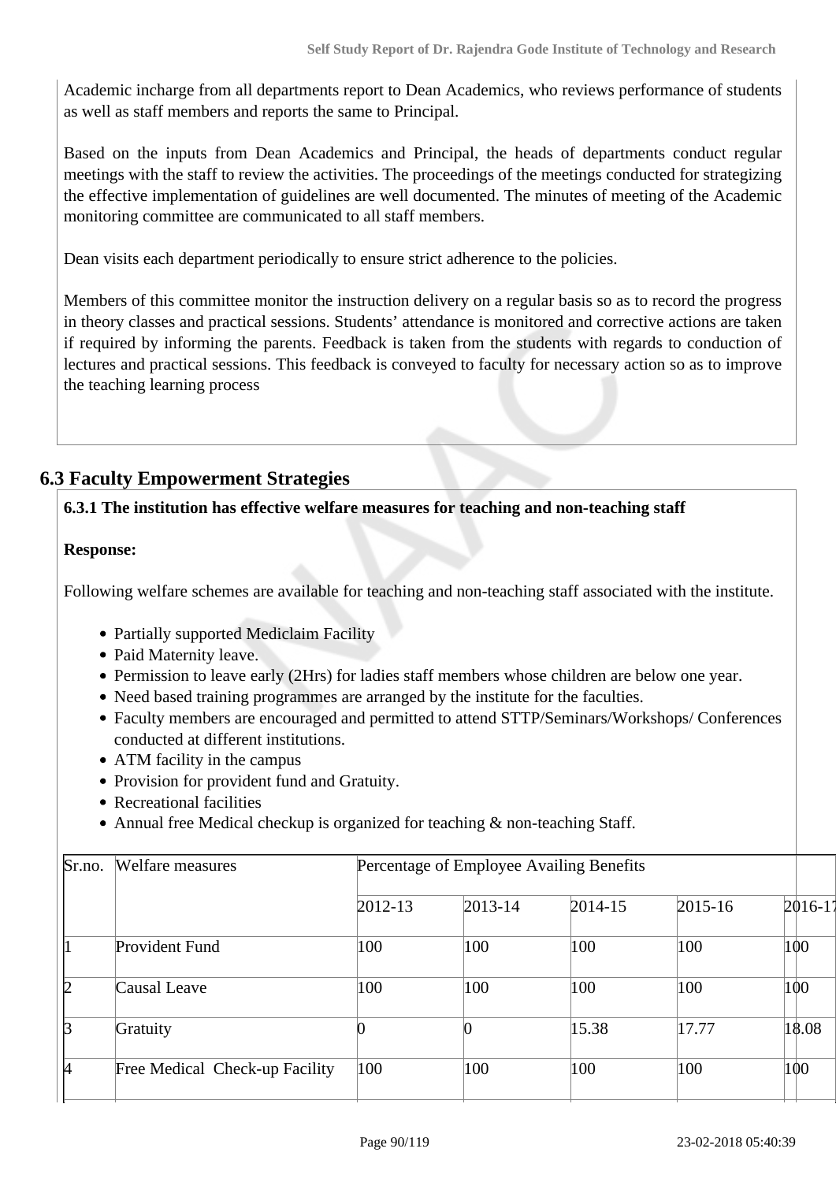Academic incharge from all departments report to Dean Academics, who reviews performance of students as well as staff members and reports the same to Principal.

Based on the inputs from Dean Academics and Principal, the heads of departments conduct regular meetings with the staff to review the activities. The proceedings of the meetings conducted for strategizing the effective implementation of guidelines are well documented. The minutes of meeting of the Academic monitoring committee are communicated to all staff members.

Dean visits each department periodically to ensure strict adherence to the policies.

Members of this committee monitor the instruction delivery on a regular basis so as to record the progress in theory classes and practical sessions. Students' attendance is monitored and corrective actions are taken if required by informing the parents. Feedback is taken from the students with regards to conduction of lectures and practical sessions. This feedback is conveyed to faculty for necessary action so as to improve the teaching learning process

## 6.3 Faculty Empowerment Strategies

**6.3.1 The institution has effective welfare measures for teaching and non-teaching staff**

**Response:**

Following welfare schemes are available for teaching and non-teaching staff associated with the institute.

- Partially supported Mediclaim Facility
- Paid Maternity leave.
- Permission to leave early (2Hrs) for ladies staff members whose children are below one year.
- Need based training programmes are arranged by the institute for the faculties.
- Faculty members are encouraged and permitted to attend STTP/Seminars/Workshops/ Conferences conducted at different institutions.
- ATM facility in the campus
- Provision for provident fund and Gratuity.
- Recreational facilities
- Annual free Medical checkup is organized for teaching & non-teaching Staff.

| Sr.no. | Welfare measures | Percentage of Employee Availing Benefits | | | | |
|---|---|---|---|---|---|---|
| | | 2012-13 | 2013-14 | 2014-15 | 2015-16 | 2016-17 |
| 1 | Provident Fund | 100 | 100 | 100 | 100 | 100 |
| 2 | Causal Leave | 100 | 100 | 100 | 100 | 100 |
| 3 | Gratuity | 0 | 0 | 15.38 | 17.77 | 18.08 |
| 4 | Free Medical Check-up Facility | 100 | 100 | 100 | 100 | 100 |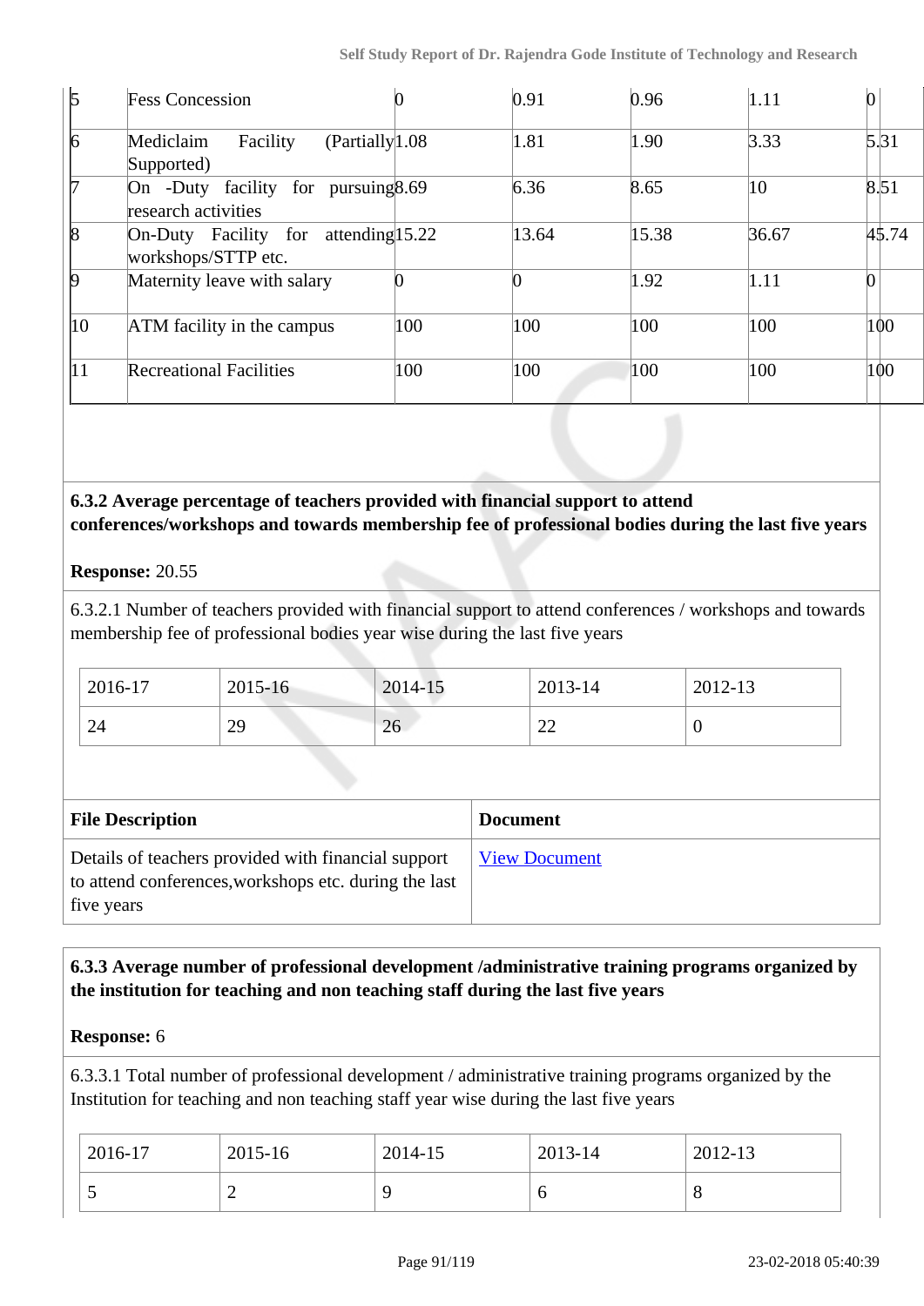| | | | | | | |
|---|---|---|---|---|---|---|
| 5 | Fess Concession | 0 | 0.91 | 0.96 | 1.11 | 0 |
| 6 | Mediclaim Facility (Partially Supported) | 1.08 | 1.81 | 1.90 | 3.33 | 5.31 |
| 7 | On -Duty facility for pursuing research activities | 8.69 | 6.36 | 8.65 | 10 | 8.51 |
| 8 | On-Duty Facility for attending workshops/STTP etc. | 15.22 | 13.64 | 15.38 | 36.67 | 45.74 |
| 9 | Maternity leave with salary | 0 | 0 | 1.92 | 1.11 | 0 |
| 10 | ATM facility in the campus | 100 | 100 | 100 | 100 | 100 |
| 11 | Recreational Facilities | 100 | 100 | 100 | 100 | 100 |

**6.3.2 Average percentage of teachers provided with financial support to attend conferences/workshops and towards membership fee of professional bodies during the last five years**

**Response:** 20.55

6.3.2.1 Number of teachers provided with financial support to attend conferences / workshops and towards membership fee of professional bodies year wise during the last five years

| 2016-17 | 2015-16 | 2014-15 | 2013-14 | 2012-13 |
|---|---|---|---|---|
| 24 | 29 | 26 | 22 | 0 |

| File Description | Document |
|---|---|
| Details of teachers provided with financial support to attend conferences,workshops etc. during the last five years | View Document |

**6.3.3 Average number of professional development /administrative training programs organized by the institution for teaching and non teaching staff during the last five years**

**Response:** 6

6.3.3.1 Total number of professional development / administrative training programs organized by the Institution for teaching and non teaching staff year wise during the last five years

| 2016-17 | 2015-16 | 2014-15 | 2013-14 | 2012-13 |
|---|---|---|---|---|
| 5 | 2 | 9 | 6 | 8 |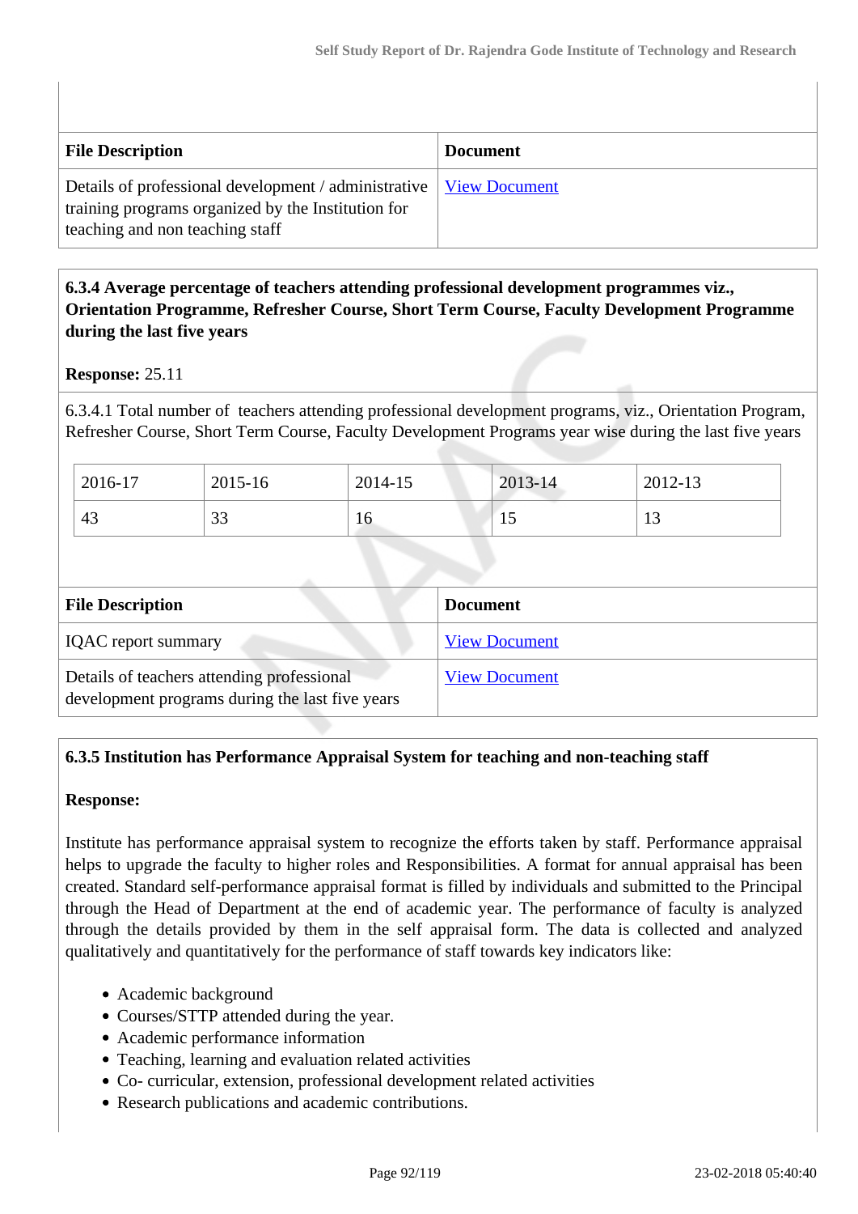| File Description | Document |
|---|---|
| Details of professional development / administrative training programs organized by the Institution for teaching and non teaching staff | View Document |

**6.3.4 Average percentage of teachers attending professional development programmes viz., Orientation Programme, Refresher Course, Short Term Course, Faculty Development Programme during the last five years**

**Response:** 25.11

6.3.4.1 Total number of teachers attending professional development programs, viz., Orientation Program, Refresher Course, Short Term Course, Faculty Development Programs year wise during the last five years

| 2016-17 | 2015-16 | 2014-15 | 2013-14 | 2012-13 |
|---|---|---|---|---|
| 43 | 33 | 16 | 15 | 13 |

| File Description | Document |
|---|---|
| IQAC report summary | View Document |
| Details of teachers attending professional development programs during the last five years | View Document |

**6.3.5 Institution has Performance Appraisal System for teaching and non-teaching staff**

**Response:**

Institute has performance appraisal system to recognize the efforts taken by staff. Performance appraisal helps to upgrade the faculty to higher roles and Responsibilities. A format for annual appraisal has been created. Standard self-performance appraisal format is filled by individuals and submitted to the Principal through the Head of Department at the end of academic year. The performance of faculty is analyzed through the details provided by them in the self appraisal form. The data is collected and analyzed qualitatively and quantitatively for the performance of staff towards key indicators like:

- Academic background
- Courses/STTP attended during the year.
- Academic performance information
- Teaching, learning and evaluation related activities
- Co- curricular, extension, professional development related activities
- Research publications and academic contributions.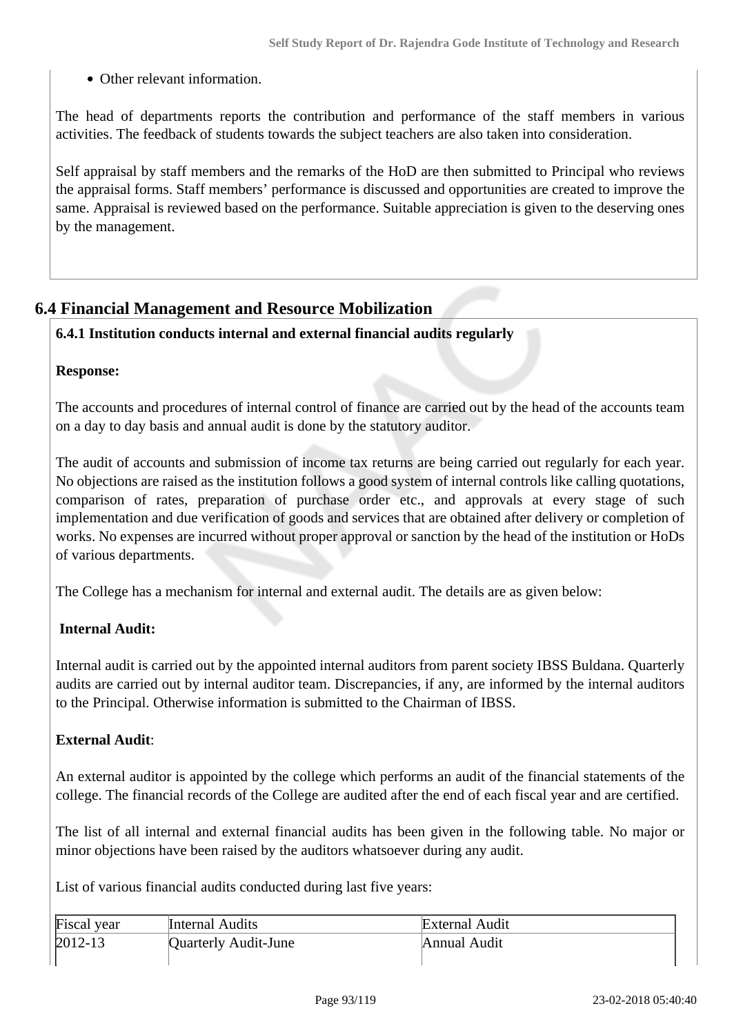- Other relevant information.

The head of departments reports the contribution and performance of the staff members in various activities. The feedback of students towards the subject teachers are also taken into consideration.

Self appraisal by staff members and the remarks of the HoD are then submitted to Principal who reviews the appraisal forms. Staff members' performance is discussed and opportunities are created to improve the same. Appraisal is reviewed based on the performance. Suitable appreciation is given to the deserving ones by the management.

## 6.4 Financial Management and Resource Mobilization

**6.4.1 Institution conducts internal and external financial audits regularly**

**Response:**

The accounts and procedures of internal control of finance are carried out by the head of the accounts team on a day to day basis and annual audit is done by the statutory auditor.

The audit of accounts and submission of income tax returns are being carried out regularly for each year. No objections are raised as the institution follows a good system of internal controls like calling quotations, comparison of rates, preparation of purchase order etc., and approvals at every stage of such implementation and due verification of goods and services that are obtained after delivery or completion of works. No expenses are incurred without proper approval or sanction by the head of the institution or HoDs of various departments.

The College has a mechanism for internal and external audit. The details are as given below:

**Internal Audit:**

Internal audit is carried out by the appointed internal auditors from parent society IBSS Buldana. Quarterly audits are carried out by internal auditor team. Discrepancies, if any, are informed by the internal auditors to the Principal. Otherwise information is submitted to the Chairman of IBSS.

**External Audit**:

An external auditor is appointed by the college which performs an audit of the financial statements of the college. The financial records of the College are audited after the end of each fiscal year and are certified.

The list of all internal and external financial audits has been given in the following table. No major or minor objections have been raised by the auditors whatsoever during any audit.

List of various financial audits conducted during last five years:

| Fiscal year | Internal Audits | External Audit |
|---|---|---|
| 2012-13 | Quarterly Audit-June | Annual Audit |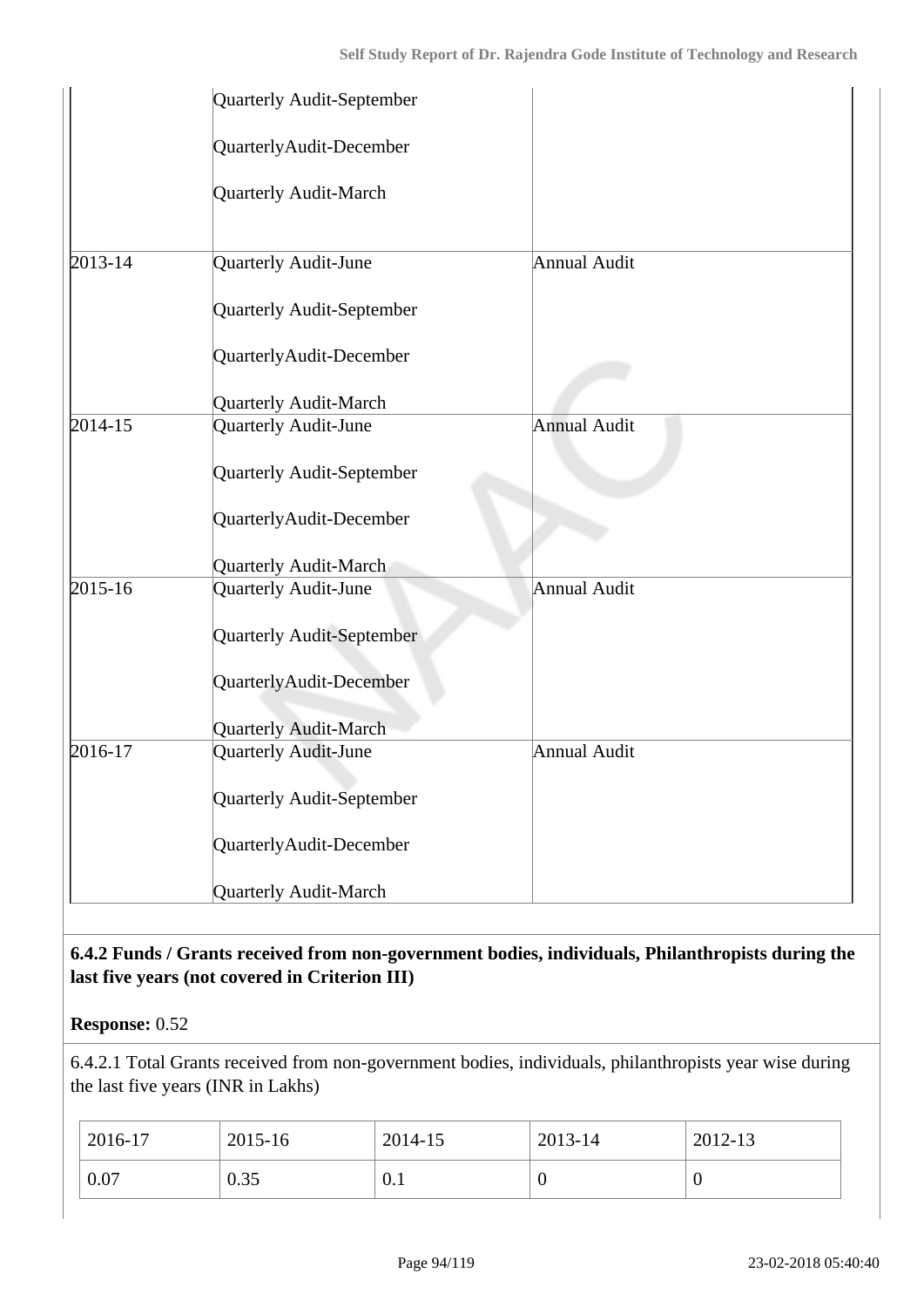| | | |
|---|---|---|
| | Quarterly Audit-September<br><br>QuarterlyAudit-December<br><br>Quarterly Audit-March | |
| 2013-14 | Quarterly Audit-June<br><br>Quarterly Audit-September<br><br>QuarterlyAudit-December<br><br>Quarterly Audit-March | Annual Audit |
| 2014-15 | Quarterly Audit-June<br><br>Quarterly Audit-September<br><br>QuarterlyAudit-December<br><br>Quarterly Audit-March | Annual Audit |
| 2015-16 | Quarterly Audit-June<br><br>Quarterly Audit-September<br><br>QuarterlyAudit-December<br><br>Quarterly Audit-March | Annual Audit |
| 2016-17 | Quarterly Audit-June<br><br>Quarterly Audit-September<br><br>QuarterlyAudit-December<br><br>Quarterly Audit-March | Annual Audit |

**6.4.2 Funds / Grants received from non-government bodies, individuals, Philanthropists during the last five years (not covered in Criterion III)**

**Response:** 0.52

6.4.2.1 Total Grants received from non-government bodies, individuals, philanthropists year wise during the last five years (INR in Lakhs)

| 2016-17 | 2015-16 | 2014-15 | 2013-14 | 2012-13 |
|---|---|---|---|---|
| 0.07 | 0.35 | 0.1 | 0 | 0 |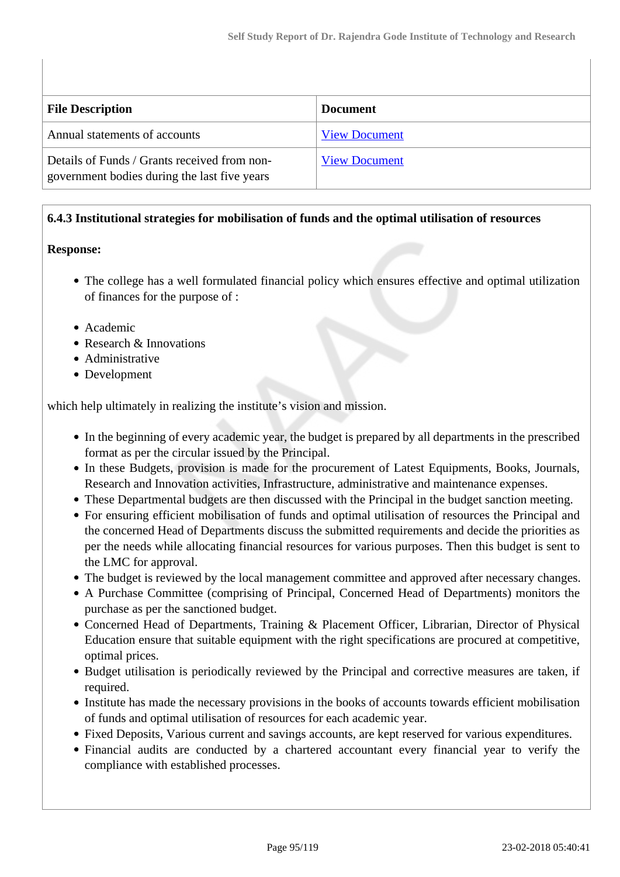| File Description | Document |
|---|---|
| Annual statements of accounts | View Document |
| Details of Funds / Grants received from non-government bodies during the last five years | View Document |

**6.4.3 Institutional strategies for mobilisation of funds and the optimal utilisation of resources**

**Response:**

- The college has a well formulated financial policy which ensures effective and optimal utilization of finances for the purpose of :

- Academic
- Research & Innovations
- Administrative
- Development

which help ultimately in realizing the institute's vision and mission.

- In the beginning of every academic year, the budget is prepared by all departments in the prescribed format as per the circular issued by the Principal.
- In these Budgets, provision is made for the procurement of Latest Equipments, Books, Journals, Research and Innovation activities, Infrastructure, administrative and maintenance expenses.
- These Departmental budgets are then discussed with the Principal in the budget sanction meeting.
- For ensuring efficient mobilisation of funds and optimal utilisation of resources the Principal and the concerned Head of Departments discuss the submitted requirements and decide the priorities as per the needs while allocating financial resources for various purposes. Then this budget is sent to the LMC for approval.
- The budget is reviewed by the local management committee and approved after necessary changes.
- A Purchase Committee (comprising of Principal, Concerned Head of Departments) monitors the purchase as per the sanctioned budget.
- Concerned Head of Departments, Training & Placement Officer, Librarian, Director of Physical Education ensure that suitable equipment with the right specifications are procured at competitive, optimal prices.
- Budget utilisation is periodically reviewed by the Principal and corrective measures are taken, if required.
- Institute has made the necessary provisions in the books of accounts towards efficient mobilisation of funds and optimal utilisation of resources for each academic year.
- Fixed Deposits, Various current and savings accounts, are kept reserved for various expenditures.
- Financial audits are conducted by a chartered accountant every financial year to verify the compliance with established processes.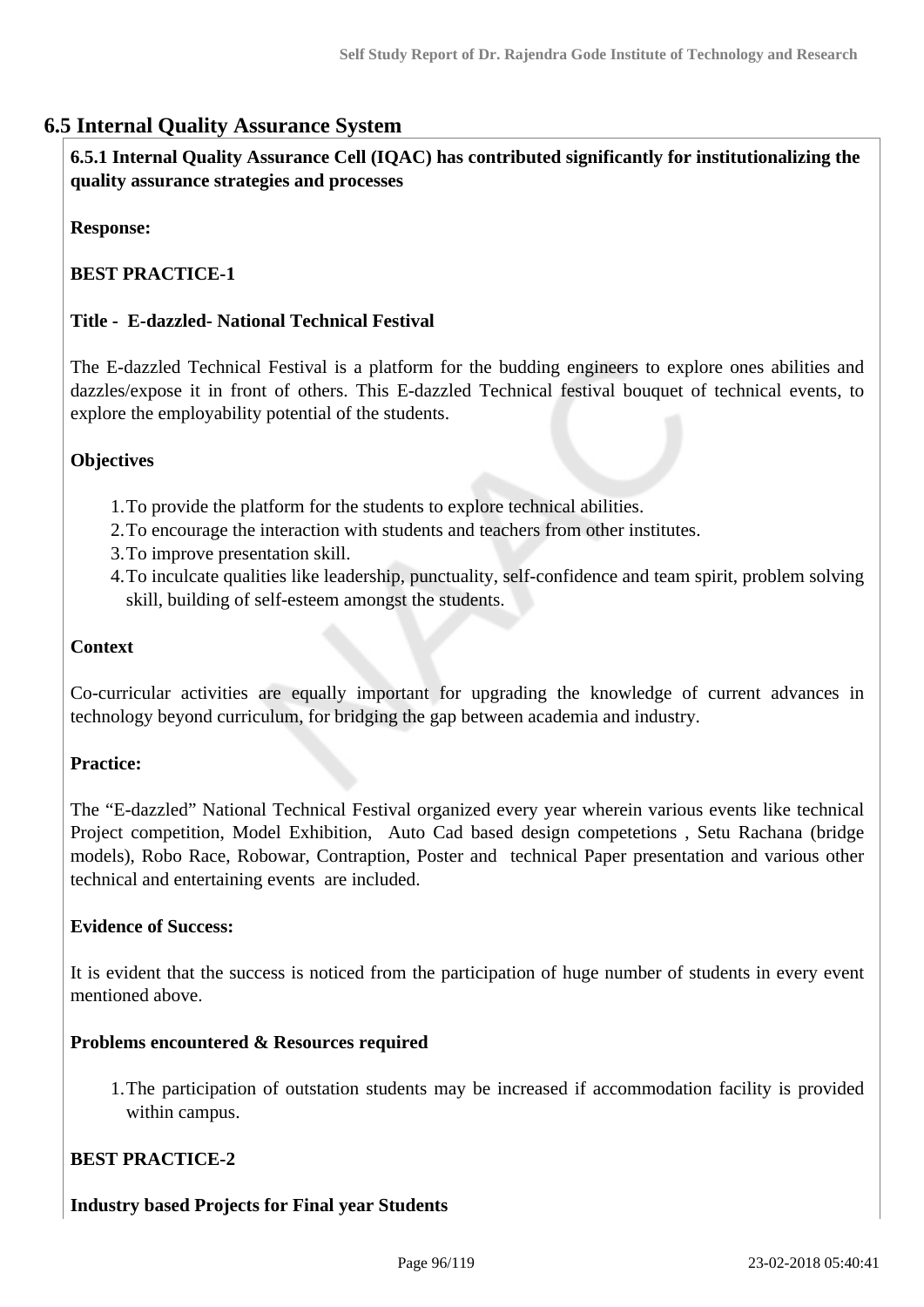## 6.5 Internal Quality Assurance System

**6.5.1 Internal Quality Assurance Cell (IQAC) has contributed significantly for institutionalizing the quality assurance strategies and processes**

**Response:**

**BEST PRACTICE-1**

**Title - E-dazzled- National Technical Festival**

The E-dazzled Technical Festival is a platform for the budding engineers to explore ones abilities and dazzles/expose it in front of others. This E-dazzled Technical festival bouquet of technical events, to explore the employability potential of the students.

**Objectives**

1. To provide the platform for the students to explore technical abilities.
2. To encourage the interaction with students and teachers from other institutes.
3. To improve presentation skill.
4. To inculcate qualities like leadership, punctuality, self-confidence and team spirit, problem solving skill, building of self-esteem amongst the students.

**Context**

Co-curricular activities are equally important for upgrading the knowledge of current advances in technology beyond curriculum, for bridging the gap between academia and industry.

**Practice:**

The “E-dazzled” National Technical Festival organized every year wherein various events like technical Project competition, Model Exhibition, Auto Cad based design competetions , Setu Rachana (bridge models), Robo Race, Robowar, Contraption, Poster and technical Paper presentation and various other technical and entertaining events are included.

**Evidence of Success:**

It is evident that the success is noticed from the participation of huge number of students in every event mentioned above.

**Problems encountered & Resources required**

1. The participation of outstation students may be increased if accommodation facility is provided within campus.

**BEST PRACTICE-2**

**Industry based Projects for Final year Students**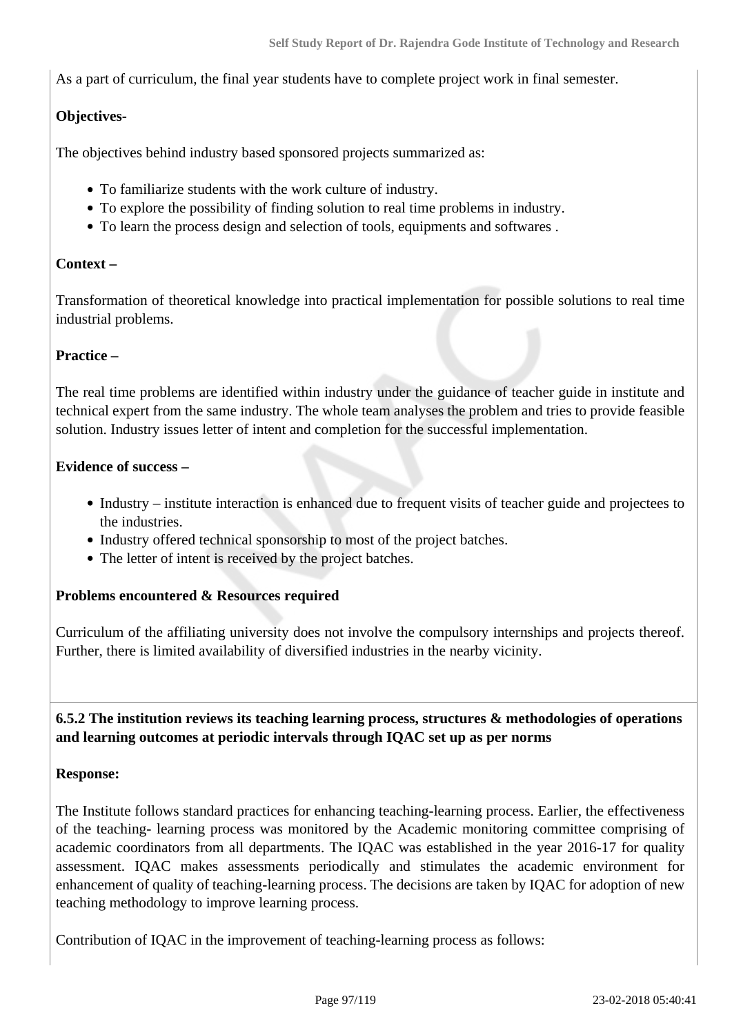As a part of curriculum, the final year students have to complete project work in final semester.

**Objectives-**

The objectives behind industry based sponsored projects summarized as:

- To familiarize students with the work culture of industry.
- To explore the possibility of finding solution to real time problems in industry.
- To learn the process design and selection of tools, equipments and softwares .

**Context –**

Transformation of theoretical knowledge into practical implementation for possible solutions to real time industrial problems.

**Practice –**

The real time problems are identified within industry under the guidance of teacher guide in institute and technical expert from the same industry. The whole team analyses the problem and tries to provide feasible solution. Industry issues letter of intent and completion for the successful implementation.

**Evidence of success –**

- Industry – institute interaction is enhanced due to frequent visits of teacher guide and projectees to the industries.
- Industry offered technical sponsorship to most of the project batches.
- The letter of intent is received by the project batches.

**Problems encountered & Resources required**

Curriculum of the affiliating university does not involve the compulsory internships and projects thereof. Further, there is limited availability of diversified industries in the nearby vicinity.

**6.5.2 The institution reviews its teaching learning process, structures & methodologies of operations and learning outcomes at periodic intervals through IQAC set up as per norms**

**Response:**

The Institute follows standard practices for enhancing teaching-learning process. Earlier, the effectiveness of the teaching- learning process was monitored by the Academic monitoring committee comprising of academic coordinators from all departments. The IQAC was established in the year 2016-17 for quality assessment. IQAC makes assessments periodically and stimulates the academic environment for enhancement of quality of teaching-learning process. The decisions are taken by IQAC for adoption of new teaching methodology to improve learning process.

Contribution of IQAC in the improvement of teaching-learning process as follows: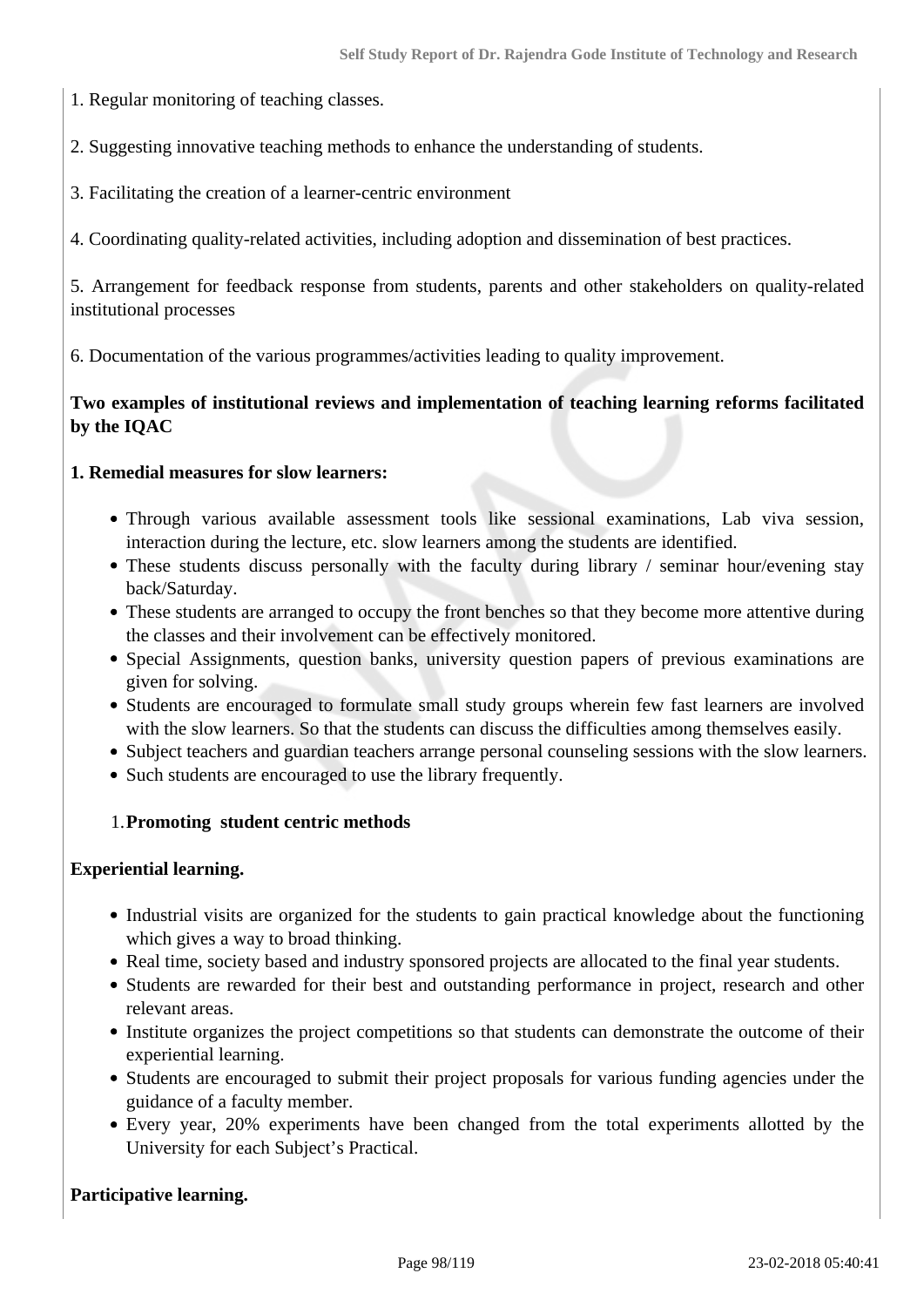1. Regular monitoring of teaching classes.

2. Suggesting innovative teaching methods to enhance the understanding of students.

3. Facilitating the creation of a learner-centric environment

4. Coordinating quality-related activities, including adoption and dissemination of best practices.

5. Arrangement for feedback response from students, parents and other stakeholders on quality-related institutional processes

6. Documentation of the various programmes/activities leading to quality improvement.

**Two examples of institutional reviews and implementation of teaching learning reforms facilitated by the IQAC**

**1. Remedial measures for slow learners:**

- Through various available assessment tools like sessional examinations, Lab viva session, interaction during the lecture, etc. slow learners among the students are identified.
- These students discuss personally with the faculty during library / seminar hour/evening stay back/Saturday.
- These students are arranged to occupy the front benches so that they become more attentive during the classes and their involvement can be effectively monitored.
- Special Assignments, question banks, university question papers of previous examinations are given for solving.
- Students are encouraged to formulate small study groups wherein few fast learners are involved with the slow learners. So that the students can discuss the difficulties among themselves easily.
- Subject teachers and guardian teachers arrange personal counseling sessions with the slow learners.
- Such students are encouraged to use the library frequently.

1. **Promoting student centric methods**

**Experiential learning.**

- Industrial visits are organized for the students to gain practical knowledge about the functioning which gives a way to broad thinking.
- Real time, society based and industry sponsored projects are allocated to the final year students.
- Students are rewarded for their best and outstanding performance in project, research and other relevant areas.
- Institute organizes the project competitions so that students can demonstrate the outcome of their experiential learning.
- Students are encouraged to submit their project proposals for various funding agencies under the guidance of a faculty member.
- Every year, 20% experiments have been changed from the total experiments allotted by the University for each Subject's Practical.

**Participative learning.**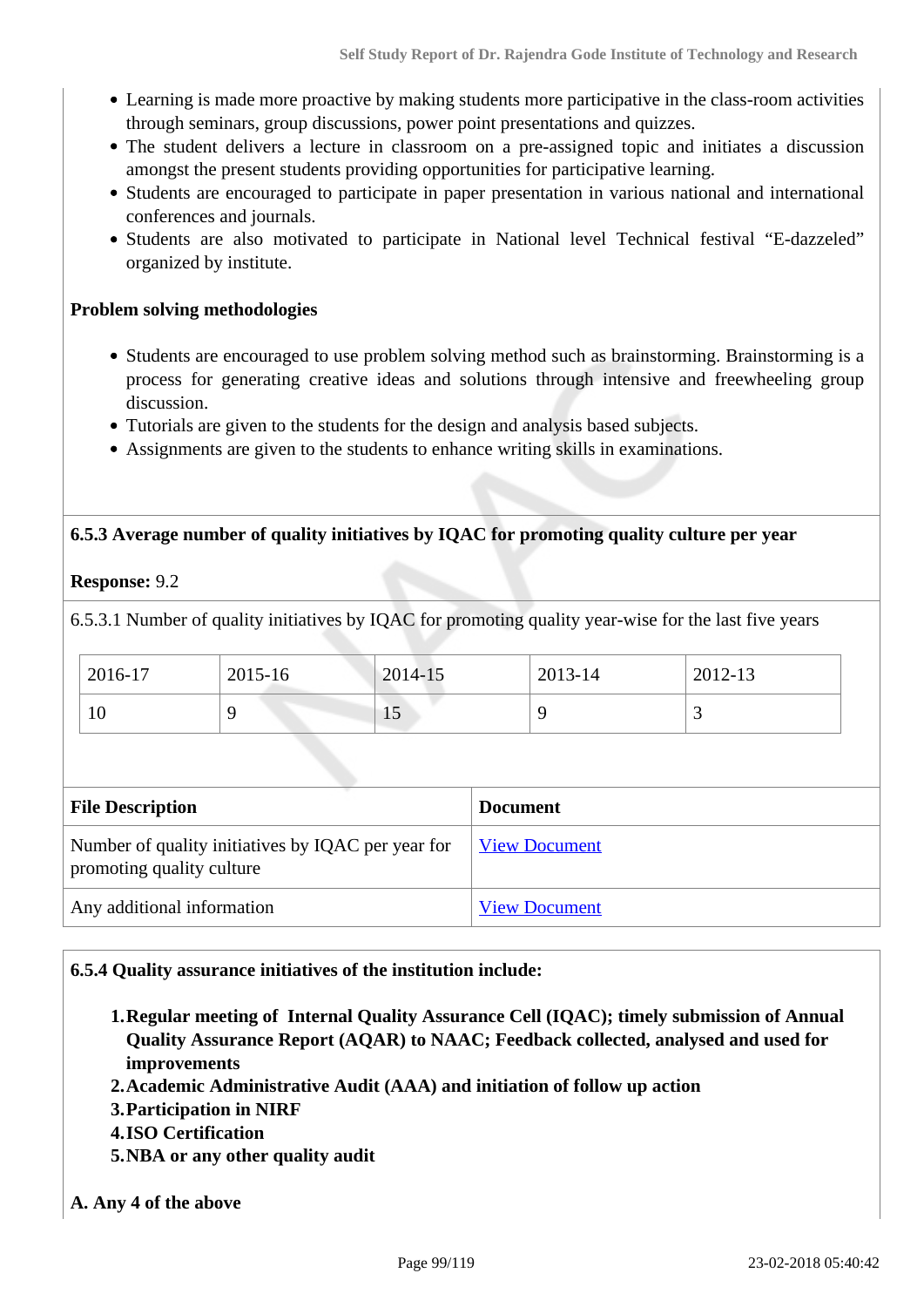- Learning is made more proactive by making students more participative in the class-room activities through seminars, group discussions, power point presentations and quizzes.
- The student delivers a lecture in classroom on a pre-assigned topic and initiates a discussion amongst the present students providing opportunities for participative learning.
- Students are encouraged to participate in paper presentation in various national and international conferences and journals.
- Students are also motivated to participate in National level Technical festival “E-dazzeled” organized by institute.

**Problem solving methodologies**

- Students are encouraged to use problem solving method such as brainstorming. Brainstorming is a process for generating creative ideas and solutions through intensive and freewheeling group discussion.
- Tutorials are given to the students for the design and analysis based subjects.
- Assignments are given to the students to enhance writing skills in examinations.

**6.5.3 Average number of quality initiatives by IQAC for promoting quality culture per year**

**Response:** 9.2

6.5.3.1 Number of quality initiatives by IQAC for promoting quality year-wise for the last five years

| 2016-17 | 2015-16 | 2014-15 | 2013-14 | 2012-13 |
|---|---|---|---|---|
| 10 | 9 | 15 | 9 | 3 |

| File Description | Document |
|---|---|
| Number of quality initiatives by IQAC per year for promoting quality culture | View Document |
| Any additional information | View Document |

**6.5.4 Quality assurance initiatives of the institution include:**

1. **Regular meeting of Internal Quality Assurance Cell (IQAC); timely submission of Annual Quality Assurance Report (AQAR) to NAAC; Feedback collected, analysed and used for improvements**
2. **Academic Administrative Audit (AAA) and initiation of follow up action**
3. **Participation in NIRF**
4. **ISO Certification**
5. **NBA or any other quality audit**

**A. Any 4 of the above**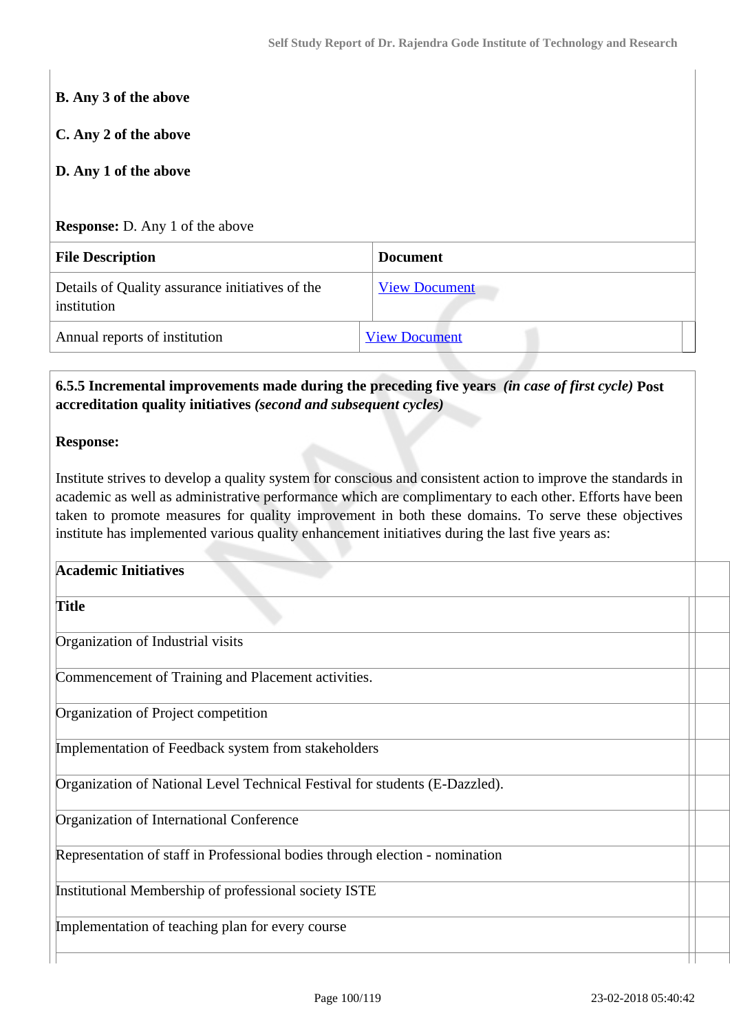**B. Any 3 of the above**

**C. Any 2 of the above**

**D. Any 1 of the above**

**Response:** D. Any 1 of the above

| File Description | Document |
|---|---|
| Details of Quality assurance initiatives of the institution | View Document |
| Annual reports of institution | View Document |

**6.5.5 Incremental improvements made during the preceding five years** ***(in case of first cycle)*** **Post accreditation quality initiatives** ***(second and subsequent cycles)***

**Response:**

Institute strives to develop a quality system for conscious and consistent action to improve the standards in academic as well as administrative performance which are complimentary to each other. Efforts have been taken to promote measures for quality improvement in both these domains. To serve these objectives institute has implemented various quality enhancement initiatives during the last five years as:

| **Academic Initiatives** |
|---|
| **Title** |
| Organization of Industrial visits |
| Commencement of Training and Placement activities. |
| Organization of Project competition |
| Implementation of Feedback system from stakeholders |
| Organization of National Level Technical Festival for students (E-Dazzled). |
| Organization of International Conference |
| Representation of staff in Professional bodies through election - nomination |
| Institutional Membership of professional society ISTE |
| Implementation of teaching plan for every course |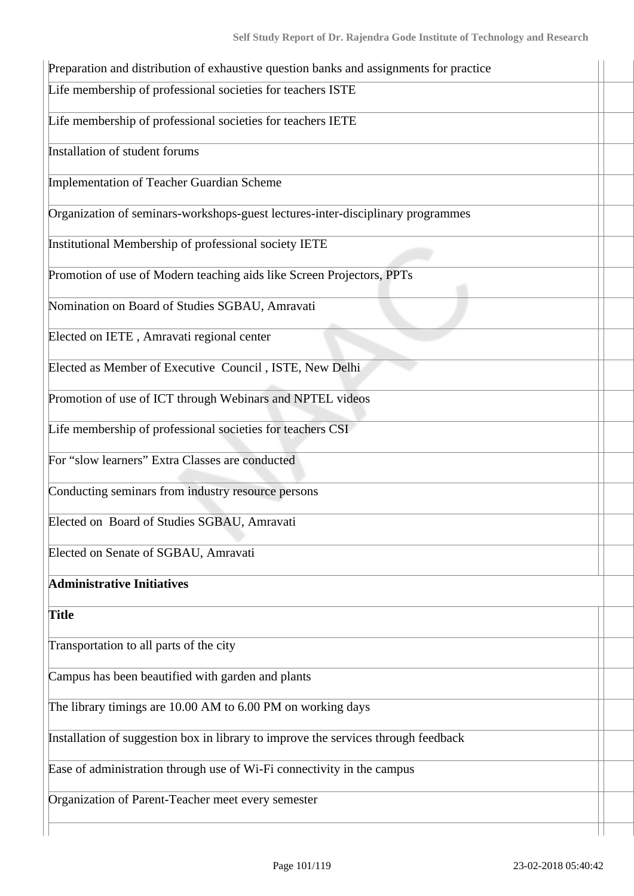| | |
|---|---|
| Preparation and distribution of exhaustive question banks and assignments for practice | |
| Life membership of professional societies for teachers ISTE | |
| Life membership of professional societies for teachers IETE | |
| Installation of student forums | |
| Implementation of Teacher Guardian Scheme | |
| Organization of seminars-workshops-guest lectures-inter-disciplinary programmes | |
| Institutional Membership of professional society IETE | |
| Promotion of use of Modern teaching aids like Screen Projectors, PPTs | |
| Nomination on Board of Studies SGBAU, Amravati | |
| Elected on IETE , Amravati regional center | |
| Elected as Member of Executive Council , ISTE, New Delhi | |
| Promotion of use of ICT through Webinars and NPTEL videos | |
| Life membership of professional societies for teachers CSI | |
| For “slow learners” Extra Classes are conducted | |
| Conducting seminars from industry resource persons | |
| Elected on Board of Studies SGBAU, Amravati | |
| Elected on Senate of SGBAU, Amravati | |

**Administrative Initiatives**

| **Title** | |
|---|---|
| Transportation to all parts of the city | |
| Campus has been beautified with garden and plants | |
| The library timings are 10.00 AM to 6.00 PM on working days | |
| Installation of suggestion box in library to improve the services through feedback | |
| Ease of administration through use of Wi-Fi connectivity in the campus | |
| Organization of Parent-Teacher meet every semester | |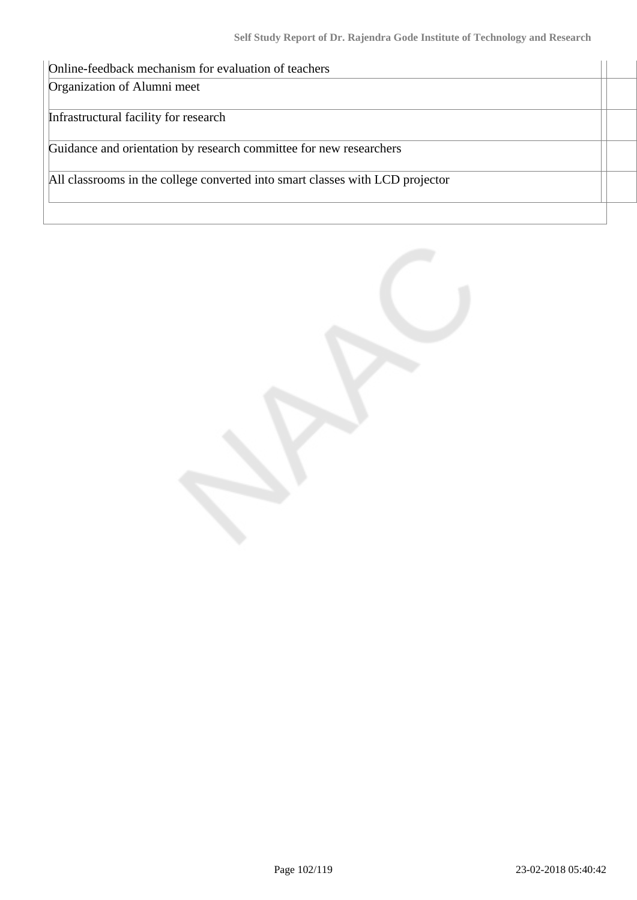| | |
|---|---|
| Online-feedback mechanism for evaluation of teachers | |
| Organization of Alumni meet | |
| Infrastructural facility for research | |
| Guidance and orientation by research committee for new researchers | |
| All classrooms in the college converted into smart classes with LCD projector | |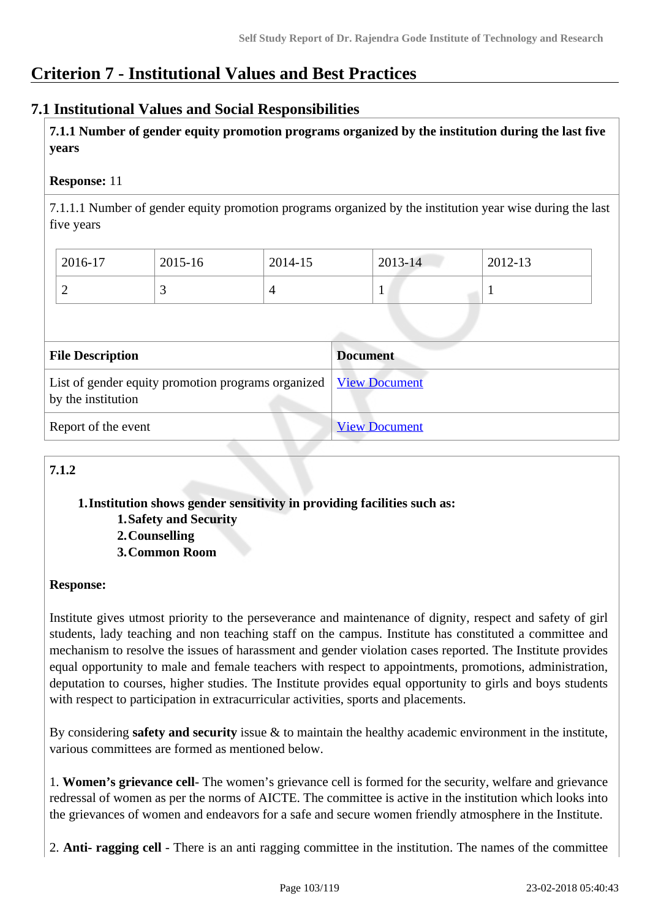# Criterion 7 - Institutional Values and Best Practices

## 7.1 Institutional Values and Social Responsibilities

**7.1.1 Number of gender equity promotion programs organized by the institution during the last five years**

**Response:** 11

7.1.1.1 Number of gender equity promotion programs organized by the institution year wise during the last five years

| 2016-17 | 2015-16 | 2014-15 | 2013-14 | 2012-13 |
|---|---|---|---|---|
| 2 | 3 | 4 | 1 | 1 |

| File Description | Document |
|---|---|
| List of gender equity promotion programs organized by the institution | View Document |
| Report of the event | View Document |

**7.1.2**

1. **Institution shows gender sensitivity in providing facilities such as:**
   1. **Safety and Security**
   2. **Counselling**
   3. **Common Room**

**Response:**

Institute gives utmost priority to the perseverance and maintenance of dignity, respect and safety of girl students, lady teaching and non teaching staff on the campus. Institute has constituted a committee and mechanism to resolve the issues of harassment and gender violation cases reported. The Institute provides equal opportunity to male and female teachers with respect to appointments, promotions, administration, deputation to courses, higher studies. The Institute provides equal opportunity to girls and boys students with respect to participation in extracurricular activities, sports and placements.

By considering **safety and security** issue & to maintain the healthy academic environment in the institute, various committees are formed as mentioned below.

1. **Women's grievance cell**- The women's grievance cell is formed for the security, welfare and grievance redressal of women as per the norms of AICTE. The committee is active in the institution which looks into the grievances of women and endeavors for a safe and secure women friendly atmosphere in the Institute.

2. **Anti- ragging cell** - There is an anti ragging committee in the institution. The names of the committee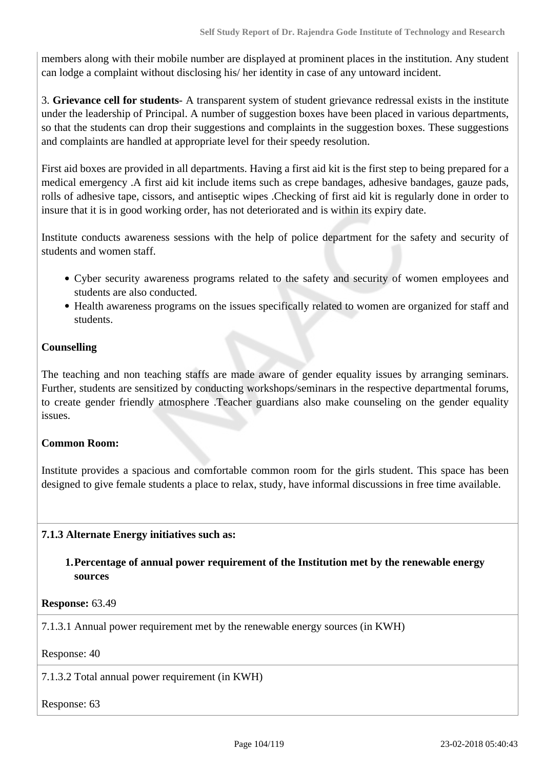members along with their mobile number are displayed at prominent places in the institution. Any student can lodge a complaint without disclosing his/ her identity in case of any untoward incident.

3. **Grievance cell for students**- A transparent system of student grievance redressal exists in the institute under the leadership of Principal. A number of suggestion boxes have been placed in various departments, so that the students can drop their suggestions and complaints in the suggestion boxes. These suggestions and complaints are handled at appropriate level for their speedy resolution.

First aid boxes are provided in all departments. Having a first aid kit is the first step to being prepared for a medical emergency .A first aid kit include items such as crepe bandages, adhesive bandages, gauze pads, rolls of adhesive tape, cissors, and antiseptic wipes .Checking of first aid kit is regularly done in order to insure that it is in good working order, has not deteriorated and is within its expiry date.

Institute conducts awareness sessions with the help of police department for the safety and security of students and women staff.

- Cyber security awareness programs related to the safety and security of women employees and students are also conducted.
- Health awareness programs on the issues specifically related to women are organized for staff and students.

**Counselling**

The teaching and non teaching staffs are made aware of gender equality issues by arranging seminars. Further, students are sensitized by conducting workshops/seminars in the respective departmental forums, to create gender friendly atmosphere .Teacher guardians also make counseling on the gender equality issues.

**Common Room:**

Institute provides a spacious and comfortable common room for the girls student. This space has been designed to give female students a place to relax, study, have informal discussions in free time available.

**7.1.3 Alternate Energy initiatives such as:**

1. **Percentage of annual power requirement of the Institution met by the renewable energy sources**

**Response:** 63.49

7.1.3.1 Annual power requirement met by the renewable energy sources (in KWH)

Response: 40

7.1.3.2 Total annual power requirement (in KWH)

Response: 63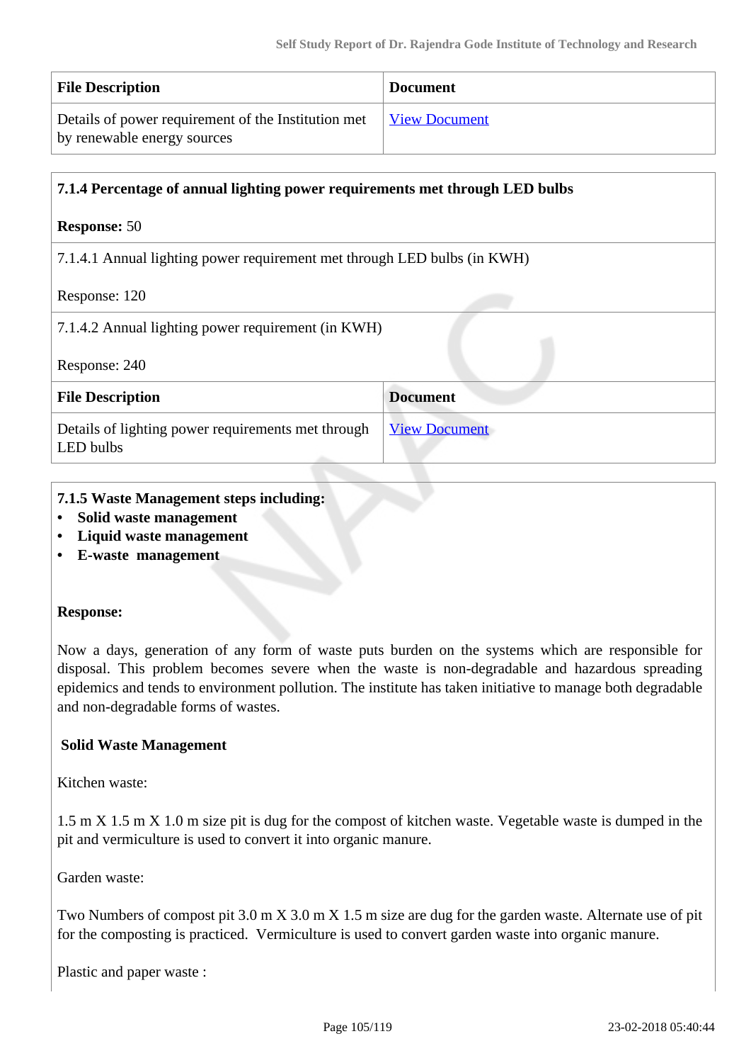| File Description | Document |
|---|---|
| Details of power requirement of the Institution met by renewable energy sources | View Document |

**7.1.4 Percentage of annual lighting power requirements met through LED bulbs**

**Response:** 50

7.1.4.1 Annual lighting power requirement met through LED bulbs (in KWH)

Response: 120

7.1.4.2 Annual lighting power requirement (in KWH)

Response: 240

| File Description | Document |
|---|---|
| Details of lighting power requirements met through LED bulbs | View Document |

**7.1.5 Waste Management steps including:**

- **Solid waste management**
- **Liquid waste management**
- **E-waste management**

**Response:**

Now a days, generation of any form of waste puts burden on the systems which are responsible for disposal. This problem becomes severe when the waste is non-degradable and hazardous spreading epidemics and tends to environment pollution. The institute has taken initiative to manage both degradable and non-degradable forms of wastes.

**Solid Waste Management**

Kitchen waste:

1.5 m X 1.5 m X 1.0 m size pit is dug for the compost of kitchen waste. Vegetable waste is dumped in the pit and vermiculture is used to convert it into organic manure.

Garden waste:

Two Numbers of compost pit 3.0 m X 3.0 m X 1.5 m size are dug for the garden waste. Alternate use of pit for the composting is practiced. Vermiculture is used to convert garden waste into organic manure.

Plastic and paper waste :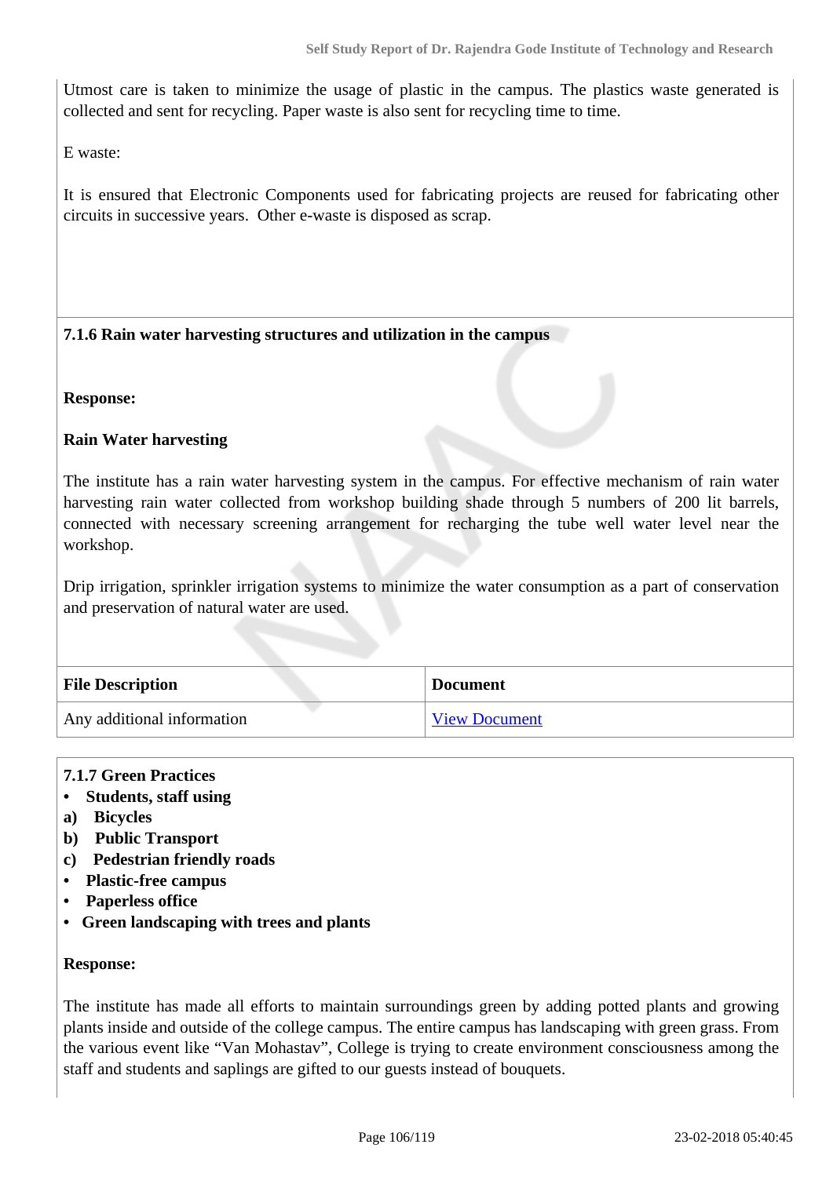Utmost care is taken to minimize the usage of plastic in the campus. The plastics waste generated is collected and sent for recycling. Paper waste is also sent for recycling time to time.

E waste:

It is ensured that Electronic Components used for fabricating projects are reused for fabricating other circuits in successive years. Other e-waste is disposed as scrap.

**7.1.6 Rain water harvesting structures and utilization in the campus**

**Response:**

**Rain Water harvesting**

The institute has a rain water harvesting system in the campus. For effective mechanism of rain water harvesting rain water collected from workshop building shade through 5 numbers of 200 lit barrels, connected with necessary screening arrangement for recharging the tube well water level near the workshop.

Drip irrigation, sprinkler irrigation systems to minimize the water consumption as a part of conservation and preservation of natural water are used.

| File Description | Document |
|---|---|
| Any additional information | View Document |

**7.1.7 Green Practices**

- **Students, staff using**

**a) Bicycles**

**b) Public Transport**

**c) Pedestrian friendly roads**

- **Plastic-free campus**
- **Paperless office**
- **Green landscaping with trees and plants**

**Response:**

The institute has made all efforts to maintain surroundings green by adding potted plants and growing plants inside and outside of the college campus. The entire campus has landscaping with green grass. From the various event like “Van Mohastav”, College is trying to create environment consciousness among the staff and students and saplings are gifted to our guests instead of bouquets.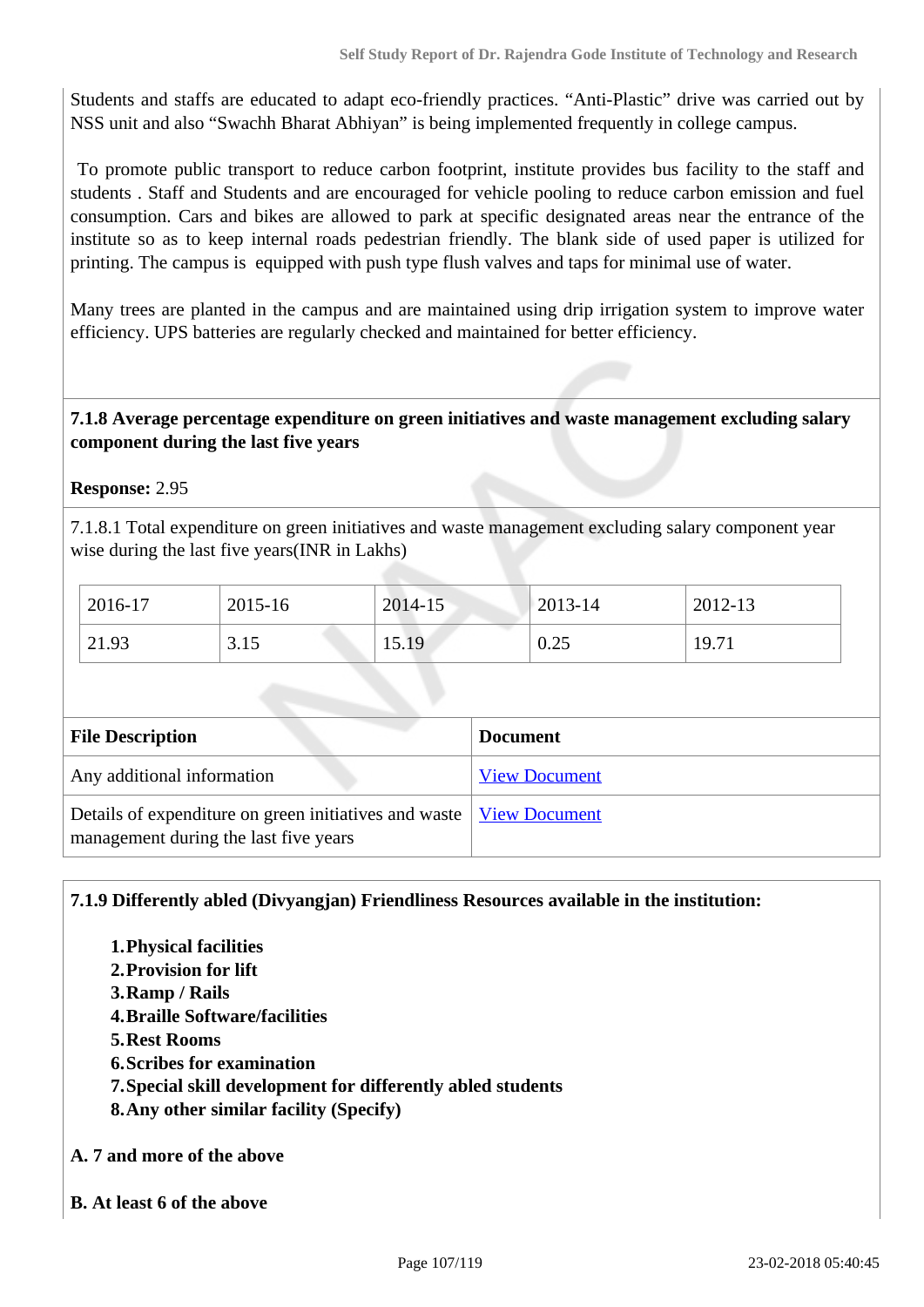Students and staffs are educated to adapt eco-friendly practices. “Anti-Plastic” drive was carried out by NSS unit and also “Swachh Bharat Abhiyan” is being implemented frequently in college campus.

To promote public transport to reduce carbon footprint, institute provides bus facility to the staff and students . Staff and Students and are encouraged for vehicle pooling to reduce carbon emission and fuel consumption. Cars and bikes are allowed to park at specific designated areas near the entrance of the institute so as to keep internal roads pedestrian friendly. The blank side of used paper is utilized for printing. The campus is equipped with push type flush valves and taps for minimal use of water.

Many trees are planted in the campus and are maintained using drip irrigation system to improve water efficiency. UPS batteries are regularly checked and maintained for better efficiency.

**7.1.8 Average percentage expenditure on green initiatives and waste management excluding salary component during the last five years**

**Response:** 2.95

7.1.8.1 Total expenditure on green initiatives and waste management excluding salary component year wise during the last five years(INR in Lakhs)

| 2016-17 | 2015-16 | 2014-15 | 2013-14 | 2012-13 |
|---|---|---|---|---|
| 21.93 | 3.15 | 15.19 | 0.25 | 19.71 |

| File Description | Document |
|---|---|
| Any additional information | View Document |
| Details of expenditure on green initiatives and waste management during the last five years | View Document |

**7.1.9 Differently abled (Divyangjan) Friendliness Resources available in the institution:**

1. **Physical facilities**
2. **Provision for lift**
3. **Ramp / Rails**
4. **Braille Software/facilities**
5. **Rest Rooms**
6. **Scribes for examination**
7. **Special skill development for differently abled students**
8. **Any other similar facility (Specify)**

**A. 7 and more of the above**

**B. At least 6 of the above**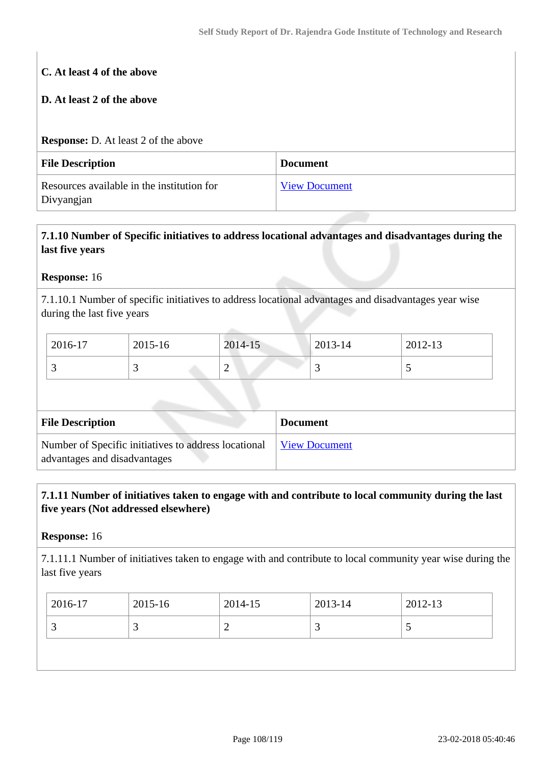**C. At least 4 of the above**

**D. At least 2 of the above**

**Response:** D. At least 2 of the above

| File Description | Document |
|---|---|
| Resources available in the institution for Divyangjan | View Document |

**7.1.10 Number of Specific initiatives to address locational advantages and disadvantages during the last five years**

**Response:** 16

7.1.10.1 Number of specific initiatives to address locational advantages and disadvantages year wise during the last five years

| 2016-17 | 2015-16 | 2014-15 | 2013-14 | 2012-13 |
|---|---|---|---|---|
| 3 | 3 | 2 | 3 | 5 |

| File Description | Document |
|---|---|
| Number of Specific initiatives to address locational advantages and disadvantages | View Document |

**7.1.11 Number of initiatives taken to engage with and contribute to local community during the last five years (Not addressed elsewhere)**

**Response:** 16

7.1.11.1 Number of initiatives taken to engage with and contribute to local community year wise during the last five years

| 2016-17 | 2015-16 | 2014-15 | 2013-14 | 2012-13 |
|---|---|---|---|---|
| 3 | 3 | 2 | 3 | 5 |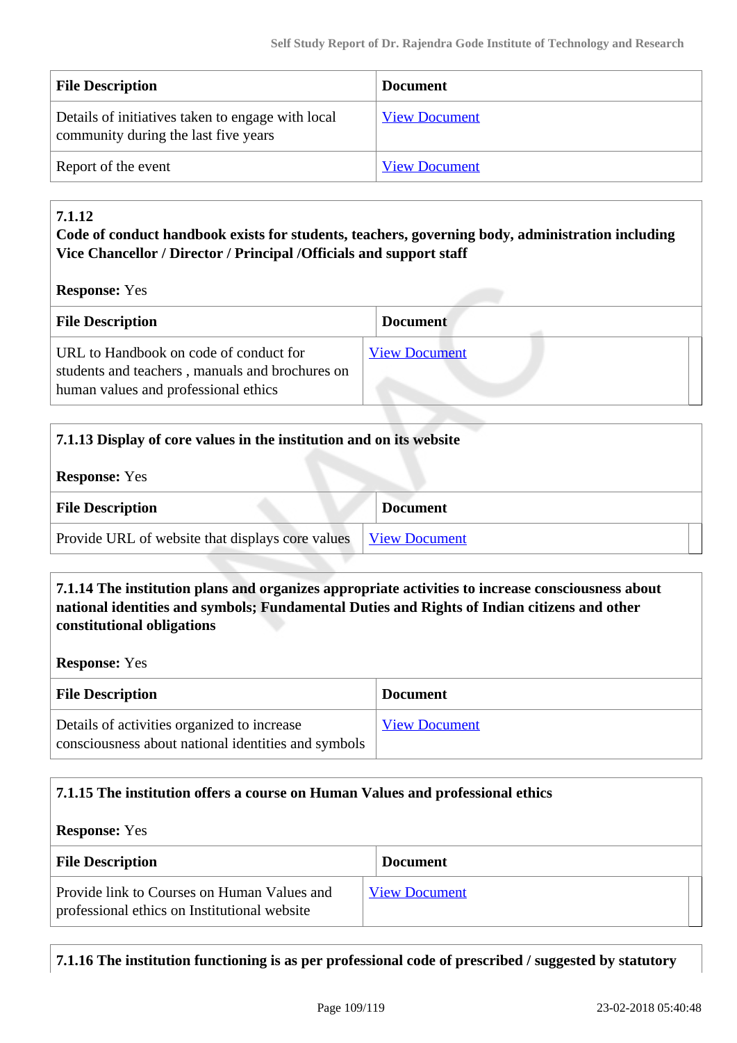| File Description | Document |
|---|---|
| Details of initiatives taken to engage with local community during the last five years | View Document |
| Report of the event | View Document |

**7.1.12**
**Code of conduct handbook exists for students, teachers, governing body, administration including Vice Chancellor / Director / Principal /Officials and support staff**

**Response:** Yes

| File Description | Document |
|---|---|
| URL to Handbook on code of conduct for students and teachers , manuals and brochures on human values and professional ethics | View Document |

**7.1.13 Display of core values in the institution and on its website**

**Response:** Yes

| File Description | Document |
|---|---|
| Provide URL of website that displays core values | View Document |

**7.1.14 The institution plans and organizes appropriate activities to increase consciousness about national identities and symbols; Fundamental Duties and Rights of Indian citizens and other constitutional obligations**

**Response:** Yes

| File Description | Document |
|---|---|
| Details of activities organized to increase consciousness about national identities and symbols | View Document |

**7.1.15 The institution offers a course on Human Values and professional ethics**

**Response:** Yes

| File Description | Document |
|---|---|
| Provide link to Courses on Human Values and professional ethics on Institutional website | View Document |

**7.1.16 The institution functioning is as per professional code of prescribed / suggested by statutory**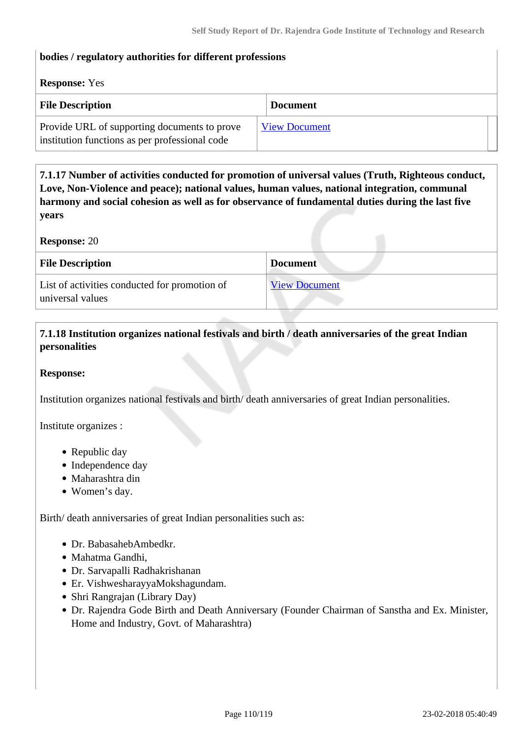**bodies / regulatory authorities for different professions**

**Response:** Yes

| File Description | Document |
|---|---|
| Provide URL of supporting documents to prove institution functions as per professional code | View Document |

**7.1.17 Number of activities conducted for promotion of universal values (Truth, Righteous conduct, Love, Non-Violence and peace); national values, human values, national integration, communal harmony and social cohesion as well as for observance of fundamental duties during the last five years**

**Response:** 20

| File Description | Document |
|---|---|
| List of activities conducted for promotion of universal values | View Document |

**7.1.18 Institution organizes national festivals and birth / death anniversaries of the great Indian personalities**

**Response:**

Institution organizes national festivals and birth/ death anniversaries of great Indian personalities.

Institute organizes :

- Republic day
- Independence day
- Maharashtra din
- Women's day.

Birth/ death anniversaries of great Indian personalities such as:

- Dr. BabasahebAmbedkr.
- Mahatma Gandhi,
- Dr. Sarvapalli Radhakrishanan
- Er. VishwesharayyaMokshagundam.
- Shri Rangrajan (Library Day)
- Dr. Rajendra Gode Birth and Death Anniversary (Founder Chairman of Sanstha and Ex. Minister, Home and Industry, Govt. of Maharashtra)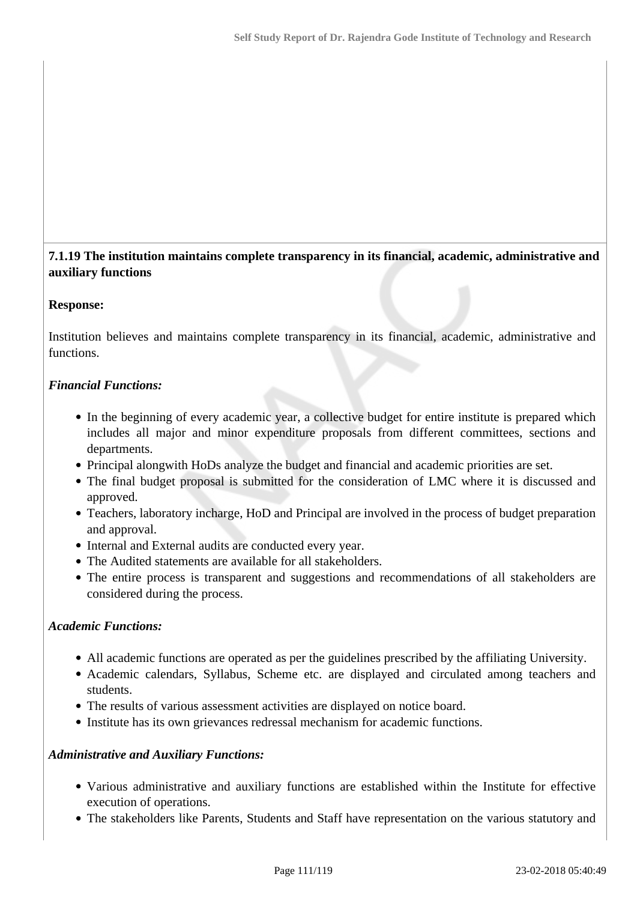**7.1.19 The institution maintains complete transparency in its financial, academic, administrative and auxiliary functions**

**Response:**

Institution believes and maintains complete transparency in its financial, academic, administrative and functions.

***Financial Functions:***

- In the beginning of every academic year, a collective budget for entire institute is prepared which includes all major and minor expenditure proposals from different committees, sections and departments.
- Principal alongwith HoDs analyze the budget and financial and academic priorities are set.
- The final budget proposal is submitted for the consideration of LMC where it is discussed and approved.
- Teachers, laboratory incharge, HoD and Principal are involved in the process of budget preparation and approval.
- Internal and External audits are conducted every year.
- The Audited statements are available for all stakeholders.
- The entire process is transparent and suggestions and recommendations of all stakeholders are considered during the process.

***Academic Functions:***

- All academic functions are operated as per the guidelines prescribed by the affiliating University.
- Academic calendars, Syllabus, Scheme etc. are displayed and circulated among teachers and students.
- The results of various assessment activities are displayed on notice board.
- Institute has its own grievances redressal mechanism for academic functions.

***Administrative and Auxiliary Functions:***

- Various administrative and auxiliary functions are established within the Institute for effective execution of operations.
- The stakeholders like Parents, Students and Staff have representation on the various statutory and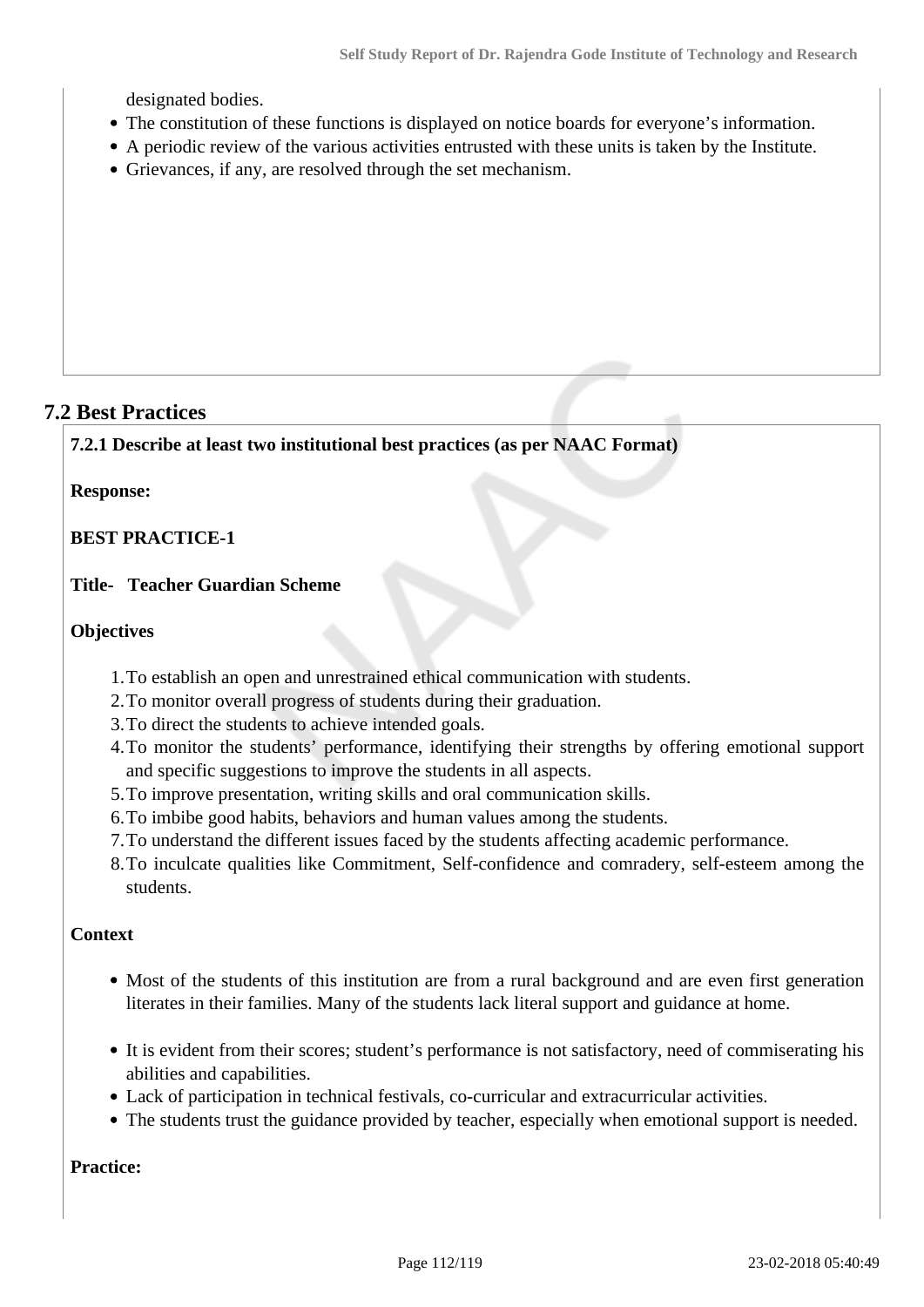designated bodies.

- The constitution of these functions is displayed on notice boards for everyone's information.
- A periodic review of the various activities entrusted with these units is taken by the Institute.
- Grievances, if any, are resolved through the set mechanism.

## 7.2 Best Practices

**7.2.1 Describe at least two institutional best practices (as per NAAC Format)**

**Response:**

**BEST PRACTICE-1**

**Title- Teacher Guardian Scheme**

**Objectives**

1. To establish an open and unrestrained ethical communication with students.
2. To monitor overall progress of students during their graduation.
3. To direct the students to achieve intended goals.
4. To monitor the students' performance, identifying their strengths by offering emotional support and specific suggestions to improve the students in all aspects.
5. To improve presentation, writing skills and oral communication skills.
6. To imbibe good habits, behaviors and human values among the students.
7. To understand the different issues faced by the students affecting academic performance.
8. To inculcate qualities like Commitment, Self-confidence and comradery, self-esteem among the students.

**Context**

- Most of the students of this institution are from a rural background and are even first generation literates in their families. Many of the students lack literal support and guidance at home.

- It is evident from their scores; student's performance is not satisfactory, need of commiserating his abilities and capabilities.
- Lack of participation in technical festivals, co-curricular and extracurricular activities.
- The students trust the guidance provided by teacher, especially when emotional support is needed.

**Practice:**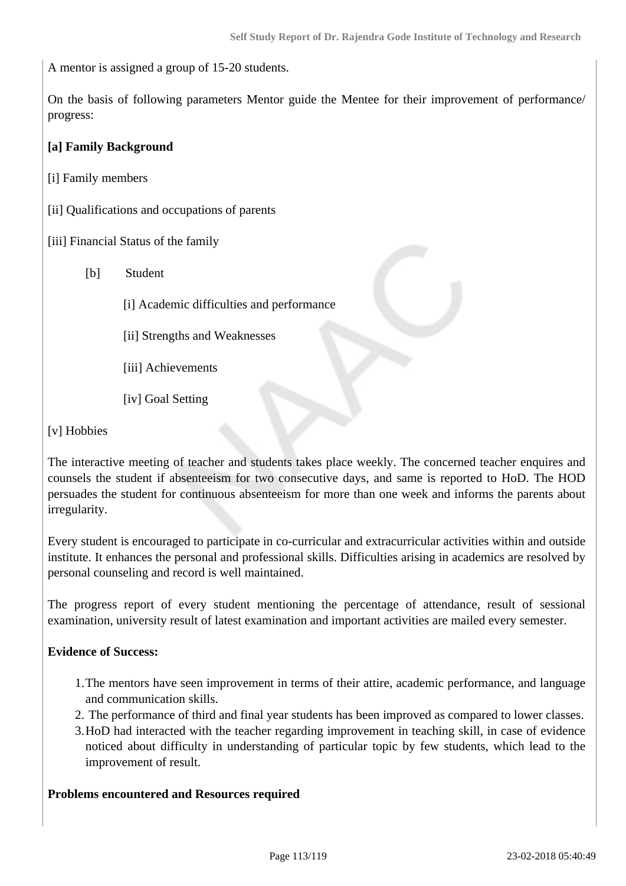A mentor is assigned a group of 15-20 students.

On the basis of following parameters Mentor guide the Mentee for their improvement of performance/ progress:

**[a] Family Background**

[i] Family members

[ii] Qualifications and occupations of parents

[iii] Financial Status of the family

[b] Student

[i] Academic difficulties and performance

[ii] Strengths and Weaknesses

[iii] Achievements

[iv] Goal Setting

[v] Hobbies

The interactive meeting of teacher and students takes place weekly. The concerned teacher enquires and counsels the student if absenteeism for two consecutive days, and same is reported to HoD. The HOD persuades the student for continuous absenteeism for more than one week and informs the parents about irregularity.

Every student is encouraged to participate in co-curricular and extracurricular activities within and outside institute. It enhances the personal and professional skills. Difficulties arising in academics are resolved by personal counseling and record is well maintained.

The progress report of every student mentioning the percentage of attendance, result of sessional examination, university result of latest examination and important activities are mailed every semester.

**Evidence of Success:**

1. The mentors have seen improvement in terms of their attire, academic performance, and language and communication skills.
2. The performance of third and final year students has been improved as compared to lower classes.
3. HoD had interacted with the teacher regarding improvement in teaching skill, in case of evidence noticed about difficulty in understanding of particular topic by few students, which lead to the improvement of result.

**Problems encountered and Resources required**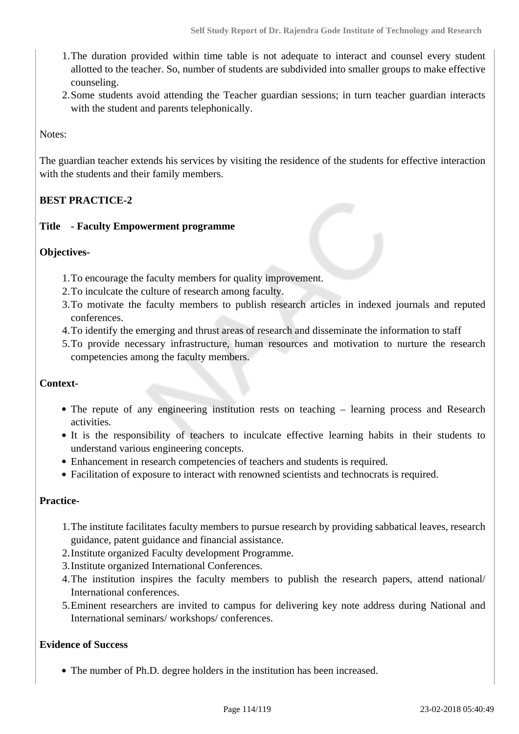1. The duration provided within time table is not adequate to interact and counsel every student allotted to the teacher. So, number of students are subdivided into smaller groups to make effective counseling.
2. Some students avoid attending the Teacher guardian sessions; in turn teacher guardian interacts with the student and parents telephonically.

Notes:

The guardian teacher extends his services by visiting the residence of the students for effective interaction with the students and their family members.

**BEST PRACTICE-2**

**Title - Faculty Empowerment programme**

**Objectives-**

1. To encourage the faculty members for quality improvement.
2. To inculcate the culture of research among faculty.
3. To motivate the faculty members to publish research articles in indexed journals and reputed conferences.
4. To identify the emerging and thrust areas of research and disseminate the information to staff
5. To provide necessary infrastructure, human resources and motivation to nurture the research competencies among the faculty members.

**Context-**

- The repute of any engineering institution rests on teaching – learning process and Research activities.
- It is the responsibility of teachers to inculcate effective learning habits in their students to understand various engineering concepts.
- Enhancement in research competencies of teachers and students is required.
- Facilitation of exposure to interact with renowned scientists and technocrats is required.

**Practice-**

1. The institute facilitates faculty members to pursue research by providing sabbatical leaves, research guidance, patent guidance and financial assistance.
2. Institute organized Faculty development Programme.
3. Institute organized International Conferences.
4. The institution inspires the faculty members to publish the research papers, attend national/ International conferences.
5. Eminent researchers are invited to campus for delivering key note address during National and International seminars/ workshops/ conferences.

**Evidence of Success**

- The number of Ph.D. degree holders in the institution has been increased.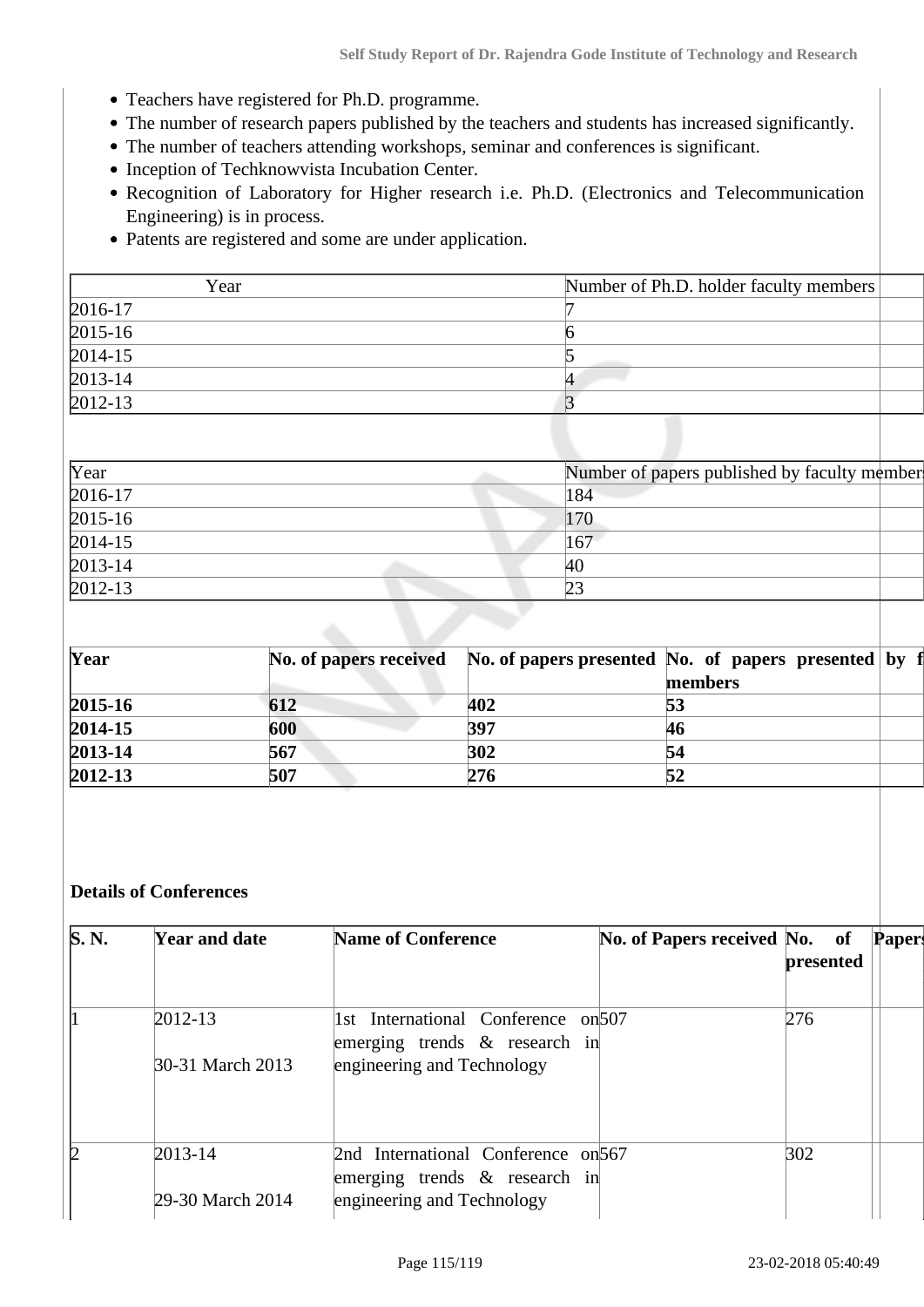- Teachers have registered for Ph.D. programme.
- The number of research papers published by the teachers and students has increased significantly.
- The number of teachers attending workshops, seminar and conferences is significant.
- Inception of Techknowvista Incubation Center.
- Recognition of Laboratory for Higher research i.e. Ph.D. (Electronics and Telecommunication Engineering) is in process.
- Patents are registered and some are under application.

| Year | Number of Ph.D. holder faculty members |
|---|---|
| 2016-17 | 7 |
| 2015-16 | 6 |
| 2014-15 | 5 |
| 2013-14 | 4 |
| 2012-13 | 3 |

| Year | Number of papers published by faculty members |
|---|---|
| 2016-17 | 184 |
| 2015-16 | 170 |
| 2014-15 | 167 |
| 2013-14 | 40 |
| 2012-13 | 23 |

| **Year** | **No. of papers received** | **No. of papers presented** | **No. of papers presented by f members** |
|---|---|---|---|
| **2015-16** | **612** | **402** | **53** |
| **2014-15** | **600** | **397** | **46** |
| **2013-14** | **567** | **302** | **54** |
| **2012-13** | **507** | **276** | **52** |

**Details of Conferences**

| **S. N.** | **Year and date** | **Name of Conference** | **No. of Papers received** | **No. of presented** | **Papers** |
|---|---|---|---|---|---|
| 1 | 2012-13<br>30-31 March 2013 | 1st International Conference on emerging trends & research in engineering and Technology | 507 | 276 | |
| 2 | 2013-14<br>29-30 March 2014 | 2nd International Conference on emerging trends & research in engineering and Technology | 567 | 302 | |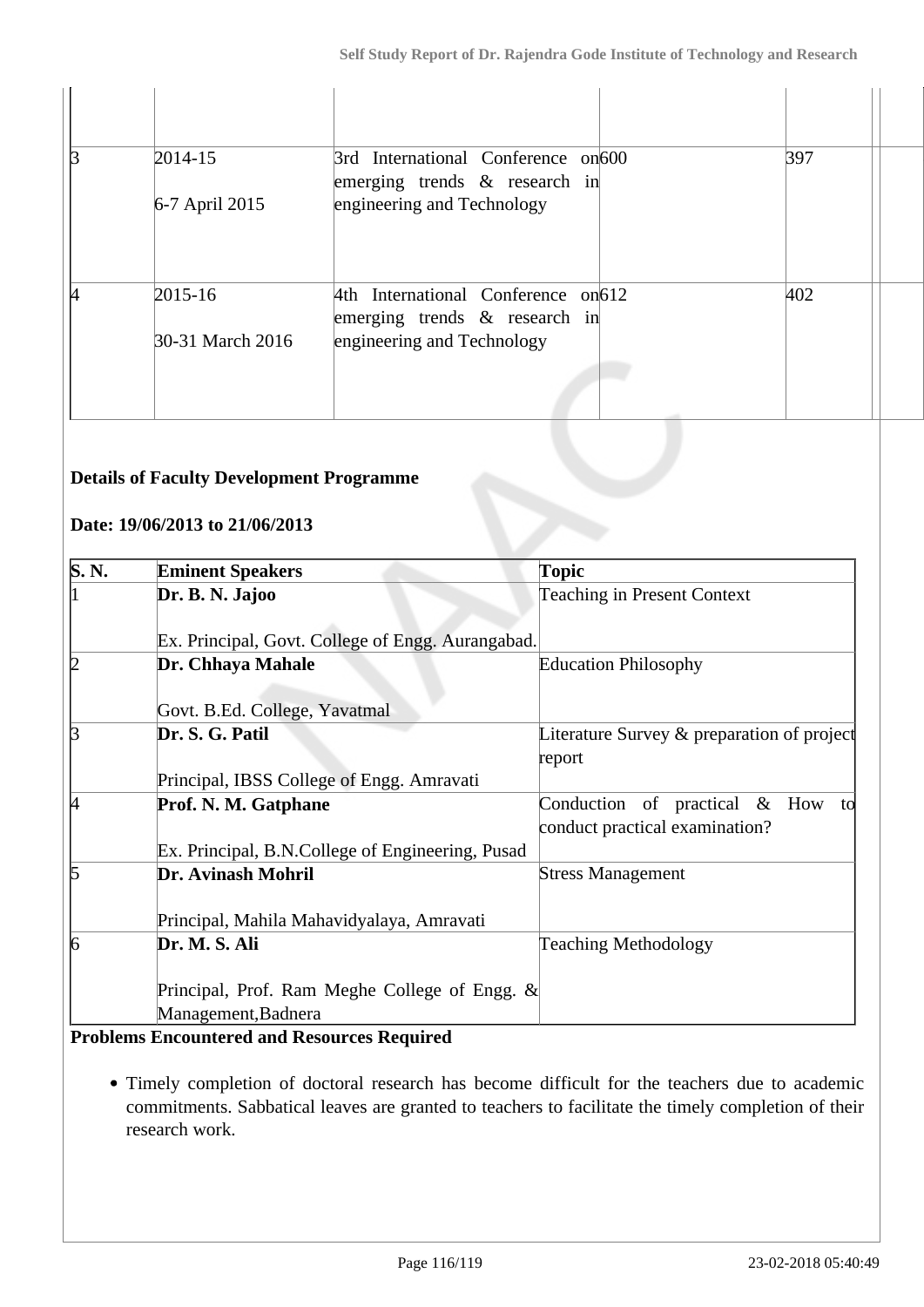| | | | | | |
|---|---|---|---|---|---|
| 3 | 2014-15<br><br>6-7 April 2015 | 3rd International Conference on emerging trends & research in engineering and Technology | 600 | 397 | |
| 4 | 2015-16<br><br>30-31 March 2016 | 4th International Conference on emerging trends & research in engineering and Technology | 612 | 402 | |

**Details of Faculty Development Programme**

**Date: 19/06/2013 to 21/06/2013**

| S. N. | Eminent Speakers | Topic |
|---|---|---|
| 1 | **Dr. B. N. Jajoo**<br><br>Ex. Principal, Govt. College of Engg. Aurangabad. | Teaching in Present Context |
| 2 | **Dr. Chhaya Mahale**<br><br>Govt. B.Ed. College, Yavatmal | Education Philosophy |
| 3 | **Dr. S. G. Patil**<br><br>Principal, IBSS College of Engg. Amravati | Literature Survey & preparation of project report |
| 4 | **Prof. N. M. Gatphane**<br><br>Ex. Principal, B.N.College of Engineering, Pusad | Conduction of practical & How to conduct practical examination? |
| 5 | **Dr. Avinash Mohril**<br><br>Principal, Mahila Mahavidyalaya, Amravati | Stress Management |
| 6 | **Dr. M. S. Ali**<br><br>Principal, Prof. Ram Meghe College of Engg. & Management,Badnera | Teaching Methodology |

**Problems Encountered and Resources Required**

- Timely completion of doctoral research has become difficult for the teachers due to academic commitments. Sabbatical leaves are granted to teachers to facilitate the timely completion of their research work.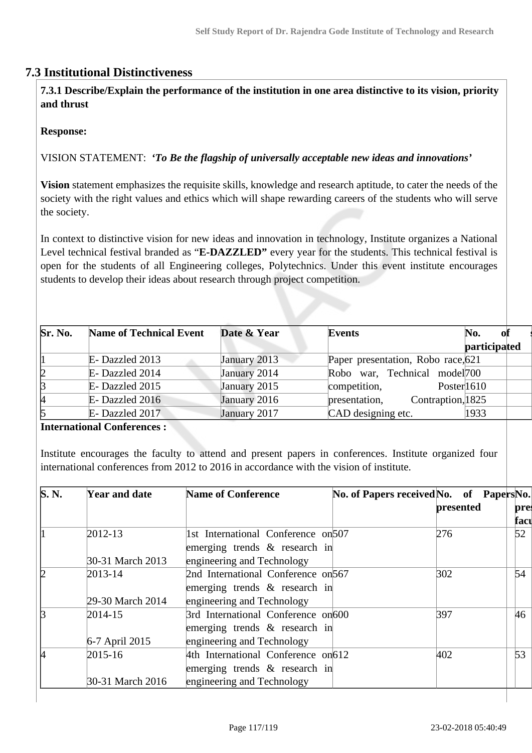## 7.3 Institutional Distinctiveness

**7.3.1 Describe/Explain the performance of the institution in one area distinctive to its vision, priority and thrust**

**Response:**

VISION STATEMENT: ***'To Be the flagship of universally acceptable new ideas and innovations'***

**Vision** statement emphasizes the requisite skills, knowledge and research aptitude, to cater the needs of the society with the right values and ethics which will shape rewarding careers of the students who will serve the society.

In context to distinctive vision for new ideas and innovation in technology, Institute organizes a National Level technical festival branded as "**E-DAZZLED"** every year for the students. This technical festival is open for the students of all Engineering colleges, Polytechnics. Under this event institute encourages students to develop their ideas about research through project competition.

| Sr. No. | Name of Technical Event | Date & Year | Events | No. of s participated | |
|---|---|---|---|---|---|
| 1 | E- Dazzled 2013 | January 2013 | Paper presentation, Robo race, | 621 | |
| 2 | E- Dazzled 2014 | January 2014 | Robo war, Technical model | 700 | |
| 3 | E- Dazzled 2015 | January 2015 | competition, Poster | 1610 | |
| 4 | E- Dazzled 2016 | January 2016 | presentation, Contraption, | 1825 | |
| 5 | E- Dazzled 2017 | January 2017 | CAD designing etc. | 1933 | |

**International Conferences :**

Institute encourages the faculty to attend and present papers in conferences. Institute organized four international conferences from 2012 to 2016 in accordance with the vision of institute.

| S. N. | Year and date | Name of Conference | No. of Papers received | No. of Papers presented | No. pres facu |
|---|---|---|---|---|---|
| 1 | 2012-13<br>30-31 March 2013 | 1st International Conference on emerging trends & research in engineering and Technology | 507 | 276 | 52 |
| 2 | 2013-14<br>29-30 March 2014 | 2nd International Conference on emerging trends & research in engineering and Technology | 567 | 302 | 54 |
| 3 | 2014-15<br>6-7 April 2015 | 3rd International Conference on emerging trends & research in engineering and Technology | 600 | 397 | 46 |
| 4 | 2015-16<br>30-31 March 2016 | 4th International Conference on emerging trends & research in engineering and Technology | 612 | 402 | 53 |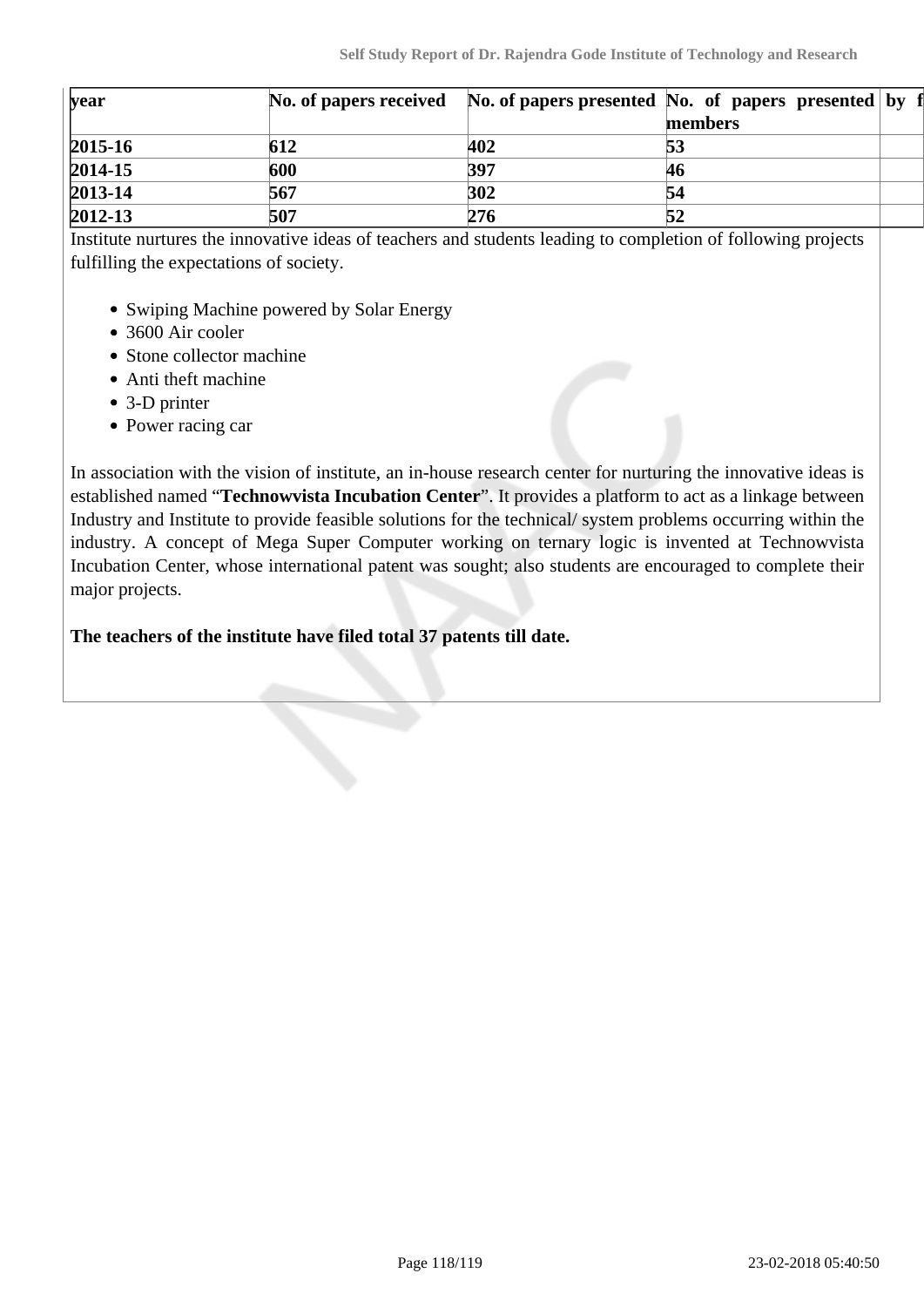| year | No. of papers received | No. of papers presented | No. of papers presented by f members |
|---|---|---|---|
| **2015-16** | **612** | **402** | **53** |
| **2014-15** | **600** | **397** | **46** |
| **2013-14** | **567** | **302** | **54** |
| **2012-13** | **507** | **276** | **52** |

Institute nurtures the innovative ideas of teachers and students leading to completion of following projects fulfilling the expectations of society.

- Swiping Machine powered by Solar Energy
- 3600 Air cooler
- Stone collector machine
- Anti theft machine
- 3-D printer
- Power racing car

In association with the vision of institute, an in-house research center for nurturing the innovative ideas is established named "**Technowvista Incubation Center**". It provides a platform to act as a linkage between Industry and Institute to provide feasible solutions for the technical/ system problems occurring within the industry. A concept of Mega Super Computer working on ternary logic is invented at Technowvista Incubation Center, whose international patent was sought; also students are encouraged to complete their major projects.

**The teachers of the institute have filed total 37 patents till date.**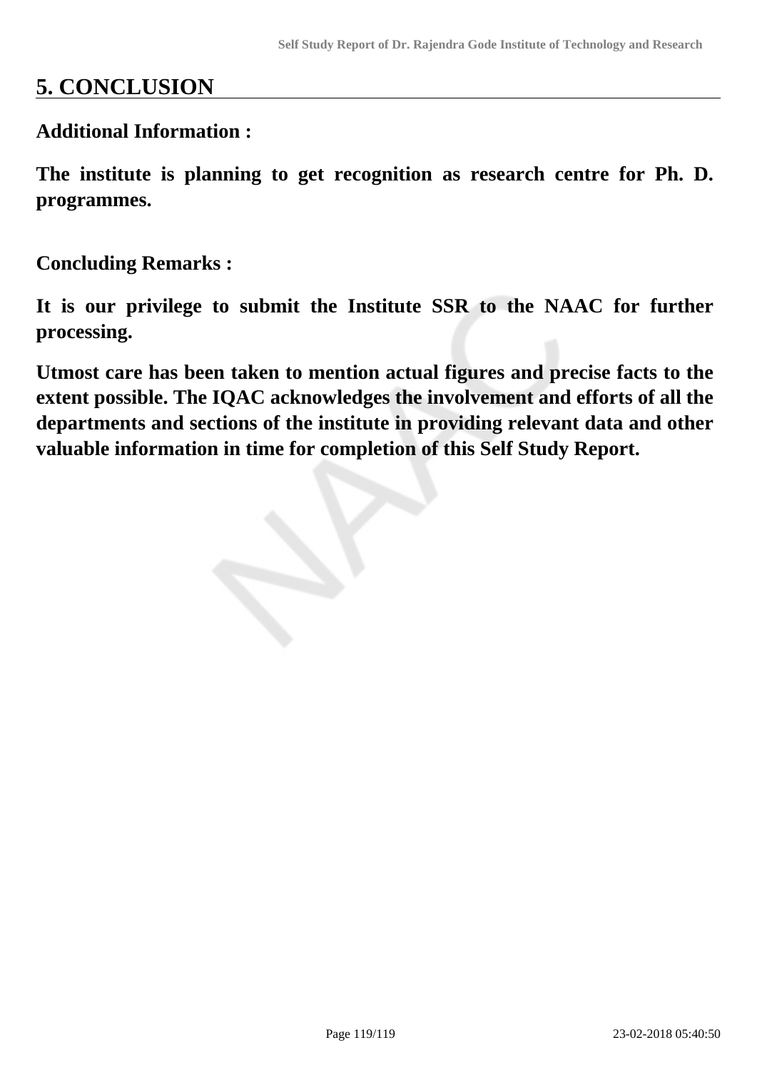## 5. CONCLUSION

**Additional Information :**

**The institute is planning to get recognition as research centre for Ph. D. programmes.**

**Concluding Remarks :**

**It is our privilege to submit the Institute SSR to the NAAC for further processing.**

**Utmost care has been taken to mention actual figures and precise facts to the extent possible. The IQAC acknowledges the involvement and efforts of all the departments and sections of the institute in providing relevant data and other valuable information in time for completion of this Self Study Report.**